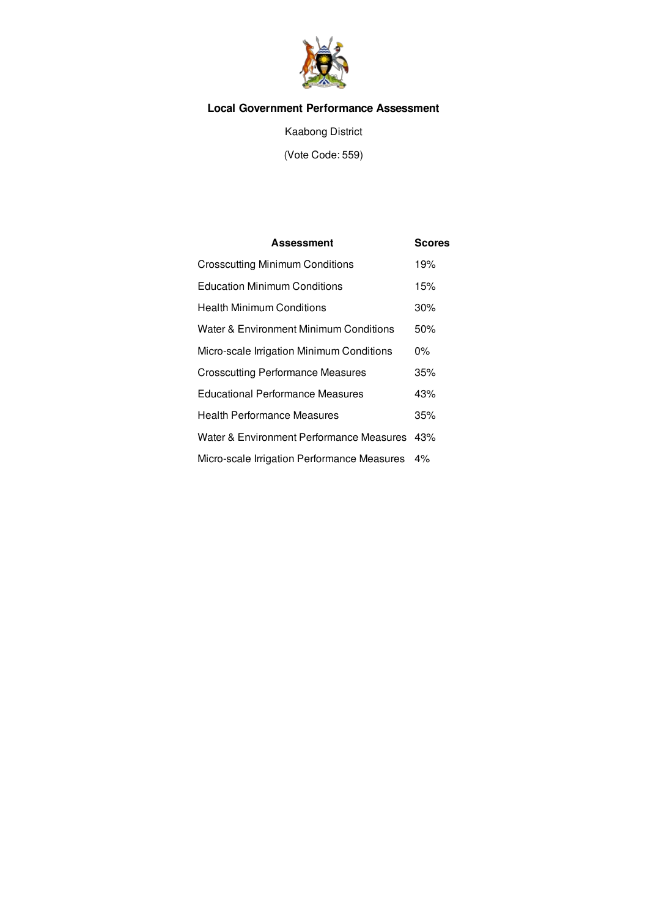# Local Government Performance Assessment

Kaabong District

(Vote Code: 559)

| Assessment | Scores |
|---|---|
| Crosscutting Minimum Conditions | 19% |
| Education Minimum Conditions | 15% |
| Health Minimum Conditions | 30% |
| Water & Environment Minimum Conditions | 50% |
| Micro-scale Irrigation Minimum Conditions | 0% |
| Crosscutting Performance Measures | 35% |
| Educational Performance Measures | 43% |
| Health Performance Measures | 35% |
| Water & Environment Performance Measures | 43% |
| Micro-scale Irrigation Performance Measures | 4% |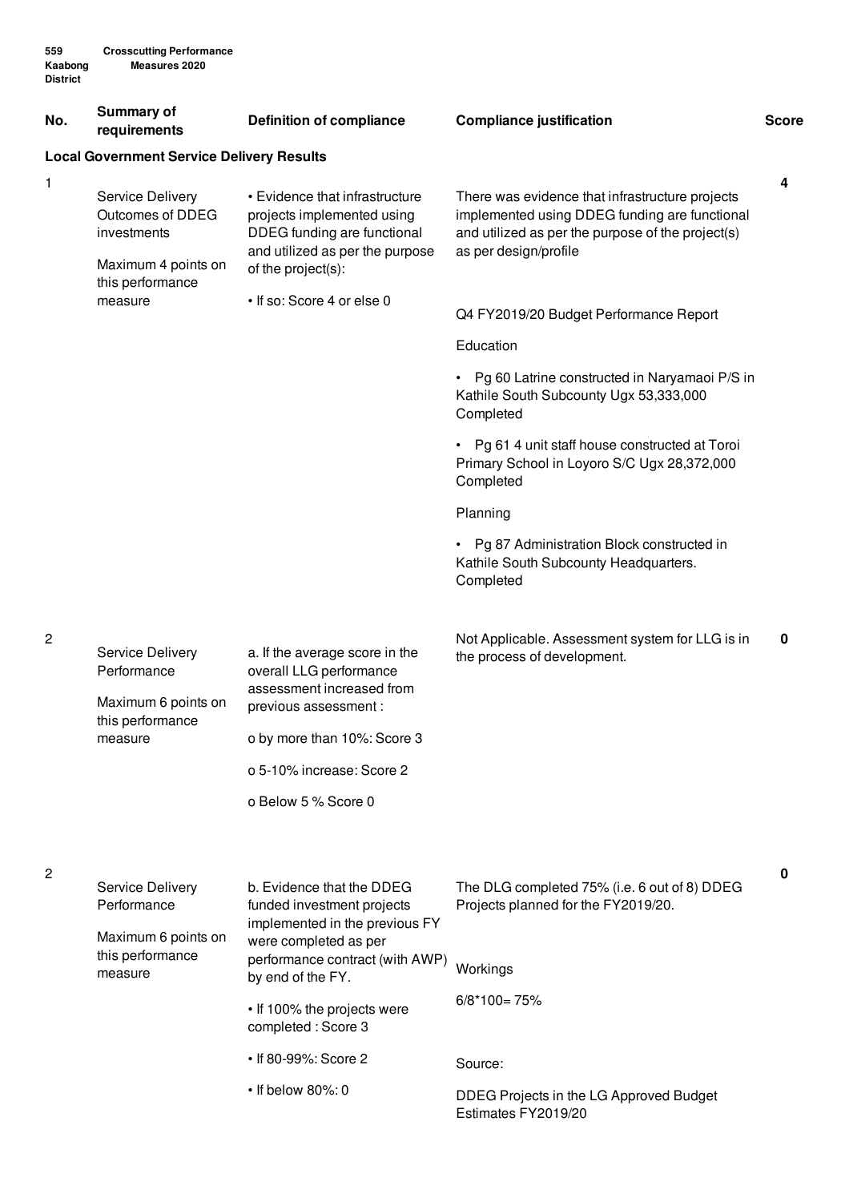| No. | Summary of requirements | Definition of compliance | Compliance justification | Score |
|---|---|---|---|---|
| **Local Government Service Delivery Results** | | | | |
| 1 | Service Delivery Outcomes of DDEG investments<br><br>Maximum 4 points on this performance measure | • Evidence that infrastructure projects implemented using DDEG funding are functional and utilized as per the purpose of the project(s):<br><br>• If so: Score 4 or else 0 | There was evidence that infrastructure projects implemented using DDEG funding are functional and utilized as per the purpose of the project(s) as per design/profile<br><br>Q4 FY2019/20 Budget Performance Report<br><br>Education<br><br>• Pg 60 Latrine constructed in Naryamaoi P/S in Kathile South Subcounty Ugx 53,333,000 Completed<br><br>• Pg 61 4 unit staff house constructed at Toroi Primary School in Loyoro S/C Ugx 28,372,000 Completed<br><br>Planning<br><br>• Pg 87 Administration Block constructed in Kathile South Subcounty Headquarters. Completed | 4 |
| 2 | Service Delivery Performance<br><br>Maximum 6 points on this performance measure | a. If the average score in the overall LLG performance assessment increased from previous assessment :<br><br>o by more than 10%: Score 3<br><br>o 5-10% increase: Score 2<br><br>o Below 5 % Score 0 | Not Applicable. Assessment system for LLG is in the process of development. | 0 |
| 2 | Service Delivery Performance<br><br>Maximum 6 points on this performance measure | b. Evidence that the DDEG funded investment projects implemented in the previous FY were completed as per performance contract (with AWP) by end of the FY.<br><br>• If 100% the projects were completed : Score 3<br><br>• If 80-99%: Score 2<br><br>• If below 80%: 0 | The DLG completed 75% (i.e. 6 out of 8) DDEG Projects planned for the FY2019/20.<br><br>Workings<br><br>6/8*100= 75%<br><br>Source:<br><br>DDEG Projects in the LG Approved Budget Estimates FY2019/20 | 0 |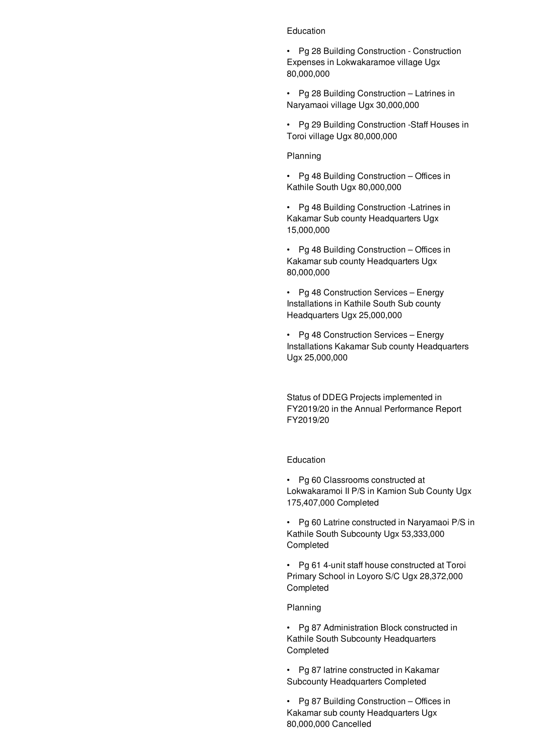Education

- Pg 28 Building Construction - Construction Expenses in Lokwakaramoe village Ugx 80,000,000
- Pg 28 Building Construction – Latrines in Naryamaoi village Ugx 30,000,000
- Pg 29 Building Construction -Staff Houses in Toroi village Ugx 80,000,000

Planning

- Pg 48 Building Construction – Offices in Kathile South Ugx 80,000,000
- Pg 48 Building Construction -Latrines in Kakamar Sub county Headquarters Ugx 15,000,000
- Pg 48 Building Construction – Offices in Kakamar sub county Headquarters Ugx 80,000,000
- Pg 48 Construction Services – Energy Installations in Kathile South Sub county Headquarters Ugx 25,000,000
- Pg 48 Construction Services – Energy Installations Kakamar Sub county Headquarters Ugx 25,000,000

Status of DDEG Projects implemented in FY2019/20 in the Annual Performance Report FY2019/20

Education

- Pg 60 Classrooms constructed at Lokwakaramoi II P/S in Kamion Sub County Ugx 175,407,000 Completed
- Pg 60 Latrine constructed in Naryamaoi P/S in Kathile South Subcounty Ugx 53,333,000 Completed
- Pg 61 4-unit staff house constructed at Toroi Primary School in Loyoro S/C Ugx 28,372,000 Completed

Planning

- Pg 87 Administration Block constructed in Kathile South Subcounty Headquarters Completed
- Pg 87 latrine constructed in Kakamar Subcounty Headquarters Completed
- Pg 87 Building Construction – Offices in Kakamar sub county Headquarters Ugx 80,000,000 Cancelled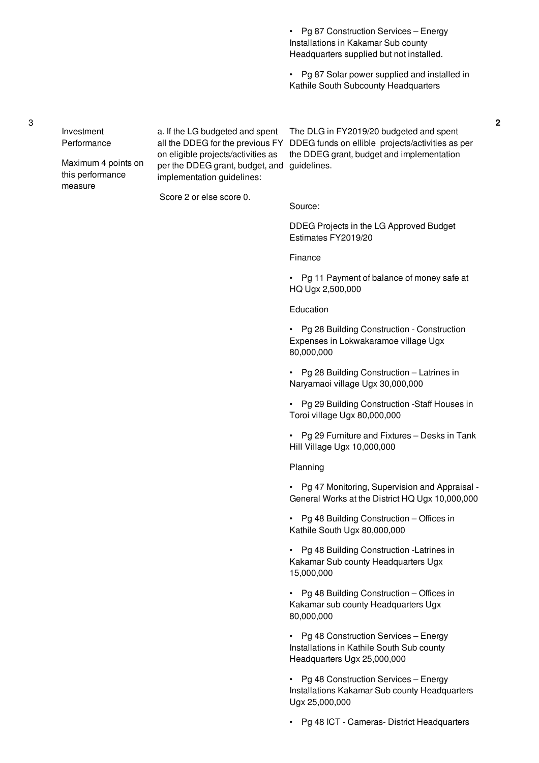| | | | | |
|---|---|---|---|---|
| | | | • Pg 87 Construction Services – Energy Installations in Kakamar Sub county Headquarters supplied but not installed.<br><br>• Pg 87 Solar power supplied and installed in Kathile South Subcounty Headquarters | |
| 3 | Investment Performance<br><br>Maximum 4 points on this performance measure | a. If the LG budgeted and spent all the DDEG for the previous FY on eligible projects/activities as per the DDEG grant, budget, and implementation guidelines:<br><br>Score 2 or else score 0. | The DLG in FY2019/20 budgeted and spent DDEG funds on ellible projects/activities as per the DDEG grant, budget and implementation guidelines.<br><br>Source:<br><br>DDEG Projects in the LG Approved Budget Estimates FY2019/20<br><br>Finance<br><br>• Pg 11 Payment of balance of money safe at HQ Ugx 2,500,000<br><br>Education<br><br>• Pg 28 Building Construction - Construction Expenses in Lokwakaramoe village Ugx 80,000,000<br><br>• Pg 28 Building Construction – Latrines in Naryamaoi village Ugx 30,000,000<br><br>• Pg 29 Building Construction -Staff Houses in Toroi village Ugx 80,000,000<br><br>• Pg 29 Furniture and Fixtures – Desks in Tank Hill Village Ugx 10,000,000<br><br>Planning<br><br>• Pg 47 Monitoring, Supervision and Appraisal - General Works at the District HQ Ugx 10,000,000<br><br>• Pg 48 Building Construction – Offices in Kathile South Ugx 80,000,000<br><br>• Pg 48 Building Construction -Latrines in Kakamar Sub county Headquarters Ugx 15,000,000<br><br>• Pg 48 Building Construction – Offices in Kakamar sub county Headquarters Ugx 80,000,000<br><br>• Pg 48 Construction Services – Energy Installations in Kathile South Sub county Headquarters Ugx 25,000,000<br><br>• Pg 48 Construction Services – Energy Installations Kakamar Sub county Headquarters Ugx 25,000,000<br><br>• Pg 48 ICT - Cameras- District Headquarters | 2 |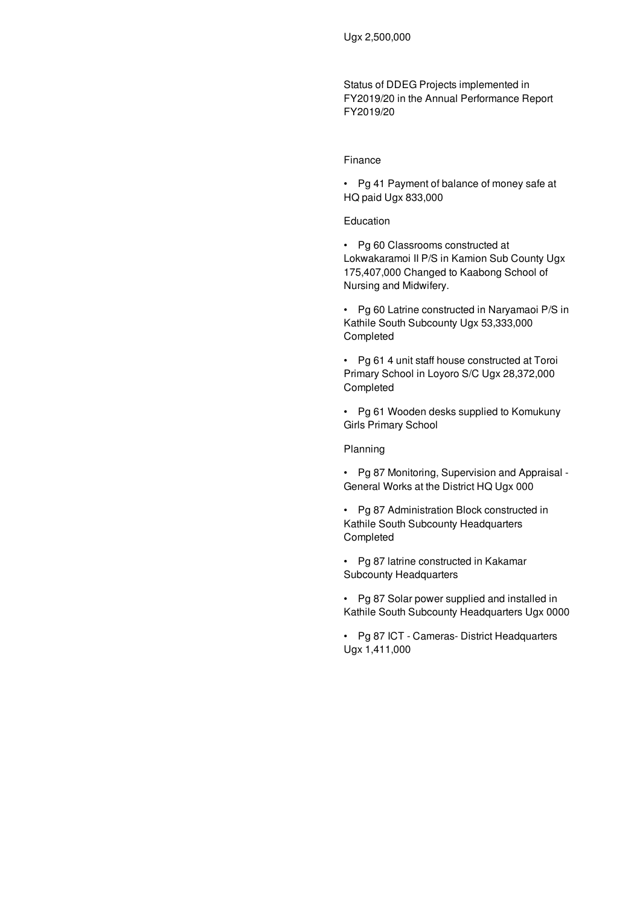Ugx 2,500,000

Status of DDEG Projects implemented in FY2019/20 in the Annual Performance Report FY2019/20

Finance

- Pg 41 Payment of balance of money safe at HQ paid Ugx 833,000

Education

- Pg 60 Classrooms constructed at Lokwakaramoi II P/S in Kamion Sub County Ugx 175,407,000 Changed to Kaabong School of Nursing and Midwifery.
- Pg 60 Latrine constructed in Naryamaoi P/S in Kathile South Subcounty Ugx 53,333,000 Completed
- Pg 61 4 unit staff house constructed at Toroi Primary School in Loyoro S/C Ugx 28,372,000 Completed
- Pg 61 Wooden desks supplied to Komukuny Girls Primary School

Planning

- Pg 87 Monitoring, Supervision and Appraisal - General Works at the District HQ Ugx 000
- Pg 87 Administration Block constructed in Kathile South Subcounty Headquarters Completed
- Pg 87 latrine constructed in Kakamar Subcounty Headquarters
- Pg 87 Solar power supplied and installed in Kathile South Subcounty Headquarters Ugx 0000
- Pg 87 ICT - Cameras- District Headquarters Ugx 1,411,000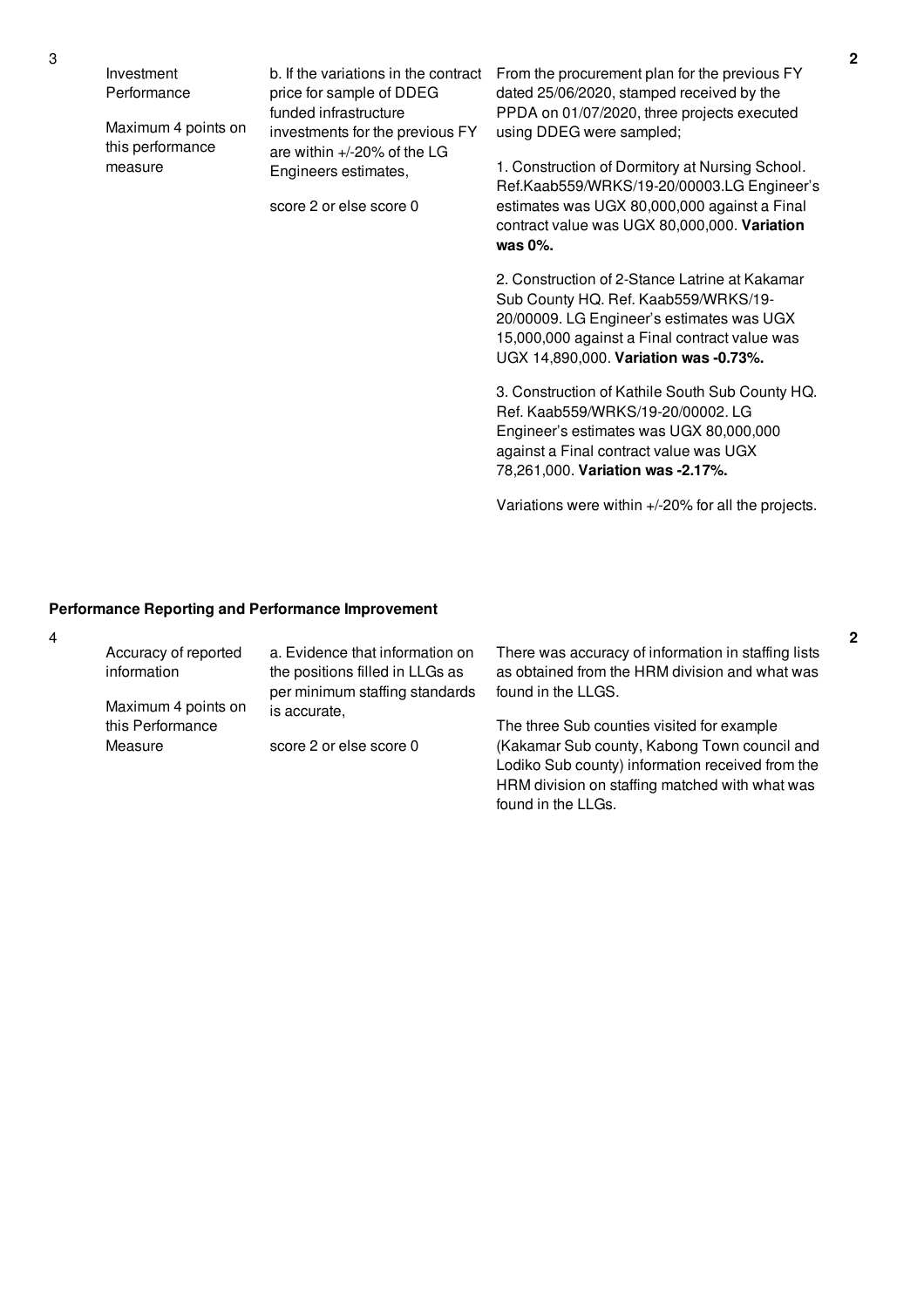| No. | Performance Measure | Scoring | Assessment Findings | Score |
|---|---|---|---|---|
| 3 | Investment Performance<br><br>Maximum 4 points on this performance measure | b. If the variations in the contract price for sample of DDEG funded infrastructure investments for the previous FY are within +/-20% of the LG Engineers estimates,<br><br>score 2 or else score 0 | From the procurement plan for the previous FY dated 25/06/2020, stamped received by the PPDA on 01/07/2020, three projects executed using DDEG were sampled;<br><br>1. Construction of Dormitory at Nursing School. Ref.Kaab559/WRKS/19-20/00003.LG Engineer's estimates was UGX 80,000,000 against a Final contract value was UGX 80,000,000. **Variation was 0%.**<br><br>2. Construction of 2-Stance Latrine at Kakamar Sub County HQ. Ref. Kaab559/WRKS/19-20/00009. LG Engineer's estimates was UGX 15,000,000 against a Final contract value was UGX 14,890,000. **Variation was -0.73%.**<br><br>3. Construction of Kathile South Sub County HQ. Ref. Kaab559/WRKS/19-20/00002. LG Engineer's estimates was UGX 80,000,000 against a Final contract value was UGX 78,261,000. **Variation was -2.17%.**<br><br>Variations were within +/-20% for all the projects. | 2 |

**Performance Reporting and Performance Improvement**

| No. | Performance Measure | Scoring | Assessment Findings | Score |
|---|---|---|---|---|
| 4 | Accuracy of reported information<br><br>Maximum 4 points on this Performance Measure | a. Evidence that information on the positions filled in LLGs as per minimum staffing standards is accurate,<br><br>score 2 or else score 0 | There was accuracy of information in staffing lists as obtained from the HRM division and what was found in the LLGS.<br><br>The three Sub counties visited for example (Kakamar Sub county, Kabong Town council and Lodiko Sub county) information received from the HRM division on staffing matched with what was found in the LLGs. | 2 |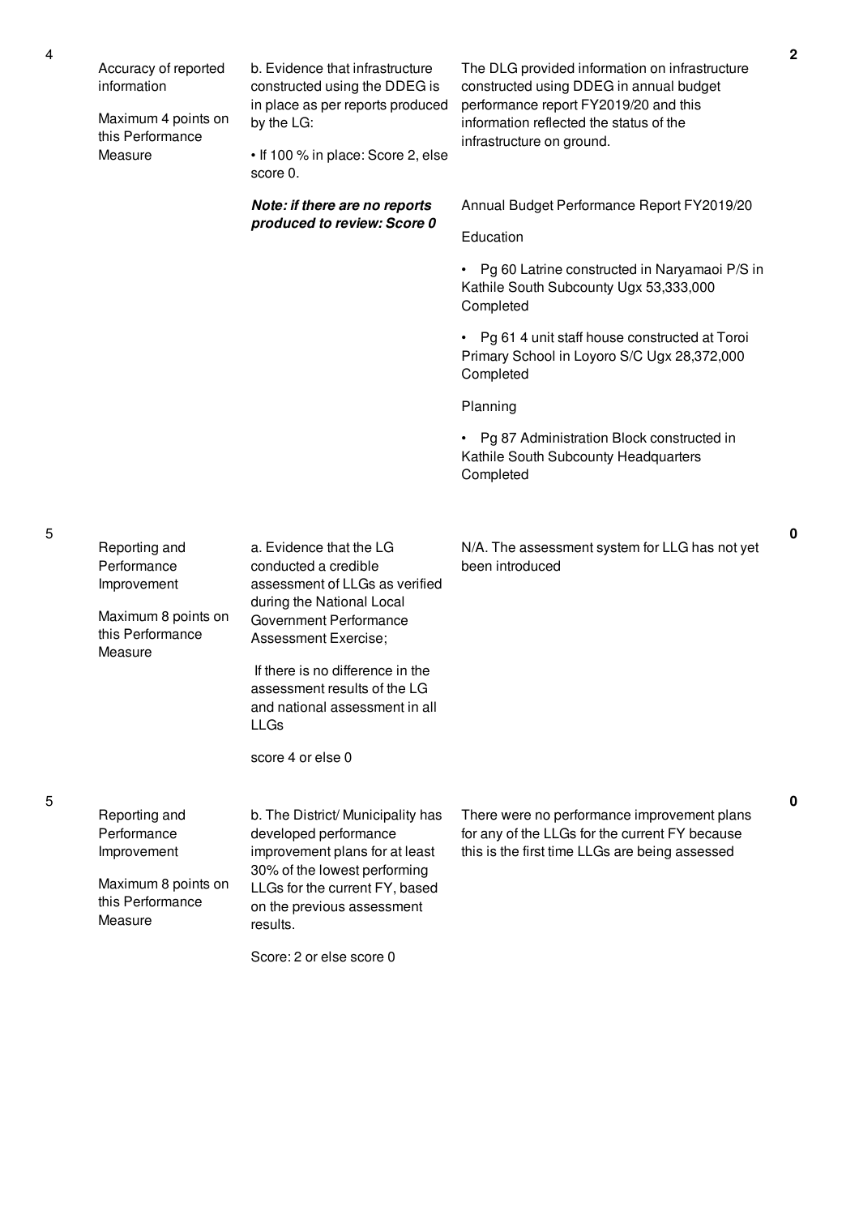| No. | Performance Measure | Scoring Guide | Assessment Findings | Score |
|---|---|---|---|---|
| 4 | Accuracy of reported information<br><br>Maximum 4 points on this Performance Measure | b. Evidence that infrastructure constructed using the DDEG is in place as per reports produced by the LG:<br><br>• If 100 % in place: Score 2, else score 0.<br><br>***Note: if there are no reports produced to review: Score 0*** | The DLG provided information on infrastructure constructed using DDEG in annual budget performance report FY2019/20 and this information reflected the status of the infrastructure on ground.<br><br>Annual Budget Performance Report FY2019/20<br><br>Education<br><br>• Pg 60 Latrine constructed in Naryamaoi P/S in Kathile South Subcounty Ugx 53,333,000 Completed<br><br>• Pg 61 4 unit staff house constructed at Toroi Primary School in Loyoro S/C Ugx 28,372,000 Completed<br><br>Planning<br><br>• Pg 87 Administration Block constructed in Kathile South Subcounty Headquarters Completed | 2 |
| 5 | Reporting and Performance Improvement<br><br>Maximum 8 points on this Performance Measure | a. Evidence that the LG conducted a credible assessment of LLGs as verified during the National Local Government Performance Assessment Exercise;<br><br>If there is no difference in the assessment results of the LG and national assessment in all LLGs<br><br>score 4 or else 0 | N/A. The assessment system for LLG has not yet been introduced | 0 |
| 5 | Reporting and Performance Improvement<br><br>Maximum 8 points on this Performance Measure | b. The District/ Municipality has developed performance improvement plans for at least 30% of the lowest performing LLGs for the current FY, based on the previous assessment results.<br><br>Score: 2 or else score 0 | There were no performance improvement plans for any of the LLGs for the current FY because this is the first time LLGs are being assessed | 0 |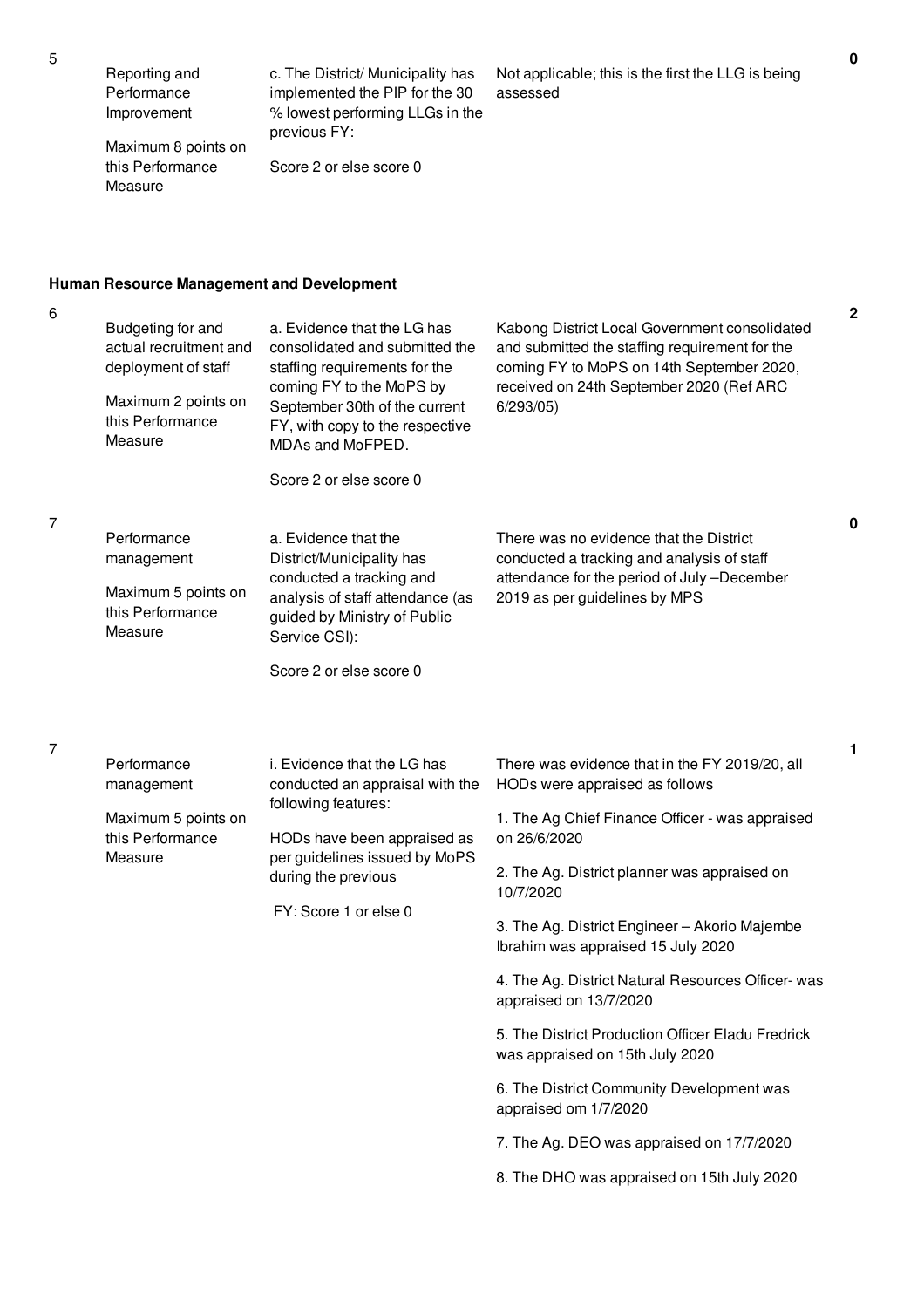| | | | | |
|---|---|---|---|---|
| 5 | Reporting and Performance Improvement<br><br>Maximum 8 points on this Performance Measure | c. The District/ Municipality has implemented the PIP for the 30 % lowest performing LLGs in the previous FY:<br><br>Score 2 or else score 0 | Not applicable; this is the first the LLG is being assessed | 0 |

**Human Resource Management and Development**

| | | | | |
|---|---|---|---|---|
| 6 | Budgeting for and actual recruitment and deployment of staff<br><br>Maximum 2 points on this Performance Measure | a. Evidence that the LG has consolidated and submitted the staffing requirements for the coming FY to the MoPS by September 30th of the current FY, with copy to the respective MDAs and MoFPED.<br><br>Score 2 or else score 0 | Kabong District Local Government consolidated and submitted the staffing requirement for the coming FY to MoPS on 14th September 2020, received on 24th September 2020 (Ref ARC 6/293/05) | 2 |
| 7 | Performance management<br><br>Maximum 5 points on this Performance Measure | a. Evidence that the District/Municipality has conducted a tracking and analysis of staff attendance (as guided by Ministry of Public Service CSI):<br><br>Score 2 or else score 0 | There was no evidence that the District conducted a tracking and analysis of staff attendance for the period of July –December 2019 as per guidelines by MPS | 0 |
| 7 | Performance management<br><br>Maximum 5 points on this Performance Measure | i. Evidence that the LG has conducted an appraisal with the following features:<br><br>HODs have been appraised as per guidelines issued by MoPS during the previous<br><br>FY: Score 1 or else 0 | There was evidence that in the FY 2019/20, all HODs were appraised as follows<br><br>1. The Ag Chief Finance Officer - was appraised on 26/6/2020<br><br>2. The Ag. District planner was appraised on 10/7/2020<br><br>3. The Ag. District Engineer – Akorio Majembe Ibrahim was appraised 15 July 2020<br><br>4. The Ag. District Natural Resources Officer- was appraised on 13/7/2020<br><br>5. The District Production Officer Eladu Fredrick was appraised on 15th July 2020<br><br>6. The District Community Development was appraised om 1/7/2020<br><br>7. The Ag. DEO was appraised on 17/7/2020<br><br>8. The DHO was appraised on 15th July 2020 | 1 |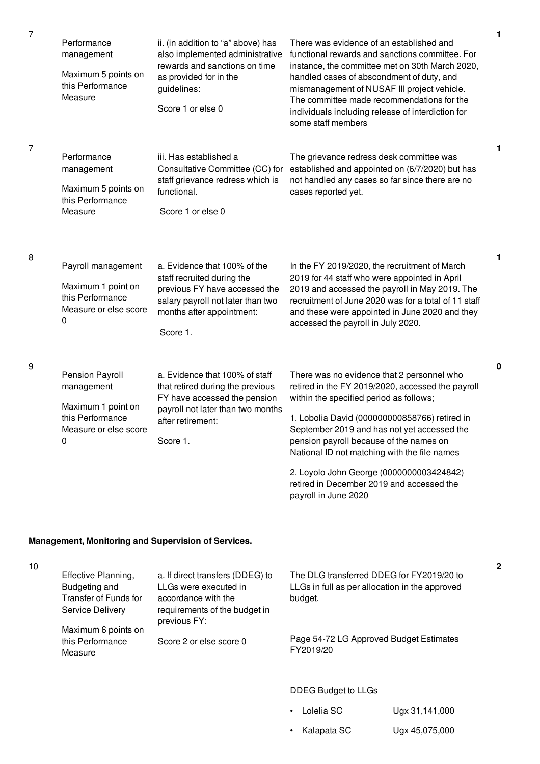| No. | Performance Area | Performance Measure | Assessment Findings | Score |
|---|---|---|---|---|
| 7 | Performance management<br><br>Maximum 5 points on this Performance Measure | ii. (in addition to "a" above) has also implemented administrative rewards and sanctions on time as provided for in the guidelines:<br><br>Score 1 or else 0 | There was evidence of an established and functional rewards and sanctions committee. For instance, the committee met on 30th March 2020, handled cases of abscondment of duty, and mismanagement of NUSAF III project vehicle. The committee made recommendations for the individuals including release of interdiction for some staff members | 1 |
| 7 | Performance management<br><br>Maximum 5 points on this Performance Measure | iii. Has established a Consultative Committee (CC) for staff grievance redress which is functional.<br><br>Score 1 or else 0 | The grievance redress desk committee was established and appointed on (6/7/2020) but has not handled any cases so far since there are no cases reported yet. | 1 |
| 8 | Payroll management<br><br>Maximum 1 point on this Performance Measure or else score 0 | a. Evidence that 100% of the staff recruited during the previous FY have accessed the salary payroll not later than two months after appointment:<br><br>Score 1. | In the FY 2019/2020, the recruitment of March 2019 for 44 staff who were appointed in April 2019 and accessed the payroll in May 2019. The recruitment of June 2020 was for a total of 11 staff and these were appointed in June 2020 and they accessed the payroll in July 2020. | 1 |
| 9 | Pension Payroll management<br><br>Maximum 1 point on this Performance Measure or else score 0 | a. Evidence that 100% of staff that retired during the previous FY have accessed the pension payroll not later than two months after retirement:<br><br>Score 1. | There was no evidence that 2 personnel who retired in the FY 2019/2020, accessed the payroll within the specified period as follows;<br><br>1. Lobolia David (000000000858766) retired in September 2019 and has not yet accessed the pension payroll because of the names on National ID not matching with the file names<br><br>2. Loyolo John George (0000000003424842) retired in December 2019 and accessed the payroll in June 2020 | 0 |

**Management, Monitoring and Supervision of Services.**

| No. | Performance Area | Performance Measure | Assessment Findings | Score |
|---|---|---|---|---|
| 10 | Effective Planning, Budgeting and Transfer of Funds for Service Delivery<br><br>Maximum 6 points on this Performance Measure | a. If direct transfers (DDEG) to LLGs were executed in accordance with the requirements of the budget in previous FY:<br><br>Score 2 or else score 0 | The DLG transferred DDEG for FY2019/20 to LLGs in full as per allocation in the approved budget.<br><br>Page 54-72 LG Approved Budget Estimates FY2019/20<br><br>DDEG Budget to LLGs<br><br>• Lolelia SC Ugx 31,141,000<br><br>• Kalapata SC Ugx 45,075,000 | 2 |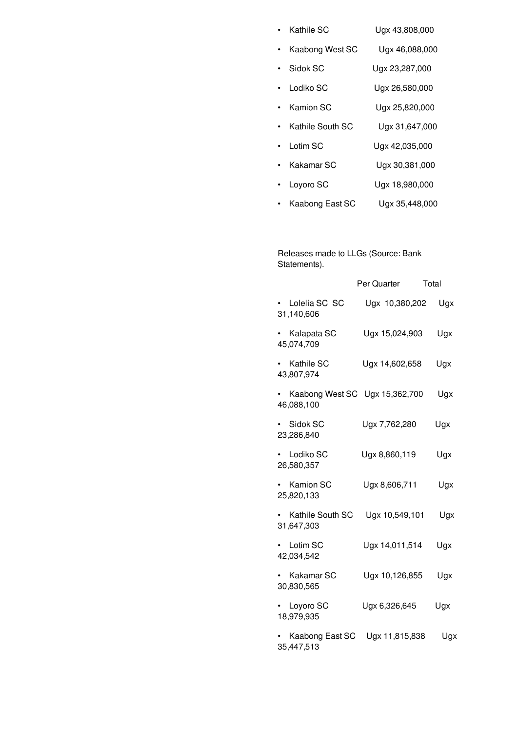- Kathile SC Ugx 43,808,000
- Kaabong West SC Ugx 46,088,000
- Sidok SC Ugx 23,287,000
- Lodiko SC Ugx 26,580,000
- Kamion SC Ugx 25,820,000
- Kathile South SC Ugx 31,647,000
- Lotim SC Ugx 42,035,000
- Kakamar SC Ugx 30,381,000
- Loyoro SC Ugx 18,980,000
- Kaabong East SC Ugx 35,448,000

Releases made to LLGs (Source: Bank Statements).

| | Per Quarter | Total |
|---|---|---|
| Lolelia SC SC | Ugx 10,380,202 | Ugx 31,140,606 |
| Kalapata SC | Ugx 15,024,903 | Ugx 45,074,709 |
| Kathile SC | Ugx 14,602,658 | Ugx 43,807,974 |
| Kaabong West SC | Ugx 15,362,700 | Ugx 46,088,100 |
| Sidok SC | Ugx 7,762,280 | Ugx 23,286,840 |
| Lodiko SC | Ugx 8,860,119 | Ugx 26,580,357 |
| Kamion SC | Ugx 8,606,711 | Ugx 25,820,133 |
| Kathile South SC | Ugx 10,549,101 | Ugx 31,647,303 |
| Lotim SC | Ugx 14,011,514 | Ugx 42,034,542 |
| Kakamar SC | Ugx 10,126,855 | Ugx 30,830,565 |
| Loyoro SC | Ugx 6,326,645 | Ugx 18,979,935 |
| Kaabong East SC | Ugx 11,815,838 | Ugx 35,447,513 |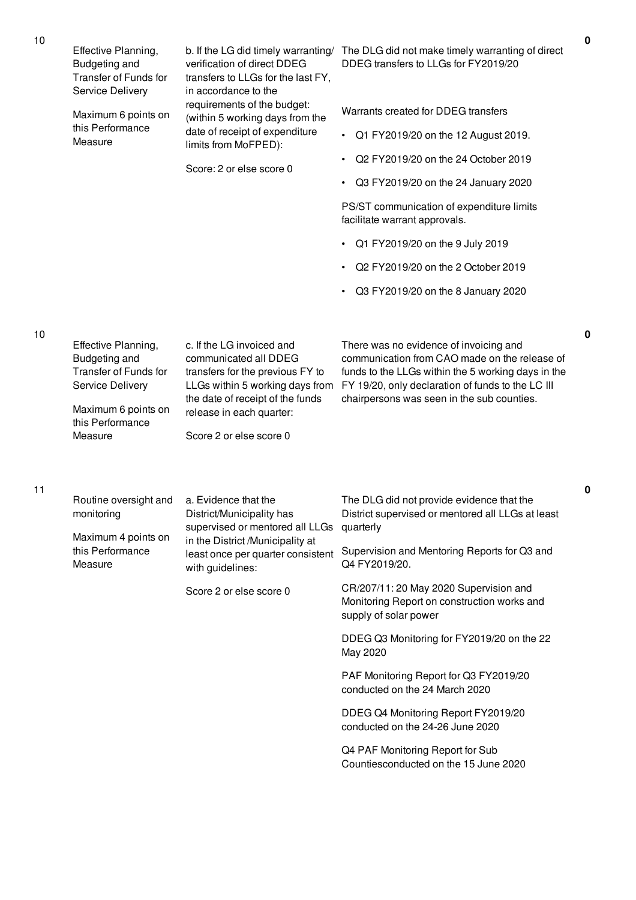| | | | | |
|---|---|---|---|---|
| 10 | Effective Planning, Budgeting and Transfer of Funds for Service Delivery<br><br>Maximum 6 points on this Performance Measure | b. If the LG did timely warranting/ verification of direct DDEG transfers to LLGs for the last FY, in accordance to the requirements of the budget: (within 5 working days from the date of receipt of expenditure limits from MoFPED):<br><br>Score: 2 or else score 0 | The DLG did not make timely warranting of direct DDEG transfers to LLGs for FY2019/20<br><br>Warrants created for DDEG transfers<br><br>• Q1 FY2019/20 on the 12 August 2019.<br>• Q2 FY2019/20 on the 24 October 2019<br>• Q3 FY2019/20 on the 24 January 2020<br><br>PS/ST communication of expenditure limits facilitate warrant approvals.<br><br>• Q1 FY2019/20 on the 9 July 2019<br>• Q2 FY2019/20 on the 2 October 2019<br>• Q3 FY2019/20 on the 8 January 2020 | **0** |
| 10 | Effective Planning, Budgeting and Transfer of Funds for Service Delivery<br><br>Maximum 6 points on this Performance Measure | c. If the LG invoiced and communicated all DDEG transfers for the previous FY to LLGs within 5 working days from the date of receipt of the funds release in each quarter:<br><br>Score 2 or else score 0 | There was no evidence of invoicing and communication from CAO made on the release of funds to the LLGs within the 5 working days in the FY 19/20, only declaration of funds to the LC III chairpersons was seen in the sub counties. | **0** |
| 11 | Routine oversight and monitoring<br><br>Maximum 4 points on this Performance Measure | a. Evidence that the District/Municipality has supervised or mentored all LLGs in the District /Municipality at least once per quarter consistent with guidelines:<br><br>Score 2 or else score 0 | The DLG did not provide evidence that the District supervised or mentored all LLGs at least quarterly<br><br>Supervision and Mentoring Reports for Q3 and Q4 FY2019/20.<br><br>CR/207/11: 20 May 2020 Supervision and Monitoring Report on construction works and supply of solar power<br><br>DDEG Q3 Monitoring for FY2019/20 on the 22 May 2020<br><br>PAF Monitoring Report for Q3 FY2019/20 conducted on the 24 March 2020<br><br>DDEG Q4 Monitoring Report FY2019/20 conducted on the 24-26 June 2020<br><br>Q4 PAF Monitoring Report for Sub Countiesconducted on the 15 June 2020 | **0** |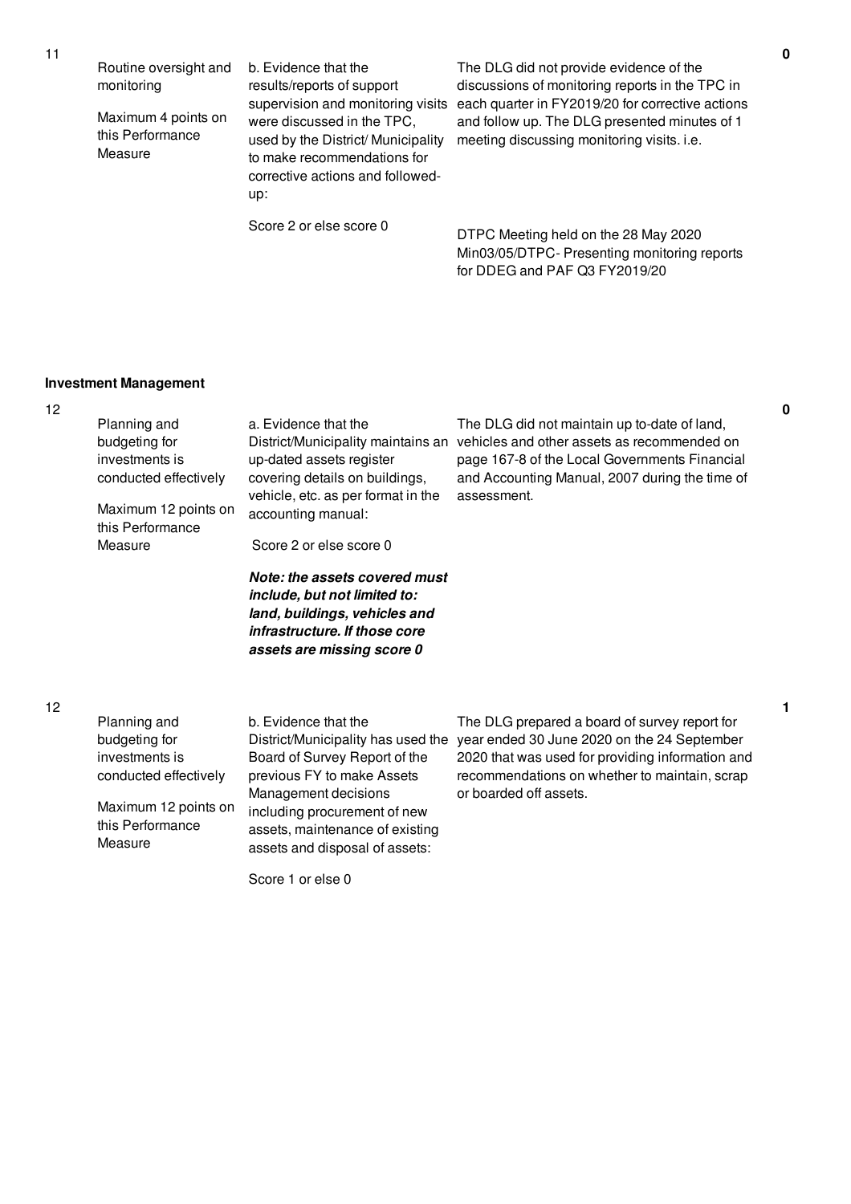| No. | Performance Measure | Assessment Requirement | Assessment Finding | Score |
|---|---|---|---|---|
| 11 | Routine oversight and monitoring<br><br>Maximum 4 points on this Performance Measure | b. Evidence that the results/reports of support supervision and monitoring visits were discussed in the TPC, used by the District/ Municipality to make recommendations for corrective actions and followed-up:<br><br>Score 2 or else score 0 | The DLG did not provide evidence of the discussions of monitoring reports in the TPC in each quarter in FY2019/20 for corrective actions and follow up. The DLG presented minutes of 1 meeting discussing monitoring visits. i.e.<br><br>DTPC Meeting held on the 28 May 2020 Min03/05/DTPC- Presenting monitoring reports for DDEG and PAF Q3 FY2019/20 | 0 |

**Investment Management**

| No. | Performance Measure | Assessment Requirement | Assessment Finding | Score |
|---|---|---|---|---|
| 12 | Planning and budgeting for investments is conducted effectively<br><br>Maximum 12 points on this Performance Measure | a. Evidence that the District/Municipality maintains an up-dated assets register covering details on buildings, vehicle, etc. as per format in the accounting manual:<br><br>Score 2 or else score 0<br><br>***Note: the assets covered must include, but not limited to: land, buildings, vehicles and infrastructure. If those core assets are missing score 0*** | The DLG did not maintain up to-date of land, vehicles and other assets as recommended on page 167-8 of the Local Governments Financial and Accounting Manual, 2007 during the time of assessment. | 0 |
| 12 | Planning and budgeting for investments is conducted effectively<br><br>Maximum 12 points on this Performance Measure | b. Evidence that the District/Municipality has used the Board of Survey Report of the previous FY to make Assets Management decisions including procurement of new assets, maintenance of existing assets and disposal of assets:<br><br>Score 1 or else 0 | The DLG prepared a board of survey report for year ended 30 June 2020 on the 24 September 2020 that was used for providing information and recommendations on whether to maintain, scrap or boarded off assets. | 1 |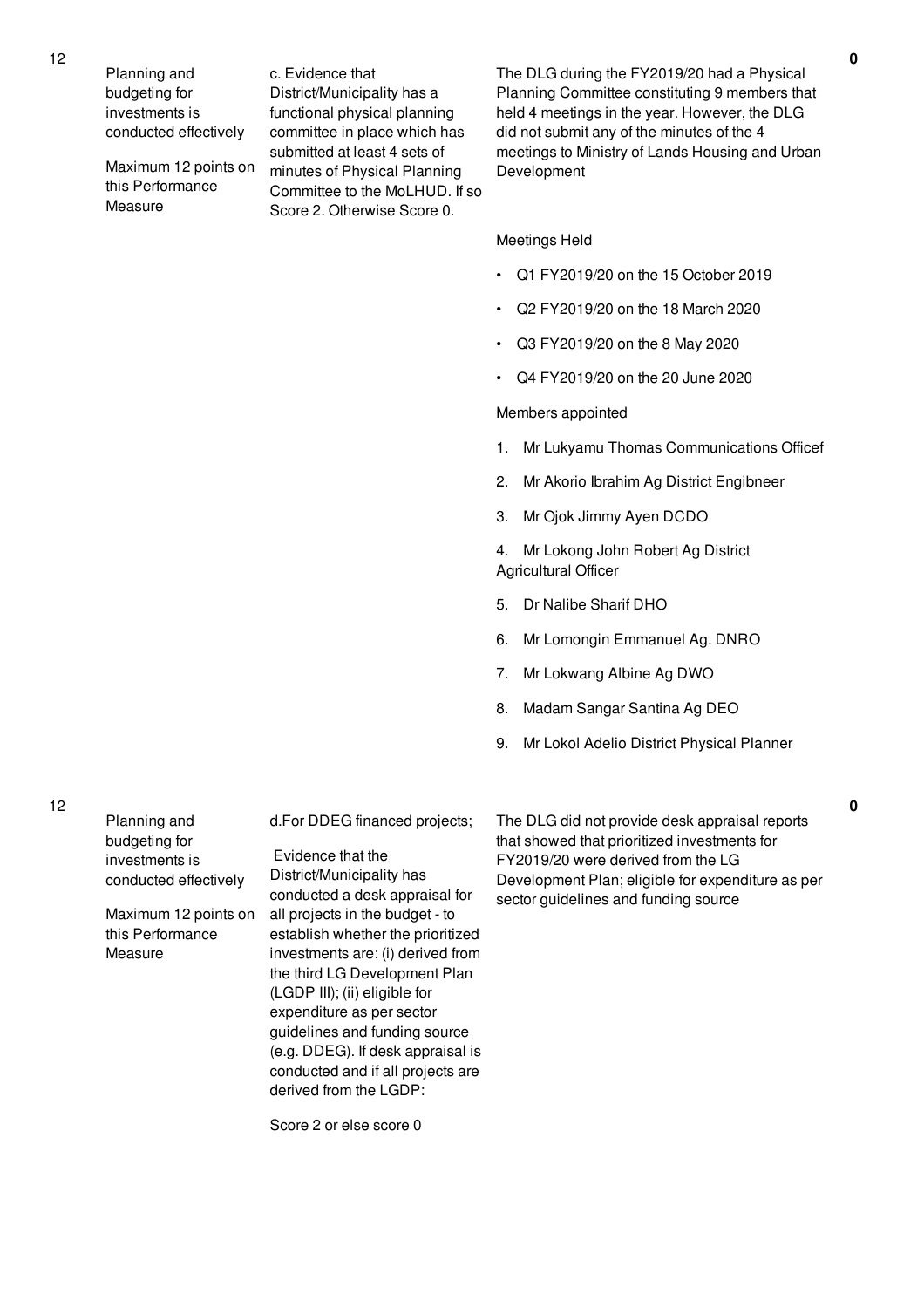| No. | Performance Area | Performance Measure | Assessment Findings | Score |
|---|---|---|---|---|
| 12 | Planning and budgeting for investments is conducted effectively<br><br>Maximum 12 points on this Performance Measure | c. Evidence that District/Municipality has a functional physical planning committee in place which has submitted at least 4 sets of minutes of Physical Planning Committee to the MoLHUD. If so Score 2. Otherwise Score 0. | The DLG during the FY2019/20 had a Physical Planning Committee constituting 9 members that held 4 meetings in the year. However, the DLG did not submit any of the minutes of the 4 meetings to Ministry of Lands Housing and Urban Development<br><br>Meetings Held<br><br>• Q1 FY2019/20 on the 15 October 2019<br>• Q2 FY2019/20 on the 18 March 2020<br>• Q3 FY2019/20 on the 8 May 2020<br>• Q4 FY2019/20 on the 20 June 2020<br><br>Members appointed<br><br>1. Mr Lukyamu Thomas Communications Officef<br>2. Mr Akorio Ibrahim Ag District Engibneer<br>3. Mr Ojok Jimmy Ayen DCDO<br>4. Mr Lokong John Robert Ag District Agricultural Officer<br>5. Dr Nalibe Sharif DHO<br>6. Mr Lomongin Emmanuel Ag. DNRO<br>7. Mr Lokwang Albine Ag DWO<br>8. Madam Sangar Santina Ag DEO<br>9. Mr Lokol Adelio District Physical Planner | 0 |
| 12 | Planning and budgeting for investments is conducted effectively<br><br>Maximum 12 points on this Performance Measure | d.For DDEG financed projects;<br><br>Evidence that the District/Municipality has conducted a desk appraisal for all projects in the budget - to establish whether the prioritized investments are: (i) derived from the third LG Development Plan (LGDP III); (ii) eligible for expenditure as per sector guidelines and funding source (e.g. DDEG). If desk appraisal is conducted and if all projects are derived from the LGDP:<br><br>Score 2 or else score 0 | The DLG did not provide desk appraisal reports that showed that prioritized investments for FY2019/20 were derived from the LG Development Plan; eligible for expenditure as per sector guidelines and funding source | 0 |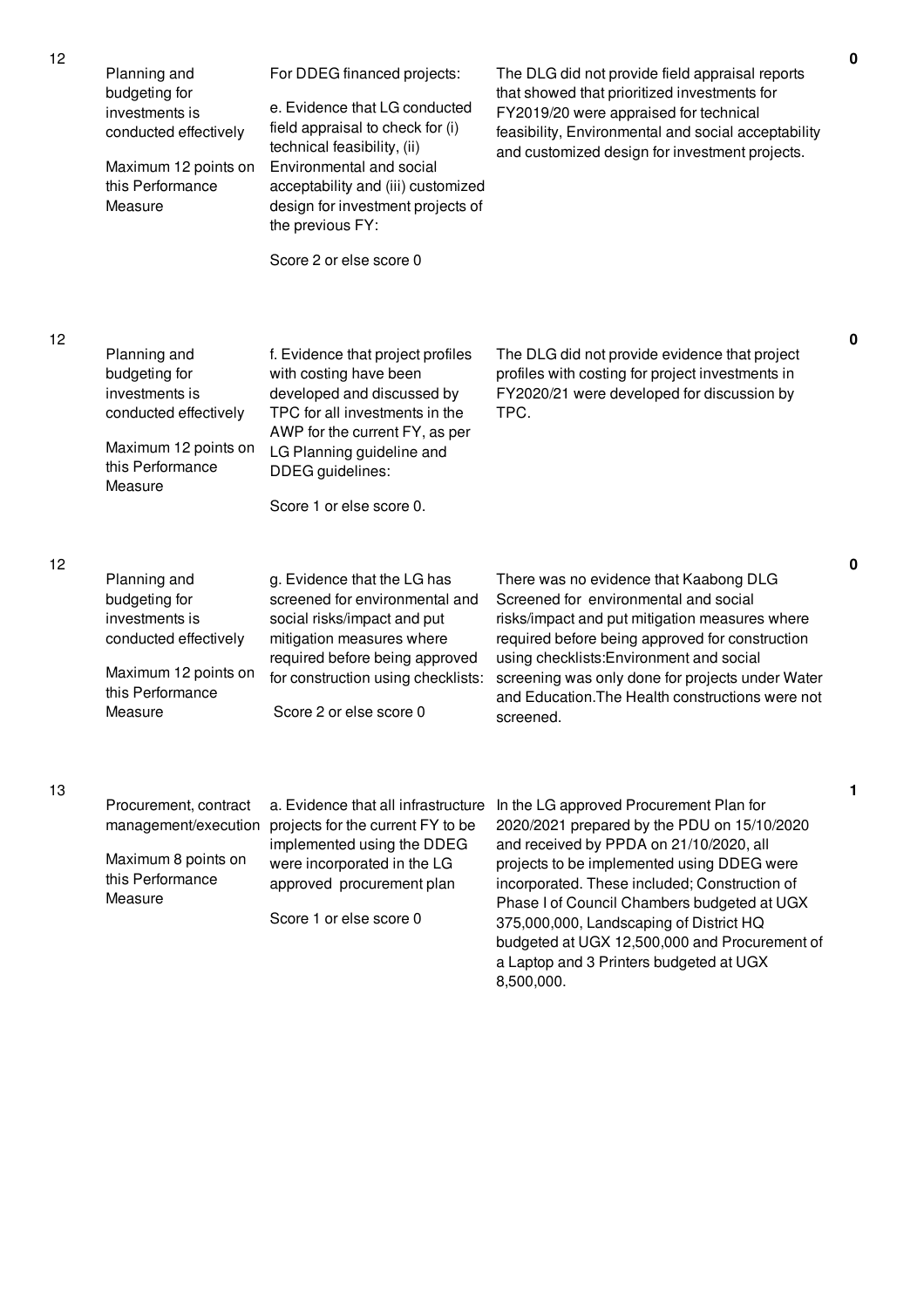| No. | Performance Measure | Requirement | Assessment Finding | Score |
|---|---|---|---|---|
| 12 | Planning and budgeting for investments is conducted effectively<br><br>Maximum 12 points on this Performance Measure | For DDEG financed projects:<br><br>e. Evidence that LG conducted field appraisal to check for (i) technical feasibility, (ii) Environmental and social acceptability and (iii) customized design for investment projects of the previous FY:<br><br>Score 2 or else score 0 | The DLG did not provide field appraisal reports that showed that prioritized investments for FY2019/20 were appraised for technical feasibility, Environmental and social acceptability and customized design for investment projects. | 0 |
| 12 | Planning and budgeting for investments is conducted effectively<br><br>Maximum 12 points on this Performance Measure | f. Evidence that project profiles with costing have been developed and discussed by TPC for all investments in the AWP for the current FY, as per LG Planning guideline and DDEG guidelines:<br><br>Score 1 or else score 0. | The DLG did not provide evidence that project profiles with costing for project investments in FY2020/21 were developed for discussion by TPC. | 0 |
| 12 | Planning and budgeting for investments is conducted effectively<br><br>Maximum 12 points on this Performance Measure | g. Evidence that the LG has screened for environmental and social risks/impact and put mitigation measures where required before being approved for construction using checklists:<br><br>Score 2 or else score 0 | There was no evidence that Kaabong DLG Screened for environmental and social risks/impact and put mitigation measures where required before being approved for construction using checklists:Environment and social screening was only done for projects under Water and Education.The Health constructions were not screened. | 0 |
| 13 | Procurement, contract management/execution<br><br>Maximum 8 points on this Performance Measure | a. Evidence that all infrastructure projects for the current FY to be implemented using the DDEG were incorporated in the LG approved procurement plan<br><br>Score 1 or else score 0 | In the LG approved Procurement Plan for 2020/2021 prepared by the PDU on 15/10/2020 and received by PPDA on 21/10/2020, all projects to be implemented using DDEG were incorporated. These included; Construction of Phase I of Council Chambers budgeted at UGX 375,000,000, Landscaping of District HQ budgeted at UGX 12,500,000 and Procurement of a Laptop and 3 Printers budgeted at UGX 8,500,000. | 1 |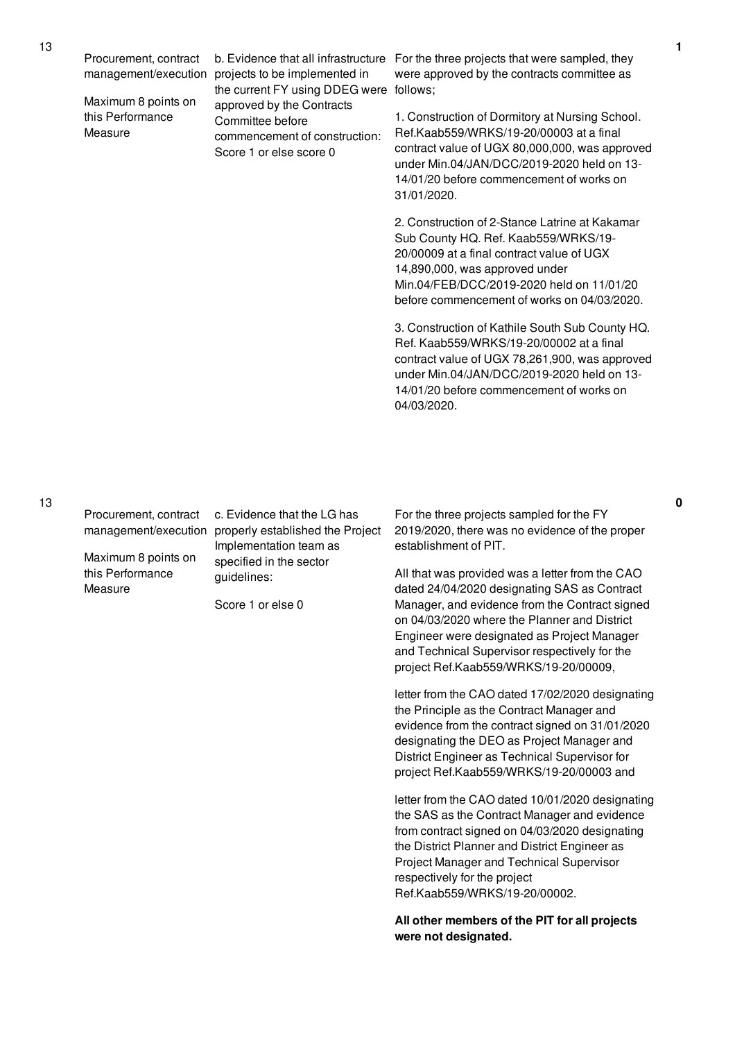| No. | Area | Performance Measure | Assessment | Score |
|---|---|---|---|---|
| 13 | Procurement, contract management/execution<br><br>Maximum 8 points on this Performance Measure | b. Evidence that all infrastructure projects to be implemented in the current FY using DDEG were approved by the Contracts Committee before commencement of construction: Score 1 or else score 0 | For the three projects that were sampled, they were approved by the contracts committee as follows;<br><br>1. Construction of Dormitory at Nursing School. Ref.Kaab559/WRKS/19-20/00003 at a final contract value of UGX 80,000,000, was approved under Min.04/JAN/DCC/2019-2020 held on 13-14/01/20 before commencement of works on 31/01/2020.<br><br>2. Construction of 2-Stance Latrine at Kakamar Sub County HQ. Ref. Kaab559/WRKS/19-20/00009 at a final contract value of UGX 14,890,000, was approved under Min.04/FEB/DCC/2019-2020 held on 11/01/20 before commencement of works on 04/03/2020.<br><br>3. Construction of Kathile South Sub County HQ. Ref. Kaab559/WRKS/19-20/00002 at a final contract value of UGX 78,261,900, was approved under Min.04/JAN/DCC/2019-2020 held on 13-14/01/20 before commencement of works on 04/03/2020. | 1 |
| 13 | Procurement, contract management/execution<br><br>Maximum 8 points on this Performance Measure | c. Evidence that the LG has properly established the Project Implementation team as specified in the sector guidelines:<br><br>Score 1 or else 0 | For the three projects sampled for the FY 2019/2020, there was no evidence of the proper establishment of PIT.<br><br>All that was provided was a letter from the CAO dated 24/04/2020 designating SAS as Contract Manager, and evidence from the Contract signed on 04/03/2020 where the Planner and District Engineer were designated as Project Manager and Technical Supervisor respectively for the project Ref.Kaab559/WRKS/19-20/00009,<br><br>letter from the CAO dated 17/02/2020 designating the Principle as the Contract Manager and evidence from the contract signed on 31/01/2020 designating the DEO as Project Manager and District Engineer as Technical Supervisor for project Ref.Kaab559/WRKS/19-20/00003 and<br><br>letter from the CAO dated 10/01/2020 designating the SAS as the Contract Manager and evidence from contract signed on 04/03/2020 designating the District Planner and District Engineer as Project Manager and Technical Supervisor respectively for the project Ref.Kaab559/WRKS/19-20/00002.<br><br>**All other members of the PIT for all projects were not designated.** | 0 |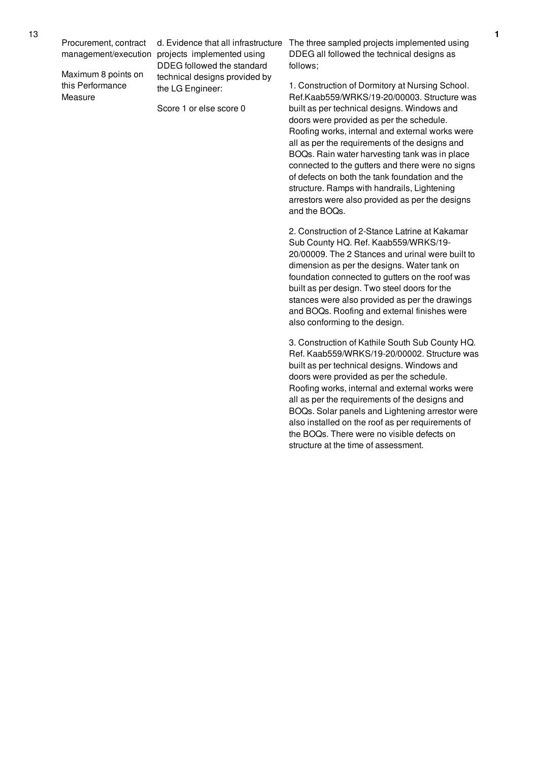| 13 | Procurement, contract management/execution<br><br>Maximum 8 points on this Performance Measure | d. Evidence that all infrastructure projects implemented using DDEG followed the standard technical designs provided by the LG Engineer:<br><br>Score 1 or else score 0 | The three sampled projects implemented using DDEG all followed the technical designs as follows;<br><br>1. Construction of Dormitory at Nursing School. Ref.Kaab559/WRKS/19-20/00003. Structure was built as per technical designs. Windows and doors were provided as per the schedule. Roofing works, internal and external works were all as per the requirements of the designs and BOQs. Rain water harvesting tank was in place connected to the gutters and there were no signs of defects on both the tank foundation and the structure. Ramps with handrails, Lightening arrestors were also provided as per the designs and the BOQs.<br><br>2. Construction of 2-Stance Latrine at Kakamar Sub County HQ. Ref. Kaab559/WRKS/19-20/00009. The 2 Stances and urinal were built to dimension as per the designs. Water tank on foundation connected to gutters on the roof was built as per design. Two steel doors for the stances were also provided as per the drawings and BOQs. Roofing and external finishes were also conforming to the design.<br><br>3. Construction of Kathile South Sub County HQ. Ref. Kaab559/WRKS/19-20/00002. Structure was built as per technical designs. Windows and doors were provided as per the schedule. Roofing works, internal and external works were all as per the requirements of the designs and BOQs. Solar panels and Lightening arrestor were also installed on the roof as per requirements of the BOQs. There were no visible defects on structure at the time of assessment. | 1 |
|---|---|---|---|---|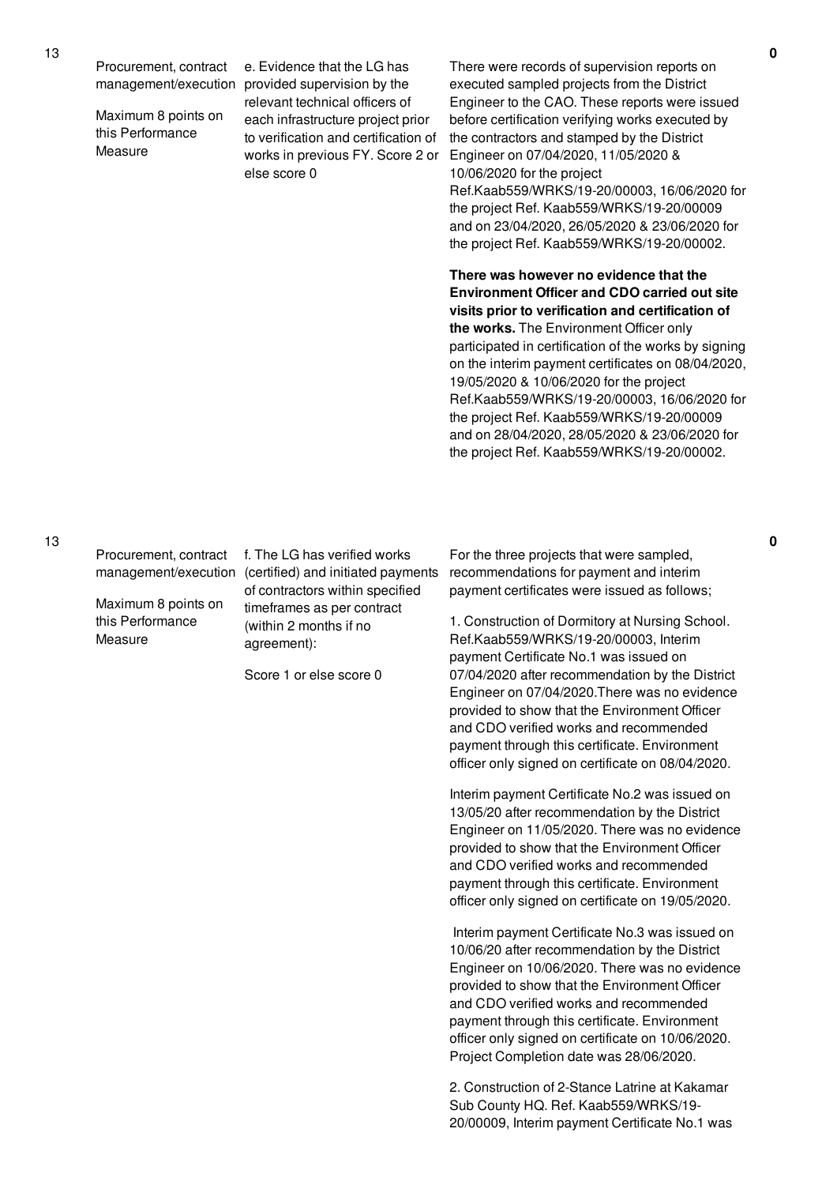| No. | Performance Area | Performance Measure | Assessment Findings | Score |
|---|---|---|---|---|
| 13 | Procurement, contract management/execution<br><br>Maximum 8 points on this Performance Measure | e. Evidence that the LG has provided supervision by the relevant technical officers of each infrastructure project prior to verification and certification of works in previous FY. Score 2 or else score 0 | There were records of supervision reports on executed sampled projects from the District Engineer to the CAO. These reports were issued before certification verifying works executed by the contractors and stamped by the District Engineer on 07/04/2020, 11/05/2020 & 10/06/2020 for the project Ref.Kaab559/WRKS/19-20/00003, 16/06/2020 for the project Ref. Kaab559/WRKS/19-20/00009 and on 23/04/2020, 26/05/2020 & 23/06/2020 for the project Ref. Kaab559/WRKS/19-20/00002.<br><br>**There was however no evidence that the Environment Officer and CDO carried out site visits prior to verification and certification of the works.** The Environment Officer only participated in certification of the works by signing on the interim payment certificates on 08/04/2020, 19/05/2020 & 10/06/2020 for the project Ref.Kaab559/WRKS/19-20/00003, 16/06/2020 for the project Ref. Kaab559/WRKS/19-20/00009 and on 28/04/2020, 28/05/2020 & 23/06/2020 for the project Ref. Kaab559/WRKS/19-20/00002. | 0 |
| 13 | Procurement, contract management/execution<br><br>Maximum 8 points on this Performance Measure | f. The LG has verified works (certified) and initiated payments of contractors within specified timeframes as per contract (within 2 months if no agreement):<br><br>Score 1 or else score 0 | For the three projects that were sampled, recommendations for payment and interim payment certificates were issued as follows;<br><br>1. Construction of Dormitory at Nursing School. Ref.Kaab559/WRKS/19-20/00003, Interim payment Certificate No.1 was issued on 07/04/2020 after recommendation by the District Engineer on 07/04/2020.There was no evidence provided to show that the Environment Officer and CDO verified works and recommended payment through this certificate. Environment officer only signed on certificate on 08/04/2020.<br><br>Interim payment Certificate No.2 was issued on 13/05/20 after recommendation by the District Engineer on 11/05/2020. There was no evidence provided to show that the Environment Officer and CDO verified works and recommended payment through this certificate. Environment officer only signed on certificate on 19/05/2020.<br><br>Interim payment Certificate No.3 was issued on 10/06/20 after recommendation by the District Engineer on 10/06/2020. There was no evidence provided to show that the Environment Officer and CDO verified works and recommended payment through this certificate. Environment officer only signed on certificate on 10/06/2020. Project Completion date was 28/06/2020.<br><br>2. Construction of 2-Stance Latrine at Kakamar Sub County HQ. Ref. Kaab559/WRKS/19-20/00009, Interim payment Certificate No.1 was | 0 |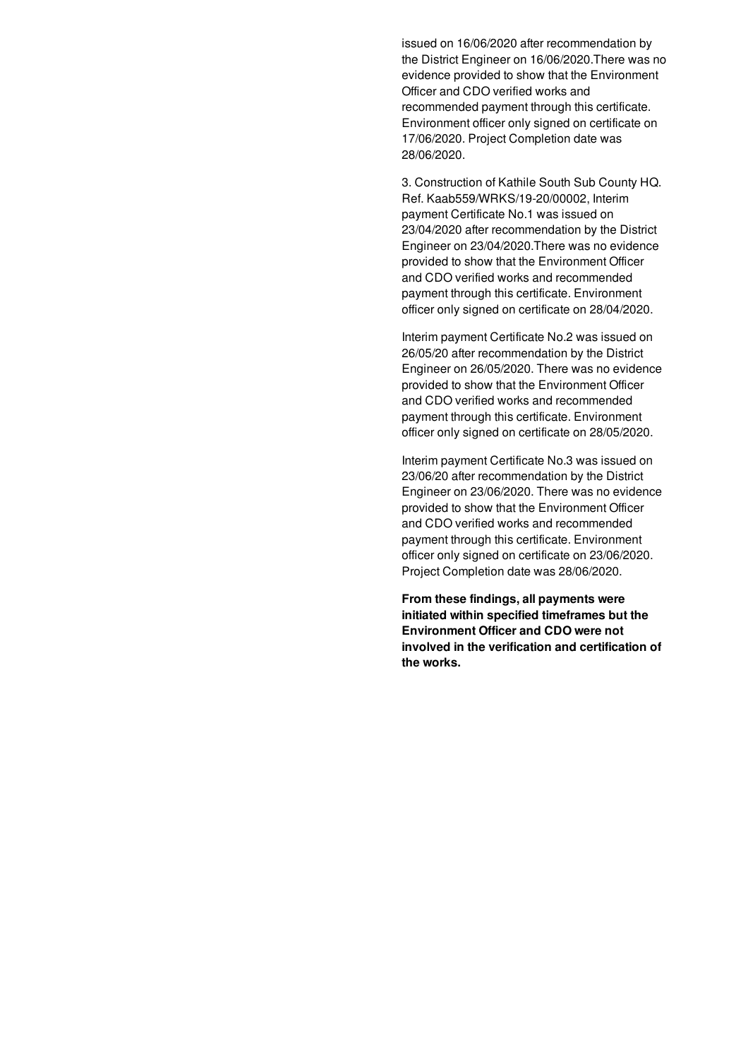issued on 16/06/2020 after recommendation by the District Engineer on 16/06/2020.There was no evidence provided to show that the Environment Officer and CDO verified works and recommended payment through this certificate. Environment officer only signed on certificate on 17/06/2020. Project Completion date was 28/06/2020.

3. Construction of Kathile South Sub County HQ. Ref. Kaab559/WRKS/19-20/00002, Interim payment Certificate No.1 was issued on 23/04/2020 after recommendation by the District Engineer on 23/04/2020.There was no evidence provided to show that the Environment Officer and CDO verified works and recommended payment through this certificate. Environment officer only signed on certificate on 28/04/2020.

Interim payment Certificate No.2 was issued on 26/05/20 after recommendation by the District Engineer on 26/05/2020. There was no evidence provided to show that the Environment Officer and CDO verified works and recommended payment through this certificate. Environment officer only signed on certificate on 28/05/2020.

Interim payment Certificate No.3 was issued on 23/06/20 after recommendation by the District Engineer on 23/06/2020. There was no evidence provided to show that the Environment Officer and CDO verified works and recommended payment through this certificate. Environment officer only signed on certificate on 23/06/2020. Project Completion date was 28/06/2020.

**From these findings, all payments were initiated within specified timeframes but the Environment Officer and CDO were not involved in the verification and certification of the works.**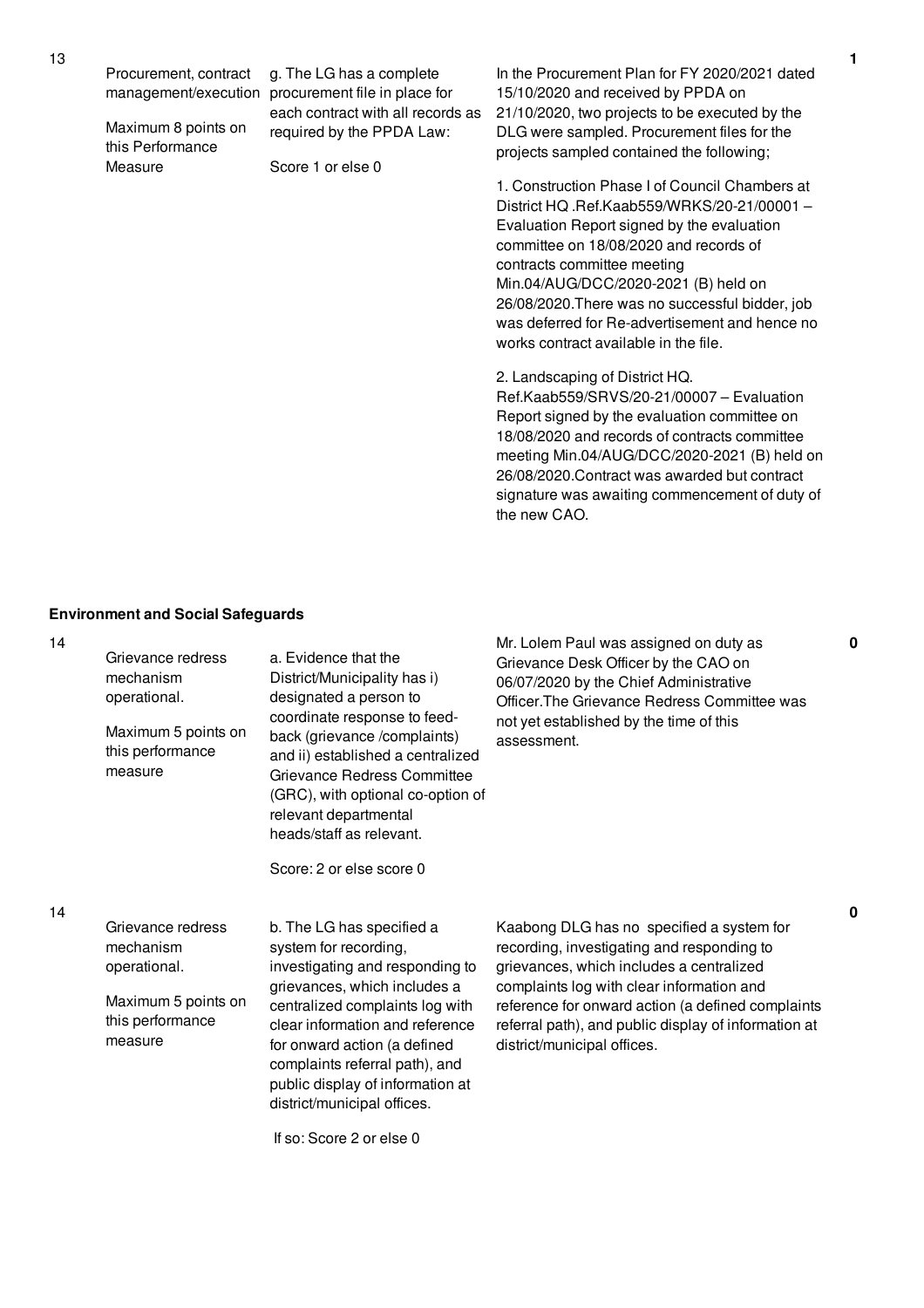| No. | Performance Area | Performance Measure | Assessment | Score |
|---|---|---|---|---|
| 13 | Procurement, contract management/execution<br><br>Maximum 8 points on this Performance Measure | g. The LG has a complete procurement file in place for each contract with all records as required by the PPDA Law:<br><br>Score 1 or else 0 | In the Procurement Plan for FY 2020/2021 dated 15/10/2020 and received by PPDA on 21/10/2020, two projects to be executed by the DLG were sampled. Procurement files for the projects sampled contained the following;<br><br>1. Construction Phase I of Council Chambers at District HQ .Ref.Kaab559/WRKS/20-21/00001 – Evaluation Report signed by the evaluation committee on 18/08/2020 and records of contracts committee meeting Min.04/AUG/DCC/2020-2021 (B) held on 26/08/2020.There was no successful bidder, job was deferred for Re-advertisement and hence no works contract available in the file.<br><br>2. Landscaping of District HQ. Ref.Kaab559/SRVS/20-21/00007 – Evaluation Report signed by the evaluation committee on 18/08/2020 and records of contracts committee meeting Min.04/AUG/DCC/2020-2021 (B) held on 26/08/2020.Contract was awarded but contract signature was awaiting commencement of duty of the new CAO. | 1 |

**Environment and Social Safeguards**

| No. | Performance Area | Performance Measure | Assessment | Score |
|---|---|---|---|---|
| 14 | Grievance redress mechanism operational.<br><br>Maximum 5 points on this performance measure | a. Evidence that the District/Municipality has i) designated a person to coordinate response to feed-back (grievance /complaints) and ii) established a centralized Grievance Redress Committee (GRC), with optional co-option of relevant departmental heads/staff as relevant.<br><br>Score: 2 or else score 0 | Mr. Lolem Paul was assigned on duty as Grievance Desk Officer by the CAO on 06/07/2020 by the Chief Administrative Officer.The Grievance Redress Committee was not yet established by the time of this assessment. | 0 |
| 14 | Grievance redress mechanism operational.<br><br>Maximum 5 points on this performance measure | b. The LG has specified a system for recording, investigating and responding to grievances, which includes a centralized complaints log with clear information and reference for onward action (a defined complaints referral path), and public display of information at district/municipal offices.<br><br>If so: Score 2 or else 0 | Kaabong DLG has no specified a system for recording, investigating and responding to grievances, which includes a centralized complaints log with clear information and reference for onward action (a defined complaints referral path), and public display of information at district/municipal offices. | 0 |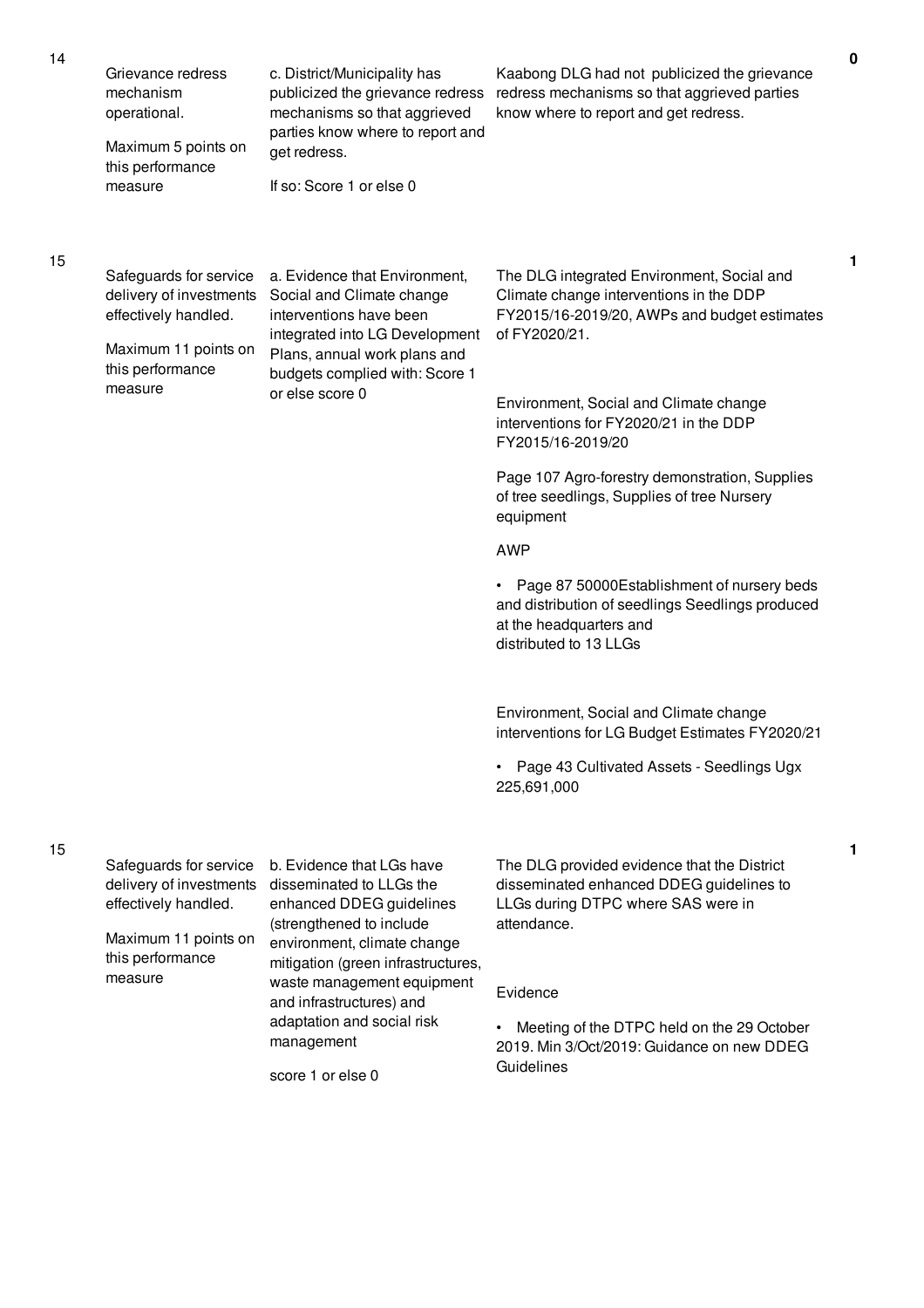| No. | Performance Measure | Indicator | Assessment | Score |
|---|---|---|---|---|
| 14 | Grievance redress mechanism operational.<br><br>Maximum 5 points on this performance measure | c. District/Municipality has publicized the grievance redress mechanisms so that aggrieved parties know where to report and get redress.<br><br>If so: Score 1 or else 0 | Kaabong DLG had not publicized the grievance redress mechanisms so that aggrieved parties know where to report and get redress. | 0 |
| 15 | Safeguards for service delivery of investments effectively handled.<br><br>Maximum 11 points on this performance measure | a. Evidence that Environment, Social and Climate change interventions have been integrated into LG Development Plans, annual work plans and budgets complied with: Score 1 or else score 0 | The DLG integrated Environment, Social and Climate change interventions in the DDP FY2015/16-2019/20, AWPs and budget estimates of FY2020/21.<br><br>Environment, Social and Climate change interventions for FY2020/21 in the DDP FY2015/16-2019/20<br><br>Page 107 Agro-forestry demonstration, Supplies of tree seedlings, Supplies of tree Nursery equipment<br><br>AWP<br><br>• Page 87 50000Establishment of nursery beds and distribution of seedlings Seedlings produced at the headquarters and distributed to 13 LLGs<br><br>Environment, Social and Climate change interventions for LG Budget Estimates FY2020/21<br><br>• Page 43 Cultivated Assets - Seedlings Ugx 225,691,000 | 1 |
| 15 | Safeguards for service delivery of investments effectively handled.<br><br>Maximum 11 points on this performance measure | b. Evidence that LGs have disseminated to LLGs the enhanced DDEG guidelines (strengthened to include environment, climate change mitigation (green infrastructures, waste management equipment and infrastructures) and adaptation and social risk management<br><br>score 1 or else 0 | The DLG provided evidence that the District disseminated enhanced DDEG guidelines to LLGs during DTPC where SAS were in attendance.<br><br>Evidence<br><br>• Meeting of the DTPC held on the 29 October 2019. Min 3/Oct/2019: Guidance on new DDEG Guidelines | 1 |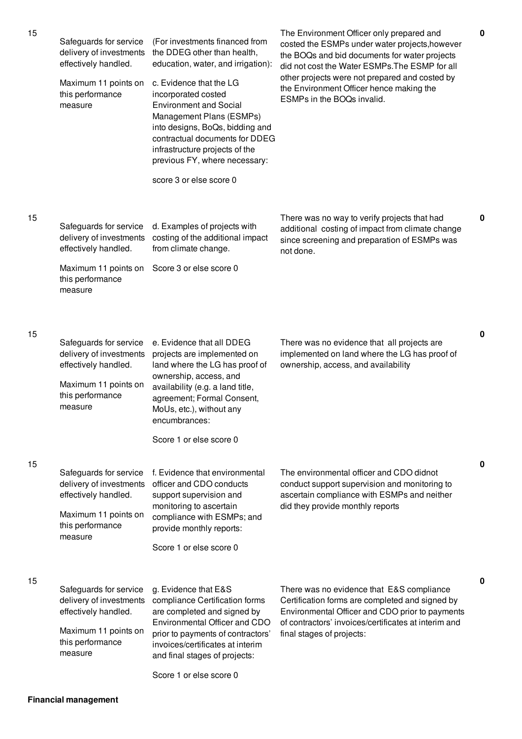| | | | | |
|---|---|---|---|---|
| 15 | Safeguards for service delivery of investments effectively handled.<br><br>Maximum 11 points on this performance measure | (For investments financed from the DDEG other than health, education, water, and irrigation):<br><br>c. Evidence that the LG incorporated costed Environment and Social Management Plans (ESMPs) into designs, BoQs, bidding and contractual documents for DDEG infrastructure projects of the previous FY, where necessary:<br><br>score 3 or else score 0 | The Environment Officer only prepared and costed the ESMPs under water projects,however the BOQs and bid documents for water projects did not cost the Water ESMPs.The ESMP for all other projects were not prepared and costed by the Environment Officer hence making the ESMPs in the BOQs invalid. | 0 |
| 15 | Safeguards for service delivery of investments effectively handled.<br><br>Maximum 11 points on this performance measure | d. Examples of projects with costing of the additional impact from climate change.<br><br>Score 3 or else score 0 | There was no way to verify projects that had additional costing of impact from climate change since screening and preparation of ESMPs was not done. | 0 |
| 15 | Safeguards for service delivery of investments effectively handled.<br><br>Maximum 11 points on this performance measure | e. Evidence that all DDEG projects are implemented on land where the LG has proof of ownership, access, and availability (e.g. a land title, agreement; Formal Consent, MoUs, etc.), without any encumbrances:<br><br>Score 1 or else score 0 | There was no evidence that all projects are implemented on land where the LG has proof of ownership, access, and availability | 0 |
| 15 | Safeguards for service delivery of investments effectively handled.<br><br>Maximum 11 points on this performance measure | f. Evidence that environmental officer and CDO conducts support supervision and monitoring to ascertain compliance with ESMPs; and provide monthly reports:<br><br>Score 1 or else score 0 | The environmental officer and CDO didnot conduct support supervision and monitoring to ascertain compliance with ESMPs and neither did they provide monthly reports | 0 |
| 15 | Safeguards for service delivery of investments effectively handled.<br><br>Maximum 11 points on this performance measure | g. Evidence that E&S compliance Certification forms are completed and signed by Environmental Officer and CDO prior to payments of contractors' invoices/certificates at interim and final stages of projects:<br><br>Score 1 or else score 0 | There was no evidence that E&S compliance Certification forms are completed and signed by Environmental Officer and CDO prior to payments of contractors' invoices/certificates at interim and final stages of projects: | 0 |

**Financial management**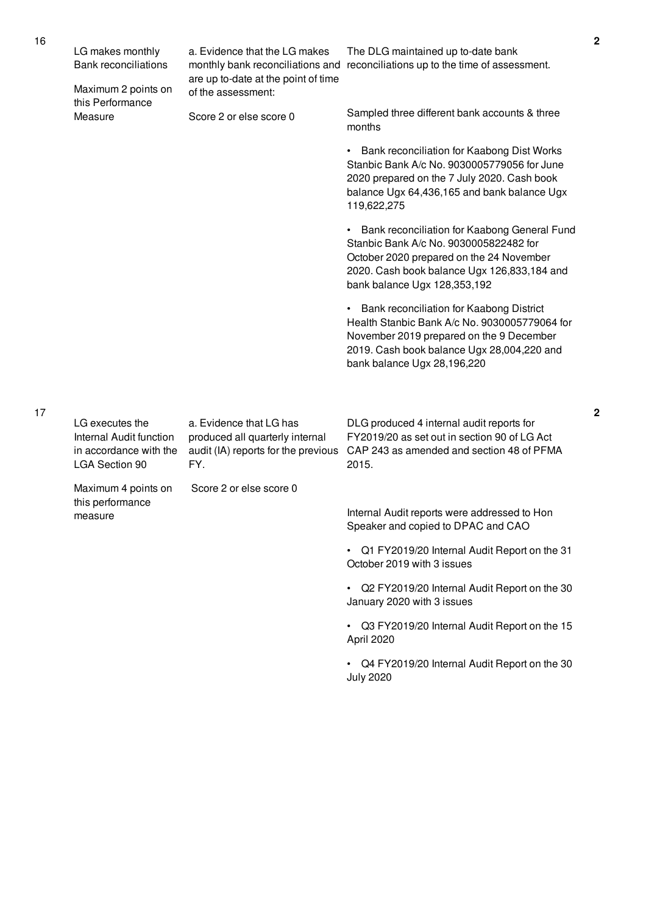| No. | Performance Area | Performance Measure | Assessment | Score |
|---|---|---|---|---|
| 16 | LG makes monthly Bank reconciliations<br><br>Maximum 2 points on this Performance Measure | a. Evidence that the LG makes monthly bank reconciliations and are up to-date at the point of time of the assessment:<br><br>Score 2 or else score 0 | The DLG maintained up to-date bank reconciliations up to the time of assessment.<br><br>Sampled three different bank accounts & three months<br><br>• Bank reconciliation for Kaabong Dist Works Stanbic Bank A/c No. 9030005779056 for June 2020 prepared on the 7 July 2020. Cash book balance Ugx 64,436,165 and bank balance Ugx 119,622,275<br><br>• Bank reconciliation for Kaabong General Fund Stanbic Bank A/c No. 9030005822482 for October 2020 prepared on the 24 November 2020. Cash book balance Ugx 126,833,184 and bank balance Ugx 128,353,192<br><br>• Bank reconciliation for Kaabong District Health Stanbic Bank A/c No. 9030005779064 for November 2019 prepared on the 9 December 2019. Cash book balance Ugx 28,004,220 and bank balance Ugx 28,196,220 | 2 |
| 17 | LG executes the Internal Audit function in accordance with the LGA Section 90<br><br>Maximum 4 points on this performance measure | a. Evidence that LG has produced all quarterly internal audit (IA) reports for the previous FY.<br><br>Score 2 or else score 0 | DLG produced 4 internal audit reports for FY2019/20 as set out in section 90 of LG Act CAP 243 as amended and section 48 of PFMA 2015.<br><br>Internal Audit reports were addressed to Hon Speaker and copied to DPAC and CAO<br><br>• Q1 FY2019/20 Internal Audit Report on the 31 October 2019 with 3 issues<br><br>• Q2 FY2019/20 Internal Audit Report on the 30 January 2020 with 3 issues<br><br>• Q3 FY2019/20 Internal Audit Report on the 15 April 2020<br><br>• Q4 FY2019/20 Internal Audit Report on the 30 July 2020 | 2 |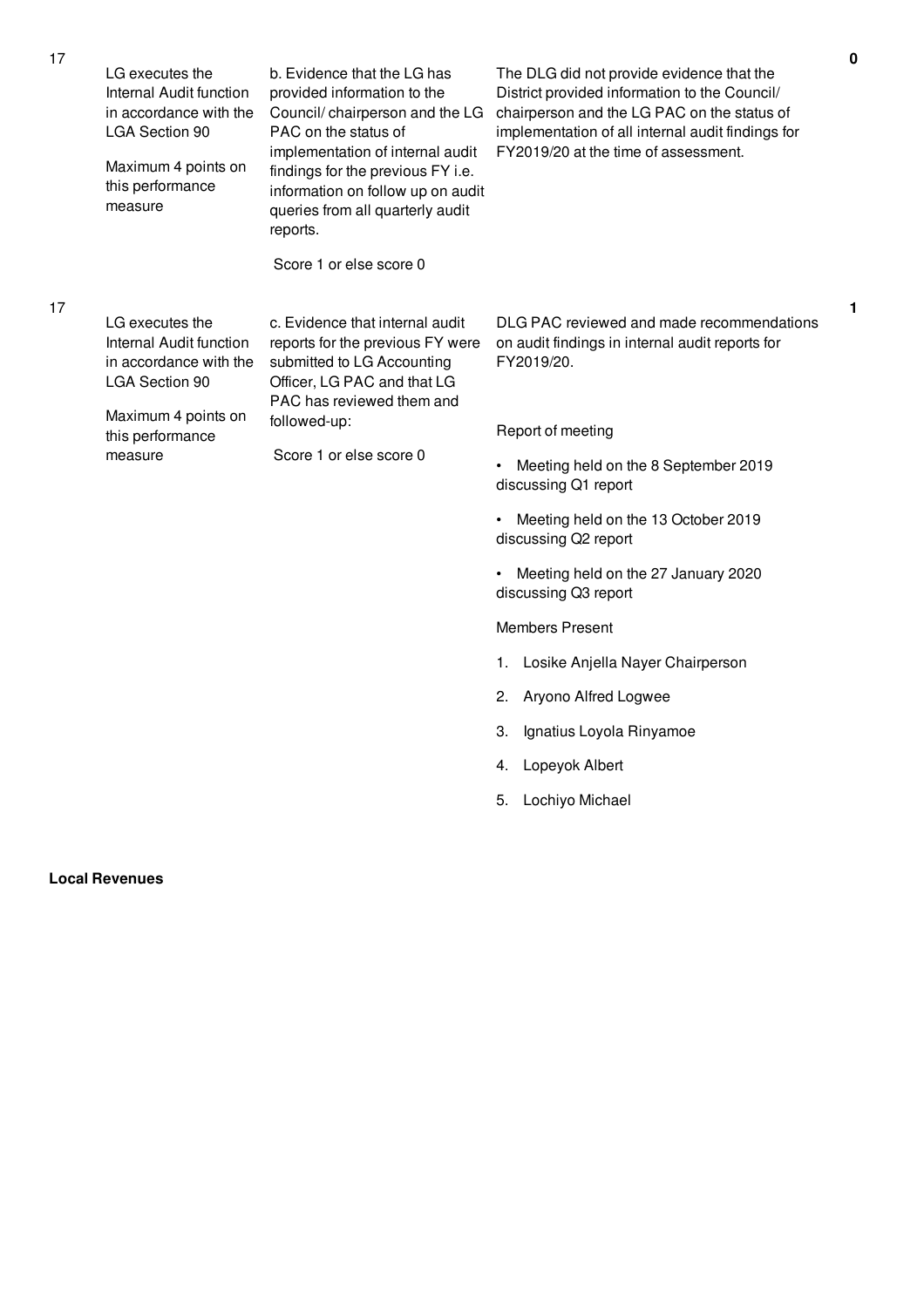| No. | Performance Area | Performance Measure | Assessment Details | Score |
|---|---|---|---|---|
| 17 | LG executes the Internal Audit function in accordance with the LGA Section 90<br><br>Maximum 4 points on this performance measure | b. Evidence that the LG has provided information to the Council/ chairperson and the LG PAC on the status of implementation of internal audit findings for the previous FY i.e. information on follow up on audit queries from all quarterly audit reports.<br><br>Score 1 or else score 0 | The DLG did not provide evidence that the District provided information to the Council/ chairperson and the LG PAC on the status of implementation of all internal audit findings for FY2019/20 at the time of assessment. | 0 |
| 17 | LG executes the Internal Audit function in accordance with the LGA Section 90<br><br>Maximum 4 points on this performance measure | c. Evidence that internal audit reports for the previous FY were submitted to LG Accounting Officer, LG PAC and that LG PAC has reviewed them and followed-up:<br><br>Score 1 or else score 0 | DLG PAC reviewed and made recommendations on audit findings in internal audit reports for FY2019/20.<br><br>Report of meeting<br><br>• Meeting held on the 8 September 2019 discussing Q1 report<br><br>• Meeting held on the 13 October 2019 discussing Q2 report<br><br>• Meeting held on the 27 January 2020 discussing Q3 report<br><br>Members Present<br><br>1. Losike Anjella Nayer Chairperson<br><br>2. Aryono Alfred Logwee<br><br>3. Ignatius Loyola Rinyamoe<br><br>4. Lopeyok Albert<br><br>5. Lochiyo Michael | 1 |

**Local Revenues**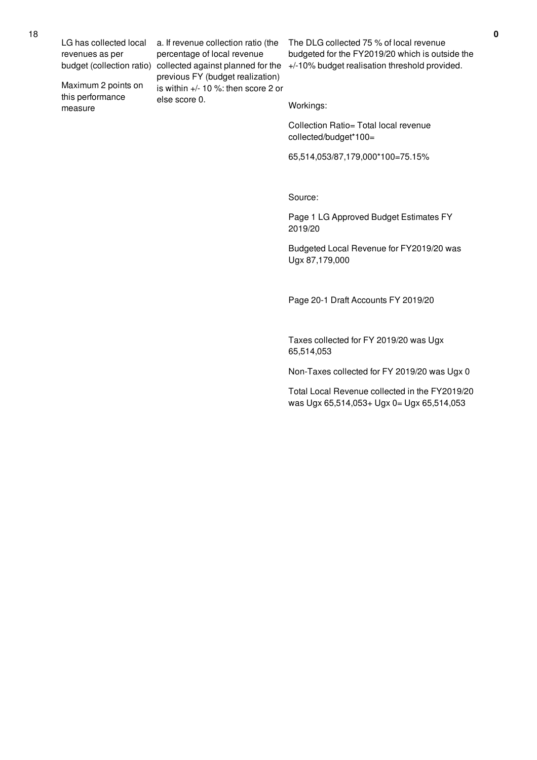| 18 | LG has collected local revenues as per budget (collection ratio)<br><br>Maximum 2 points on this performance measure | a. If revenue collection ratio (the percentage of local revenue collected against planned for the previous FY (budget realization) is within +/- 10 %: then score 2 or else score 0. | The DLG collected 75 % of local revenue budgeted for the FY2019/20 which is outside the +/-10% budget realisation threshold provided.<br><br>Workings:<br><br>Collection Ratio= Total local revenue collected/budget*100=<br><br>65,514,053/87,179,000*100=75.15%<br><br>Source:<br><br>Page 1 LG Approved Budget Estimates FY 2019/20<br><br>Budgeted Local Revenue for FY2019/20 was Ugx 87,179,000<br><br>Page 20-1 Draft Accounts FY 2019/20<br><br>Taxes collected for FY 2019/20 was Ugx 65,514,053<br><br>Non-Taxes collected for FY 2019/20 was Ugx 0<br><br>Total Local Revenue collected in the FY2019/20 was Ugx 65,514,053+ Ugx 0= Ugx 65,514,053 | 0 |
|---|---|---|---|---|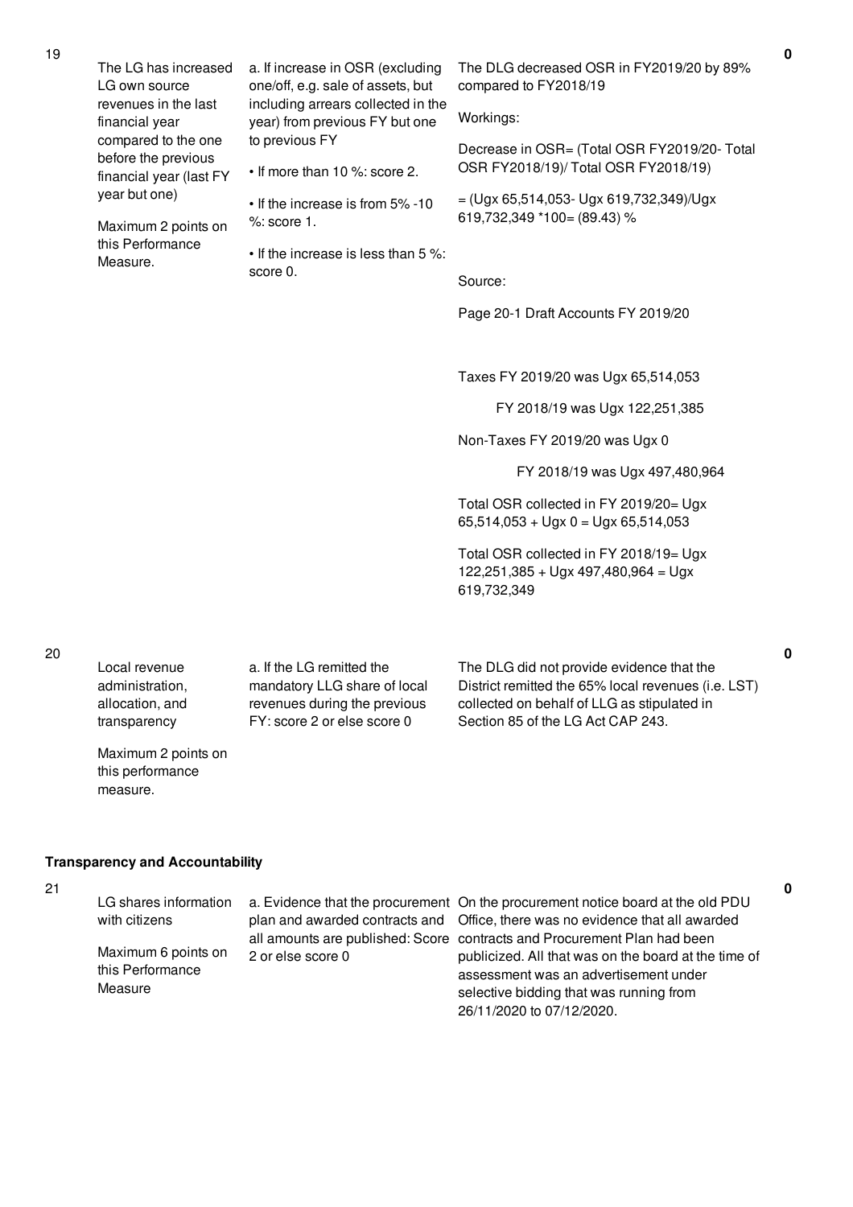| No. | Performance Area | Performance Measure | Assessment Findings | Score |
|---|---|---|---|---|
| 19 | The LG has increased LG own source revenues in the last financial year compared to the one before the previous financial year (last FY year but one)<br><br>Maximum 2 points on this Performance Measure. | a. If increase in OSR (excluding one/off, e.g. sale of assets, but including arrears collected in the year) from previous FY but one to previous FY<br><br>• If more than 10 %: score 2.<br><br>• If the increase is from 5% -10 %: score 1.<br><br>• If the increase is less than 5 %: score 0. | The DLG decreased OSR in FY2019/20 by 89% compared to FY2018/19<br><br>Workings:<br><br>Decrease in OSR= (Total OSR FY2019/20- Total OSR FY2018/19)/ Total OSR FY2018/19)<br><br>= (Ugx 65,514,053- Ugx 619,732,349)/Ugx 619,732,349 *100= (89.43) %<br><br>Source:<br><br>Page 20-1 Draft Accounts FY 2019/20<br><br>Taxes FY 2019/20 was Ugx 65,514,053<br><br>FY 2018/19 was Ugx 122,251,385<br><br>Non-Taxes FY 2019/20 was Ugx 0<br><br>FY 2018/19 was Ugx 497,480,964<br><br>Total OSR collected in FY 2019/20= Ugx 65,514,053 + Ugx 0 = Ugx 65,514,053<br><br>Total OSR collected in FY 2018/19= Ugx 122,251,385 + Ugx 497,480,964 = Ugx 619,732,349 | 0 |
| 20 | Local revenue administration, allocation, and transparency<br><br>Maximum 2 points on this performance measure. | a. If the LG remitted the mandatory LLG share of local revenues during the previous FY: score 2 or else score 0 | The DLG did not provide evidence that the District remitted the 65% local revenues (i.e. LST) collected on behalf of LLG as stipulated in Section 85 of the LG Act CAP 243. | 0 |

**Transparency and Accountability**

| No. | Performance Area | Performance Measure | Assessment Findings | Score |
|---|---|---|---|---|
| 21 | LG shares information with citizens<br><br>Maximum 6 points on this Performance Measure | a. Evidence that the procurement plan and awarded contracts and all amounts are published: Score 2 or else score 0 | On the procurement notice board at the old PDU Office, there was no evidence that all awarded contracts and Procurement Plan had been publicized. All that was on the board at the time of assessment was an advertisement under selective bidding that was running from 26/11/2020 to 07/12/2020. | 0 |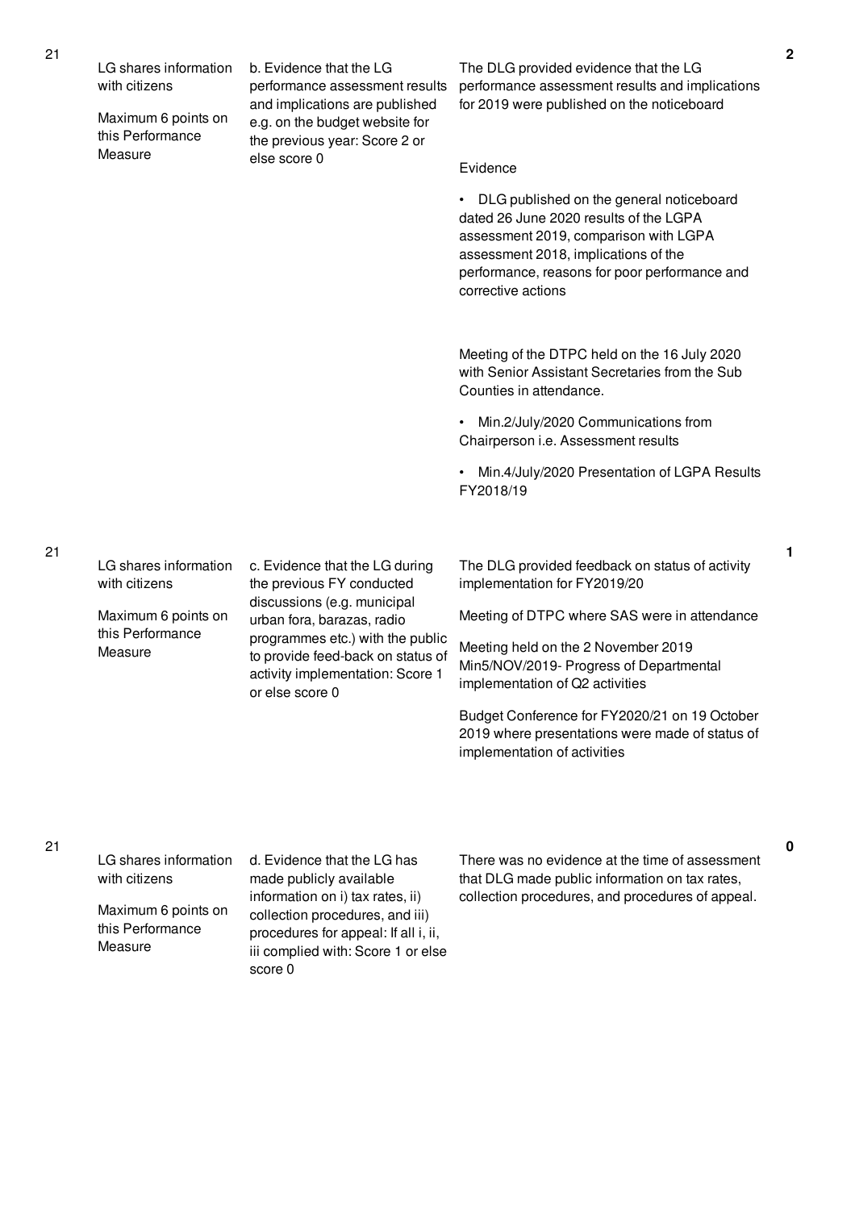| | | | | |
|---|---|---|---|---|
| 21 | LG shares information with citizens<br><br>Maximum 6 points on this Performance Measure | b. Evidence that the LG performance assessment results and implications are published e.g. on the budget website for the previous year: Score 2 or else score 0 | The DLG provided evidence that the LG performance assessment results and implications for 2019 were published on the noticeboard<br><br>Evidence<br><br>• DLG published on the general noticeboard dated 26 June 2020 results of the LGPA assessment 2019, comparison with LGPA assessment 2018, implications of the performance, reasons for poor performance and corrective actions<br><br>Meeting of the DTPC held on the 16 July 2020 with Senior Assistant Secretaries from the Sub Counties in attendance.<br><br>• Min.2/July/2020 Communications from Chairperson i.e. Assessment results<br><br>• Min.4/July/2020 Presentation of LGPA Results FY2018/19 | 2 |
| 21 | LG shares information with citizens<br><br>Maximum 6 points on this Performance Measure | c. Evidence that the LG during the previous FY conducted discussions (e.g. municipal urban fora, barazas, radio programmes etc.) with the public to provide feed-back on status of activity implementation: Score 1 or else score 0 | The DLG provided feedback on status of activity implementation for FY2019/20<br><br>Meeting of DTPC where SAS were in attendance<br><br>Meeting held on the 2 November 2019 Min5/NOV/2019- Progress of Departmental implementation of Q2 activities<br><br>Budget Conference for FY2020/21 on 19 October 2019 where presentations were made of status of implementation of activities | 1 |
| 21 | LG shares information with citizens<br><br>Maximum 6 points on this Performance Measure | d. Evidence that the LG has made publicly available information on i) tax rates, ii) collection procedures, and iii) procedures for appeal: If all i, ii, iii complied with: Score 1 or else score 0 | There was no evidence at the time of assessment that DLG made public information on tax rates, collection procedures, and procedures of appeal. | 0 |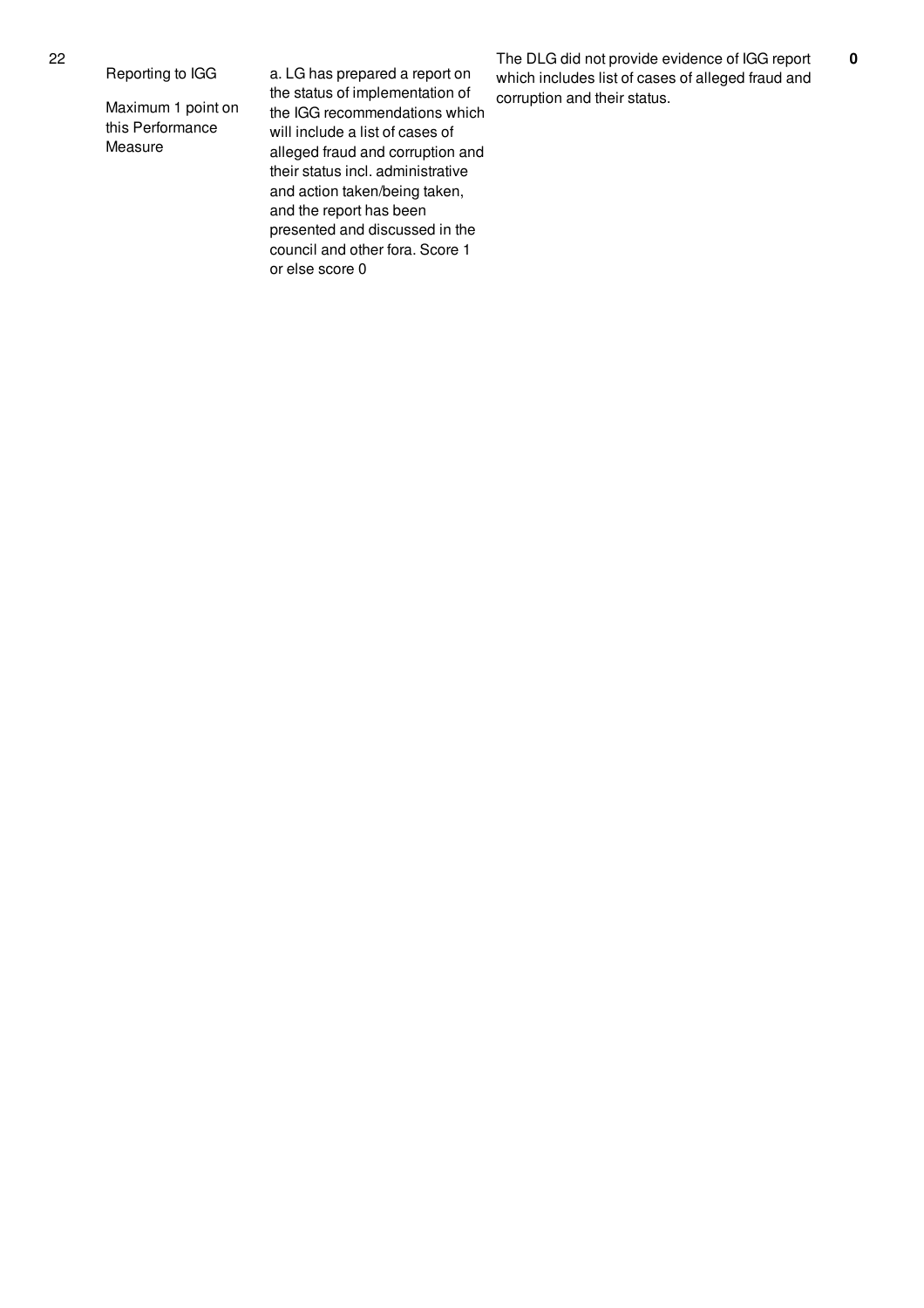| | | | | |
|---|---|---|---|---|
| 22 | Reporting to IGG<br><br>Maximum 1 point on this Performance Measure | a. LG has prepared a report on the status of implementation of the IGG recommendations which will include a list of cases of alleged fraud and corruption and their status incl. administrative and action taken/being taken, and the report has been presented and discussed in the council and other fora. Score 1 or else score 0 | The DLG did not provide evidence of IGG report which includes list of cases of alleged fraud and corruption and their status. | **0** |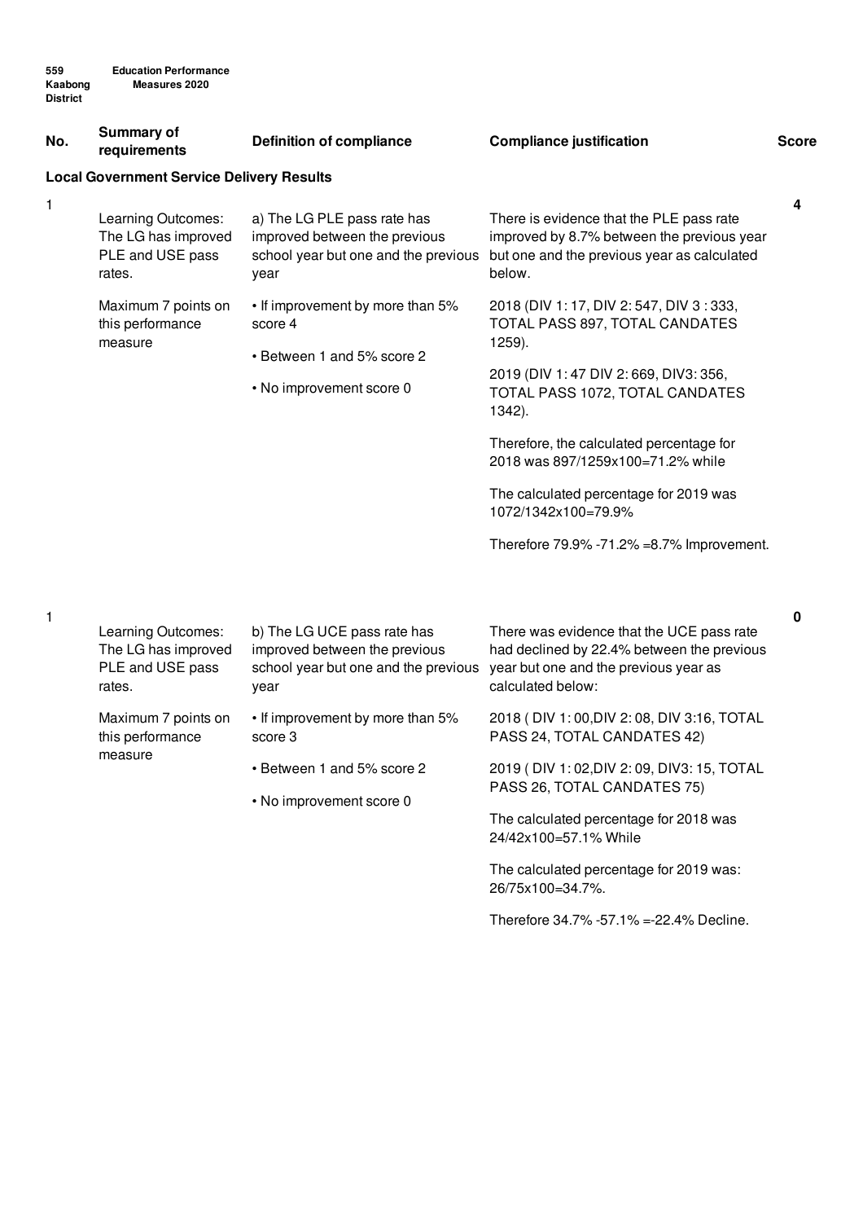| No. | Summary of requirements | Definition of compliance | Compliance justification | Score |
|---|---|---|---|---|
| **Local Government Service Delivery Results** | | | | |
| 1 | Learning Outcomes: The LG has improved PLE and USE pass rates.<br><br>Maximum 7 points on this performance measure | a) The LG PLE pass rate has improved between the previous school year but one and the previous year<br><br>• If improvement by more than 5% score 4<br><br>• Between 1 and 5% score 2<br><br>• No improvement score 0 | There is evidence that the PLE pass rate improved by 8.7% between the previous year but one and the previous year as calculated below.<br><br>2018 (DIV 1: 17, DIV 2: 547, DIV 3 : 333, TOTAL PASS 897, TOTAL CANDATES 1259).<br><br>2019 (DIV 1: 47 DIV 2: 669, DIV3: 356, TOTAL PASS 1072, TOTAL CANDATES 1342).<br><br>Therefore, the calculated percentage for 2018 was 897/1259x100=71.2% while<br><br>The calculated percentage for 2019 was 1072/1342x100=79.9%<br><br>Therefore 79.9% -71.2% =8.7% Improvement. | 4 |
| 1 | Learning Outcomes: The LG has improved PLE and USE pass rates.<br><br>Maximum 7 points on this performance measure | b) The LG UCE pass rate has improved between the previous school year but one and the previous year<br><br>• If improvement by more than 5% score 3<br><br>• Between 1 and 5% score 2<br><br>• No improvement score 0 | There was evidence that the UCE pass rate had declined by 22.4% between the previous year but one and the previous year as calculated below:<br><br>2018 ( DIV 1: 00,DIV 2: 08, DIV 3:16, TOTAL PASS 24, TOTAL CANDATES 42)<br><br>2019 ( DIV 1: 02,DIV 2: 09, DIV3: 15, TOTAL PASS 26, TOTAL CANDATES 75)<br><br>The calculated percentage for 2018 was 24/42x100=57.1% While<br><br>The calculated percentage for 2019 was: 26/75x100=34.7%.<br><br>Therefore 34.7% -57.1% =-22.4% Decline. | 0 |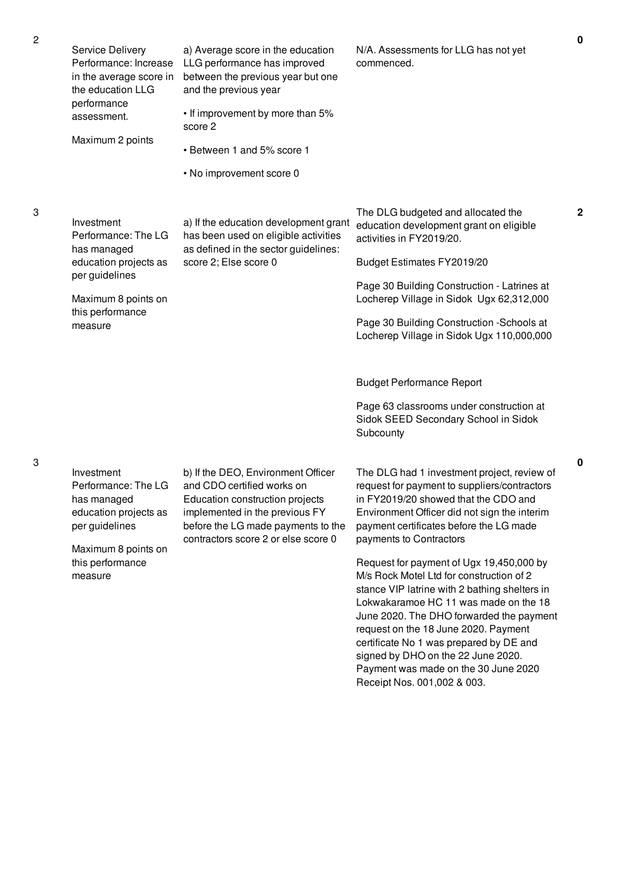| No. | Performance Measure | Scoring Guide | Assessment Justification | Score |
|---|---|---|---|---|
| 2 | Service Delivery Performance: Increase in the average score in the education LLG performance assessment.<br><br>Maximum 2 points | a) Average score in the education LLG performance has improved between the previous year but one and the previous year<br><br>• If improvement by more than 5% score 2<br><br>• Between 1 and 5% score 1<br><br>• No improvement score 0 | N/A. Assessments for LLG has not yet commenced. | 0 |
| 3 | Investment Performance: The LG has managed education projects as per guidelines<br><br>Maximum 8 points on this performance measure | a) If the education development grant has been used on eligible activities as defined in the sector guidelines: score 2; Else score 0 | The DLG budgeted and allocated the education development grant on eligible activities in FY2019/20.<br><br>Budget Estimates FY2019/20<br><br>Page 30 Building Construction - Latrines at Locherep Village in Sidok Ugx 62,312,000<br><br>Page 30 Building Construction -Schools at Locherep Village in Sidok Ugx 110,000,000<br><br>Budget Performance Report<br><br>Page 63 classrooms under construction at Sidok SEED Secondary School in Sidok Subcounty | 2 |
| 3 | Investment Performance: The LG has managed education projects as per guidelines<br><br>Maximum 8 points on this performance measure | b) If the DEO, Environment Officer and CDO certified works on Education construction projects implemented in the previous FY before the LG made payments to the contractors score 2 or else score 0 | The DLG had 1 investment project, review of request for payment to suppliers/contractors in FY2019/20 showed that the CDO and Environment Officer did not sign the interim payment certificates before the LG made payments to Contractors<br><br>Request for payment of Ugx 19,450,000 by M/s Rock Motel Ltd for construction of 2 stance VIP latrine with 2 bathing shelters in Lokwakaramoe HC 11 was made on the 18 June 2020. The DHO forwarded the payment request on the 18 June 2020. Payment certificate No 1 was prepared by DE and signed by DHO on the 22 June 2020. Payment was made on the 30 June 2020 Receipt Nos. 001,002 & 003. | 0 |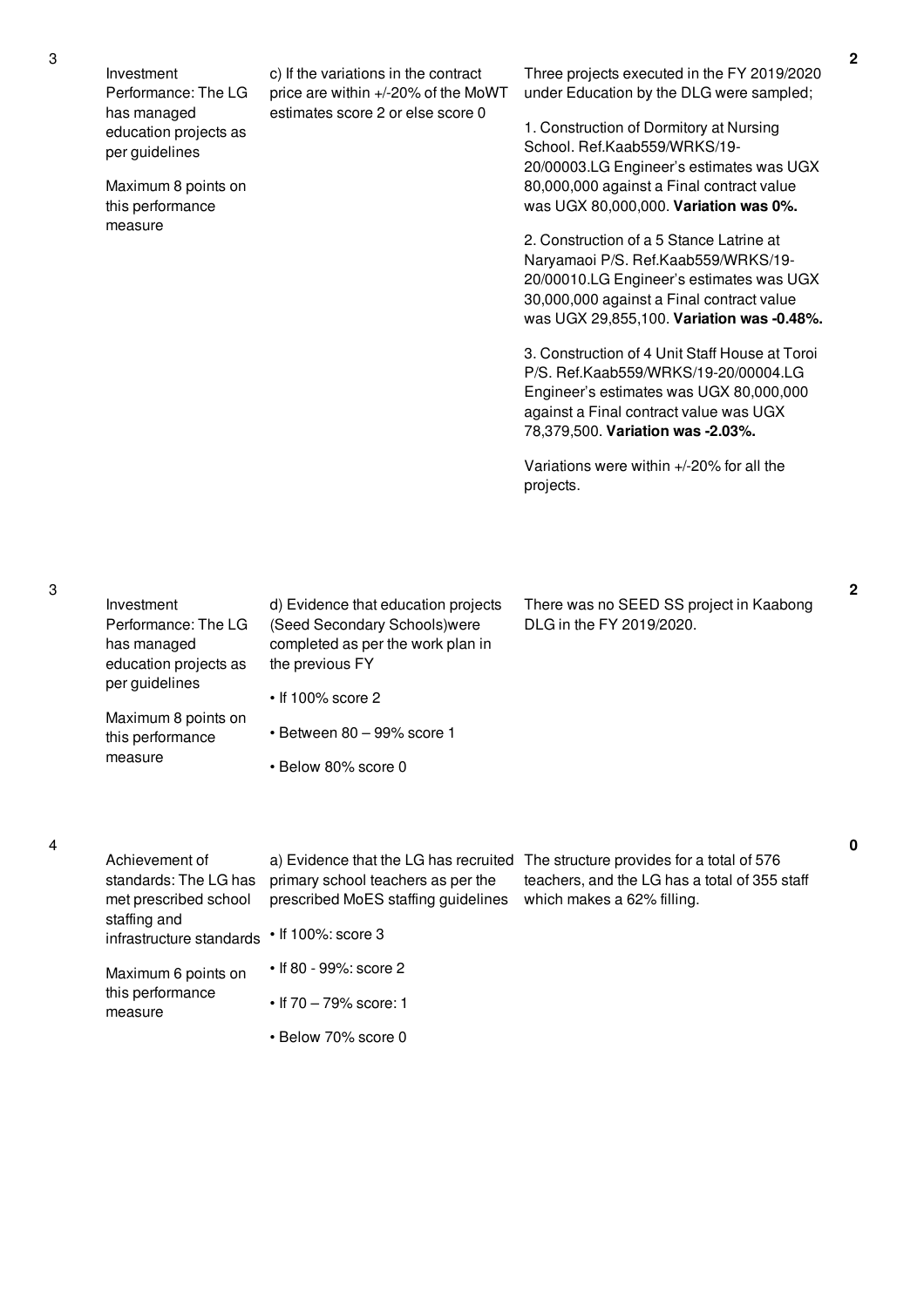| No. | Performance Area | Performance Measure | Assessment Findings | Score |
|---|---|---|---|---|
| 3 | Investment Performance: The LG has managed education projects as per guidelines<br><br>Maximum 8 points on this performance measure | c) If the variations in the contract price are within +/-20% of the MoWT estimates score 2 or else score 0 | Three projects executed in the FY 2019/2020 under Education by the DLG were sampled;<br><br>1. Construction of Dormitory at Nursing School. Ref.Kaab559/WRKS/19-20/00003.LG Engineer's estimates was UGX 80,000,000 against a Final contract value was UGX 80,000,000. **Variation was 0%.**<br><br>2. Construction of a 5 Stance Latrine at Naryamaoi P/S. Ref.Kaab559/WRKS/19-20/00010.LG Engineer's estimates was UGX 30,000,000 against a Final contract value was UGX 29,855,100. **Variation was -0.48%.**<br><br>3. Construction of 4 Unit Staff House at Toroi P/S. Ref.Kaab559/WRKS/19-20/00004.LG Engineer's estimates was UGX 80,000,000 against a Final contract value was UGX 78,379,500. **Variation was -2.03%.**<br><br>Variations were within +/-20% for all the projects. | 2 |
| 3 | Investment Performance: The LG has managed education projects as per guidelines<br><br>Maximum 8 points on this performance measure | d) Evidence that education projects (Seed Secondary Schools)were completed as per the work plan in the previous FY<br><br>• If 100% score 2<br><br>• Between 80 – 99% score 1<br><br>• Below 80% score 0 | There was no SEED SS project in Kaabong DLG in the FY 2019/2020. | 2 |
| 4 | Achievement of standards: The LG has met prescribed school staffing and infrastructure standards<br><br>Maximum 6 points on this performance measure | a) Evidence that the LG has recruited primary school teachers as per the prescribed MoES staffing guidelines<br><br>• If 100%: score 3<br><br>• If 80 - 99%: score 2<br><br>• If 70 – 79% score: 1<br><br>• Below 70% score 0 | The structure provides for a total of 576 teachers, and the LG has a total of 355 staff which makes a 62% filling. | 0 |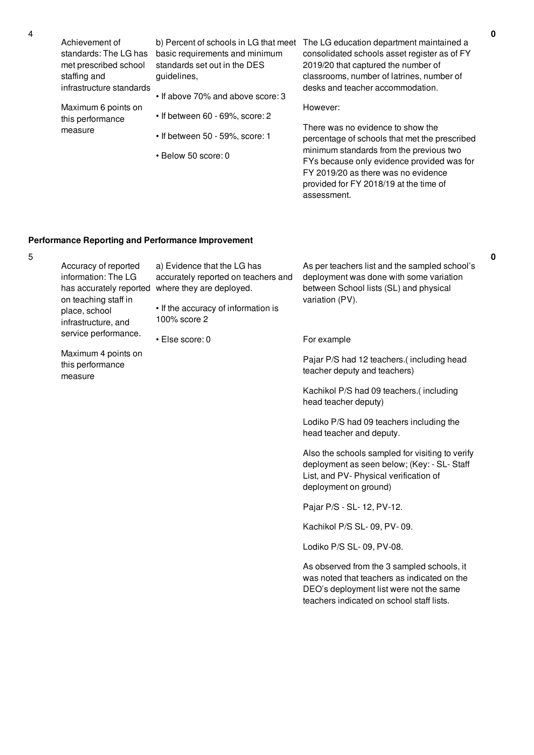| No. | Performance Measure | Scoring Guide | Justification | Score |
|---|---|---|---|---|
| 4 | Achievement of standards: The LG has met prescribed school staffing and infrastructure standards<br><br>Maximum 6 points on this performance measure | b) Percent of schools in LG that meet basic requirements and minimum standards set out in the DES guidelines,<br><br>• If above 70% and above score: 3<br><br>• If between 60 - 69%, score: 2<br><br>• If between 50 - 59%, score: 1<br><br>• Below 50 score: 0 | The LG education department maintained a consolidated schools asset register as of FY 2019/20 that captured the number of classrooms, number of latrines, number of desks and teacher accommodation.<br><br>However:<br><br>There was no evidence to show the percentage of schools that met the prescribed minimum standards from the previous two FYs because only evidence provided was for FY 2019/20 as there was no evidence provided for FY 2018/19 at the time of assessment. | 0 |

**Performance Reporting and Performance Improvement**

| No. | Performance Measure | Scoring Guide | Justification | Score |
|---|---|---|---|---|
| 5 | Accuracy of reported information: The LG has accurately reported on teaching staff in place, school infrastructure, and service performance.<br><br>Maximum 4 points on this performance measure | a) Evidence that the LG has accurately reported on teachers and where they are deployed.<br><br>• If the accuracy of information is 100% score 2<br><br>• Else score: 0 | As per teachers list and the sampled school's deployment was done with some variation between School lists (SL) and physical variation (PV).<br><br>For example<br><br>Pajar P/S had 12 teachers.( including head teacher deputy and teachers)<br><br>Kachikol P/S had 09 teachers.( including head teacher deputy)<br><br>Lodiko P/S had 09 teachers including the head teacher and deputy.<br><br>Also the schools sampled for visiting to verify deployment as seen below; (Key: - SL- Staff List, and PV- Physical verification of deployment on ground)<br><br>Pajar P/S - SL- 12, PV-12.<br><br>Kachikol P/S SL- 09, PV- 09.<br><br>Lodiko P/S SL- 09, PV-08.<br><br>As observed from the 3 sampled schools, it was noted that teachers as indicated on the DEO's deployment list were not the same teachers indicated on school staff lists. | 0 |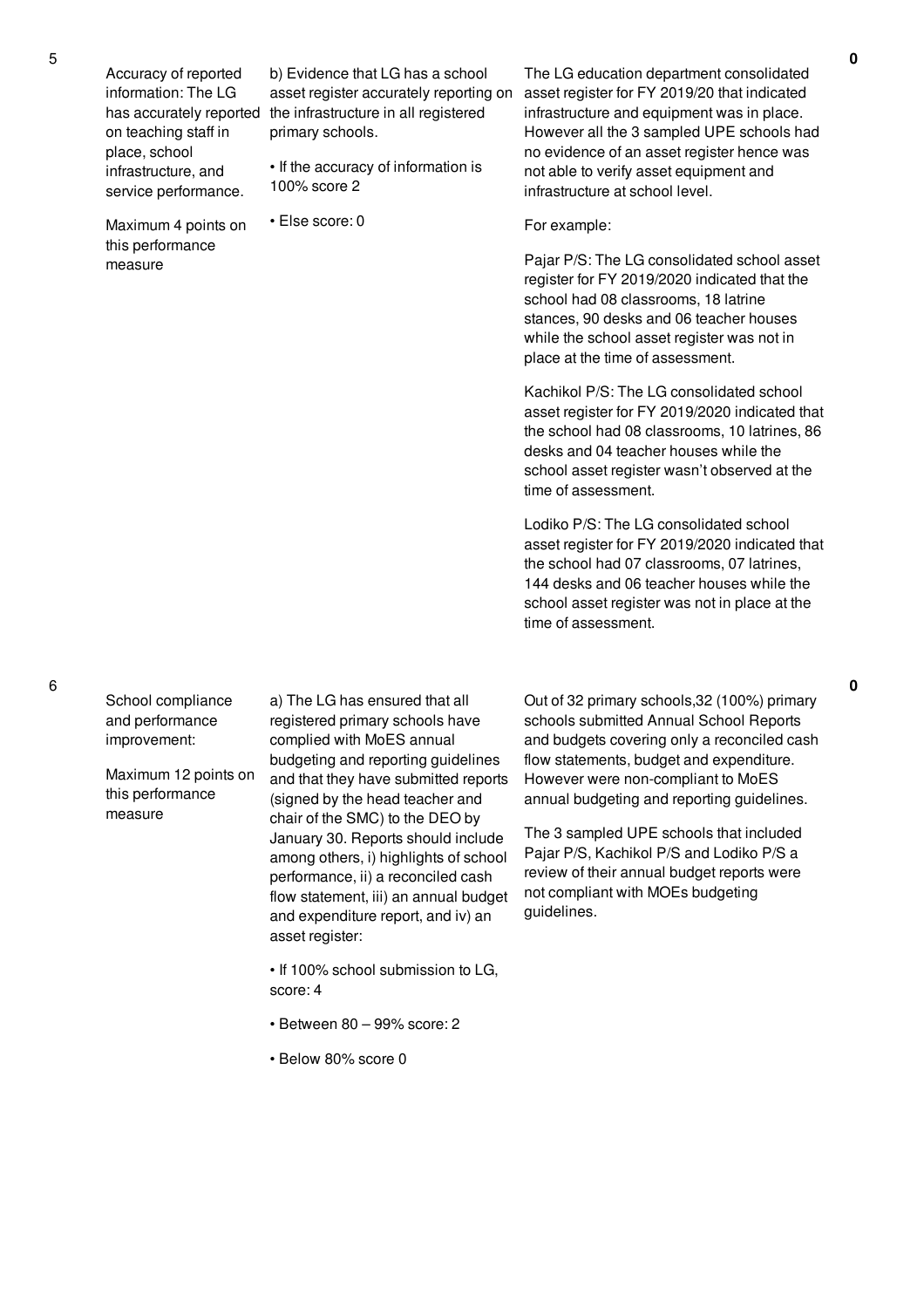| No. | Performance Measure | Scoring Guide | Assessment Finding | Score |
|---|---|---|---|---|
| 5 | Accuracy of reported information: The LG has accurately reported on teaching staff in place, school infrastructure, and service performance.<br><br>Maximum 4 points on this performance measure | b) Evidence that LG has a school asset register accurately reporting on the infrastructure in all registered primary schools.<br><br>• If the accuracy of information is 100% score 2<br><br>• Else score: 0 | The LG education department consolidated asset register for FY 2019/20 that indicated infrastructure and equipment was in place. However all the 3 sampled UPE schools had no evidence of an asset register hence was not able to verify asset equipment and infrastructure at school level.<br><br>For example:<br><br>Pajar P/S: The LG consolidated school asset register for FY 2019/2020 indicated that the school had 08 classrooms, 18 latrine stances, 90 desks and 06 teacher houses while the school asset register was not in place at the time of assessment.<br><br>Kachikol P/S: The LG consolidated school asset register for FY 2019/2020 indicated that the school had 08 classrooms, 10 latrines, 86 desks and 04 teacher houses while the school asset register wasn't observed at the time of assessment.<br><br>Lodiko P/S: The LG consolidated school asset register for FY 2019/2020 indicated that the school had 07 classrooms, 07 latrines, 144 desks and 06 teacher houses while the school asset register was not in place at the time of assessment. | 0 |
| 6 | School compliance and performance improvement:<br><br>Maximum 12 points on this performance measure | a) The LG has ensured that all registered primary schools have complied with MoES annual budgeting and reporting guidelines and that they have submitted reports (signed by the head teacher and chair of the SMC) to the DEO by January 30. Reports should include among others, i) highlights of school performance, ii) a reconciled cash flow statement, iii) an annual budget and expenditure report, and iv) an asset register:<br><br>• If 100% school submission to LG, score: 4<br><br>• Between 80 – 99% score: 2<br><br>• Below 80% score 0 | Out of 32 primary schools,32 (100%) primary schools submitted Annual School Reports and budgets covering only a reconciled cash flow statements, budget and expenditure. However were non-compliant to MoES annual budgeting and reporting guidelines.<br><br>The 3 sampled UPE schools that included Pajar P/S, Kachikol P/S and Lodiko P/S a review of their annual budget reports were not compliant with MOEs budgeting guidelines. | 0 |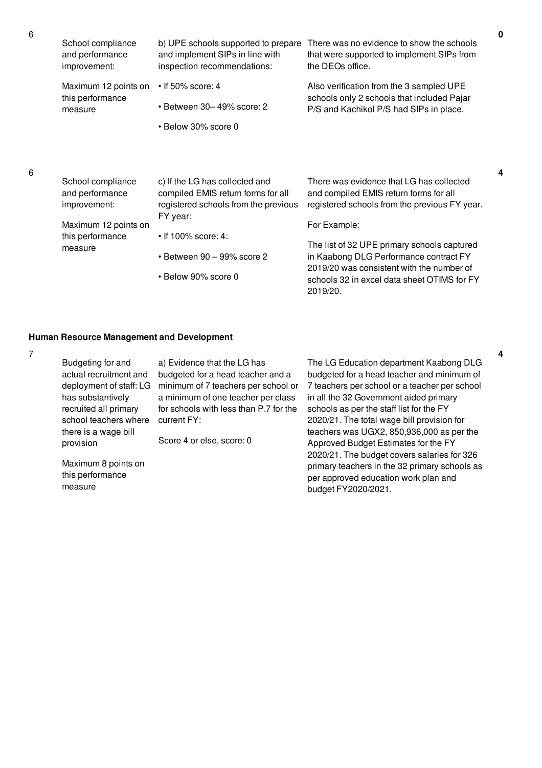| No. | Performance Measure | Scoring Guide | Assessment | Score |
|---|---|---|---|---|
| 6 | School compliance and performance improvement:<br><br>Maximum 12 points on this performance measure | b) UPE schools supported to prepare and implement SIPs in line with inspection recommendations:<br><br>• If 50% score: 4<br><br>• Between 30– 49% score: 2<br><br>• Below 30% score 0 | There was no evidence to show the schools that were supported to implement SIPs from the DEOs office.<br><br>Also verification from the 3 sampled UPE schools only 2 schools that included Pajar P/S and Kachikol P/S had SIPs in place. | 0 |
| 6 | School compliance and performance improvement:<br><br>Maximum 12 points on this performance measure | c) If the LG has collected and compiled EMIS return forms for all registered schools from the previous FY year:<br><br>• If 100% score: 4:<br><br>• Between 90 – 99% score 2<br><br>• Below 90% score 0 | There was evidence that LG has collected and compiled EMIS return forms for all registered schools from the previous FY year.<br><br>For Example:<br><br>The list of 32 UPE primary schools captured in Kaabong DLG Performance contract FY 2019/20 was consistent with the number of schools 32 in excel data sheet OTIMS for FY 2019/20. | 4 |

**Human Resource Management and Development**

| No. | Performance Measure | Scoring Guide | Assessment | Score |
|---|---|---|---|---|
| 7 | Budgeting for and actual recruitment and deployment of staff: LG has substantively recruited all primary school teachers where there is a wage bill provision<br><br>Maximum 8 points on this performance measure | a) Evidence that the LG has budgeted for a head teacher and a minimum of 7 teachers per school or a minimum of one teacher per class for schools with less than P.7 for the current FY:<br><br>Score 4 or else, score: 0 | The LG Education department Kaabong DLG budgeted for a head teacher and minimum of 7 teachers per school or a teacher per school in all the 32 Government aided primary schools as per the staff list for the FY 2020/21. The total wage bill provision for teachers was UGX2, 850,936,000 as per the Approved Budget Estimates for the FY 2020/21. The budget covers salaries for 326 primary teachers in the 32 primary schools as per approved education work plan and budget FY2020/2021. | 4 |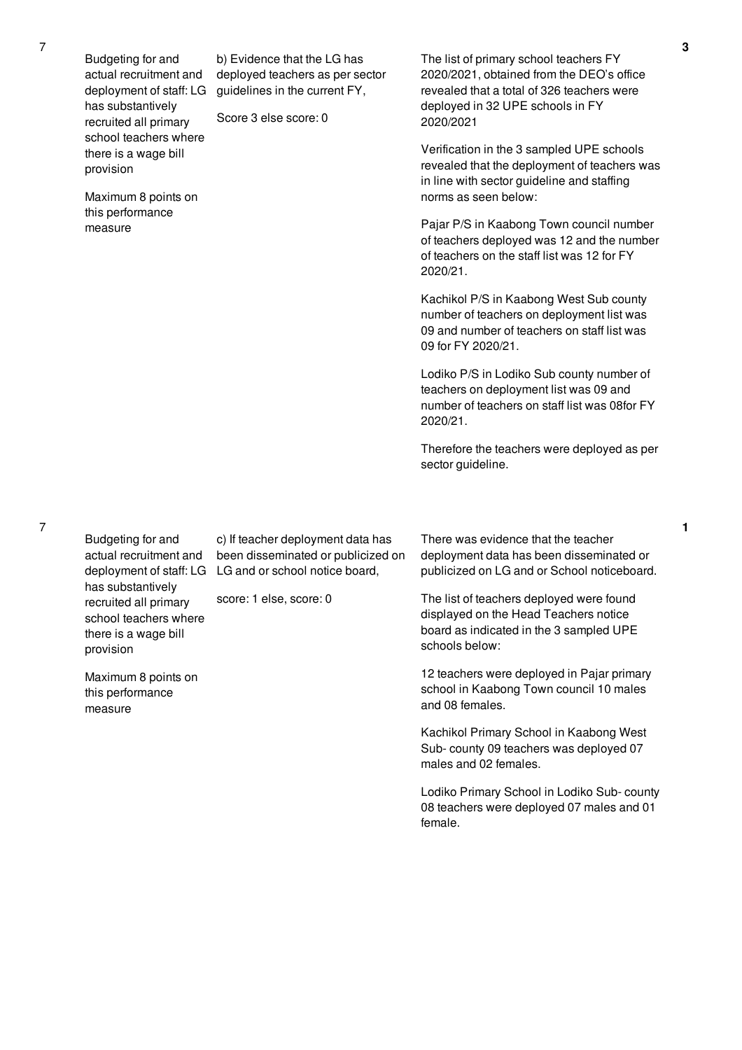| No. | Performance measure | Scoring guide | Justification | Score |
|---|---|---|---|---|
| 7 | Budgeting for and actual recruitment and deployment of staff: LG has substantively recruited all primary school teachers where there is a wage bill provision<br><br>Maximum 8 points on this performance measure | b) Evidence that the LG has deployed teachers as per sector guidelines in the current FY,<br><br>Score 3 else score: 0 | The list of primary school teachers FY 2020/2021, obtained from the DEO's office revealed that a total of 326 teachers were deployed in 32 UPE schools in FY 2020/2021<br><br>Verification in the 3 sampled UPE schools revealed that the deployment of teachers was in line with sector guideline and staffing norms as seen below:<br><br>Pajar P/S in Kaabong Town council number of teachers deployed was 12 and the number of teachers on the staff list was 12 for FY 2020/21.<br><br>Kachikol P/S in Kaabong West Sub county number of teachers on deployment list was 09 and number of teachers on staff list was 09 for FY 2020/21.<br><br>Lodiko P/S in Lodiko Sub county number of teachers on deployment list was 09 and number of teachers on staff list was 08for FY 2020/21.<br><br>Therefore the teachers were deployed as per sector guideline. | 3 |
| 7 | Budgeting for and actual recruitment and deployment of staff: LG has substantively recruited all primary school teachers where there is a wage bill provision<br><br>Maximum 8 points on this performance measure | c) If teacher deployment data has been disseminated or publicized on LG and or school notice board,<br><br>score: 1 else, score: 0 | There was evidence that the teacher deployment data has been disseminated or publicized on LG and or School noticeboard.<br><br>The list of teachers deployed were found displayed on the Head Teachers notice board as indicated in the 3 sampled UPE schools below:<br><br>12 teachers were deployed in Pajar primary school in Kaabong Town council 10 males and 08 females.<br><br>Kachikol Primary School in Kaabong West Sub- county 09 teachers was deployed 07 males and 02 females.<br><br>Lodiko Primary School in Lodiko Sub- county 08 teachers were deployed 07 males and 01 female. | 1 |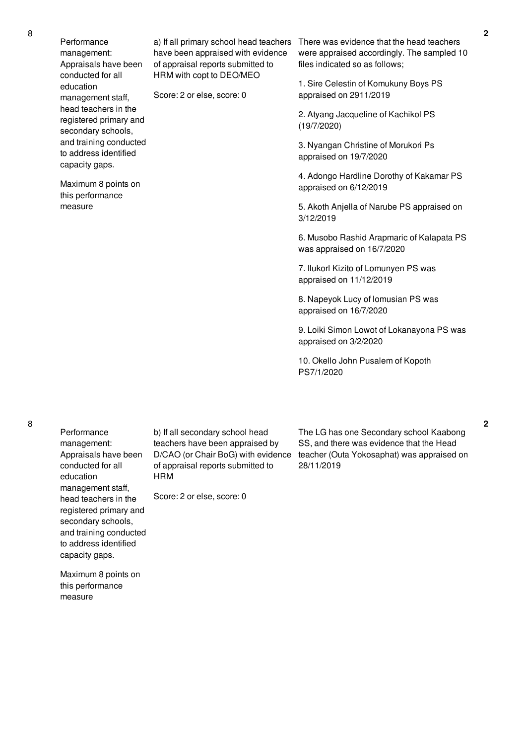| 8 | Performance management: Appraisals have been conducted for all education management staff, head teachers in the registered primary and secondary schools, and training conducted to address identified capacity gaps.<br><br>Maximum 8 points on this performance measure | a) If all primary school head teachers have been appraised with evidence of appraisal reports submitted to HRM with copt to DEO/MEO<br><br>Score: 2 or else, score: 0 | There was evidence that the head teachers were appraised accordingly. The sampled 10 files indicated so as follows;<br><br>1. Sire Celestin of Komukuny Boys PS appraised on 2911/2019<br><br>2. Atyang Jacqueline of Kachikol PS (19/7/2020)<br><br>3. Nyangan Christine of Morukori Ps appraised on 19/7/2020<br><br>4. Adongo Hardline Dorothy of Kakamar PS appraised on 6/12/2019<br><br>5. Akoth Anjella of Narube PS appraised on 3/12/2019<br><br>6. Musobo Rashid Arapmaric of Kalapata PS was appraised on 16/7/2020<br><br>7. Ilukorl Kizito of Lomunyen PS was appraised on 11/12/2019<br><br>8. Napeyok Lucy of lomusian PS was appraised on 16/7/2020<br><br>9. Loiki Simon Lowot of Lokanayona PS was appraised on 3/2/2020<br><br>10. Okello John Pusalem of Kopoth PS7/1/2020 | 2 |
|---|---|---|---|---|
| 8 | Performance management: Appraisals have been conducted for all education management staff, head teachers in the registered primary and secondary schools, and training conducted to address identified capacity gaps.<br><br>Maximum 8 points on this performance measure | b) If all secondary school head teachers have been appraised by D/CAO (or Chair BoG) with evidence of appraisal reports submitted to HRM<br><br>Score: 2 or else, score: 0 | The LG has one Secondary school Kaabong SS, and there was evidence that the Head teacher (Outa Yokosaphat) was appraised on 28/11/2019 | 2 |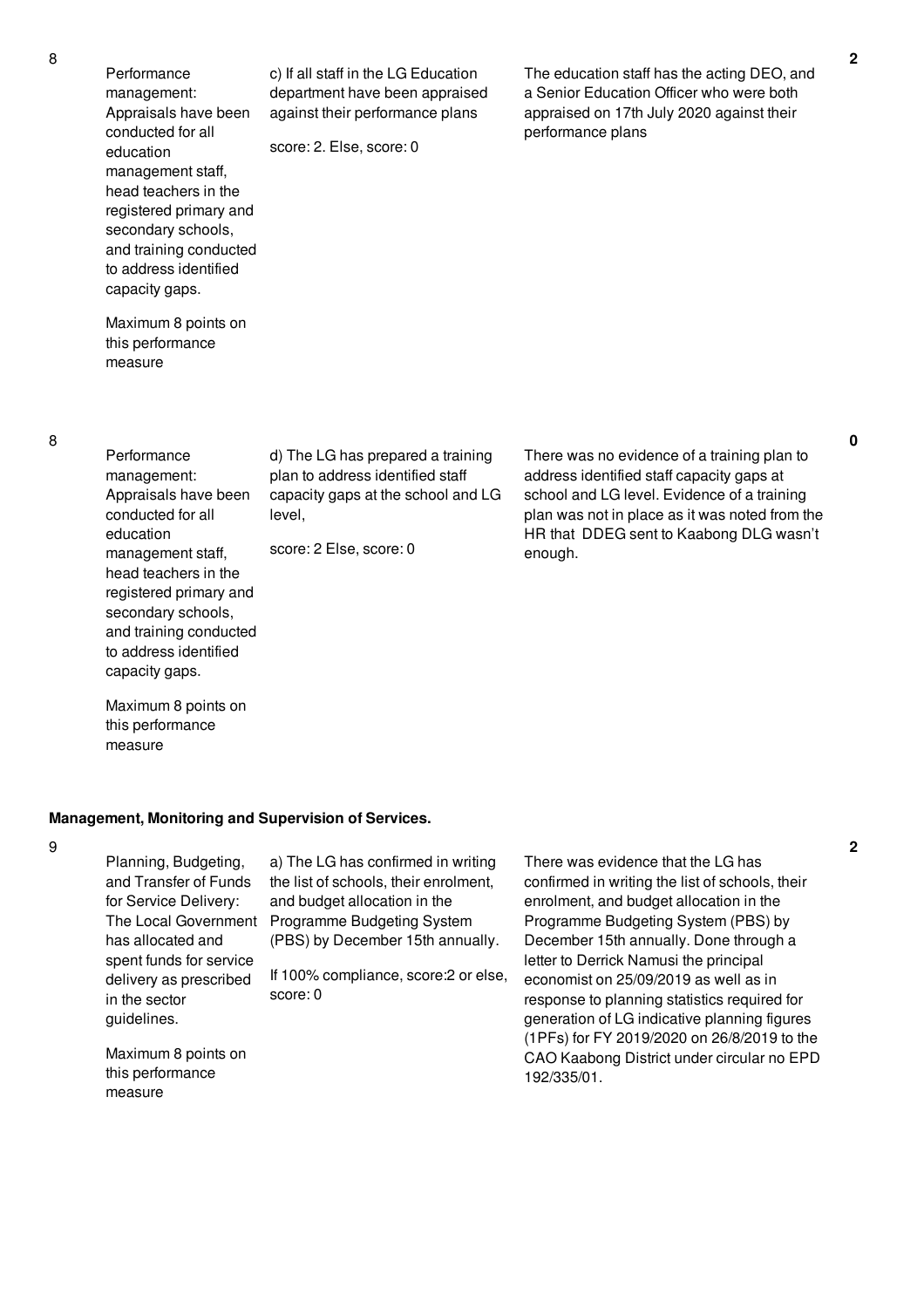| No. | Performance Area | Measure | Findings | Score |
|---|---|---|---|---|
| 8 | Performance management: Appraisals have been conducted for all education management staff, head teachers in the registered primary and secondary schools, and training conducted to address identified capacity gaps.<br><br>Maximum 8 points on this performance measure | c) If all staff in the LG Education department have been appraised against their performance plans<br><br>score: 2. Else, score: 0 | The education staff has the acting DEO, and a Senior Education Officer who were both appraised on 17th July 2020 against their performance plans | 2 |
| 8 | Performance management: Appraisals have been conducted for all education management staff, head teachers in the registered primary and secondary schools, and training conducted to address identified capacity gaps.<br><br>Maximum 8 points on this performance measure | d) The LG has prepared a training plan to address identified staff capacity gaps at the school and LG level,<br><br>score: 2 Else, score: 0 | There was no evidence of a training plan to address identified staff capacity gaps at school and LG level. Evidence of a training plan was not in place as it was noted from the HR that DDEG sent to Kaabong DLG wasn't enough. | 0 |

**Management, Monitoring and Supervision of Services.**

| No. | Performance Area | Measure | Findings | Score |
|---|---|---|---|---|
| 9 | Planning, Budgeting, and Transfer of Funds for Service Delivery: The Local Government has allocated and spent funds for service delivery as prescribed in the sector guidelines.<br><br>Maximum 8 points on this performance measure | a) The LG has confirmed in writing the list of schools, their enrolment, and budget allocation in the Programme Budgeting System (PBS) by December 15th annually.<br><br>If 100% compliance, score:2 or else, score: 0 | There was evidence that the LG has confirmed in writing the list of schools, their enrolment, and budget allocation in the Programme Budgeting System (PBS) by December 15th annually. Done through a letter to Derrick Namusi the principal economist on 25/09/2019 as well as in response to planning statistics required for generation of LG indicative planning figures (1PFs) for FY 2019/2020 on 26/8/2019 to the CAO Kaabong District under circular no EPD 192/335/01. | 2 |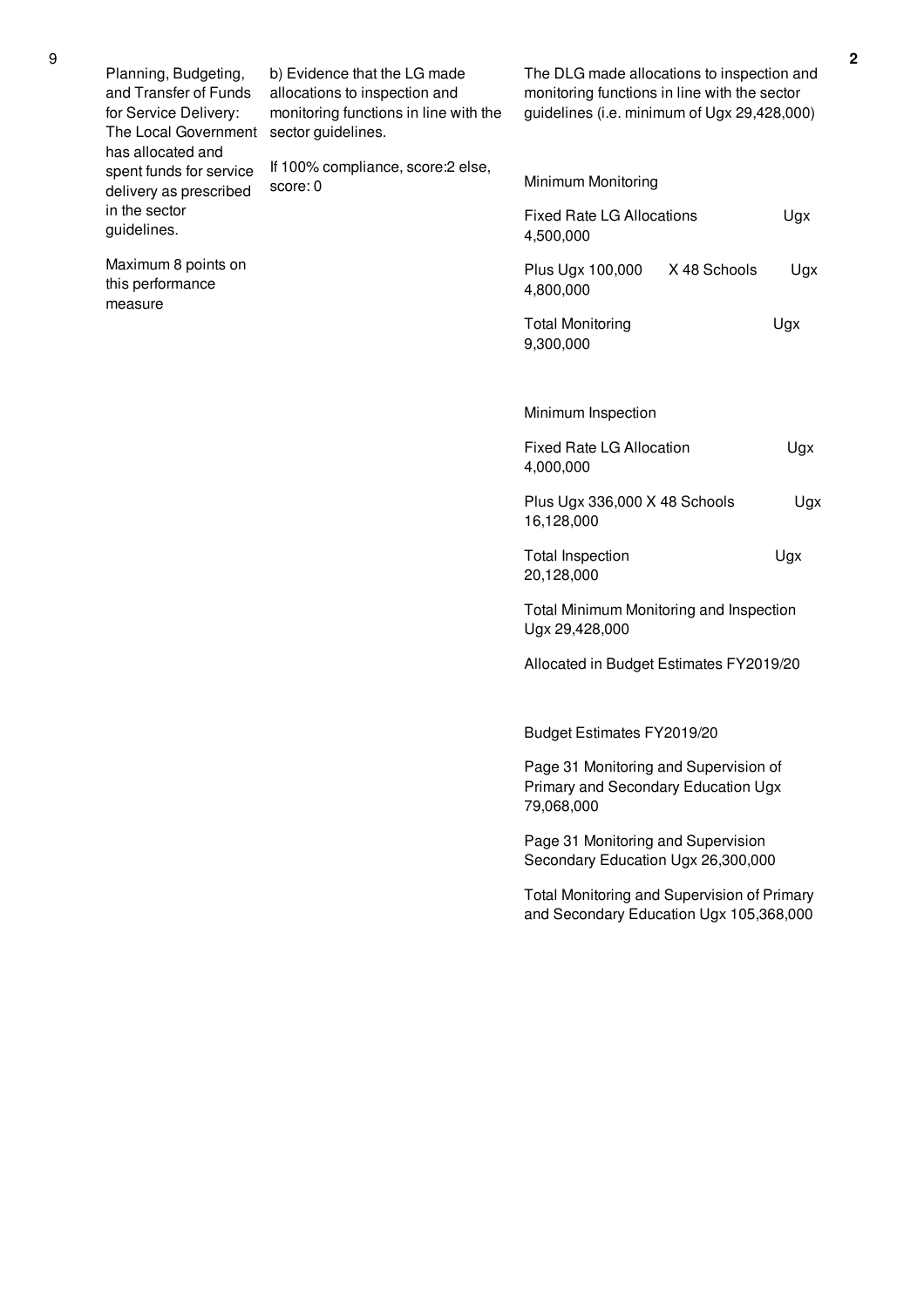| 9 | Planning, Budgeting, and Transfer of Funds for Service Delivery: The Local Government has allocated and spent funds for service delivery as prescribed in the sector guidelines.<br><br>Maximum 8 points on this performance measure | b) Evidence that the LG made allocations to inspection and monitoring functions in line with the sector guidelines.<br><br>If 100% compliance, score:2 else, score: 0 | The DLG made allocations to inspection and monitoring functions in line with the sector guidelines (i.e. minimum of Ugx 29,428,000)<br><br>Minimum Monitoring<br><br>Fixed Rate LG Allocations Ugx 4,500,000<br><br>Plus Ugx 100,000 X 48 Schools Ugx 4,800,000<br><br>Total Monitoring Ugx 9,300,000<br><br>Minimum Inspection<br><br>Fixed Rate LG Allocation Ugx 4,000,000<br><br>Plus Ugx 336,000 X 48 Schools Ugx 16,128,000<br><br>Total Inspection Ugx 20,128,000<br><br>Total Minimum Monitoring and Inspection Ugx 29,428,000<br><br>Allocated in Budget Estimates FY2019/20<br><br>Budget Estimates FY2019/20<br><br>Page 31 Monitoring and Supervision of Primary and Secondary Education Ugx 79,068,000<br><br>Page 31 Monitoring and Supervision Secondary Education Ugx 26,300,000<br><br>Total Monitoring and Supervision of Primary and Secondary Education Ugx 105,368,000 | 2 |
|---|---|---|---|---|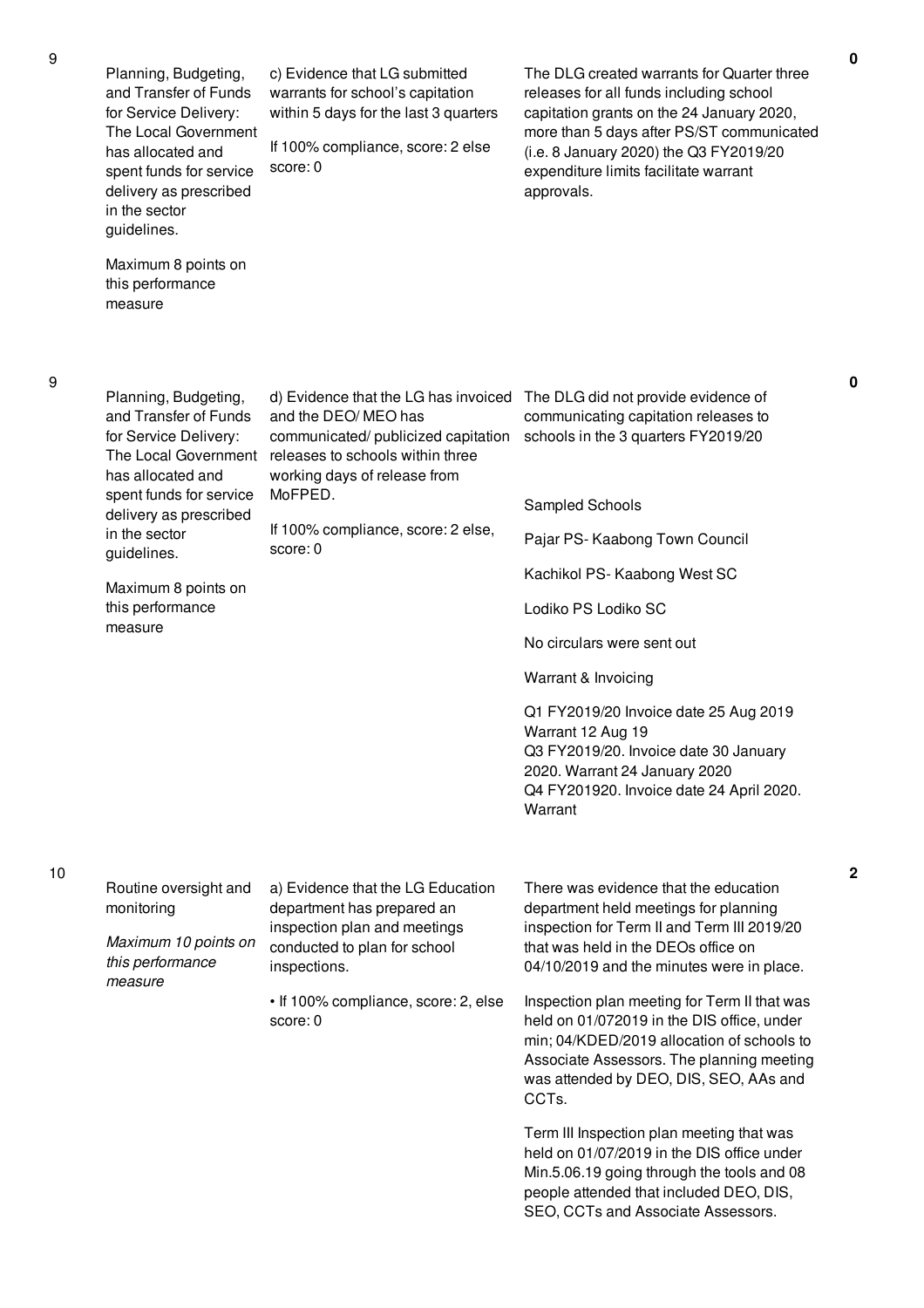| No. | Performance Area | Performance Measure | Assessment Findings | Score |
|---|---|---|---|---|
| 9 | Planning, Budgeting, and Transfer of Funds for Service Delivery: The Local Government has allocated and spent funds for service delivery as prescribed in the sector guidelines.<br><br>Maximum 8 points on this performance measure | c) Evidence that LG submitted warrants for school's capitation within 5 days for the last 3 quarters<br><br>If 100% compliance, score: 2 else score: 0 | The DLG created warrants for Quarter three releases for all funds including school capitation grants on the 24 January 2020, more than 5 days after PS/ST communicated (i.e. 8 January 2020) the Q3 FY2019/20 expenditure limits facilitate warrant approvals. | 0 |
| 9 | Planning, Budgeting, and Transfer of Funds for Service Delivery: The Local Government has allocated and spent funds for service delivery as prescribed in the sector guidelines.<br><br>Maximum 8 points on this performance measure | d) Evidence that the LG has invoiced and the DEO/ MEO has communicated/ publicized capitation releases to schools within three working days of release from MoFPED.<br><br>If 100% compliance, score: 2 else, score: 0 | The DLG did not provide evidence of communicating capitation releases to schools in the 3 quarters FY2019/20<br><br>Sampled Schools<br><br>Pajar PS- Kaabong Town Council<br><br>Kachikol PS- Kaabong West SC<br><br>Lodiko PS Lodiko SC<br><br>No circulars were sent out<br><br>Warrant & Invoicing<br><br>Q1 FY2019/20 Invoice date 25 Aug 2019 Warrant 12 Aug 19<br>Q3 FY2019/20. Invoice date 30 January 2020. Warrant 24 January 2020<br>Q4 FY201920. Invoice date 24 April 2020. Warrant | 0 |
| 10 | Routine oversight and monitoring<br><br>*Maximum 10 points on this performance measure* | a) Evidence that the LG Education department has prepared an inspection plan and meetings conducted to plan for school inspections.<br><br>• If 100% compliance, score: 2, else score: 0 | There was evidence that the education department held meetings for planning inspection for Term II and Term III 2019/20 that was held in the DEOs office on 04/10/2019 and the minutes were in place.<br><br>Inspection plan meeting for Term II that was held on 01/072019 in the DIS office, under min; 04/KDED/2019 allocation of schools to Associate Assessors. The planning meeting was attended by DEO, DIS, SEO, AAs and CCTs.<br><br>Term III Inspection plan meeting that was held on 01/07/2019 in the DIS office under Min.5.06.19 going through the tools and 08 people attended that included DEO, DIS, SEO, CCTs and Associate Assessors. | 2 |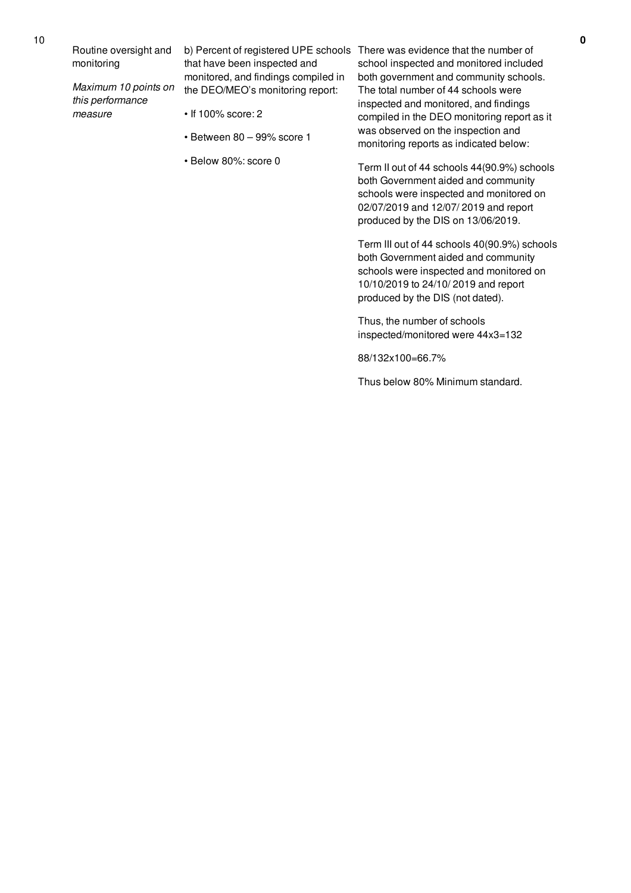| 10 | Routine oversight and monitoring<br><br>*Maximum 10 points on this performance measure* | b) Percent of registered UPE schools that have been inspected and monitored, and findings compiled in the DEO/MEO's monitoring report:<br><br>• If 100% score: 2<br><br>• Between 80 – 99% score 1<br><br>• Below 80%: score 0 | There was evidence that the number of school inspected and monitored included both government and community schools. The total number of 44 schools were inspected and monitored, and findings compiled in the DEO monitoring report as it was observed on the inspection and monitoring reports as indicated below:<br><br>Term II out of 44 schools 44(90.9%) schools both Government aided and community schools were inspected and monitored on 02/07/2019 and 12/07/ 2019 and report produced by the DIS on 13/06/2019.<br><br>Term III out of 44 schools 40(90.9%) schools both Government aided and community schools were inspected and monitored on 10/10/2019 to 24/10/ 2019 and report produced by the DIS (not dated).<br><br>Thus, the number of schools inspected/monitored were 44x3=132<br><br>88/132x100=66.7%<br><br>Thus below 80% Minimum standard. | **0** |
|---|---|---|---|---|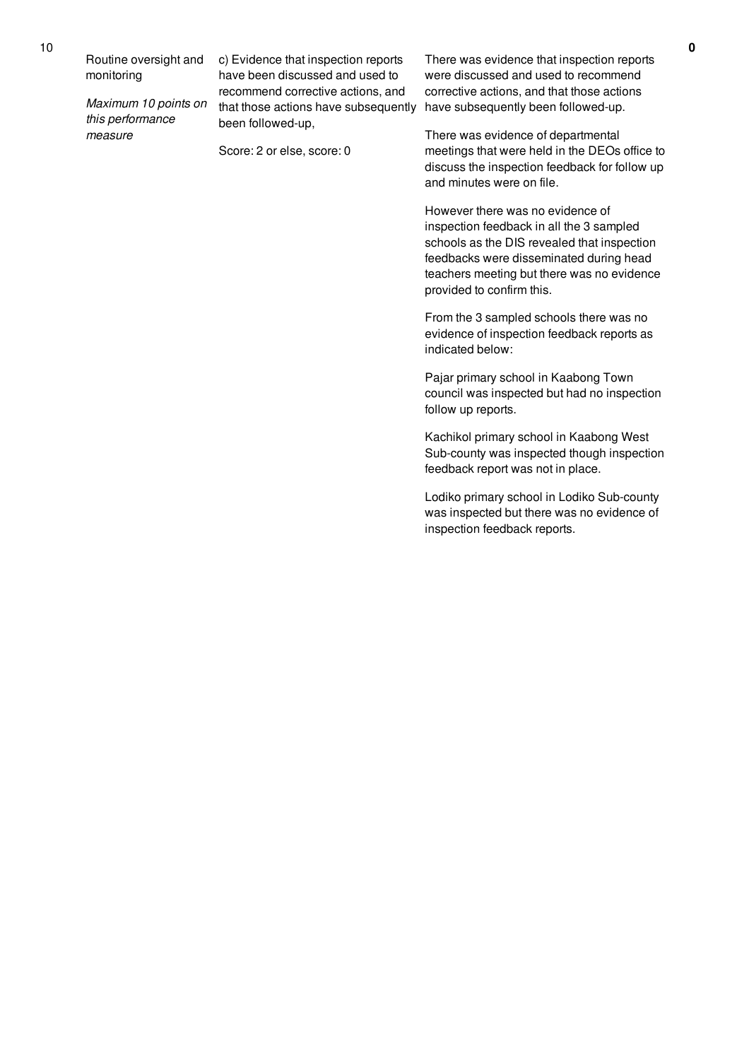| 10 | Routine oversight and monitoring<br><br>*Maximum 10 points on this performance measure* | c) Evidence that inspection reports have been discussed and used to recommend corrective actions, and that those actions have subsequently been followed-up,<br><br>Score: 2 or else, score: 0 | There was evidence that inspection reports were discussed and used to recommend corrective actions, and that those actions have subsequently been followed-up.<br><br>There was evidence of departmental meetings that were held in the DEOs office to discuss the inspection feedback for follow up and minutes were on file.<br><br>However there was no evidence of inspection feedback in all the 3 sampled schools as the DIS revealed that inspection feedbacks were disseminated during head teachers meeting but there was no evidence provided to confirm this.<br><br>From the 3 sampled schools there was no evidence of inspection feedback reports as indicated below:<br><br>Pajar primary school in Kaabong Town council was inspected but had no inspection follow up reports.<br><br>Kachikol primary school in Kaabong West Sub-county was inspected though inspection feedback report was not in place.<br><br>Lodiko primary school in Lodiko Sub-county was inspected but there was no evidence of inspection feedback reports. | **0** |
|---|---|---|---|---|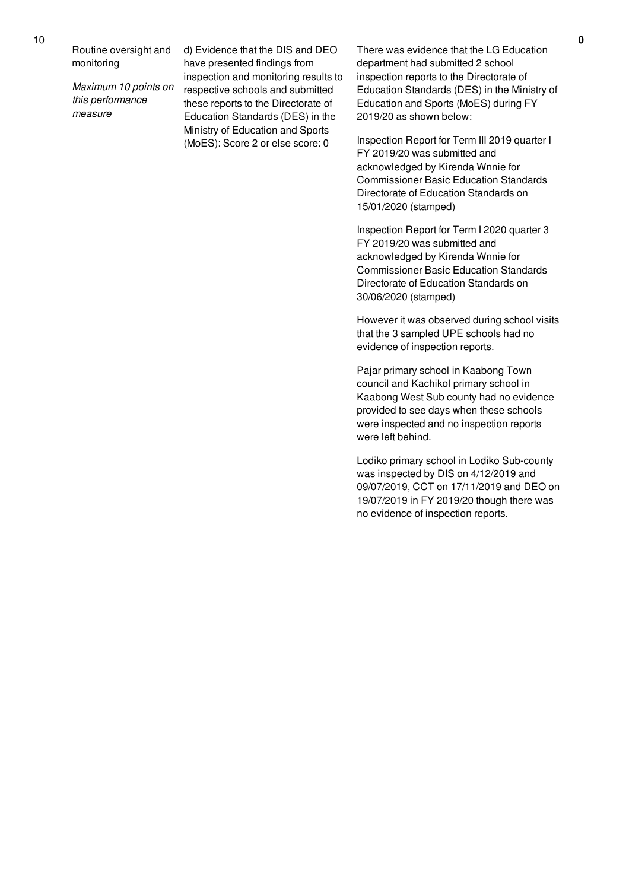| No. | Performance area | Measure | Assessment | Score |
|---|---|---|---|---|
| 10 | Routine oversight and monitoring<br><br>*Maximum 10 points on this performance measure* | d) Evidence that the DIS and DEO have presented findings from inspection and monitoring results to respective schools and submitted these reports to the Directorate of Education Standards (DES) in the Ministry of Education and Sports (MoES): Score 2 or else score: 0 | There was evidence that the LG Education department had submitted 2 school inspection reports to the Directorate of Education Standards (DES) in the Ministry of Education and Sports (MoES) during FY 2019/20 as shown below:<br><br>Inspection Report for Term III 2019 quarter I FY 2019/20 was submitted and acknowledged by Kirenda Wnnie for Commissioner Basic Education Standards Directorate of Education Standards on 15/01/2020 (stamped)<br><br>Inspection Report for Term I 2020 quarter 3 FY 2019/20 was submitted and acknowledged by Kirenda Wnnie for Commissioner Basic Education Standards Directorate of Education Standards on 30/06/2020 (stamped)<br><br>However it was observed during school visits that the 3 sampled UPE schools had no evidence of inspection reports.<br><br>Pajar primary school in Kaabong Town council and Kachikol primary school in Kaabong West Sub county had no evidence provided to see days when these schools were inspected and no inspection reports were left behind.<br><br>Lodiko primary school in Lodiko Sub-county was inspected by DIS on 4/12/2019 and 09/07/2019, CCT on 17/11/2019 and DEO on 19/07/2019 in FY 2019/20 though there was no evidence of inspection reports. | **0** |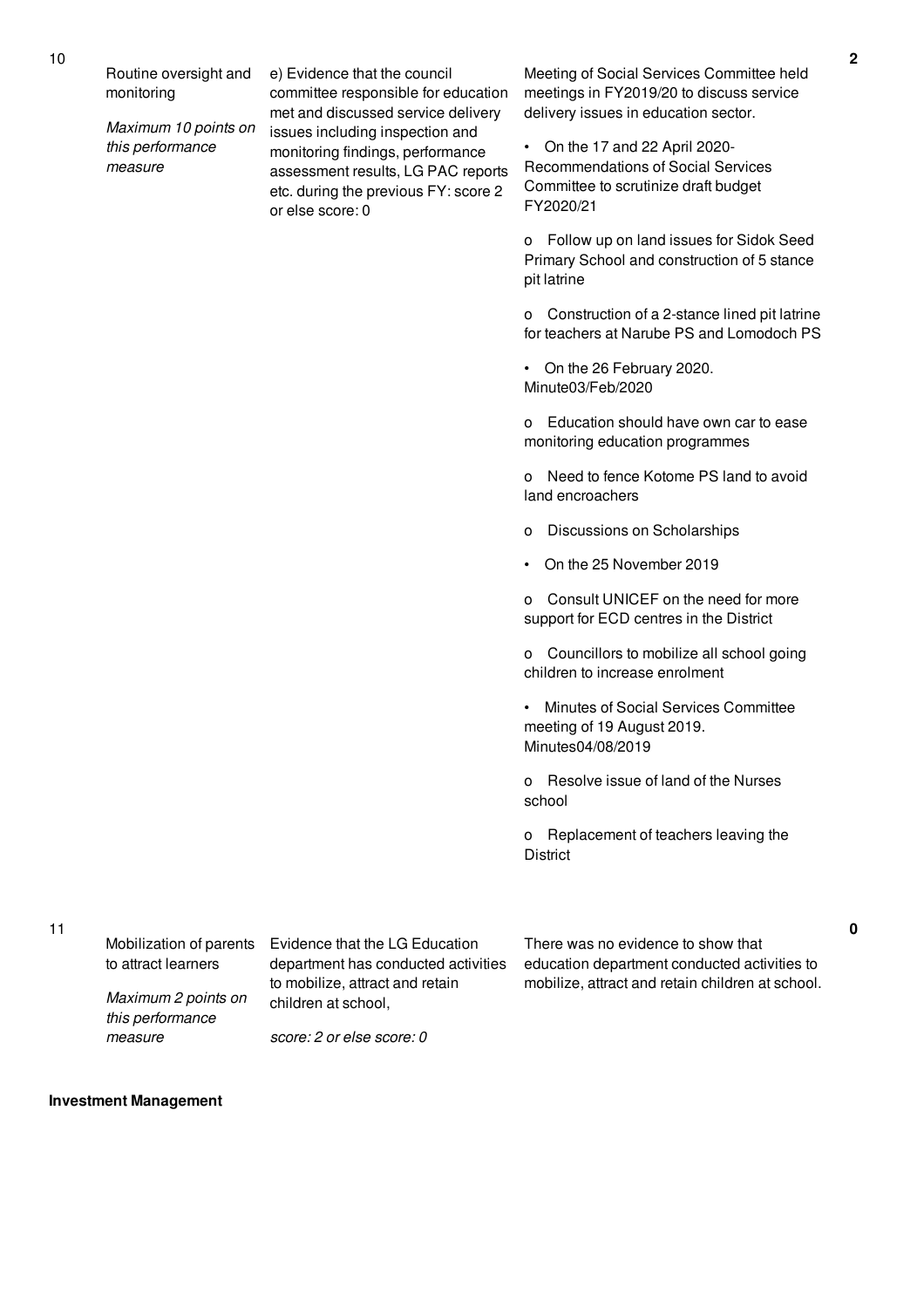| No. | Performance Area | Measure | Assessment | Score |
|---|---|---|---|---|
| 10 | Routine oversight and monitoring<br><br>*Maximum 10 points on this performance measure* | e) Evidence that the council committee responsible for education met and discussed service delivery issues including inspection and monitoring findings, performance assessment results, LG PAC reports etc. during the previous FY: score 2 or else score: 0 | Meeting of Social Services Committee held meetings in FY2019/20 to discuss service delivery issues in education sector.<br><br>• On the 17 and 22 April 2020- Recommendations of Social Services Committee to scrutinize draft budget FY2020/21<br><br>o Follow up on land issues for Sidok Seed Primary School and construction of 5 stance pit latrine<br><br>o Construction of a 2-stance lined pit latrine for teachers at Narube PS and Lomodoch PS<br><br>• On the 26 February 2020. Minute03/Feb/2020<br><br>o Education should have own car to ease monitoring education programmes<br><br>o Need to fence Kotome PS land to avoid land encroachers<br><br>o Discussions on Scholarships<br><br>• On the 25 November 2019<br><br>o Consult UNICEF on the need for more support for ECD centres in the District<br><br>o Councillors to mobilize all school going children to increase enrolment<br><br>• Minutes of Social Services Committee meeting of 19 August 2019. Minutes04/08/2019<br><br>o Resolve issue of land of the Nurses school<br><br>o Replacement of teachers leaving the District | 2 |
| 11 | Mobilization of parents to attract learners<br><br>*Maximum 2 points on this performance measure* | Evidence that the LG Education department has conducted activities to mobilize, attract and retain children at school,<br><br>*score: 2 or else score: 0* | There was no evidence to show that education department conducted activities to mobilize, attract and retain children at school. | 0 |

**Investment Management**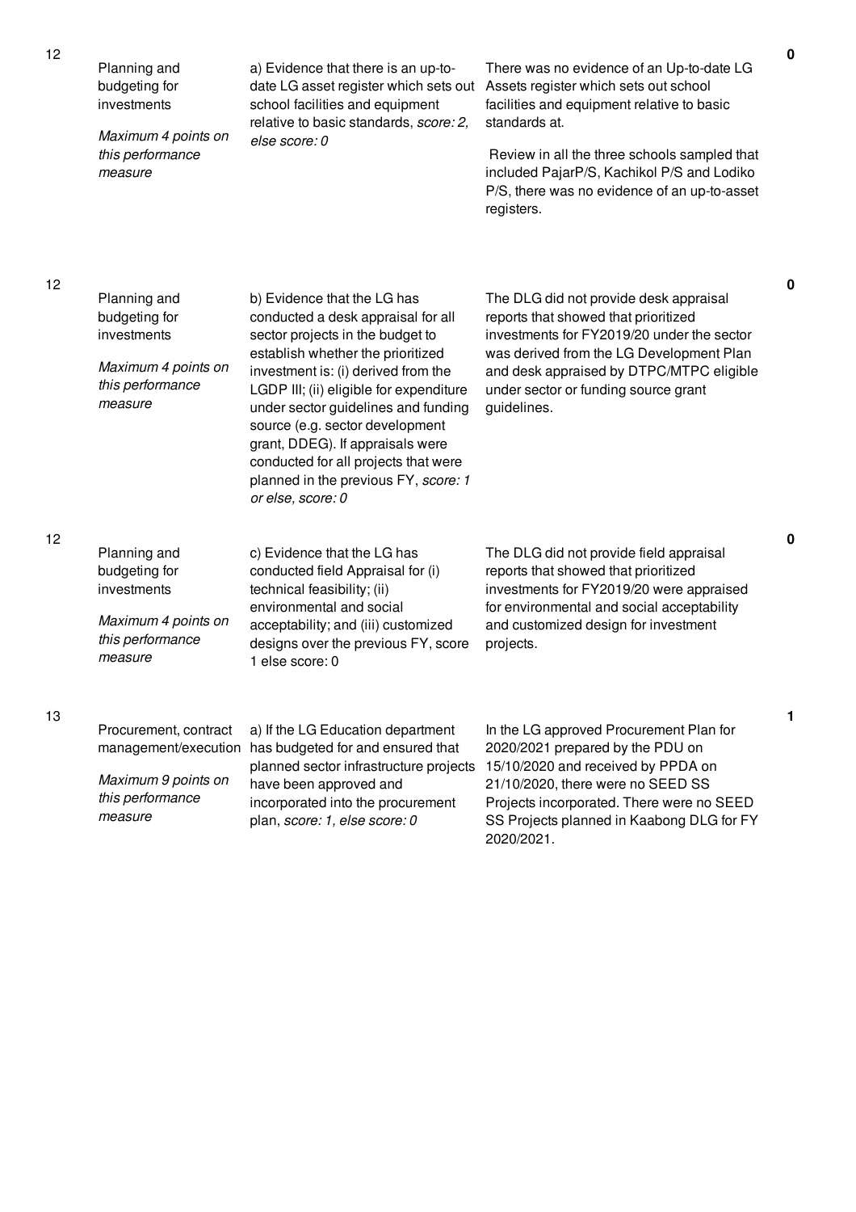| | | | | |
|---|---|---|---|---|
| 12 | Planning and budgeting for investments<br><br>*Maximum 4 points on this performance measure* | a) Evidence that there is an up-to-date LG asset register which sets out school facilities and equipment relative to basic standards, *score: 2, else score: 0* | There was no evidence of an Up-to-date LG Assets register which sets out school facilities and equipment relative to basic standards at.<br><br>Review in all the three schools sampled that included PajarP/S, Kachikol P/S and Lodiko P/S, there was no evidence of an up-to-asset registers. | **0** |
| 12 | Planning and budgeting for investments<br><br>*Maximum 4 points on this performance measure* | b) Evidence that the LG has conducted a desk appraisal for all sector projects in the budget to establish whether the prioritized investment is: (i) derived from the LGDP III; (ii) eligible for expenditure under sector guidelines and funding source (e.g. sector development grant, DDEG). If appraisals were conducted for all projects that were planned in the previous FY, *score: 1 or else, score: 0* | The DLG did not provide desk appraisal reports that showed that prioritized investments for FY2019/20 under the sector was derived from the LG Development Plan and desk appraised by DTPC/MTPC eligible under sector or funding source grant guidelines. | **0** |
| 12 | Planning and budgeting for investments<br><br>*Maximum 4 points on this performance measure* | c) Evidence that the LG has conducted field Appraisal for (i) technical feasibility; (ii) environmental and social acceptability; and (iii) customized designs over the previous FY, score 1 else score: 0 | The DLG did not provide field appraisal reports that showed that prioritized investments for FY2019/20 were appraised for environmental and social acceptability and customized design for investment projects. | **0** |
| 13 | Procurement, contract management/execution<br><br>*Maximum 9 points on this performance measure* | a) If the LG Education department has budgeted for and ensured that planned sector infrastructure projects have been approved and incorporated into the procurement plan, *score: 1, else score: 0* | In the LG approved Procurement Plan for 2020/2021 prepared by the PDU on 15/10/2020 and received by PPDA on 21/10/2020, there were no SEED SS Projects incorporated. There were no SEED SS Projects planned in Kaabong DLG for FY 2020/2021. | **1** |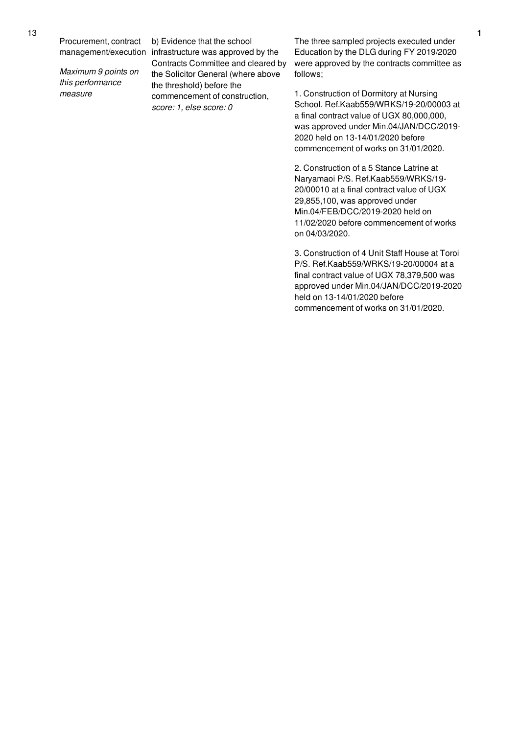| No. | Performance Measure | Criteria | Assessment | Score |
|---|---|---|---|---|
| 13 | Procurement, contract management/execution<br><br>*Maximum 9 points on this performance measure* | b) Evidence that the school infrastructure was approved by the Contracts Committee and cleared by the Solicitor General (where above the threshold) before the commencement of construction, *score: 1, else score: 0* | The three sampled projects executed under Education by the DLG during FY 2019/2020 were approved by the contracts committee as follows;<br><br>1. Construction of Dormitory at Nursing School. Ref.Kaab559/WRKS/19-20/00003 at a final contract value of UGX 80,000,000, was approved under Min.04/JAN/DCC/2019-2020 held on 13-14/01/2020 before commencement of works on 31/01/2020.<br><br>2. Construction of a 5 Stance Latrine at Naryamaoi P/S. Ref.Kaab559/WRKS/19-20/00010 at a final contract value of UGX 29,855,100, was approved under Min.04/FEB/DCC/2019-2020 held on 11/02/2020 before commencement of works on 04/03/2020.<br><br>3. Construction of 4 Unit Staff House at Toroi P/S. Ref.Kaab559/WRKS/19-20/00004 at a final contract value of UGX 78,379,500 was approved under Min.04/JAN/DCC/2019-2020 held on 13-14/01/2020 before commencement of works on 31/01/2020. | 1 |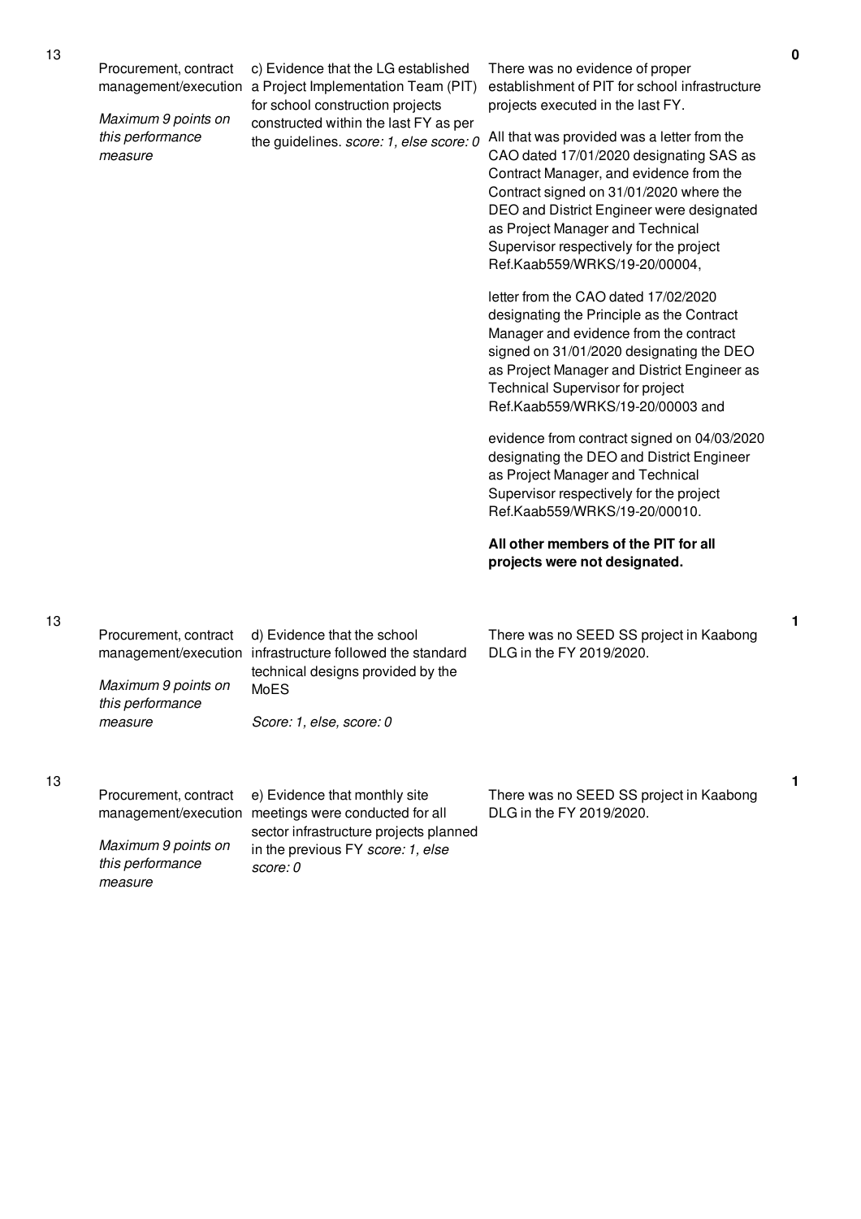| | | | | |
|---|---|---|---|---|
| 13 | Procurement, contract management/execution<br><br>*Maximum 9 points on this performance measure* | c) Evidence that the LG established a Project Implementation Team (PIT) for school construction projects constructed within the last FY as per the guidelines. *score: 1, else score: 0* | There was no evidence of proper establishment of PIT for school infrastructure projects executed in the last FY.<br><br>All that was provided was a letter from the CAO dated 17/01/2020 designating SAS as Contract Manager, and evidence from the Contract signed on 31/01/2020 where the DEO and District Engineer were designated as Project Manager and Technical Supervisor respectively for the project Ref.Kaab559/WRKS/19-20/00004,<br><br>letter from the CAO dated 17/02/2020 designating the Principle as the Contract Manager and evidence from the contract signed on 31/01/2020 designating the DEO as Project Manager and District Engineer as Technical Supervisor for project Ref.Kaab559/WRKS/19-20/00003 and<br><br>evidence from contract signed on 04/03/2020 designating the DEO and District Engineer as Project Manager and Technical Supervisor respectively for the project Ref.Kaab559/WRKS/19-20/00010.<br><br>**All other members of the PIT for all projects were not designated.** | **0** |
| 13 | Procurement, contract management/execution<br><br>*Maximum 9 points on this performance measure* | d) Evidence that the school infrastructure followed the standard technical designs provided by the MoES<br><br>*Score: 1, else, score: 0* | There was no SEED SS project in Kaabong DLG in the FY 2019/2020. | **1** |
| 13 | Procurement, contract management/execution<br><br>*Maximum 9 points on this performance measure* | e) Evidence that monthly site meetings were conducted for all sector infrastructure projects planned in the previous FY *score: 1, else score: 0* | There was no SEED SS project in Kaabong DLG in the FY 2019/2020. | **1** |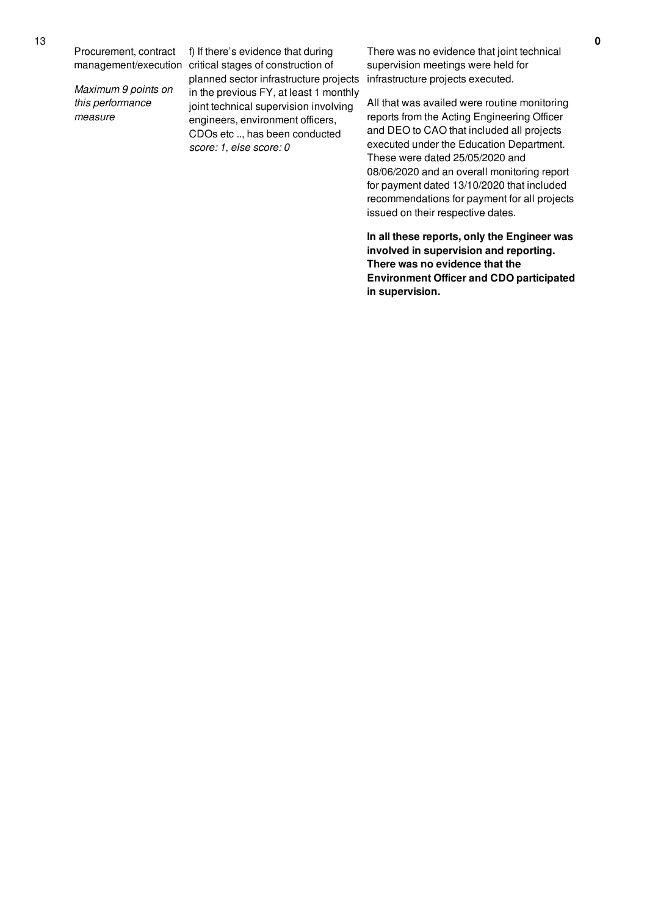| 13 | Procurement, contract management/execution<br><br>*Maximum 9 points on this performance measure* | f) If there's evidence that during critical stages of construction of planned sector infrastructure projects in the previous FY, at least 1 monthly joint technical supervision involving engineers, environment officers, CDOs etc .., has been conducted<br>*score: 1, else score: 0* | There was no evidence that joint technical supervision meetings were held for infrastructure projects executed.<br><br>All that was availed were routine monitoring reports from the Acting Engineering Officer and DEO to CAO that included all projects executed under the Education Department. These were dated 25/05/2020 and 08/06/2020 and an overall monitoring report for payment dated 13/10/2020 that included recommendations for payment for all projects issued on their respective dates.<br><br>**In all these reports, only the Engineer was involved in supervision and reporting. There was no evidence that the Environment Officer and CDO participated in supervision.** | **0** |
|---|---|---|---|---|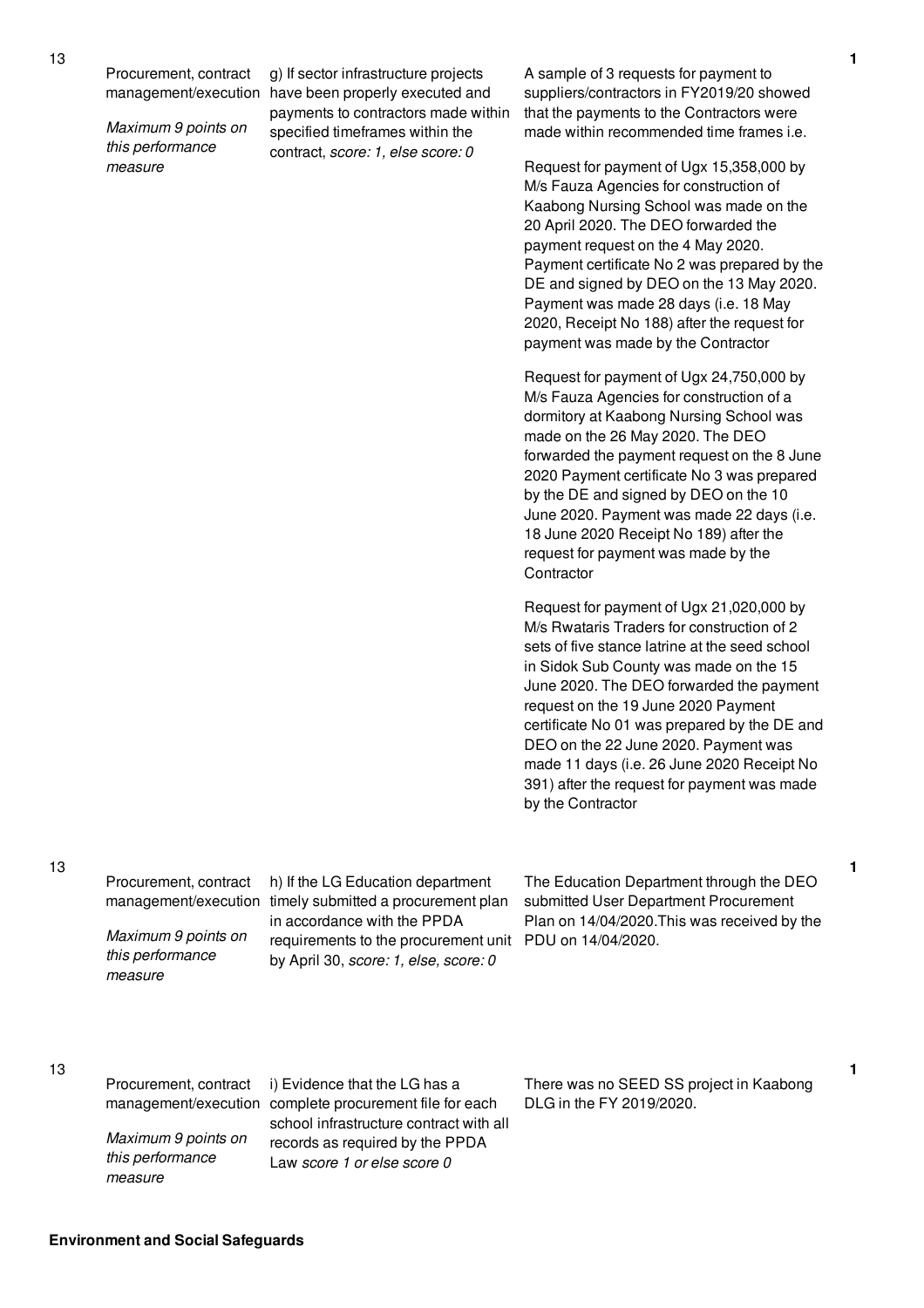| 13 | Procurement, contract management/execution<br><br>*Maximum 9 points on this performance measure* | g) If sector infrastructure projects have been properly executed and payments to contractors made within specified timeframes within the contract, *score: 1, else score: 0* | A sample of 3 requests for payment to suppliers/contractors in FY2019/20 showed that the payments to the Contractors were made within recommended time frames i.e.<br><br>Request for payment of Ugx 15,358,000 by M/s Fauza Agencies for construction of Kaabong Nursing School was made on the 20 April 2020. The DEO forwarded the payment request on the 4 May 2020. Payment certificate No 2 was prepared by the DE and signed by DEO on the 13 May 2020. Payment was made 28 days (i.e. 18 May 2020, Receipt No 188) after the request for payment was made by the Contractor<br><br>Request for payment of Ugx 24,750,000 by M/s Fauza Agencies for construction of a dormitory at Kaabong Nursing School was made on the 26 May 2020. The DEO forwarded the payment request on the 8 June 2020 Payment certificate No 3 was prepared by the DE and signed by DEO on the 10 June 2020. Payment was made 22 days (i.e. 18 June 2020 Receipt No 189) after the request for payment was made by the Contractor<br><br>Request for payment of Ugx 21,020,000 by M/s Rwataris Traders for construction of 2 sets of five stance latrine at the seed school in Sidok Sub County was made on the 15 June 2020. The DEO forwarded the payment request on the 19 June 2020 Payment certificate No 01 was prepared by the DE and DEO on the 22 June 2020. Payment was made 11 days (i.e. 26 June 2020 Receipt No 391) after the request for payment was made by the Contractor | **1** |
|---|---|---|---|---|
| 13 | Procurement, contract management/execution<br><br>*Maximum 9 points on this performance measure* | h) If the LG Education department timely submitted a procurement plan in accordance with the PPDA requirements to the procurement unit by April 30, *score: 1, else, score: 0* | The Education Department through the DEO submitted User Department Procurement Plan on 14/04/2020.This was received by the PDU on 14/04/2020. | **1** |
| 13 | Procurement, contract management/execution<br><br>*Maximum 9 points on this performance measure* | i) Evidence that the LG has a complete procurement file for each school infrastructure contract with all records as required by the PPDA Law *score 1 or else score 0* | There was no SEED SS project in Kaabong DLG in the FY 2019/2020. | **1** |

**Environment and Social Safeguards**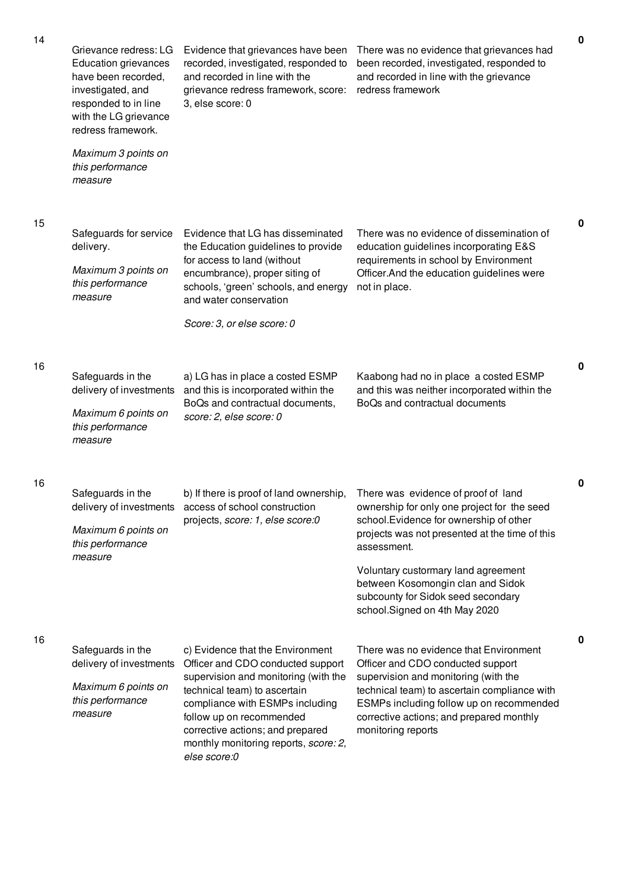| | | | | |
|---|---|---|---|---|
| 14 | Grievance redress: LG Education grievances have been recorded, investigated, and responded to in line with the LG grievance redress framework.<br><br>*Maximum 3 points on this performance measure* | Evidence that grievances have been recorded, investigated, responded to and recorded in line with the grievance redress framework, score: 3, else score: 0 | There was no evidence that grievances had been recorded, investigated, responded to and recorded in line with the grievance redress framework | **0** |
| 15 | Safeguards for service delivery.<br><br>*Maximum 3 points on this performance measure* | Evidence that LG has disseminated the Education guidelines to provide for access to land (without encumbrance), proper siting of schools, 'green' schools, and energy and water conservation<br><br>*Score: 3, or else score: 0* | There was no evidence of dissemination of education guidelines incorporating E&S requirements in school by Environment Officer.And the education guidelines were not in place. | **0** |
| 16 | Safeguards in the delivery of investments<br><br>*Maximum 6 points on this performance measure* | a) LG has in place a costed ESMP and this is incorporated within the BoQs and contractual documents, *score: 2, else score: 0* | Kaabong had no in place a costed ESMP and this was neither incorporated within the BoQs and contractual documents | **0** |
| 16 | Safeguards in the delivery of investments<br><br>*Maximum 6 points on this performance measure* | b) If there is proof of land ownership, access of school construction projects, *score: 1, else score:0* | There was evidence of proof of land ownership for only one project for the seed school.Evidence for ownership of other projects was not presented at the time of this assessment.<br><br>Voluntary custormary land agreement between Kosomongin clan and Sidok subcounty for Sidok seed secondary school.Signed on 4th May 2020 | **0** |
| 16 | Safeguards in the delivery of investments<br><br>*Maximum 6 points on this performance measure* | c) Evidence that the Environment Officer and CDO conducted support supervision and monitoring (with the technical team) to ascertain compliance with ESMPs including follow up on recommended corrective actions; and prepared monthly monitoring reports, *score: 2, else score:0* | There was no evidence that Environment Officer and CDO conducted support supervision and monitoring (with the technical team) to ascertain compliance with ESMPs including follow up on recommended corrective actions; and prepared monthly monitoring reports | **0** |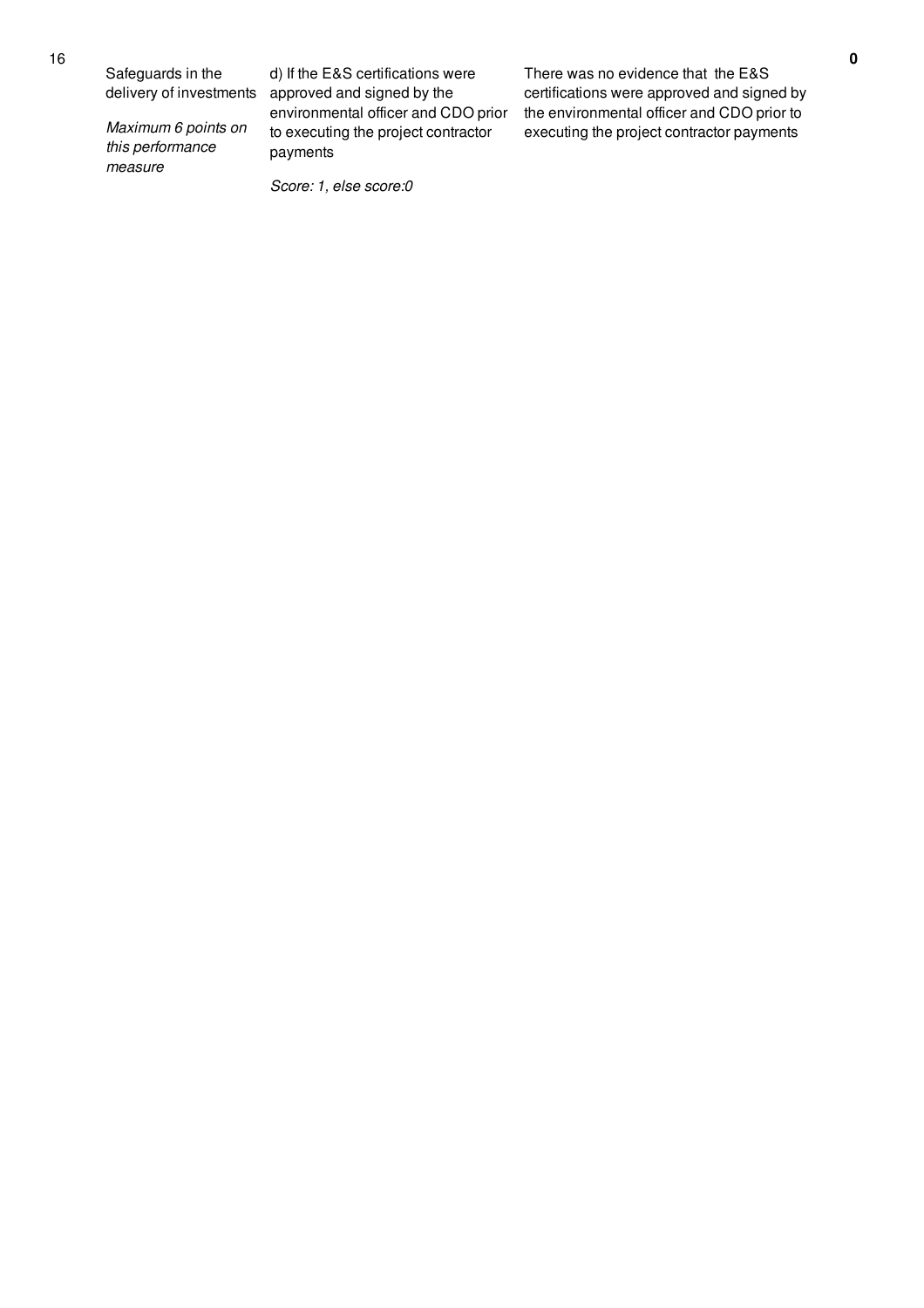| 16 | Safeguards in the delivery of investments *Maximum 6 points on this performance measure* | d) If the E&S certifications were approved and signed by the environmental officer and CDO prior to executing the project contractor payments *Score: 1, else score:0* | There was no evidence that the E&S certifications were approved and signed by the environmental officer and CDO prior to executing the project contractor payments | **0** |
|---|---|---|---|---|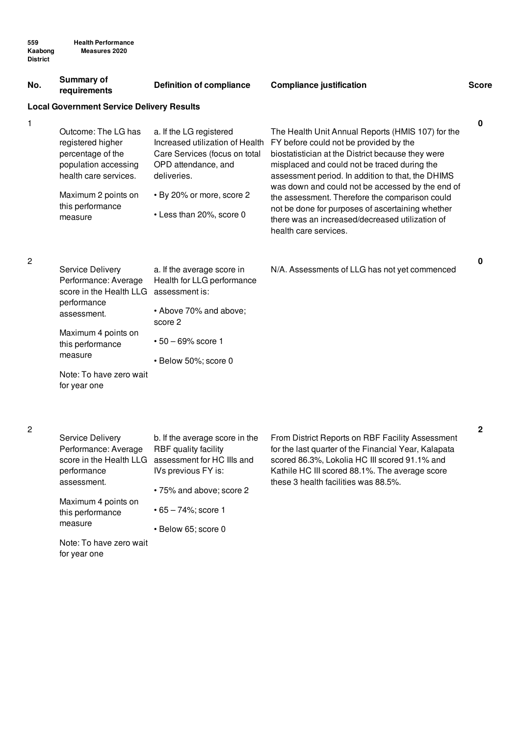| No. | Summary of requirements | Definition of compliance | Compliance justification | Score |
|---|---|---|---|---|
| **Local Government Service Delivery Results** | | | | |
| 1 | Outcome: The LG has registered higher percentage of the population accessing health care services.<br><br>Maximum 2 points on this performance measure | a. If the LG registered Increased utilization of Health Care Services (focus on total OPD attendance, and deliveries.<br><br>• By 20% or more, score 2<br><br>• Less than 20%, score 0 | The Health Unit Annual Reports (HMIS 107) for the FY before could not be provided by the biostatistician at the District because they were misplaced and could not be traced during the assessment period. In addition to that, the DHIMS was down and could not be accessed by the end of the assessment. Therefore the comparison could not be done for purposes of ascertaining whether there was an increased/decreased utilization of health care services. | 0 |
| 2 | Service Delivery Performance: Average score in the Health LLG performance assessment.<br><br>Maximum 4 points on this performance measure<br><br>Note: To have zero wait for year one | a. If the average score in Health for LLG performance assessment is:<br><br>• Above 70% and above; score 2<br><br>• 50 – 69% score 1<br><br>• Below 50%; score 0 | N/A. Assessments of LLG has not yet commenced | 0 |
| 2 | Service Delivery Performance: Average score in the Health LLG performance assessment.<br><br>Maximum 4 points on this performance measure<br><br>Note: To have zero wait for year one | b. If the average score in the RBF quality facility assessment for HC IIIs and IVs previous FY is:<br><br>• 75% and above; score 2<br><br>• 65 – 74%; score 1<br><br>• Below 65; score 0 | From District Reports on RBF Facility Assessment for the last quarter of the Financial Year, Kalapata scored 86.3%, Lokolia HC III scored 91.1% and Kathile HC III scored 88.1%. The average score these 3 health facilities was 88.5%. | 2 |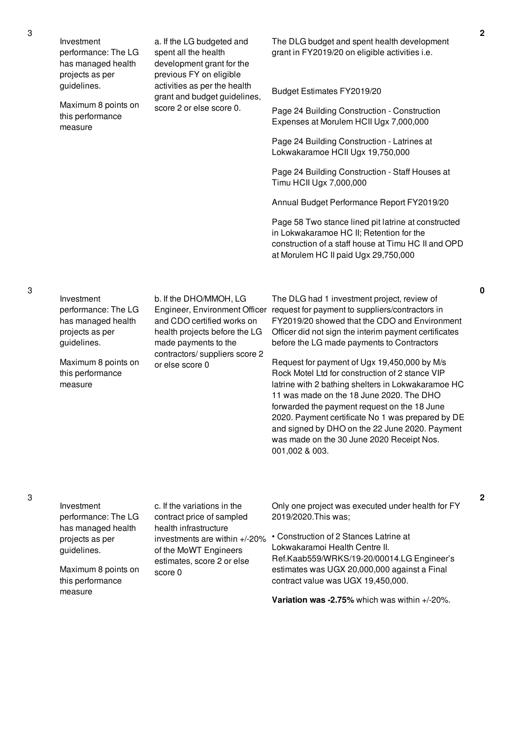| No. | Performance Area | Performance Measure | Assessment | Score |
|---|---|---|---|---|
| 3 | Investment performance: The LG has managed health projects as per guidelines.<br><br>Maximum 8 points on this performance measure | a. If the LG budgeted and spent all the health development grant for the previous FY on eligible activities as per the health grant and budget guidelines, score 2 or else score 0. | The DLG budget and spent health development grant in FY2019/20 on eligible activities i.e.<br><br>Budget Estimates FY2019/20<br><br>Page 24 Building Construction - Construction Expenses at Morulem HCII Ugx 7,000,000<br><br>Page 24 Building Construction - Latrines at Lokwakaramoe HCII Ugx 19,750,000<br><br>Page 24 Building Construction - Staff Houses at Timu HCII Ugx 7,000,000<br><br>Annual Budget Performance Report FY2019/20<br><br>Page 58 Two stance lined pit latrine at constructed in Lokwakaramoe HC II; Retention for the construction of a staff house at Timu HC II and OPD at Morulem HC II paid Ugx 29,750,000 | 2 |
| 3 | Investment performance: The LG has managed health projects as per guidelines.<br><br>Maximum 8 points on this performance measure | b. If the DHO/MMOH, LG Engineer, Environment Officer and CDO certified works on health projects before the LG made payments to the contractors/ suppliers score 2 or else score 0 | The DLG had 1 investment project, review of request for payment to suppliers/contractors in FY2019/20 showed that the CDO and Environment Officer did not sign the interim payment certificates before the LG made payments to Contractors<br><br>Request for payment of Ugx 19,450,000 by M/s Rock Motel Ltd for construction of 2 stance VIP latrine with 2 bathing shelters in Lokwakaramoe HC 11 was made on the 18 June 2020. The DHO forwarded the payment request on the 18 June 2020. Payment certificate No 1 was prepared by DE and signed by DHO on the 22 June 2020. Payment was made on the 30 June 2020 Receipt Nos. 001,002 & 003. | 0 |
| 3 | Investment performance: The LG has managed health projects as per guidelines.<br><br>Maximum 8 points on this performance measure | c. If the variations in the contract price of sampled health infrastructure investments are within +/-20% of the MoWT Engineers estimates, score 2 or else score 0 | Only one project was executed under health for FY 2019/2020.This was;<br><br>• Construction of 2 Stances Latrine at Lokwakaramoi Health Centre II. Ref.Kaab559/WRKS/19-20/00014.LG Engineer's estimates was UGX 20,000,000 against a Final contract value was UGX 19,450,000.<br><br>**Variation was -2.75%** which was within +/-20%. | 2 |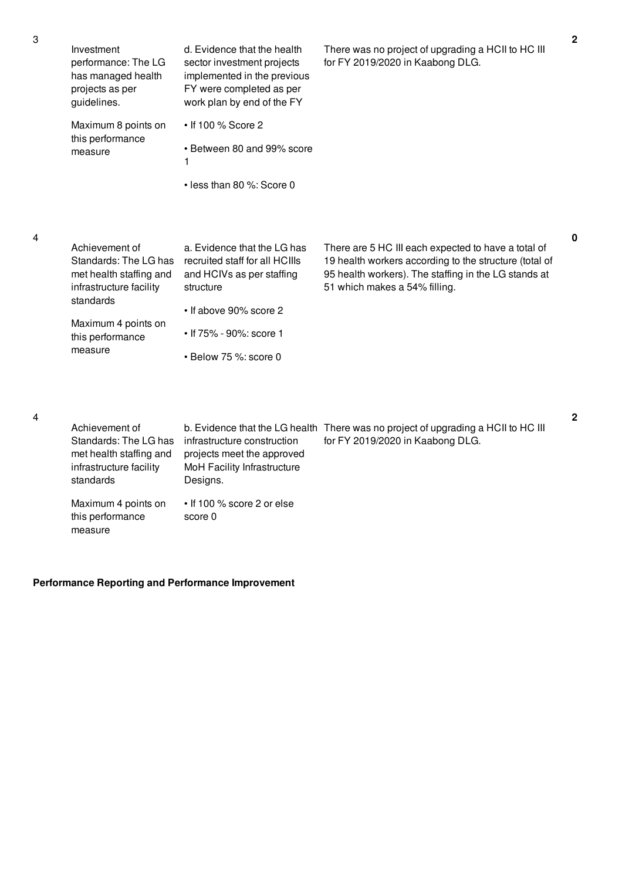| No. | Performance Measure | Assessment Area | Justification | Score |
|---|---|---|---|---|
| 3 | Investment performance: The LG has managed health projects as per guidelines.<br><br>Maximum 8 points on this performance measure | d. Evidence that the health sector investment projects implemented in the previous FY were completed as per work plan by end of the FY<br><br>• If 100 % Score 2<br><br>• Between 80 and 99% score 1<br><br>• less than 80 %: Score 0 | There was no project of upgrading a HCII to HC III for FY 2019/2020 in Kaabong DLG. | 2 |
| 4 | Achievement of Standards: The LG has met health staffing and infrastructure facility standards<br><br>Maximum 4 points on this performance measure | a. Evidence that the LG has recruited staff for all HCIIIs and HCIVs as per staffing structure<br><br>• If above 90% score 2<br><br>• If 75% - 90%: score 1<br><br>• Below 75 %: score 0 | There are 5 HC III each expected to have a total of 19 health workers according to the structure (total of 95 health workers). The staffing in the LG stands at 51 which makes a 54% filling. | 0 |
| 4 | Achievement of Standards: The LG has met health staffing and infrastructure facility standards<br><br>Maximum 4 points on this performance measure | b. Evidence that the LG health infrastructure construction projects meet the approved MoH Facility Infrastructure Designs.<br><br>• If 100 % score 2 or else score 0 | There was no project of upgrading a HCII to HC III for FY 2019/2020 in Kaabong DLG. | 2 |

**Performance Reporting and Performance Improvement**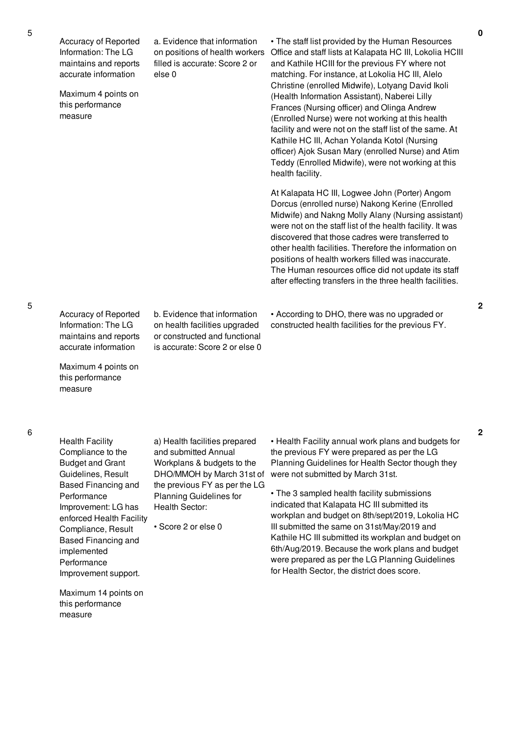| | | | | |
|---|---|---|---|---|
| 5 | Accuracy of Reported Information: The LG maintains and reports accurate information<br><br>Maximum 4 points on this performance measure | a. Evidence that information on positions of health workers filled is accurate: Score 2 or else 0 | • The staff list provided by the Human Resources Office and staff lists at Kalapata HC III, Lokolia HCIII and Kathile HCIII for the previous FY where not matching. For instance, at Lokolia HC III, Alelo Christine (enrolled Midwife), Lotyang David Ikoli (Health Information Assistant), Naberei Lilly Frances (Nursing officer) and Olinga Andrew (Enrolled Nurse) were not working at this health facility and were not on the staff list of the same. At Kathile HC III, Achan Yolanda Kotol (Nursing officer) Ajok Susan Mary (enrolled Nurse) and Atim Teddy (Enrolled Midwife), were not working at this health facility.<br><br>At Kalapata HC III, Logwee John (Porter) Angom Dorcus (enrolled nurse) Nakong Kerine (Enrolled Midwife) and Nakng Molly Alany (Nursing assistant) were not on the staff list of the health facility. It was discovered that those cadres were transferred to other health facilities. Therefore the information on positions of health workers filled was inaccurate. The Human resources office did not update its staff after effecting transfers in the three health facilities. | 0 |
| 5 | Accuracy of Reported Information: The LG maintains and reports accurate information<br><br>Maximum 4 points on this performance measure | b. Evidence that information on health facilities upgraded or constructed and functional is accurate: Score 2 or else 0 | • According to DHO, there was no upgraded or constructed health facilities for the previous FY. | 2 |
| 6 | Health Facility Compliance to the Budget and Grant Guidelines, Result Based Financing and Performance Improvement: LG has enforced Health Facility Compliance, Result Based Financing and implemented Performance Improvement support.<br><br>Maximum 14 points on this performance measure | a) Health facilities prepared and submitted Annual Workplans & budgets to the DHO/MMOH by March 31st of the previous FY as per the LG Planning Guidelines for Health Sector:<br><br>• Score 2 or else 0 | • Health Facility annual work plans and budgets for the previous FY were prepared as per the LG Planning Guidelines for Health Sector though they were not submitted by March 31st.<br><br>• The 3 sampled health facility submissions indicated that Kalapata HC III submitted its workplan and budget on 8th/sept/2019, Lokolia HC III submitted the same on 31st/May/2019 and Kathile HC III submitted its workplan and budget on 6th/Aug/2019. Because the work plans and budget were prepared as per the LG Planning Guidelines for Health Sector, the district does score. | 2 |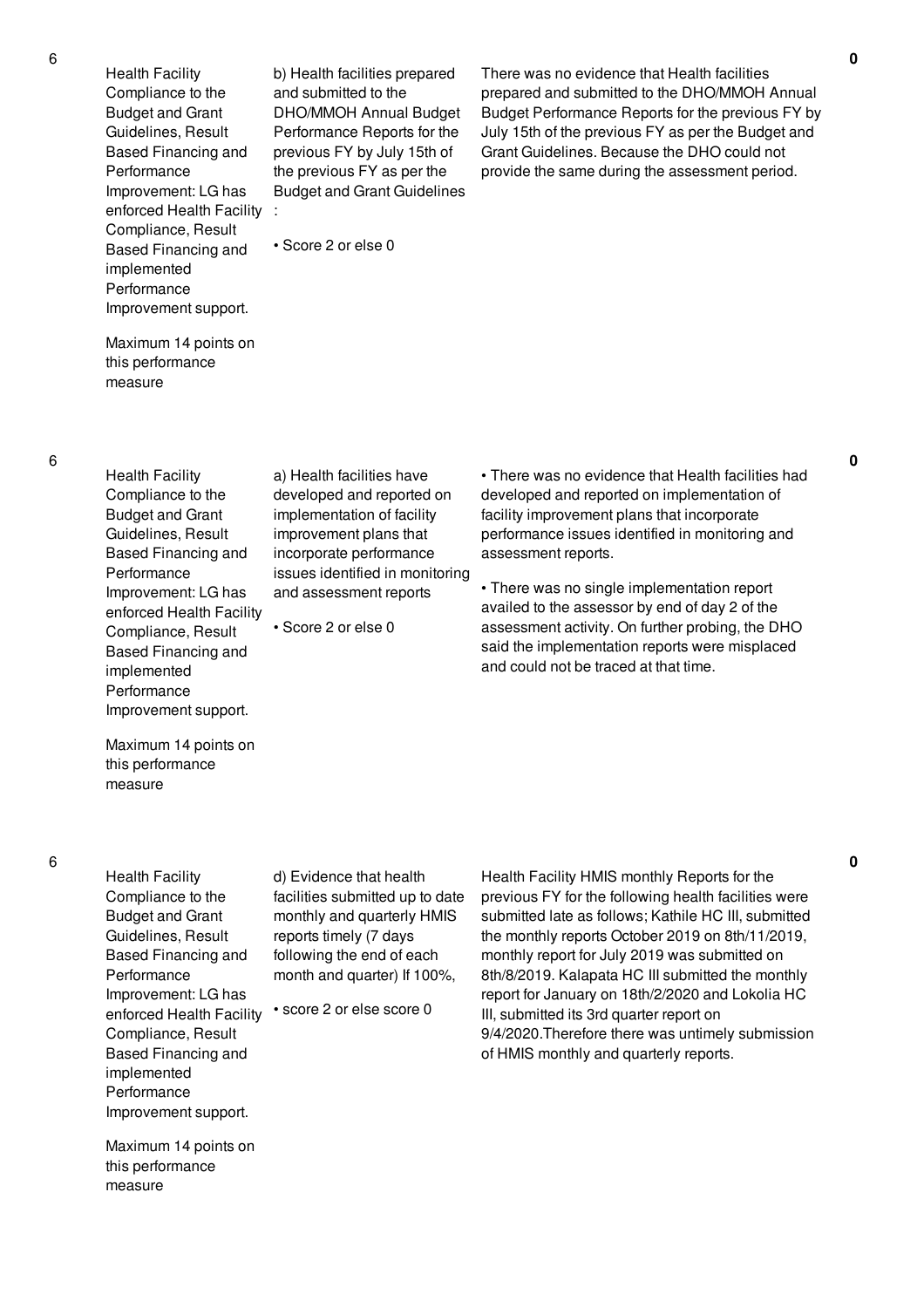| | | | | |
|---|---|---|---|---|
| 6 | Health Facility Compliance to the Budget and Grant Guidelines, Result Based Financing and Performance Improvement: LG has enforced Health Facility Compliance, Result Based Financing and implemented Performance Improvement support.<br><br>Maximum 14 points on this performance measure | b) Health facilities prepared and submitted to the DHO/MMOH Annual Budget Performance Reports for the previous FY by July 15th of the previous FY as per the Budget and Grant Guidelines :<br><br>• Score 2 or else 0 | There was no evidence that Health facilities prepared and submitted to the DHO/MMOH Annual Budget Performance Reports for the previous FY by July 15th of the previous FY as per the Budget and Grant Guidelines. Because the DHO could not provide the same during the assessment period. | **0** |
| 6 | Health Facility Compliance to the Budget and Grant Guidelines, Result Based Financing and Performance Improvement: LG has enforced Health Facility Compliance, Result Based Financing and implemented Performance Improvement support.<br><br>Maximum 14 points on this performance measure | a) Health facilities have developed and reported on implementation of facility improvement plans that incorporate performance issues identified in monitoring and assessment reports<br><br>• Score 2 or else 0 | • There was no evidence that Health facilities had developed and reported on implementation of facility improvement plans that incorporate performance issues identified in monitoring and assessment reports.<br><br>• There was no single implementation report availed to the assessor by end of day 2 of the assessment activity. On further probing, the DHO said the implementation reports were misplaced and could not be traced at that time. | **0** |
| 6 | Health Facility Compliance to the Budget and Grant Guidelines, Result Based Financing and Performance Improvement: LG has enforced Health Facility Compliance, Result Based Financing and implemented Performance Improvement support.<br><br>Maximum 14 points on this performance measure | d) Evidence that health facilities submitted up to date monthly and quarterly HMIS reports timely (7 days following the end of each month and quarter) If 100%,<br><br>• score 2 or else score 0 | Health Facility HMIS monthly Reports for the previous FY for the following health facilities were submitted late as follows; Kathile HC III, submitted the monthly reports October 2019 on 8th/11/2019, monthly report for July 2019 was submitted on 8th/8/2019. Kalapata HC III submitted the monthly report for January on 18th/2/2020 and Lokolia HC III, submitted its 3rd quarter report on 9/4/2020.Therefore there was untimely submission of HMIS monthly and quarterly reports. | **0** |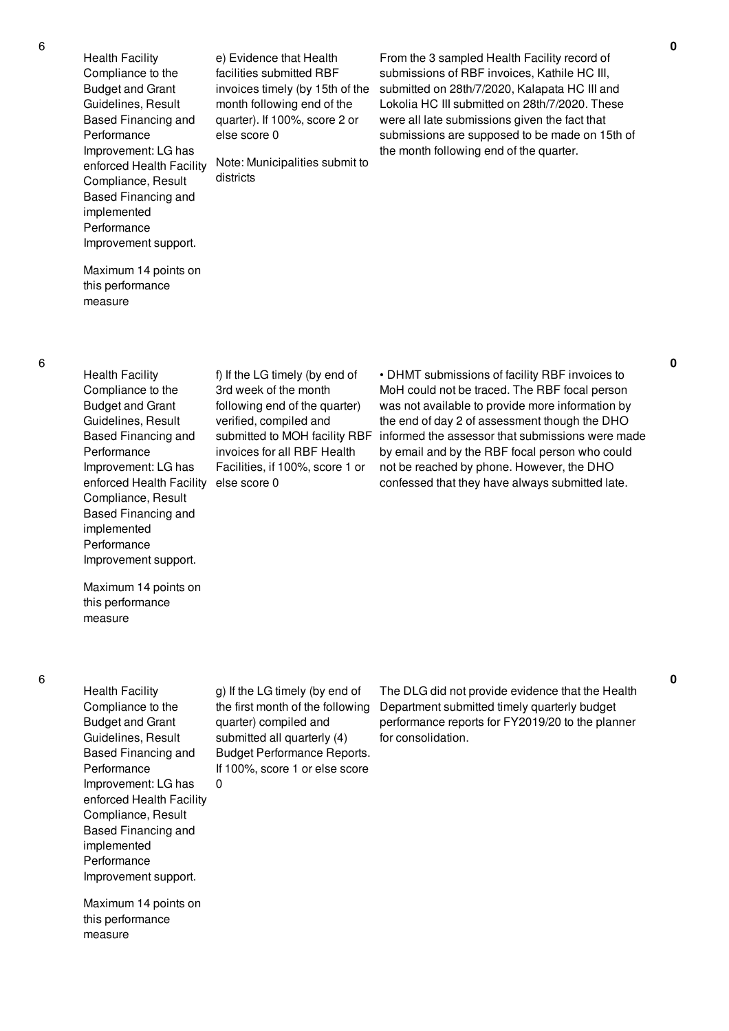| 6 | Health Facility Compliance to the Budget and Grant Guidelines, Result Based Financing and Performance Improvement: LG has enforced Health Facility Compliance, Result Based Financing and implemented Performance Improvement support.<br><br>Maximum 14 points on this performance measure | e) Evidence that Health facilities submitted RBF invoices timely (by 15th of the month following end of the quarter). If 100%, score 2 or else score 0<br><br>Note: Municipalities submit to districts | From the 3 sampled Health Facility record of submissions of RBF invoices, Kathile HC III, submitted on 28th/7/2020, Kalapata HC III and Lokolia HC III submitted on 28th/7/2020. These were all late submissions given the fact that submissions are supposed to be made on 15th of the month following end of the quarter. | **0** |
|---|---|---|---|---|
| 6 | Health Facility Compliance to the Budget and Grant Guidelines, Result Based Financing and Performance Improvement: LG has enforced Health Facility Compliance, Result Based Financing and implemented Performance Improvement support.<br><br>Maximum 14 points on this performance measure | f) If the LG timely (by end of 3rd week of the month following end of the quarter) verified, compiled and submitted to MOH facility RBF invoices for all RBF Health Facilities, if 100%, score 1 or else score 0 | • DHMT submissions of facility RBF invoices to MoH could not be traced. The RBF focal person was not available to provide more information by the end of day 2 of assessment though the DHO informed the assessor that submissions were made by email and by the RBF focal person who could not be reached by phone. However, the DHO confessed that they have always submitted late. | **0** |
| 6 | Health Facility Compliance to the Budget and Grant Guidelines, Result Based Financing and Performance Improvement: LG has enforced Health Facility Compliance, Result Based Financing and implemented Performance Improvement support.<br><br>Maximum 14 points on this performance measure | g) If the LG timely (by end of the first month of the following quarter) compiled and submitted all quarterly (4) Budget Performance Reports. If 100%, score 1 or else score 0 | The DLG did not provide evidence that the Health Department submitted timely quarterly budget performance reports for FY2019/20 to the planner for consolidation. | **0** |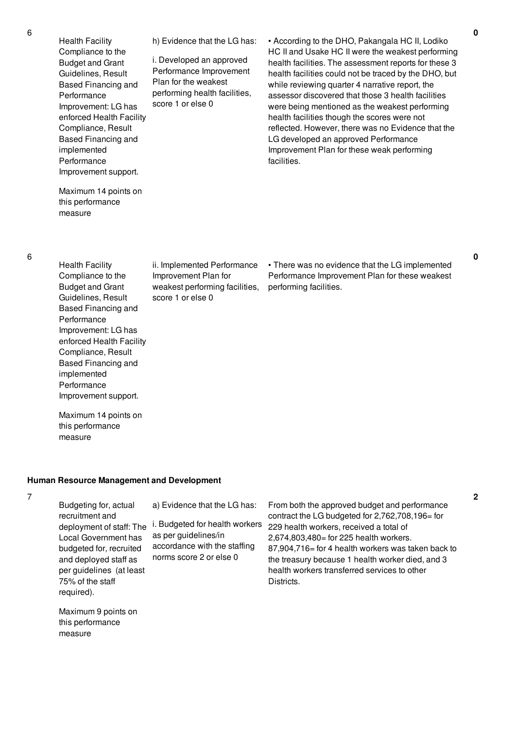| No. | Summary of requirements | Definition of compliance | Compliance justification | Score |
|---|---|---|---|---|
| 6 | Health Facility Compliance to the Budget and Grant Guidelines, Result Based Financing and Performance Improvement: LG has enforced Health Facility Compliance, Result Based Financing and implemented Performance Improvement support.<br><br>Maximum 14 points on this performance measure | h) Evidence that the LG has:<br><br>i. Developed an approved Performance Improvement Plan for the weakest performing health facilities, score 1 or else 0 | • According to the DHO, Pakangala HC II, Lodiko HC II and Usake HC II were the weakest performing health facilities. The assessment reports for these 3 health facilities could not be traced by the DHO, but while reviewing quarter 4 narrative report, the assessor discovered that those 3 health facilities were being mentioned as the weakest performing health facilities though the scores were not reflected. However, there was no Evidence that the LG developed an approved Performance Improvement Plan for these weak performing facilities. | 0 |
| 6 | Health Facility Compliance to the Budget and Grant Guidelines, Result Based Financing and Performance Improvement: LG has enforced Health Facility Compliance, Result Based Financing and implemented Performance Improvement support.<br><br>Maximum 14 points on this performance measure | ii. Implemented Performance Improvement Plan for weakest performing facilities, score 1 or else 0 | • There was no evidence that the LG implemented Performance Improvement Plan for these weakest performing facilities. | 0 |

**Human Resource Management and Development**

| No. | Summary of requirements | Definition of compliance | Compliance justification | Score |
|---|---|---|---|---|
| 7 | Budgeting for, actual recruitment and deployment of staff: The Local Government has budgeted for, recruited and deployed staff as per guidelines (at least 75% of the staff required).<br><br>Maximum 9 points on this performance measure | a) Evidence that the LG has:<br><br>i. Budgeted for health workers as per guidelines/in accordance with the staffing norms score 2 or else 0 | From both the approved budget and performance contract the LG budgeted for 2,762,708,196= for 229 health workers, received a total of 2,674,803,480= for 225 health workers. 87,904,716= for 4 health workers was taken back to the treasury because 1 health worker died, and 3 health workers transferred services to other Districts. | 2 |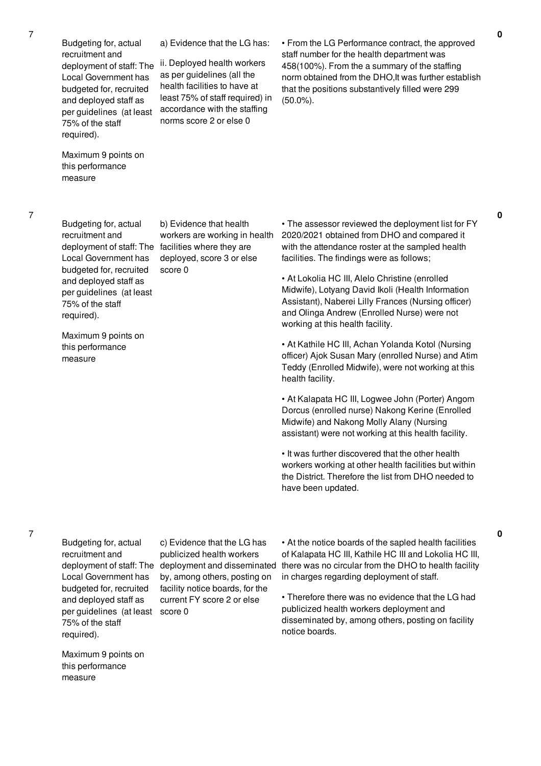| No. | Performance Area | Performance Measure | Assessment Findings | Score |
|---|---|---|---|---|
| 7 | Budgeting for, actual recruitment and deployment of staff: The Local Government has budgeted for, recruited and deployed staff as per guidelines (at least 75% of the staff required).<br><br>Maximum 9 points on this performance measure | a) Evidence that the LG has:<br><br>ii. Deployed health workers as per guidelines (all the health facilities to have at least 75% of staff required) in accordance with the staffing norms score 2 or else 0 | • From the LG Performance contract, the approved staff number for the health department was 458(100%). From the a summary of the staffing norm obtained from the DHO,It was further establish that the positions substantively filled were 299 (50.0%). | 0 |
| 7 | Budgeting for, actual recruitment and deployment of staff: The Local Government has budgeted for, recruited and deployed staff as per guidelines (at least 75% of the staff required).<br><br>Maximum 9 points on this performance measure | b) Evidence that health workers are working in health facilities where they are deployed, score 3 or else score 0 | • The assessor reviewed the deployment list for FY 2020/2021 obtained from DHO and compared it with the attendance roster at the sampled health facilities. The findings were as follows;<br><br>• At Lokolia HC III, Alelo Christine (enrolled Midwife), Lotyang David Ikoli (Health Information Assistant), Naberei Lilly Frances (Nursing officer) and Olinga Andrew (Enrolled Nurse) were not working at this health facility.<br><br>• At Kathile HC III, Achan Yolanda Kotol (Nursing officer) Ajok Susan Mary (enrolled Nurse) and Atim Teddy (Enrolled Midwife), were not working at this health facility.<br><br>• At Kalapata HC III, Logwee John (Porter) Angom Dorcus (enrolled nurse) Nakong Kerine (Enrolled Midwife) and Nakong Molly Alany (Nursing assistant) were not working at this health facility.<br><br>• It was further discovered that the other health workers working at other health facilities but within the District. Therefore the list from DHO needed to have been updated. | 0 |
| 7 | Budgeting for, actual recruitment and deployment of staff: The Local Government has budgeted for, recruited and deployed staff as per guidelines (at least 75% of the staff required).<br><br>Maximum 9 points on this performance measure | c) Evidence that the LG has publicized health workers deployment and disseminated by, among others, posting on facility notice boards, for the current FY score 2 or else score 0 | • At the notice boards of the sapled health facilities of Kalapata HC III, Kathile HC III and Lokolia HC III, there was no circular from the DHO to health facility in charges regarding deployment of staff.<br><br>• Therefore there was no evidence that the LG had publicized health workers deployment and disseminated by, among others, posting on facility notice boards. | 0 |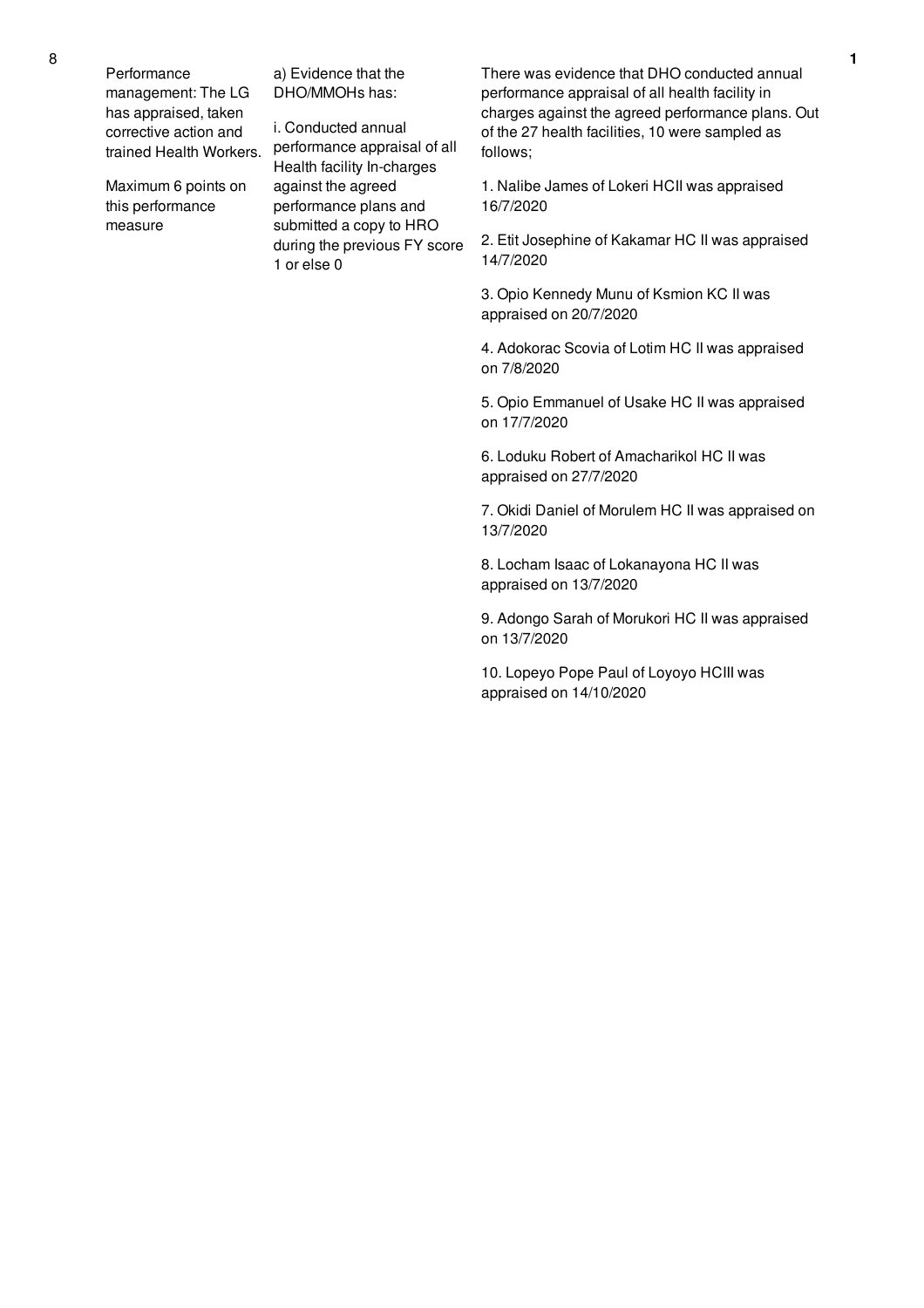| 8 | Performance management: The LG has appraised, taken corrective action and trained Health Workers.<br><br>Maximum 6 points on this performance measure | a) Evidence that the DHO/MMOHs has:<br><br>i. Conducted annual performance appraisal of all Health facility In-charges against the agreed performance plans and submitted a copy to HRO during the previous FY score 1 or else 0 | There was evidence that DHO conducted annual performance appraisal of all health facility in charges against the agreed performance plans. Out of the 27 health facilities, 10 were sampled as follows;<br><br>1. Nalibe James of Lokeri HCII was appraised 16/7/2020<br><br>2. Etit Josephine of Kakamar HC II was appraised 14/7/2020<br><br>3. Opio Kennedy Munu of Ksmion KC II was appraised on 20/7/2020<br><br>4. Adokorac Scovia of Lotim HC II was appraised on 7/8/2020<br><br>5. Opio Emmanuel of Usake HC II was appraised on 17/7/2020<br><br>6. Loduku Robert of Amacharikol HC II was appraised on 27/7/2020<br><br>7. Okidi Daniel of Morulem HC II was appraised on 13/7/2020<br><br>8. Locham Isaac of Lokanayona HC II was appraised on 13/7/2020<br><br>9. Adongo Sarah of Morukori HC II was appraised on 13/7/2020<br><br>10. Lopeyo Pope Paul of Loyoyo HCIII was appraised on 14/10/2020 | 1 |
|---|---|---|---|---|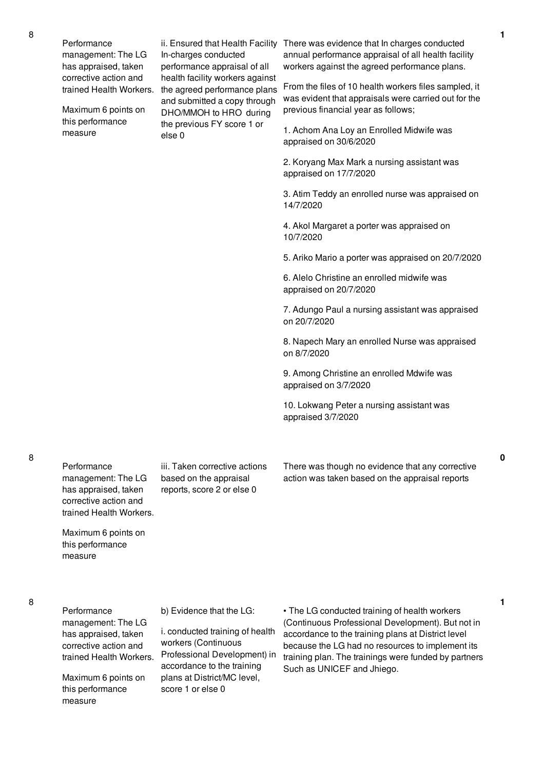| No. | Performance measure | Criteria | Justification | Score |
|---|---|---|---|---|
| 8 | Performance management: The LG has appraised, taken corrective action and trained Health Workers.<br><br>Maximum 6 points on this performance measure | ii. Ensured that Health Facility In-charges conducted performance appraisal of all health facility workers against the agreed performance plans and submitted a copy through DHO/MMOH to HRO during the previous FY score 1 or else 0 | There was evidence that In charges conducted annual performance appraisal of all health facility workers against the agreed performance plans.<br><br>From the files of 10 health workers files sampled, it was evident that appraisals were carried out for the previous financial year as follows;<br><br>1. Achom Ana Loy an Enrolled Midwife was appraised on 30/6/2020<br><br>2. Koryang Max Mark a nursing assistant was appraised on 17/7/2020<br><br>3. Atim Teddy an enrolled nurse was appraised on 14/7/2020<br><br>4. Akol Margaret a porter was appraised on 10/7/2020<br><br>5. Ariko Mario a porter was appraised on 20/7/2020<br><br>6. Alelo Christine an enrolled midwife was appraised on 20/7/2020<br><br>7. Adungo Paul a nursing assistant was appraised on 20/7/2020<br><br>8. Napech Mary an enrolled Nurse was appraised on 8/7/2020<br><br>9. Among Christine an enrolled Mdwife was appraised on 3/7/2020<br><br>10. Lokwang Peter a nursing assistant was appraised 3/7/2020 | 1 |
| 8 | Performance management: The LG has appraised, taken corrective action and trained Health Workers.<br><br>Maximum 6 points on this performance measure | iii. Taken corrective actions based on the appraisal reports, score 2 or else 0 | There was though no evidence that any corrective action was taken based on the appraisal reports | 0 |
| 8 | Performance management: The LG has appraised, taken corrective action and trained Health Workers.<br><br>Maximum 6 points on this performance measure | b) Evidence that the LG:<br><br>i. conducted training of health workers (Continuous Professional Development) in accordance to the training plans at District/MC level, score 1 or else 0 | • The LG conducted training of health workers (Continuous Professional Development). But not in accordance to the training plans at District level because the LG had no resources to implement its training plan. The trainings were funded by partners Such as UNICEF and Jhiego. | 1 |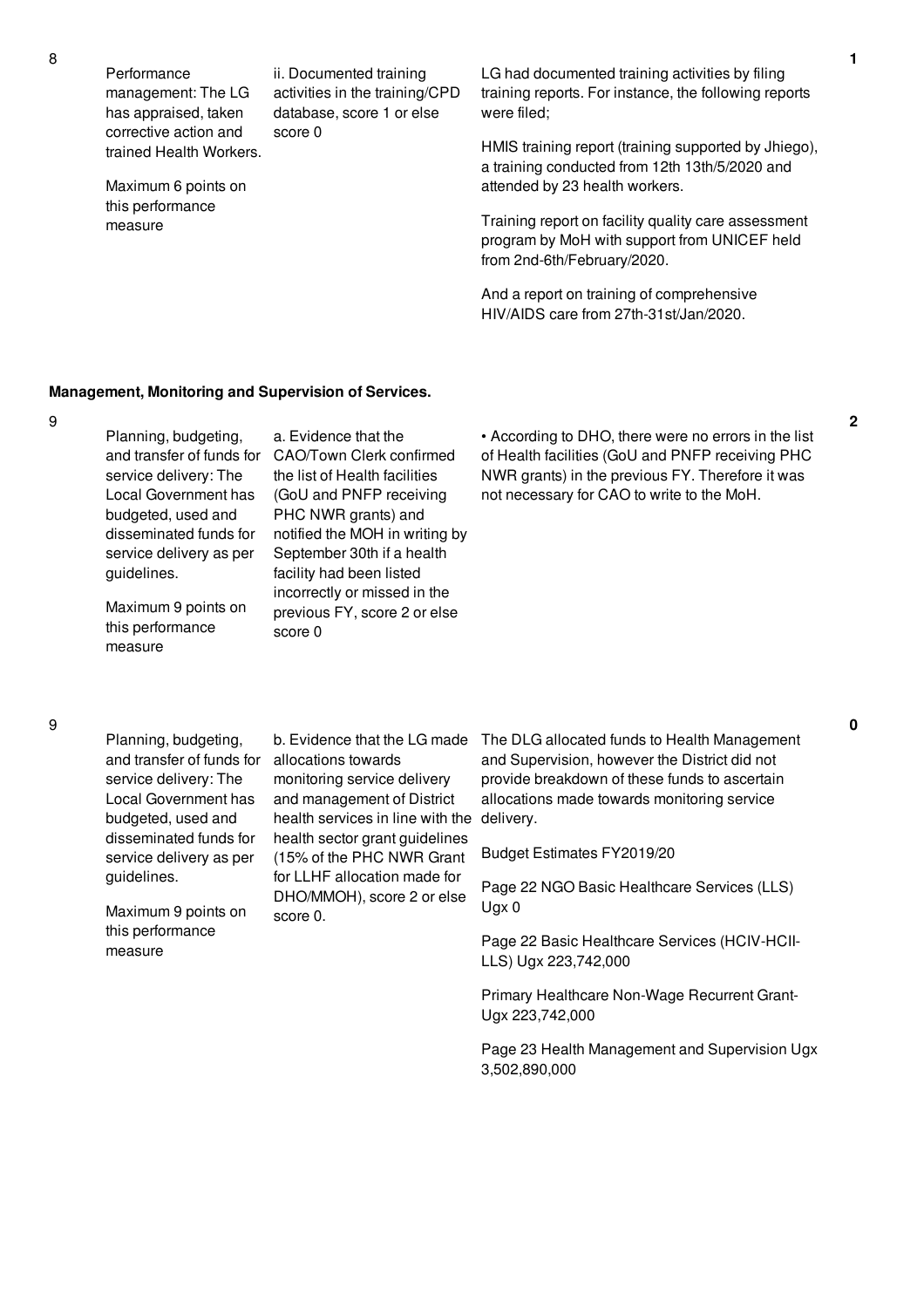| No. | Performance Measure | Scoring Guide | Justification | Score |
|---|---|---|---|---|
| 8 | Performance management: The LG has appraised, taken corrective action and trained Health Workers.<br><br>Maximum 6 points on this performance measure | ii. Documented training activities in the training/CPD database, score 1 or else score 0 | LG had documented training activities by filing training reports. For instance, the following reports were filed;<br><br>HMIS training report (training supported by Jhiego), a training conducted from 12th 13th/5/2020 and attended by 23 health workers.<br><br>Training report on facility quality care assessment program by MoH with support from UNICEF held from 2nd-6th/February/2020.<br><br>And a report on training of comprehensive HIV/AIDS care from 27th-31st/Jan/2020. | 1 |

**Management, Monitoring and Supervision of Services.**

| No. | Performance Measure | Scoring Guide | Justification | Score |
|---|---|---|---|---|
| 9 | Planning, budgeting, and transfer of funds for service delivery: The Local Government has budgeted, used and disseminated funds for service delivery as per guidelines.<br><br>Maximum 9 points on this performance measure | a. Evidence that the CAO/Town Clerk confirmed the list of Health facilities (GoU and PNFP receiving PHC NWR grants) and notified the MOH in writing by September 30th if a health facility had been listed incorrectly or missed in the previous FY, score 2 or else score 0 | • According to DHO, there were no errors in the list of Health facilities (GoU and PNFP receiving PHC NWR grants) in the previous FY. Therefore it was not necessary for CAO to write to the MoH. | 2 |
| 9 | Planning, budgeting, and transfer of funds for service delivery: The Local Government has budgeted, used and disseminated funds for service delivery as per guidelines.<br><br>Maximum 9 points on this performance measure | b. Evidence that the LG made allocations towards monitoring service delivery and management of District health services in line with the health sector grant guidelines (15% of the PHC NWR Grant for LLHF allocation made for DHO/MMOH), score 2 or else score 0. | The DLG allocated funds to Health Management and Supervision, however the District did not provide breakdown of these funds to ascertain allocations made towards monitoring service delivery.<br><br>Budget Estimates FY2019/20<br><br>Page 22 NGO Basic Healthcare Services (LLS) Ugx 0<br><br>Page 22 Basic Healthcare Services (HCIV-HCII-LLS) Ugx 223,742,000<br><br>Primary Healthcare Non-Wage Recurrent Grant-Ugx 223,742,000<br><br>Page 23 Health Management and Supervision Ugx 3,502,890,000 | 0 |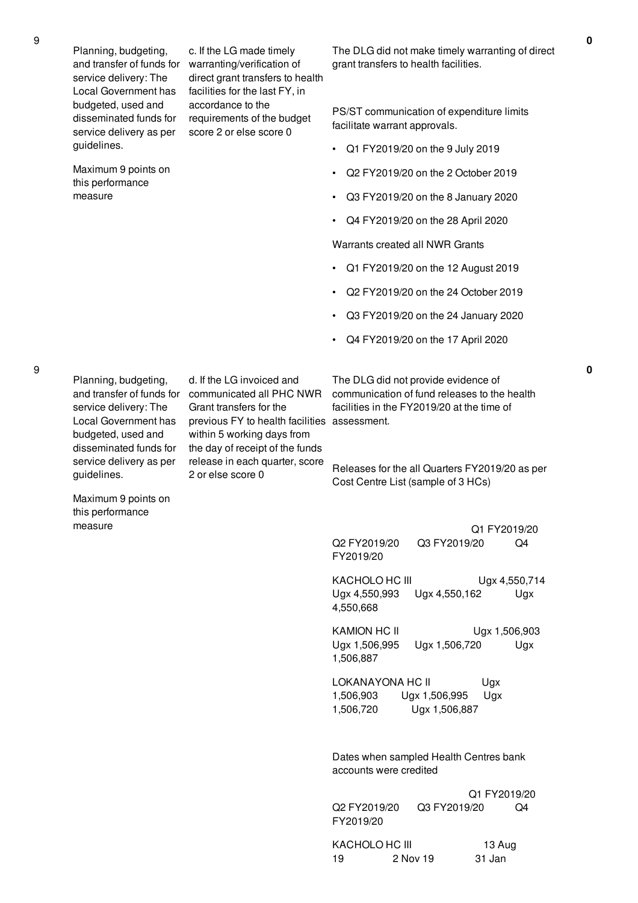| No. | Performance Area | Performance Measure | Assessment Findings | Score |
|---|---|---|---|---|
| 9 | Planning, budgeting, and transfer of funds for service delivery: The Local Government has budgeted, used and disseminated funds for service delivery as per guidelines.<br><br>Maximum 9 points on this performance measure | c. If the LG made timely warranting/verification of direct grant transfers to health facilities for the last FY, in accordance to the requirements of the budget score 2 or else score 0 | The DLG did not make timely warranting of direct grant transfers to health facilities.<br><br>PS/ST communication of expenditure limits facilitate warrant approvals.<br><br>• Q1 FY2019/20 on the 9 July 2019<br>• Q2 FY2019/20 on the 2 October 2019<br>• Q3 FY2019/20 on the 8 January 2020<br>• Q4 FY2019/20 on the 28 April 2020<br><br>Warrants created all NWR Grants<br><br>• Q1 FY2019/20 on the 12 August 2019<br>• Q2 FY2019/20 on the 24 October 2019<br>• Q3 FY2019/20 on the 24 January 2020<br>• Q4 FY2019/20 on the 17 April 2020 | 0 |
| 9 | Planning, budgeting, and transfer of funds for service delivery: The Local Government has budgeted, used and disseminated funds for service delivery as per guidelines.<br><br>Maximum 9 points on this performance measure | d. If the LG invoiced and communicated all PHC NWR Grant transfers for the previous FY to health facilities within 5 working days from the day of receipt of the funds release in each quarter, score 2 or else score 0 | The DLG did not provide evidence of communication of fund releases to the health facilities in the FY2019/20 at the time of assessment.<br><br>Releases for the all Quarters FY2019/20 as per Cost Centre List (sample of 3 HCs)<br><br>Q1 FY2019/20 Q2 FY2019/20 Q3 FY2019/20 Q4 FY2019/20<br><br>KACHOLO HC III Ugx 4,550,714 Ugx 4,550,993 Ugx 4,550,162 Ugx 4,550,668<br><br>KAMION HC II Ugx 1,506,903 Ugx 1,506,995 Ugx 1,506,720 Ugx 1,506,887<br><br>LOKANAYONA HC II Ugx 1,506,903 Ugx 1,506,995 Ugx 1,506,720 Ugx 1,506,887<br><br>Dates when sampled Health Centres bank accounts were credited<br><br>Q1 FY2019/20 Q2 FY2019/20 Q3 FY2019/20 Q4 FY2019/20<br><br>KACHOLO HC III 13 Aug 19 2 Nov 19 31 Jan | 0 |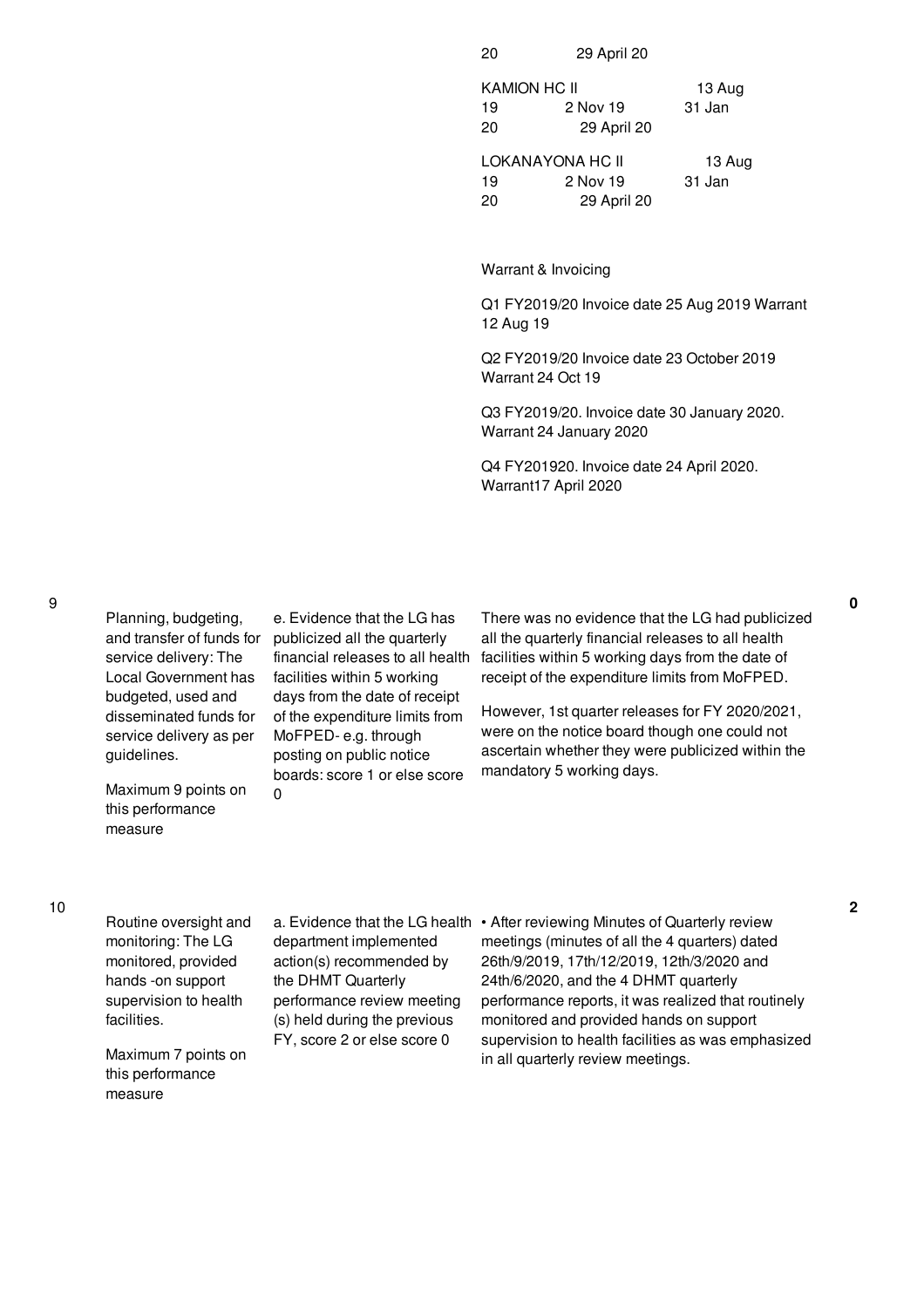| No. | Area | Performance Measure | Assessment | Score |
|---|---|---|---|---|
| | | | 20 29 April 20<br><br>KAMION HC II 13 Aug<br>19 2 Nov 19 31 Jan<br>20 29 April 20<br><br>LOKANAYONA HC II 13 Aug<br>19 2 Nov 19 31 Jan<br>20 29 April 20<br><br>Warrant & Invoicing<br><br>Q1 FY2019/20 Invoice date 25 Aug 2019 Warrant 12 Aug 19<br><br>Q2 FY2019/20 Invoice date 23 October 2019 Warrant 24 Oct 19<br><br>Q3 FY2019/20. Invoice date 30 January 2020. Warrant 24 January 2020<br><br>Q4 FY201920. Invoice date 24 April 2020. Warrant17 April 2020 | |
| 9 | Planning, budgeting, and transfer of funds for service delivery: The Local Government has budgeted, used and disseminated funds for service delivery as per guidelines.<br><br>Maximum 9 points on this performance measure | e. Evidence that the LG has publicized all the quarterly financial releases to all health facilities within 5 working days from the date of receipt of the expenditure limits from MoFPED- e.g. through posting on public notice boards: score 1 or else score 0 | There was no evidence that the LG had publicized all the quarterly financial releases to all health facilities within 5 working days from the date of receipt of the expenditure limits from MoFPED.<br><br>However, 1st quarter releases for FY 2020/2021, were on the notice board though one could not ascertain whether they were publicized within the mandatory 5 working days. | 0 |
| 10 | Routine oversight and monitoring: The LG monitored, provided hands -on support supervision to health facilities.<br><br>Maximum 7 points on this performance measure | a. Evidence that the LG health department implemented action(s) recommended by the DHMT Quarterly performance review meeting (s) held during the previous FY, score 2 or else score 0 | • After reviewing Minutes of Quarterly review meetings (minutes of all the 4 quarters) dated 26th/9/2019, 17th/12/2019, 12th/3/2020 and 24th/6/2020, and the 4 DHMT quarterly performance reports, it was realized that routinely monitored and provided hands on support supervision to health facilities as was emphasized in all quarterly review meetings. | 2 |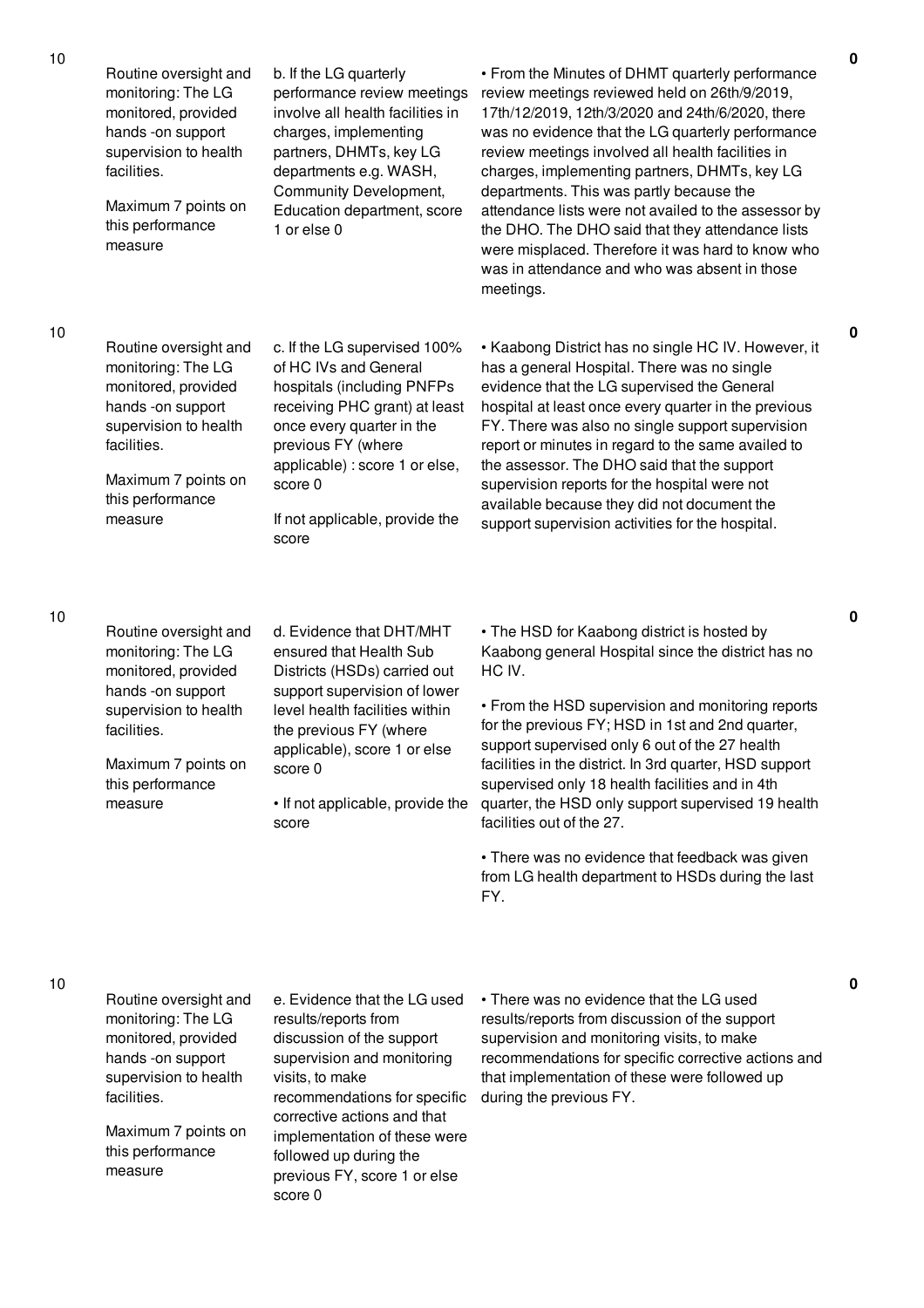| | | | | |
|---|---|---|---|---|
| 10 | Routine oversight and monitoring: The LG monitored, provided hands -on support supervision to health facilities.<br><br>Maximum 7 points on this performance measure | b. If the LG quarterly performance review meetings involve all health facilities in charges, implementing partners, DHMTs, key LG departments e.g. WASH, Community Development, Education department, score 1 or else 0 | • From the Minutes of DHMT quarterly performance review meetings reviewed held on 26th/9/2019, 17th/12/2019, 12th/3/2020 and 24th/6/2020, there was no evidence that the LG quarterly performance review meetings involved all health facilities in charges, implementing partners, DHMTs, key LG departments. This was partly because the attendance lists were not availed to the assessor by the DHO. The DHO said that they attendance lists were misplaced. Therefore it was hard to know who was in attendance and who was absent in those meetings. | 0 |
| 10 | Routine oversight and monitoring: The LG monitored, provided hands -on support supervision to health facilities.<br><br>Maximum 7 points on this performance measure | c. If the LG supervised 100% of HC IVs and General hospitals (including PNFPs receiving PHC grant) at least once every quarter in the previous FY (where applicable) : score 1 or else, score 0<br><br>If not applicable, provide the score | • Kaabong District has no single HC IV. However, it has a general Hospital. There was no single evidence that the LG supervised the General hospital at least once every quarter in the previous FY. There was also no single support supervision report or minutes in regard to the same availed to the assessor. The DHO said that the support supervision reports for the hospital were not available because they did not document the support supervision activities for the hospital. | 0 |
| 10 | Routine oversight and monitoring: The LG monitored, provided hands -on support supervision to health facilities.<br><br>Maximum 7 points on this performance measure | d. Evidence that DHT/MHT ensured that Health Sub Districts (HSDs) carried out support supervision of lower level health facilities within the previous FY (where applicable), score 1 or else score 0<br><br>• If not applicable, provide the score | • The HSD for Kaabong district is hosted by Kaabong general Hospital since the district has no HC IV.<br><br>• From the HSD supervision and monitoring reports for the previous FY; HSD in 1st and 2nd quarter, support supervised only 6 out of the 27 health facilities in the district. In 3rd quarter, HSD support supervised only 18 health facilities and in 4th quarter, the HSD only support supervised 19 health facilities out of the 27.<br><br>• There was no evidence that feedback was given from LG health department to HSDs during the last FY. | 0 |
| 10 | Routine oversight and monitoring: The LG monitored, provided hands -on support supervision to health facilities.<br><br>Maximum 7 points on this performance measure | e. Evidence that the LG used results/reports from discussion of the support supervision and monitoring visits, to make recommendations for specific corrective actions and that implementation of these were followed up during the previous FY, score 1 or else score 0 | • There was no evidence that the LG used results/reports from discussion of the support supervision and monitoring visits, to make recommendations for specific corrective actions and that implementation of these were followed up during the previous FY. | 0 |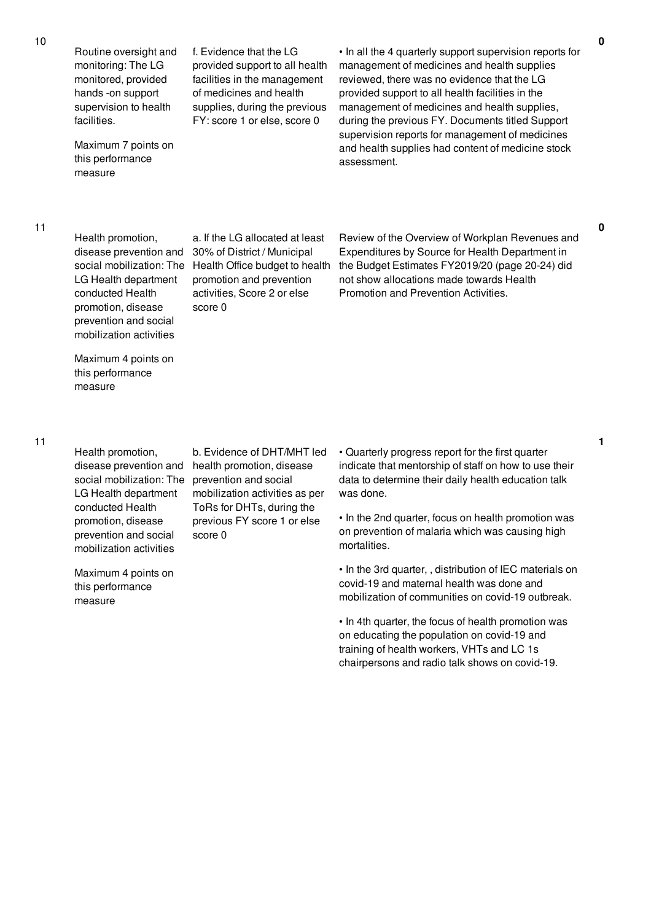| No. | Performance Area | Measurement | Justification | Score |
|---|---|---|---|---|
| 10 | Routine oversight and monitoring: The LG monitored, provided hands -on support supervision to health facilities.<br><br>Maximum 7 points on this performance measure | f. Evidence that the LG provided support to all health facilities in the management of medicines and health supplies, during the previous FY: score 1 or else, score 0 | • In all the 4 quarterly support supervision reports for management of medicines and health supplies reviewed, there was no evidence that the LG provided support to all health facilities in the management of medicines and health supplies, during the previous FY. Documents titled Support supervision reports for management of medicines and health supplies had content of medicine stock assessment. | 0 |
| 11 | Health promotion, disease prevention and social mobilization: The LG Health department conducted Health promotion, disease prevention and social mobilization activities<br><br>Maximum 4 points on this performance measure | a. If the LG allocated at least 30% of District / Municipal Health Office budget to health promotion and prevention activities, Score 2 or else score 0 | Review of the Overview of Workplan Revenues and Expenditures by Source for Health Department in the Budget Estimates FY2019/20 (page 20-24) did not show allocations made towards Health Promotion and Prevention Activities. | 0 |
| 11 | Health promotion, disease prevention and social mobilization: The LG Health department conducted Health promotion, disease prevention and social mobilization activities<br><br>Maximum 4 points on this performance measure | b. Evidence of DHT/MHT led health promotion, disease prevention and social mobilization activities as per ToRs for DHTs, during the previous FY score 1 or else score 0 | • Quarterly progress report for the first quarter indicate that mentorship of staff on how to use their data to determine their daily health education talk was done.<br><br>• In the 2nd quarter, focus on health promotion was on prevention of malaria which was causing high mortalities.<br><br>• In the 3rd quarter, , distribution of IEC materials on covid-19 and maternal health was done and mobilization of communities on covid-19 outbreak.<br><br>• In 4th quarter, the focus of health promotion was on educating the population on covid-19 and training of health workers, VHTs and LC 1s chairpersons and radio talk shows on covid-19. | 1 |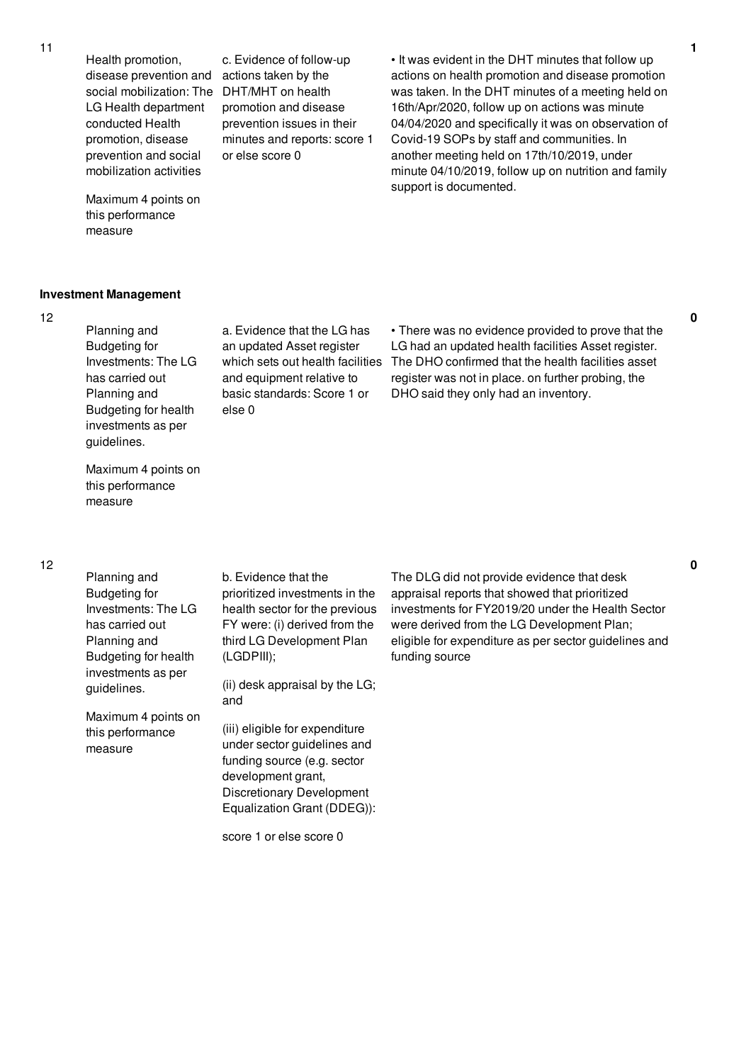| No. | Performance Area | Performance Measure | Assessment Findings | Score |
|---|---|---|---|---|
| 11 | Health promotion, disease prevention and social mobilization: The LG Health department conducted Health promotion, disease prevention and social mobilization activities<br><br>Maximum 4 points on this performance measure | c. Evidence of follow-up actions taken by the DHT/MHT on health promotion and disease prevention issues in their minutes and reports: score 1 or else score 0 | • It was evident in the DHT minutes that follow up actions on health promotion and disease promotion was taken. In the DHT minutes of a meeting held on 16th/Apr/2020, follow up on actions was minute 04/04/2020 and specifically it was on observation of Covid-19 SOPs by staff and communities. In another meeting held on 17th/10/2019, under minute 04/10/2019, follow up on nutrition and family support is documented. | 1 |

**Investment Management**

| No. | Performance Area | Performance Measure | Assessment Findings | Score |
|---|---|---|---|---|
| 12 | Planning and Budgeting for Investments: The LG has carried out Planning and Budgeting for health investments as per guidelines.<br><br>Maximum 4 points on this performance measure | a. Evidence that the LG has an updated Asset register which sets out health facilities and equipment relative to basic standards: Score 1 or else 0 | • There was no evidence provided to prove that the LG had an updated health facilities Asset register. The DHO confirmed that the health facilities asset register was not in place. on further probing, the DHO said they only had an inventory. | 0 |
| 12 | Planning and Budgeting for Investments: The LG has carried out Planning and Budgeting for health investments as per guidelines.<br><br>Maximum 4 points on this performance measure | b. Evidence that the prioritized investments in the health sector for the previous FY were: (i) derived from the third LG Development Plan (LGDPIII);<br><br>(ii) desk appraisal by the LG; and<br><br>(iii) eligible for expenditure under sector guidelines and funding source (e.g. sector development grant, Discretionary Development Equalization Grant (DDEG)):<br><br>score 1 or else score 0 | The DLG did not provide evidence that desk appraisal reports that showed that prioritized investments for FY2019/20 under the Health Sector were derived from the LG Development Plan; eligible for expenditure as per sector guidelines and funding source | 0 |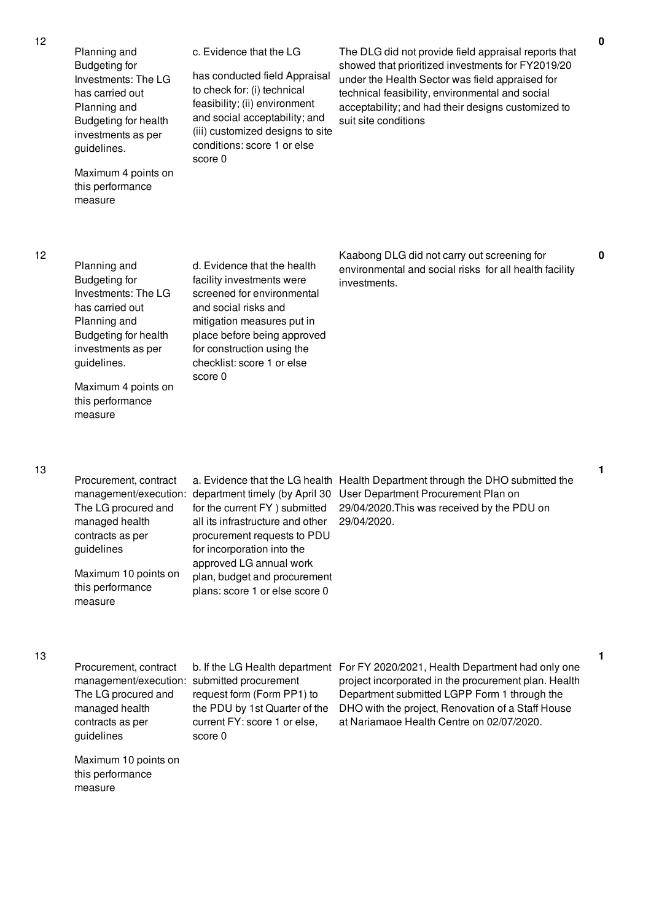| | | | | |
|---|---|---|---|---|
| 12 | Planning and Budgeting for Investments: The LG has carried out Planning and Budgeting for health investments as per guidelines.<br><br>Maximum 4 points on this performance measure | c. Evidence that the LG<br><br>has conducted field Appraisal to check for: (i) technical feasibility; (ii) environment and social acceptability; and (iii) customized designs to site conditions: score 1 or else score 0 | The DLG did not provide field appraisal reports that showed that prioritized investments for FY2019/20 under the Health Sector was field appraised for technical feasibility, environmental and social acceptability; and had their designs customized to suit site conditions | 0 |
| 12 | Planning and Budgeting for Investments: The LG has carried out Planning and Budgeting for health investments as per guidelines.<br><br>Maximum 4 points on this performance measure | d. Evidence that the health facility investments were screened for environmental and social risks and mitigation measures put in place before being approved for construction using the checklist: score 1 or else score 0 | Kaabong DLG did not carry out screening for environmental and social risks for all health facility investments. | 0 |
| 13 | Procurement, contract management/execution: The LG procured and managed health contracts as per guidelines<br><br>Maximum 10 points on this performance measure | a. Evidence that the LG health department timely (by April 30 for the current FY ) submitted all its infrastructure and other procurement requests to PDU for incorporation into the approved LG annual work plan, budget and procurement plans: score 1 or else score 0 | Health Department through the DHO submitted the User Department Procurement Plan on 29/04/2020.This was received by the PDU on 29/04/2020. | 1 |
| 13 | Procurement, contract management/execution: The LG procured and managed health contracts as per guidelines<br><br>Maximum 10 points on this performance measure | b. If the LG Health department submitted procurement request form (Form PP1) to the PDU by 1st Quarter of the current FY: score 1 or else, score 0 | For FY 2020/2021, Health Department had only one project incorporated in the procurement plan. Health Department submitted LGPP Form 1 through the DHO with the project, Renovation of a Staff House at Nariamaoe Health Centre on 02/07/2020. | 1 |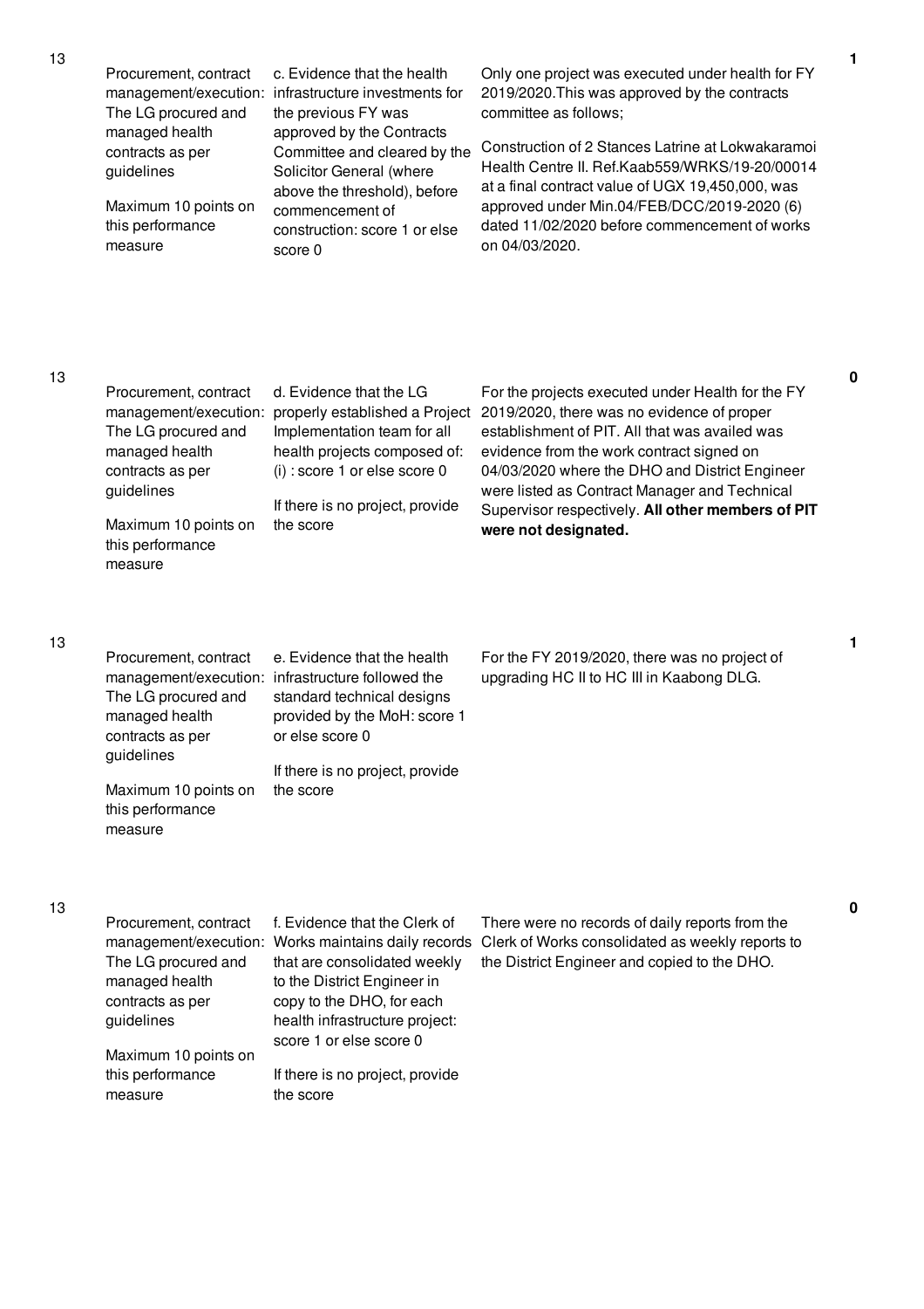| | | | | |
|---|---|---|---|---|
| 13 | Procurement, contract management/execution: The LG procured and managed health contracts as per guidelines<br><br>Maximum 10 points on this performance measure | c. Evidence that the health infrastructure investments for the previous FY was approved by the Contracts Committee and cleared by the Solicitor General (where above the threshold), before commencement of construction: score 1 or else score 0 | Only one project was executed under health for FY 2019/2020.This was approved by the contracts committee as follows;<br><br>Construction of 2 Stances Latrine at Lokwakaramoi Health Centre II. Ref.Kaab559/WRKS/19-20/00014 at a final contract value of UGX 19,450,000, was approved under Min.04/FEB/DCC/2019-2020 (6) dated 11/02/2020 before commencement of works on 04/03/2020. | 1 |
| 13 | Procurement, contract management/execution: The LG procured and managed health contracts as per guidelines<br><br>Maximum 10 points on this performance measure | d. Evidence that the LG properly established a Project Implementation team for all health projects composed of: (i) : score 1 or else score 0<br><br>If there is no project, provide the score | For the projects executed under Health for the FY 2019/2020, there was no evidence of proper establishment of PIT. All that was availed was evidence from the work contract signed on 04/03/2020 where the DHO and District Engineer were listed as Contract Manager and Technical Supervisor respectively. **All other members of PIT were not designated.** | 0 |
| 13 | Procurement, contract management/execution: The LG procured and managed health contracts as per guidelines<br><br>Maximum 10 points on this performance measure | e. Evidence that the health infrastructure followed the standard technical designs provided by the MoH: score 1 or else score 0<br><br>If there is no project, provide the score | For the FY 2019/2020, there was no project of upgrading HC II to HC III in Kaabong DLG. | 1 |
| 13 | Procurement, contract management/execution: The LG procured and managed health contracts as per guidelines<br><br>Maximum 10 points on this performance measure | f. Evidence that the Clerk of Works maintains daily records that are consolidated weekly to the District Engineer in copy to the DHO, for each health infrastructure project: score 1 or else score 0<br><br>If there is no project, provide the score | There were no records of daily reports from the Clerk of Works consolidated as weekly reports to the District Engineer and copied to the DHO. | 0 |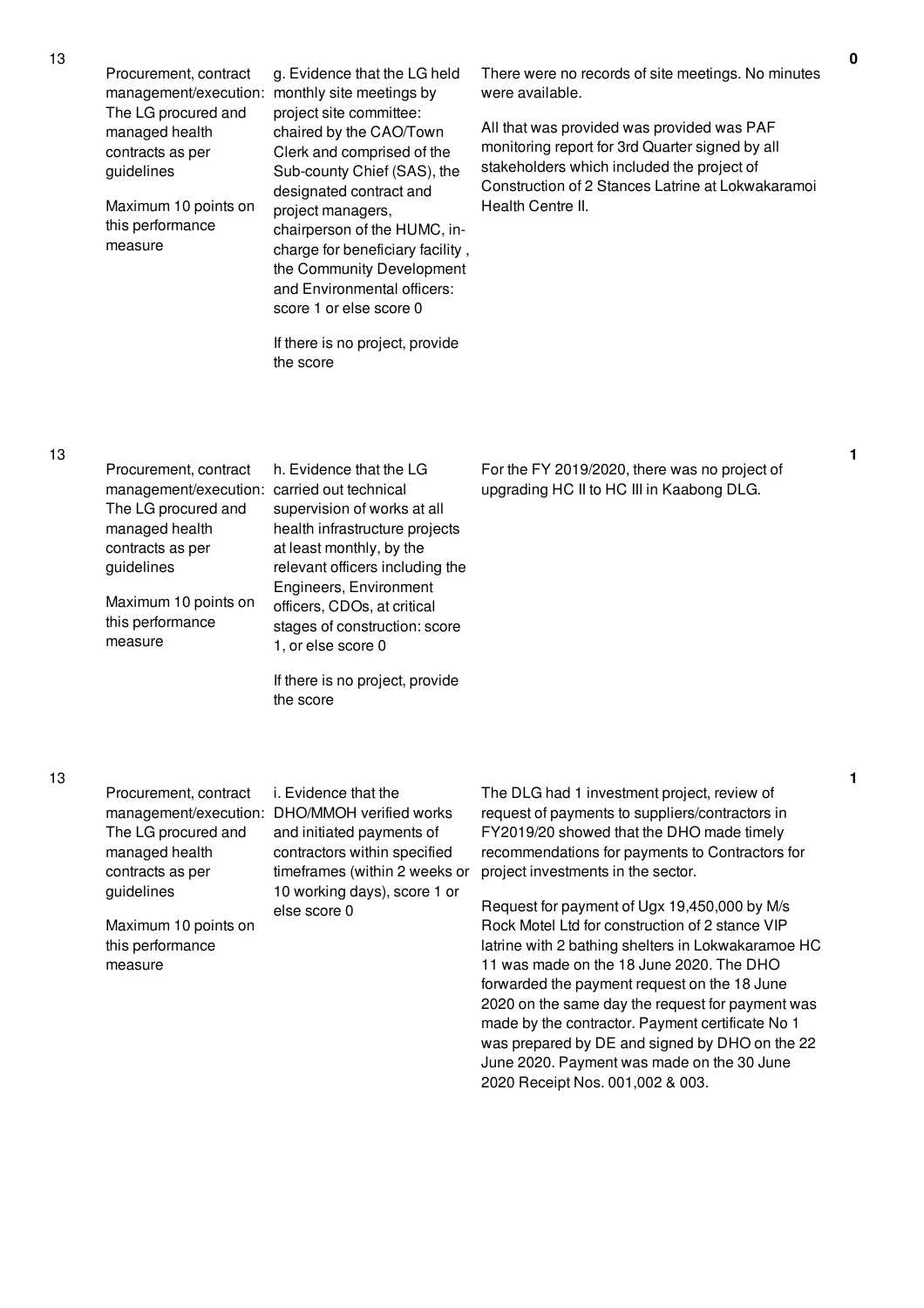| | | | | |
|---|---|---|---|---|
| 13 | Procurement, contract management/execution: The LG procured and managed health contracts as per guidelines<br><br>Maximum 10 points on this performance measure | g. Evidence that the LG held monthly site meetings by project site committee: chaired by the CAO/Town Clerk and comprised of the Sub-county Chief (SAS), the designated contract and project managers, chairperson of the HUMC, in-charge for beneficiary facility , the Community Development and Environmental officers: score 1 or else score 0<br><br>If there is no project, provide the score | There were no records of site meetings. No minutes were available.<br><br>All that was provided was provided was PAF monitoring report for 3rd Quarter signed by all stakeholders which included the project of Construction of 2 Stances Latrine at Lokwakaramoi Health Centre II. | 0 |
| 13 | Procurement, contract management/execution: The LG procured and managed health contracts as per guidelines<br><br>Maximum 10 points on this performance measure | h. Evidence that the LG carried out technical supervision of works at all health infrastructure projects at least monthly, by the relevant officers including the Engineers, Environment officers, CDOs, at critical stages of construction: score 1, or else score 0<br><br>If there is no project, provide the score | For the FY 2019/2020, there was no project of upgrading HC II to HC III in Kaabong DLG. | 1 |
| 13 | Procurement, contract management/execution: The LG procured and managed health contracts as per guidelines<br><br>Maximum 10 points on this performance measure | i. Evidence that the DHO/MMOH verified works and initiated payments of contractors within specified timeframes (within 2 weeks or 10 working days), score 1 or else score 0 | The DLG had 1 investment project, review of request of payments to suppliers/contractors in FY2019/20 showed that the DHO made timely recommendations for payments to Contractors for project investments in the sector.<br><br>Request for payment of Ugx 19,450,000 by M/s Rock Motel Ltd for construction of 2 stance VIP latrine with 2 bathing shelters in Lokwakaramoe HC 11 was made on the 18 June 2020. The DHO forwarded the payment request on the 18 June 2020 on the same day the request for payment was made by the contractor. Payment certificate No 1 was prepared by DE and signed by DHO on the 22 June 2020. Payment was made on the 30 June 2020 Receipt Nos. 001,002 & 003. | 1 |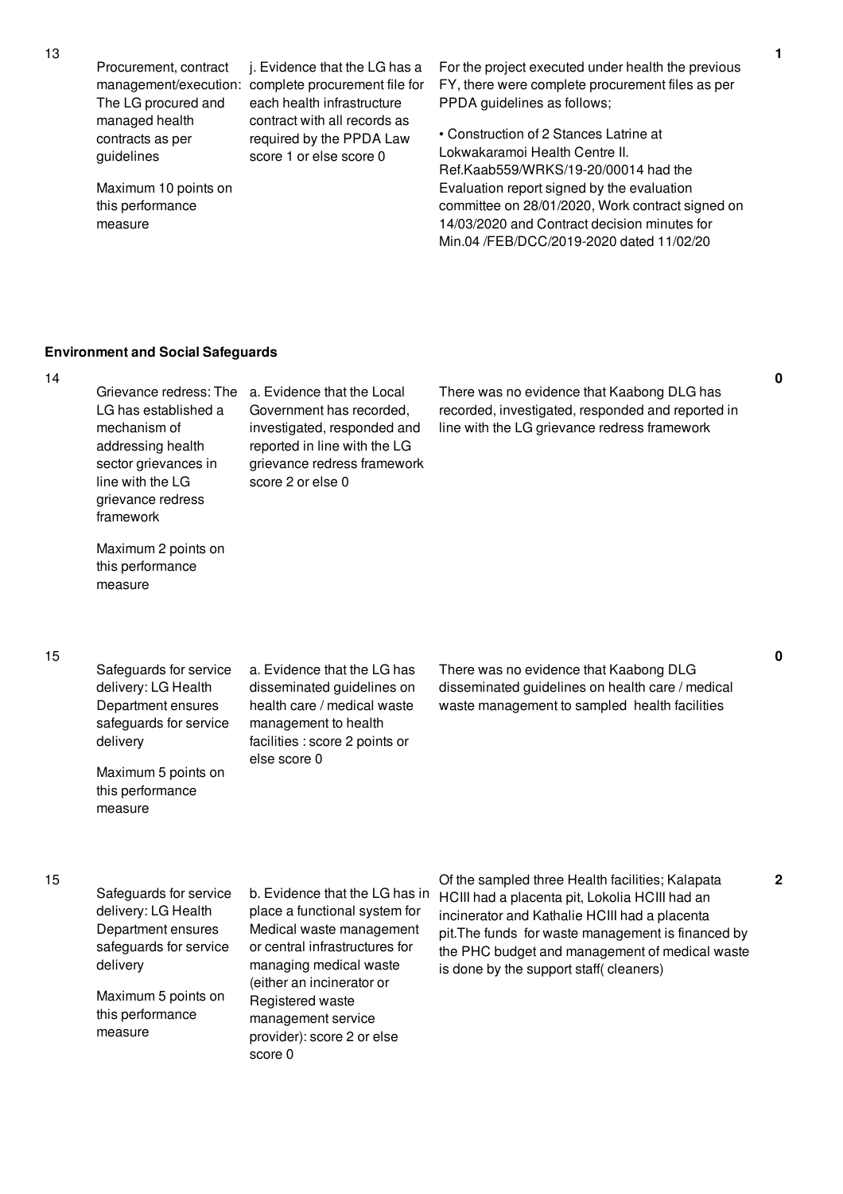| No. | Performance Area | Performance Measure | Assessment Result | Score |
|---|---|---|---|---|
| 13 | Procurement, contract management/execution: The LG procured and managed health contracts as per guidelines<br><br>Maximum 10 points on this performance measure | j. Evidence that the LG has a complete procurement file for each health infrastructure contract with all records as required by the PPDA Law score 1 or else score 0 | For the project executed under health the previous FY, there were complete procurement files as per PPDA guidelines as follows;<br><br>• Construction of 2 Stances Latrine at Lokwakaramoi Health Centre II. Ref.Kaab559/WRKS/19-20/00014 had the Evaluation report signed by the evaluation committee on 28/01/2020, Work contract signed on 14/03/2020 and Contract decision minutes for Min.04 /FEB/DCC/2019-2020 dated 11/02/20 | 1 |

**Environment and Social Safeguards**

| No. | Performance Area | Performance Measure | Assessment Result | Score |
|---|---|---|---|---|
| 14 | Grievance redress: The LG has established a mechanism of addressing health sector grievances in line with the LG grievance redress framework<br><br>Maximum 2 points on this performance measure | a. Evidence that the Local Government has recorded, investigated, responded and reported in line with the LG grievance redress framework score 2 or else 0 | There was no evidence that Kaabong DLG has recorded, investigated, responded and reported in line with the LG grievance redress framework | 0 |
| 15 | Safeguards for service delivery: LG Health Department ensures safeguards for service delivery<br><br>Maximum 5 points on this performance measure | a. Evidence that the LG has disseminated guidelines on health care / medical waste management to health facilities : score 2 points or else score 0 | There was no evidence that Kaabong DLG disseminated guidelines on health care / medical waste management to sampled health facilities | 0 |
| 15 | Safeguards for service delivery: LG Health Department ensures safeguards for service delivery<br><br>Maximum 5 points on this performance measure | b. Evidence that the LG has in place a functional system for Medical waste management or central infrastructures for managing medical waste (either an incinerator or Registered waste management service provider): score 2 or else score 0 | Of the sampled three Health facilities; Kalapata HCIII had a placenta pit, Lokolia HCIII had an incinerator and Kathalie HCIII had a placenta pit.The funds for waste management is financed by the PHC budget and management of medical waste is done by the support staff( cleaners) | 2 |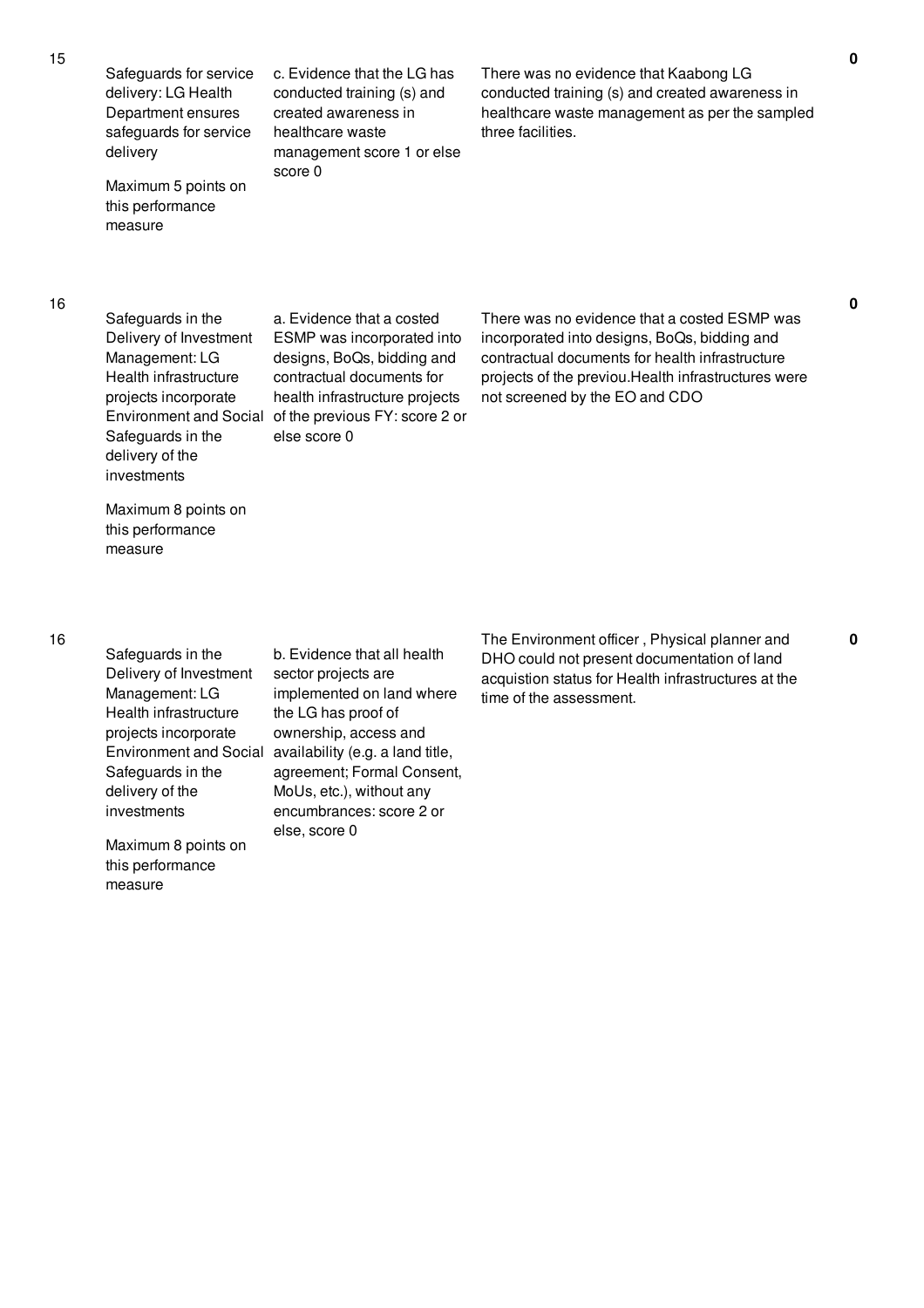| No. | Performance Measure | Scoring Criteria | Assessment Findings | Score |
|---|---|---|---|---|
| 15 | Safeguards for service delivery: LG Health Department ensures safeguards for service delivery<br><br>Maximum 5 points on this performance measure | c. Evidence that the LG has conducted training (s) and created awareness in healthcare waste management score 1 or else score 0 | There was no evidence that Kaabong LG conducted training (s) and created awareness in healthcare waste management as per the sampled three facilities. | 0 |
| 16 | Safeguards in the Delivery of Investment Management: LG Health infrastructure projects incorporate Environment and Social Safeguards in the delivery of the investments<br><br>Maximum 8 points on this performance measure | a. Evidence that a costed ESMP was incorporated into designs, BoQs, bidding and contractual documents for health infrastructure projects of the previous FY: score 2 or else score 0 | There was no evidence that a costed ESMP was incorporated into designs, BoQs, bidding and contractual documents for health infrastructure projects of the previou.Health infrastructures were not screened by the EO and CDO | 0 |
| 16 | Safeguards in the Delivery of Investment Management: LG Health infrastructure projects incorporate Environment and Social Safeguards in the delivery of the investments<br><br>Maximum 8 points on this performance measure | b. Evidence that all health sector projects are implemented on land where the LG has proof of ownership, access and availability (e.g. a land title, agreement; Formal Consent, MoUs, etc.), without any encumbrances: score 2 or else, score 0 | The Environment officer , Physical planner and DHO could not present documentation of land acquistion status for Health infrastructures at the time of the assessment. | 0 |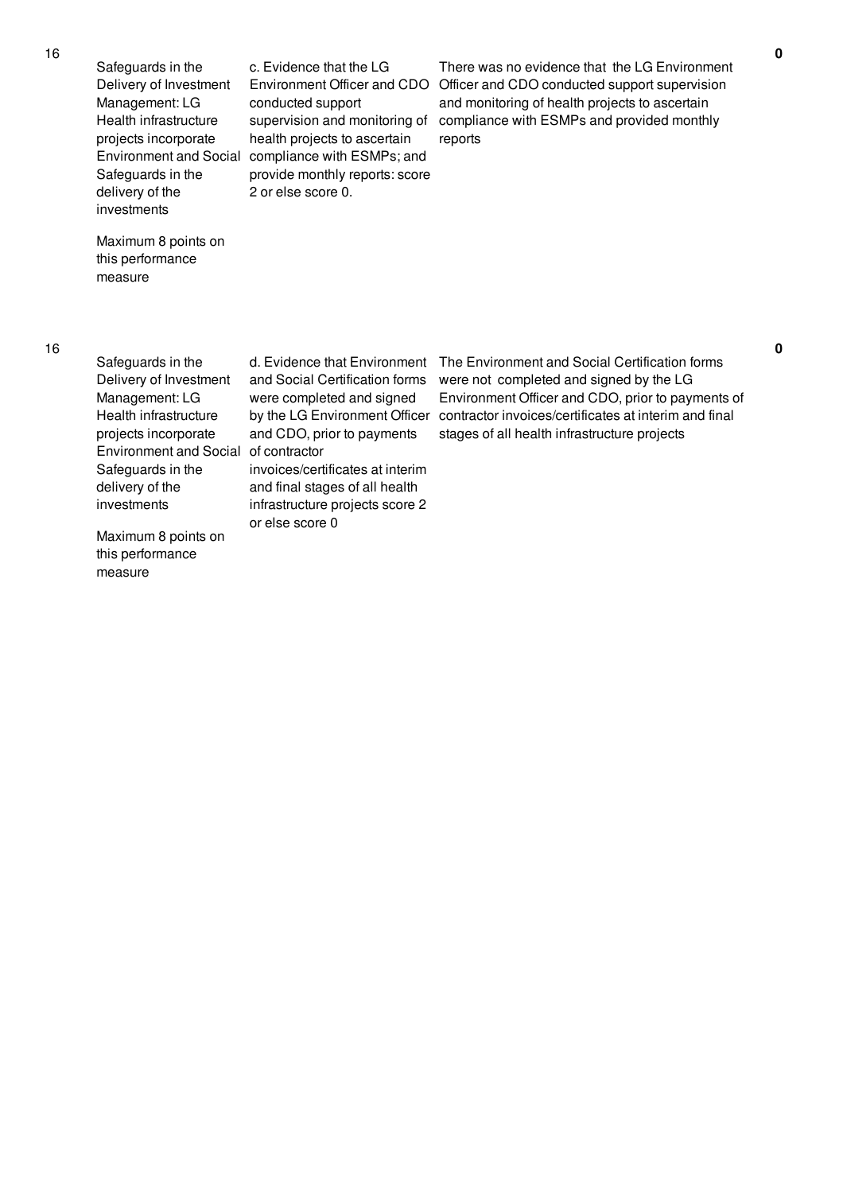| | | | | |
|---|---|---|---|---|
| 16 | Safeguards in the Delivery of Investment Management: LG Health infrastructure projects incorporate Environment and Social Safeguards in the delivery of the investments<br><br>Maximum 8 points on this performance measure | c. Evidence that the LG Environment Officer and CDO conducted support supervision and monitoring of health projects to ascertain compliance with ESMPs; and provide monthly reports: score 2 or else score 0. | There was no evidence that the LG Environment Officer and CDO conducted support supervision and monitoring of health projects to ascertain compliance with ESMPs and provided monthly reports | 0 |
| 16 | Safeguards in the Delivery of Investment Management: LG Health infrastructure projects incorporate Environment and Social Safeguards in the delivery of the investments<br><br>Maximum 8 points on this performance measure | d. Evidence that Environment and Social Certification forms were completed and signed by the LG Environment Officer and CDO, prior to payments of contractor invoices/certificates at interim and final stages of all health infrastructure projects score 2 or else score 0 | The Environment and Social Certification forms were not completed and signed by the LG Environment Officer and CDO, prior to payments of contractor invoices/certificates at interim and final stages of all health infrastructure projects | 0 |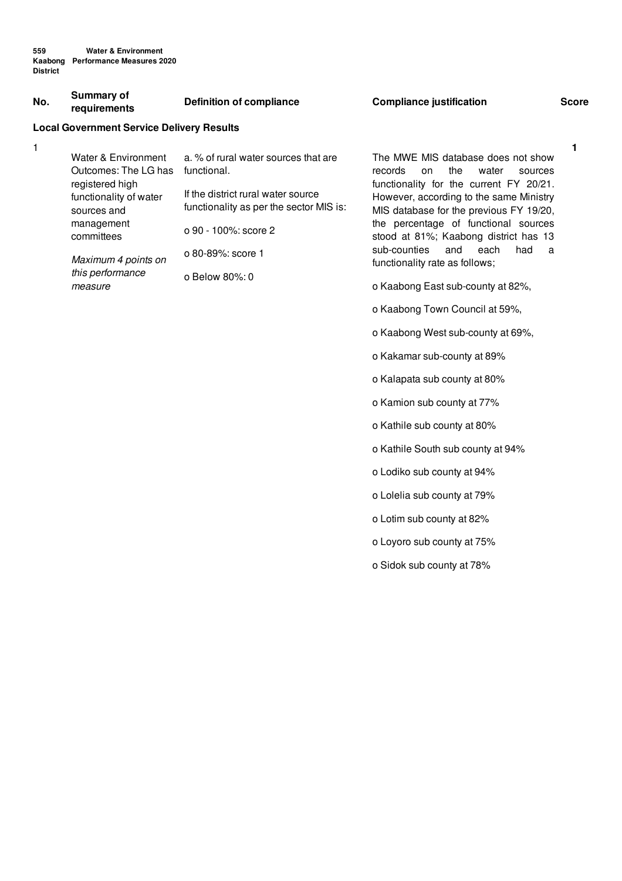| No. | Summary of requirements | Definition of compliance | Compliance justification | Score |
|---|---|---|---|---|
| **Local Government Service Delivery Results** | | | | |
| 1 | Water & Environment Outcomes: The LG has registered high functionality of water sources and management committees<br><br>*Maximum 4 points on this performance measure* | a. % of rural water sources that are functional.<br><br>If the district rural water source functionality as per the sector MIS is:<br><br>o 90 - 100%: score 2<br><br>o 80-89%: score 1<br><br>o Below 80%: 0 | The MWE MIS database does not show records on the water sources functionality for the current FY 20/21. However, according to the same Ministry MIS database for the previous FY 19/20, the percentage of functional sources stood at 81%; Kaabong district has 13 sub-counties and each had a functionality rate as follows;<br><br>o Kaabong East sub-county at 82%,<br><br>o Kaabong Town Council at 59%,<br><br>o Kaabong West sub-county at 69%,<br><br>o Kakamar sub-county at 89%<br><br>o Kalapata sub county at 80%<br><br>o Kamion sub county at 77%<br><br>o Kathile sub county at 80%<br><br>o Kathile South sub county at 94%<br><br>o Lodiko sub county at 94%<br><br>o Lolelia sub county at 79%<br><br>o Lotim sub county at 82%<br><br>o Loyoro sub county at 75%<br><br>o Sidok sub county at 78% | 1 |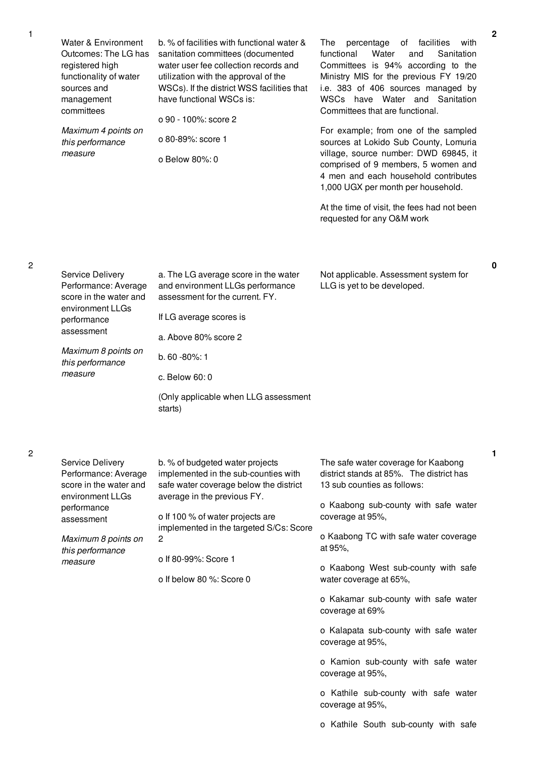| No. | Summary of requirements | Definition of compliance | Compliance justification | Score |
|---|---|---|---|---|
| 1 | Water & Environment Outcomes: The LG has registered high functionality of water sources and management committees<br><br>*Maximum 4 points on this performance measure* | b. % of facilities with functional water & sanitation committees (documented water user fee collection records and utilization with the approval of the WSCs). If the district WSS facilities that have functional WSCs is:<br><br>o 90 - 100%: score 2<br><br>o 80-89%: score 1<br><br>o Below 80%: 0 | The percentage of facilities with functional Water and Sanitation Committees is 94% according to the Ministry MIS for the previous FY 19/20 i.e. 383 of 406 sources managed by WSCs have Water and Sanitation Committees that are functional.<br><br>For example; from one of the sampled sources at Lokido Sub County, Lomuria village, source number: DWD 69845, it comprised of 9 members, 5 women and 4 men and each household contributes 1,000 UGX per month per household.<br><br>At the time of visit, the fees had not been requested for any O&M work | 2 |
| 2 | Service Delivery Performance: Average score in the water and environment LLGs performance assessment<br><br>*Maximum 8 points on this performance measure* | a. The LG average score in the water and environment LLGs performance assessment for the current. FY.<br><br>If LG average scores is<br><br>a. Above 80% score 2<br><br>b. 60 -80%: 1<br><br>c. Below 60: 0<br><br>(Only applicable when LLG assessment starts) | Not applicable. Assessment system for LLG is yet to be developed. | 0 |
| 2 | Service Delivery Performance: Average score in the water and environment LLGs performance assessment<br><br>*Maximum 8 points on this performance measure* | b. % of budgeted water projects implemented in the sub-counties with safe water coverage below the district average in the previous FY.<br><br>o If 100 % of water projects are implemented in the targeted S/Cs: Score 2<br><br>o If 80-99%: Score 1<br><br>o If below 80 %: Score 0 | The safe water coverage for Kaabong district stands at 85%. The district has 13 sub counties as follows:<br><br>o Kaabong sub-county with safe water coverage at 95%,<br><br>o Kaabong TC with safe water coverage at 95%,<br><br>o Kaabong West sub-county with safe water coverage at 65%,<br><br>o Kakamar sub-county with safe water coverage at 69%<br><br>o Kalapata sub-county with safe water coverage at 95%,<br><br>o Kamion sub-county with safe water coverage at 95%,<br><br>o Kathile sub-county with safe water coverage at 95%,<br><br>o Kathile South sub-county with safe | 1 |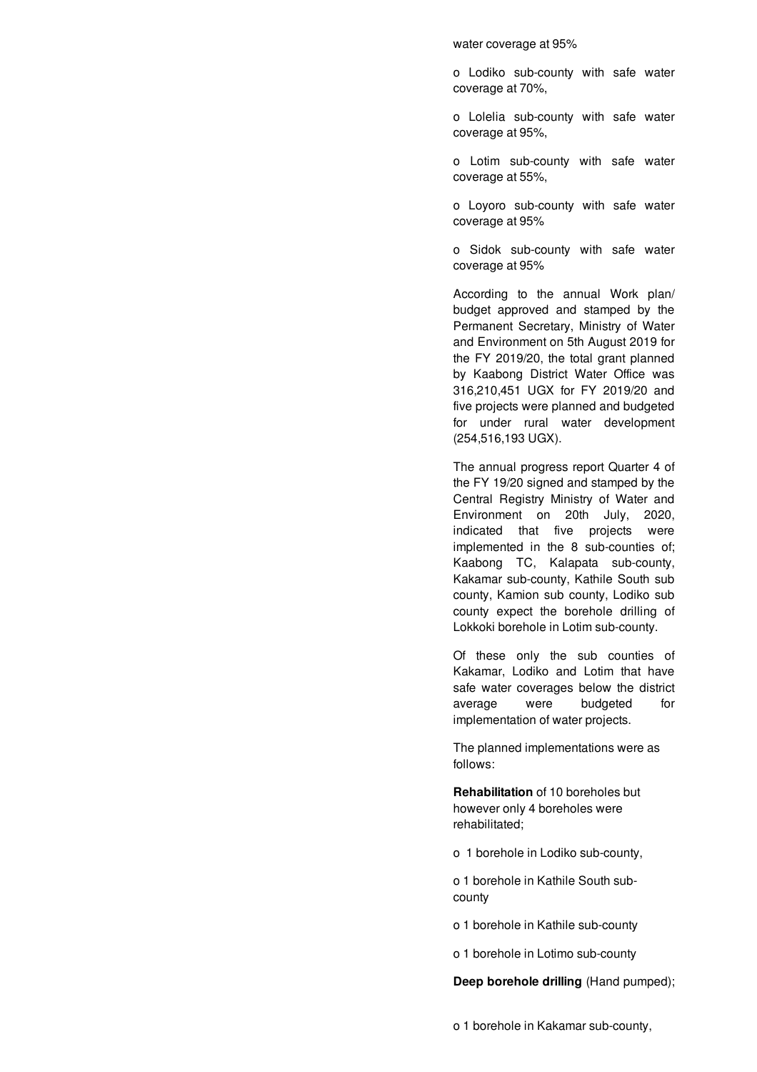water coverage at 95%

o Lodiko sub-county with safe water coverage at 70%,

o Lolelia sub-county with safe water coverage at 95%,

o Lotim sub-county with safe water coverage at 55%,

o Loyoro sub-county with safe water coverage at 95%

o Sidok sub-county with safe water coverage at 95%

According to the annual Work plan/ budget approved and stamped by the Permanent Secretary, Ministry of Water and Environment on 5th August 2019 for the FY 2019/20, the total grant planned by Kaabong District Water Office was 316,210,451 UGX for FY 2019/20 and five projects were planned and budgeted for under rural water development (254,516,193 UGX).

The annual progress report Quarter 4 of the FY 19/20 signed and stamped by the Central Registry Ministry of Water and Environment on 20th July, 2020, indicated that five projects were implemented in the 8 sub-counties of; Kaabong TC, Kalapata sub-county, Kakamar sub-county, Kathile South sub county, Kamion sub county, Lodiko sub county expect the borehole drilling of Lokkoki borehole in Lotim sub-county.

Of these only the sub counties of Kakamar, Lodiko and Lotim that have safe water coverages below the district average were budgeted for implementation of water projects.

The planned implementations were as follows:

**Rehabilitation** of 10 boreholes but however only 4 boreholes were rehabilitated;

o 1 borehole in Lodiko sub-county,

o 1 borehole in Kathile South sub-county

o 1 borehole in Kathile sub-county

o 1 borehole in Lotimo sub-county

**Deep borehole drilling** (Hand pumped);

o 1 borehole in Kakamar sub-county,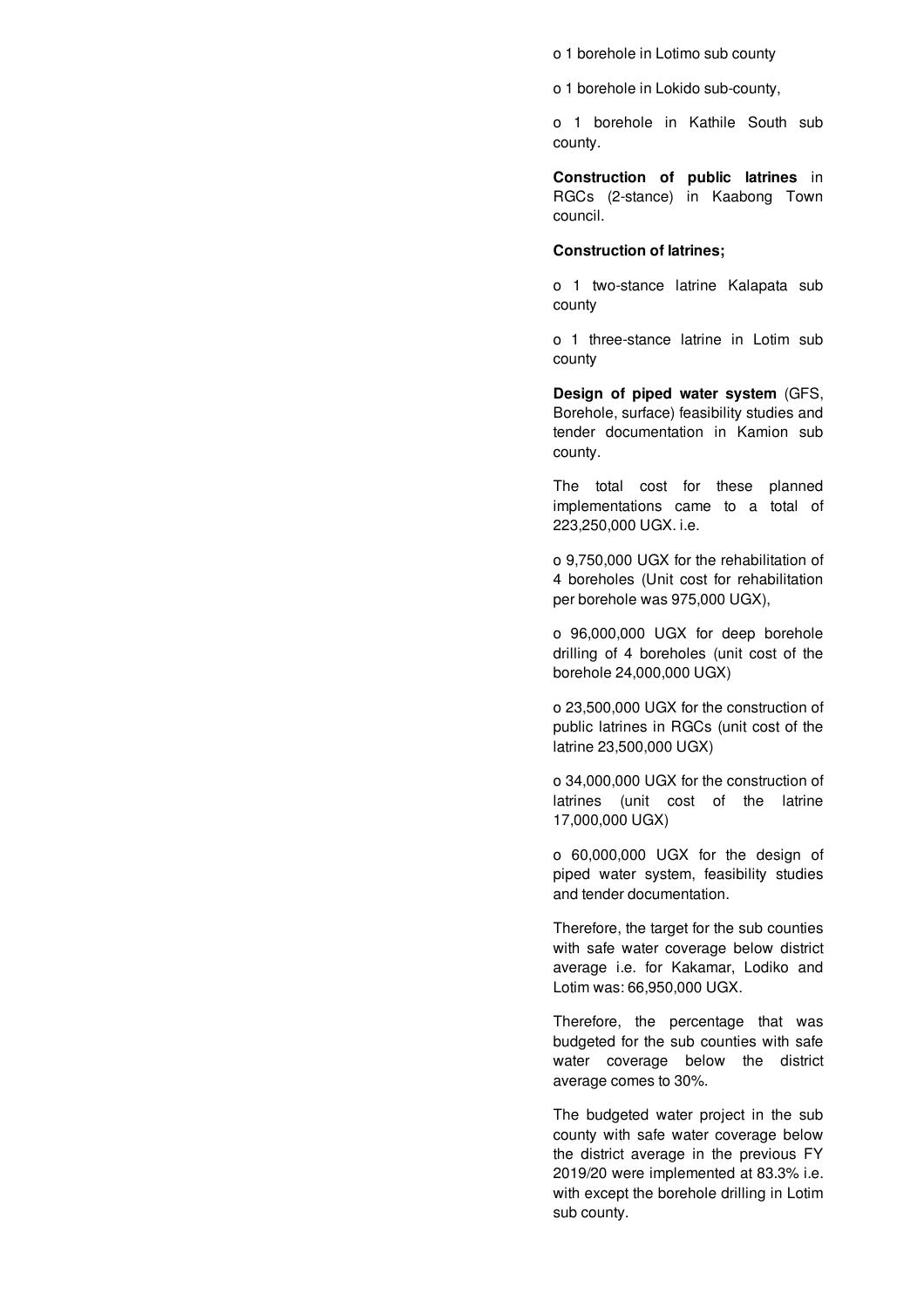- 1 borehole in Lotimo sub county
- 1 borehole in Lokido sub-county,
- 1 borehole in Kathile South sub county.

**Construction of public latrines** in RGCs (2-stance) in Kaabong Town council.

**Construction of latrines;**

- 1 two-stance latrine Kalapata sub county
- 1 three-stance latrine in Lotim sub county

**Design of piped water system** (GFS, Borehole, surface) feasibility studies and tender documentation in Kamion sub county.

The total cost for these planned implementations came to a total of 223,250,000 UGX. i.e.

- 9,750,000 UGX for the rehabilitation of 4 boreholes (Unit cost for rehabilitation per borehole was 975,000 UGX),
- 96,000,000 UGX for deep borehole drilling of 4 boreholes (unit cost of the borehole 24,000,000 UGX)
- 23,500,000 UGX for the construction of public latrines in RGCs (unit cost of the latrine 23,500,000 UGX)
- 34,000,000 UGX for the construction of latrines (unit cost of the latrine 17,000,000 UGX)
- 60,000,000 UGX for the design of piped water system, feasibility studies and tender documentation.

Therefore, the target for the sub counties with safe water coverage below district average i.e. for Kakamar, Lodiko and Lotim was: 66,950,000 UGX.

Therefore, the percentage that was budgeted for the sub counties with safe water coverage below the district average comes to 30%.

The budgeted water project in the sub county with safe water coverage below the district average in the previous FY 2019/20 were implemented at 83.3% i.e. with except the borehole drilling in Lotim sub county.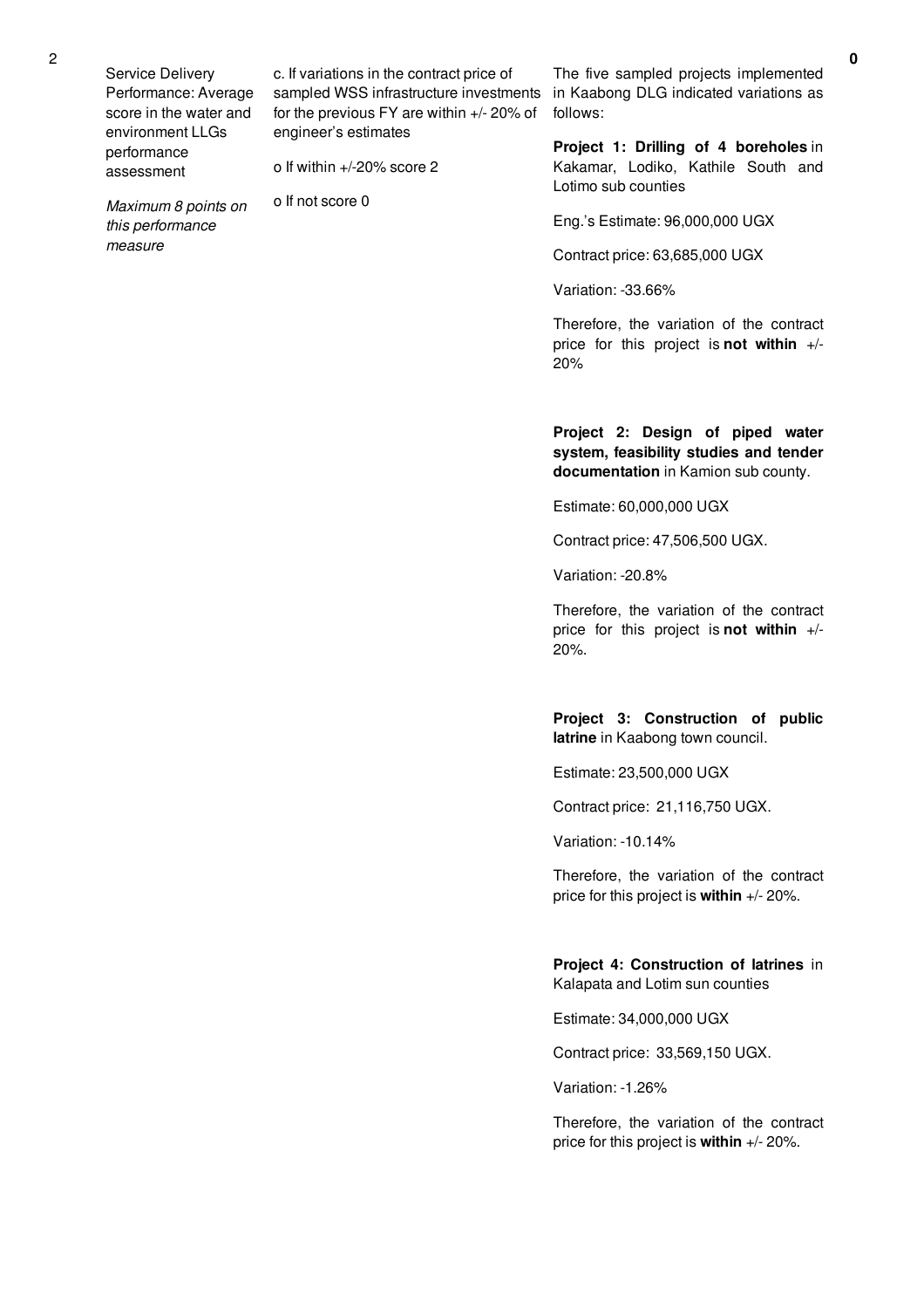| | | | |
|---|---|---|---|
| 2 Service Delivery Performance: Average score in the water and environment LLGs performance assessment<br><br>*Maximum 8 points on this performance measure* | c. If variations in the contract price of sampled WSS infrastructure investments for the previous FY are within +/- 20% of engineer's estimates<br><br>o If within +/-20% score 2<br><br>o If not score 0 | The five sampled projects implemented in Kaabong DLG indicated variations as follows:<br><br>**Project 1: Drilling of 4 boreholes** in Kakamar, Lodiko, Kathile South and Lotimo sub counties<br><br>Eng.'s Estimate: 96,000,000 UGX<br><br>Contract price: 63,685,000 UGX<br><br>Variation: -33.66%<br><br>Therefore, the variation of the contract price for this project is **not within** +/- 20%<br><br>**Project 2: Design of piped water system, feasibility studies and tender documentation** in Kamion sub county.<br><br>Estimate: 60,000,000 UGX<br><br>Contract price: 47,506,500 UGX.<br><br>Variation: -20.8%<br><br>Therefore, the variation of the contract price for this project is **not within** +/- 20%.<br><br>**Project 3: Construction of public latrine** in Kaabong town council.<br><br>Estimate: 23,500,000 UGX<br><br>Contract price: 21,116,750 UGX.<br><br>Variation: -10.14%<br><br>Therefore, the variation of the contract price for this project is **within** +/- 20%.<br><br>**Project 4: Construction of latrines** in Kalapata and Lotim sun counties<br><br>Estimate: 34,000,000 UGX<br><br>Contract price: 33,569,150 UGX.<br><br>Variation: -1.26%<br><br>Therefore, the variation of the contract price for this project is **within** +/- 20%. | **0** |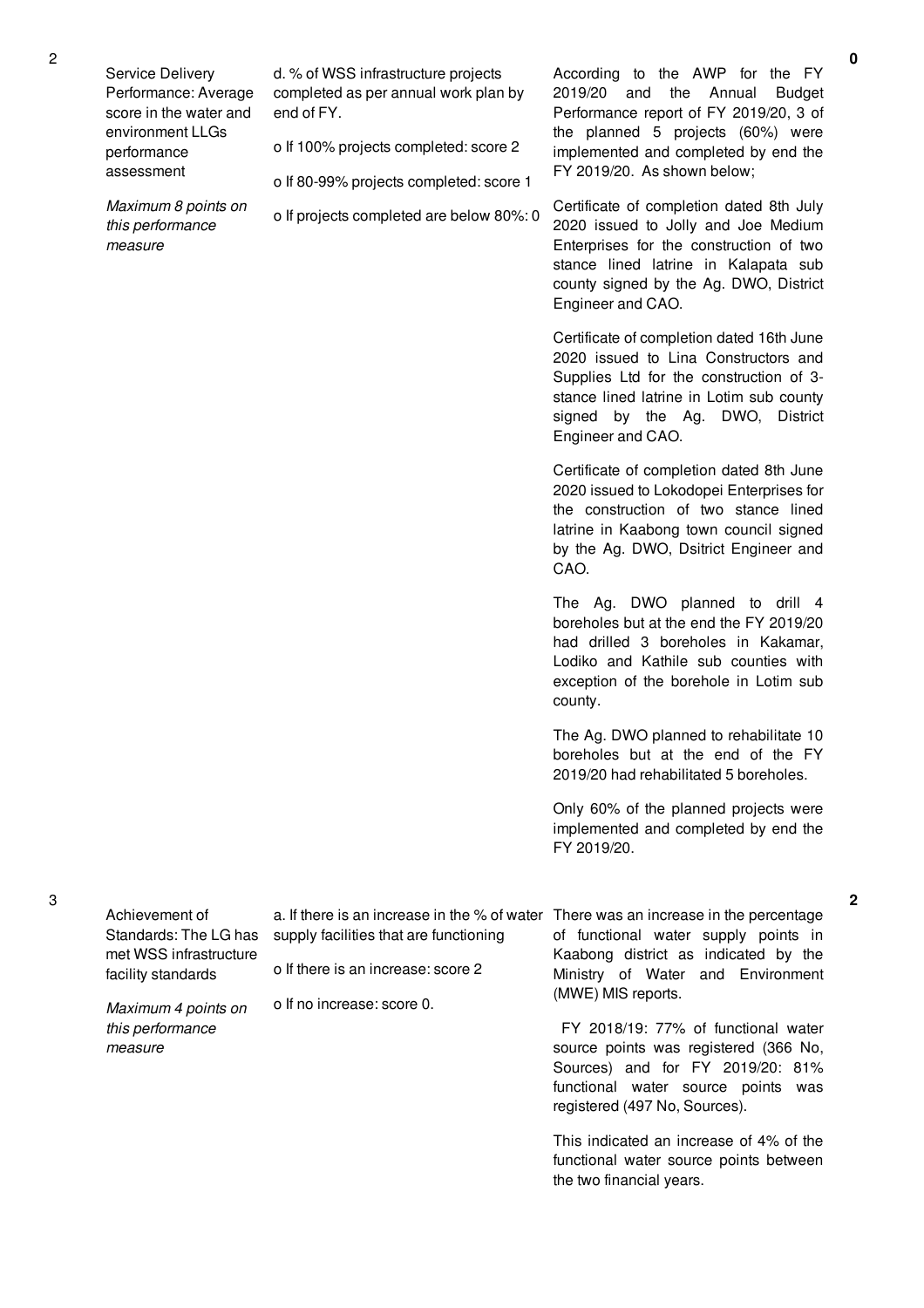| No. | Performance Measure | Scoring Guide | Justification | Score |
|---|---|---|---|---|
| 2 | Service Delivery Performance: Average score in the water and environment LLGs performance assessment<br><br>*Maximum 8 points on this performance measure* | d. % of WSS infrastructure projects completed as per annual work plan by end of FY.<br><br>o If 100% projects completed: score 2<br><br>o If 80-99% projects completed: score 1<br><br>o If projects completed are below 80%: 0 | According to the AWP for the FY 2019/20 and the Annual Budget Performance report of FY 2019/20, 3 of the planned 5 projects (60%) were implemented and completed by end the FY 2019/20. As shown below;<br><br>Certificate of completion dated 8th July 2020 issued to Jolly and Joe Medium Enterprises for the construction of two stance lined latrine in Kalapata sub county signed by the Ag. DWO, District Engineer and CAO.<br><br>Certificate of completion dated 16th June 2020 issued to Lina Constructors and Supplies Ltd for the construction of 3-stance lined latrine in Lotim sub county signed by the Ag. DWO, District Engineer and CAO.<br><br>Certificate of completion dated 8th June 2020 issued to Lokodopei Enterprises for the construction of two stance lined latrine in Kaabong town council signed by the Ag. DWO, Dsitrict Engineer and CAO.<br><br>The Ag. DWO planned to drill 4 boreholes but at the end the FY 2019/20 had drilled 3 boreholes in Kakamar, Lodiko and Kathile sub counties with exception of the borehole in Lotim sub county.<br><br>The Ag. DWO planned to rehabilitate 10 boreholes but at the end of the FY 2019/20 had rehabilitated 5 boreholes.<br><br>Only 60% of the planned projects were implemented and completed by end the FY 2019/20. | 0 |
| 3 | Achievement of Standards: The LG has met WSS infrastructure facility standards<br><br>*Maximum 4 points on this performance measure* | a. If there is an increase in the % of water supply facilities that are functioning<br><br>o If there is an increase: score 2<br><br>o If no increase: score 0. | There was an increase in the percentage of functional water supply points in Kaabong district as indicated by the Ministry of Water and Environment (MWE) MIS reports.<br><br>FY 2018/19: 77% of functional water source points was registered (366 No, Sources) and for FY 2019/20: 81% functional water source points was registered (497 No, Sources).<br><br>This indicated an increase of 4% of the functional water source points between the two financial years. | 2 |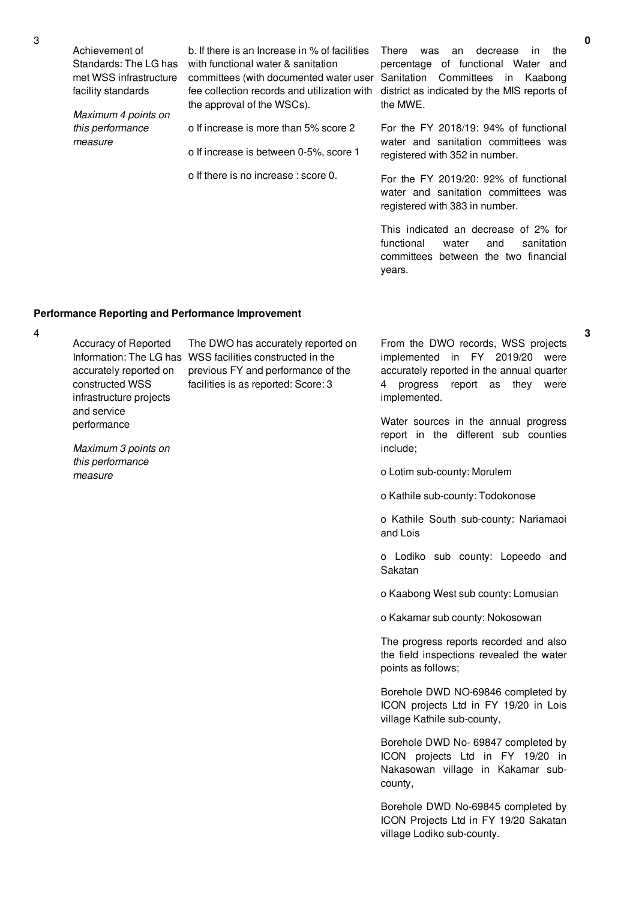| No. | Performance Measure | Scoring Guide | Justification | Score |
|---|---|---|---|---|
| 3 | Achievement of Standards: The LG has met WSS infrastructure facility standards<br><br>*Maximum 4 points on this performance measure* | b. If there is an Increase in % of facilities with functional water & sanitation committees (with documented water user fee collection records and utilization with the approval of the WSCs).<br><br>o If increase is more than 5% score 2<br><br>o If increase is between 0-5%, score 1<br><br>o If there is no increase : score 0. | There was an decrease in the percentage of functional Water and Sanitation Committees in Kaabong district as indicated by the MIS reports of the MWE.<br><br>For the FY 2018/19: 94% of functional water and sanitation committees was registered with 352 in number.<br><br>For the FY 2019/20: 92% of functional water and sanitation committees was registered with 383 in number.<br><br>This indicated an decrease of 2% for functional water and sanitation committees between the two financial years. | 0 |

**Performance Reporting and Performance Improvement**

| No. | Performance Measure | Scoring Guide | Justification | Score |
|---|---|---|---|---|
| 4 | Accuracy of Reported Information: The LG has accurately reported on constructed WSS infrastructure projects and service performance<br><br>*Maximum 3 points on this performance measure* | The DWO has accurately reported on WSS facilities constructed in the previous FY and performance of the facilities is as reported: Score: 3 | From the DWO records, WSS projects implemented in FY 2019/20 were accurately reported in the annual quarter 4 progress report as they were implemented.<br><br>Water sources in the annual progress report in the different sub counties include;<br><br>o Lotim sub-county: Morulem<br><br>o Kathile sub-county: Todokonose<br><br>o Kathile South sub-county: Nariamaoi and Lois<br><br>o Lodiko sub county: Lopeedo and Sakatan<br><br>o Kaabong West sub county: Lomusian<br><br>o Kakamar sub county: Nokosowan<br><br>The progress reports recorded and also the field inspections revealed the water points as follows;<br><br>Borehole DWD NO-69846 completed by ICON projects Ltd in FY 19/20 in Lois village Kathile sub-county,<br><br>Borehole DWD No- 69847 completed by ICON projects Ltd in FY 19/20 in Nakasowan village in Kakamar sub-county,<br><br>Borehole DWD No-69845 completed by ICON Projects Ltd in FY 19/20 Sakatan village Lodiko sub-county. | 3 |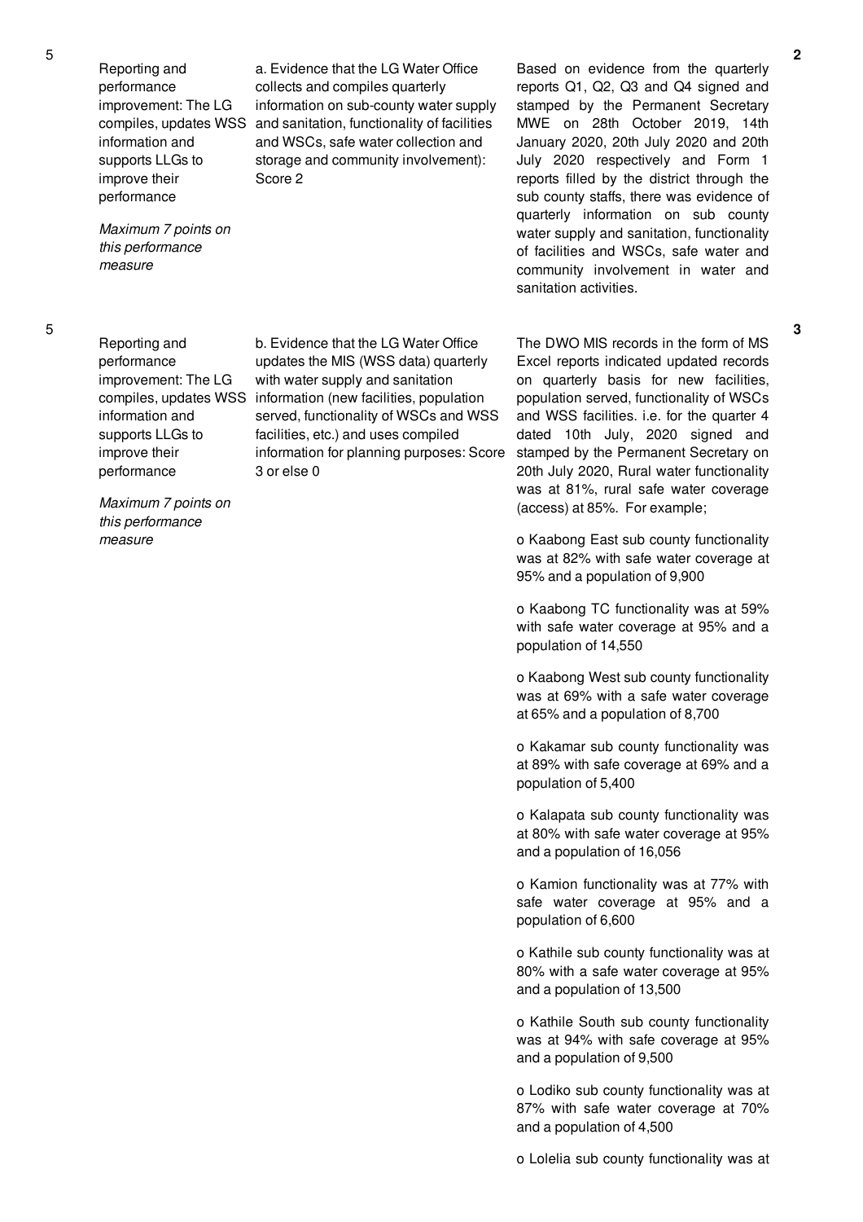| No. | Performance Measure | Assessment Criteria | Justification | Score |
|---|---|---|---|---|
| 5 | Reporting and performance improvement: The LG compiles, updates WSS information and supports LLGs to improve their performance<br><br>*Maximum 7 points on this performance measure* | a. Evidence that the LG Water Office collects and compiles quarterly information on sub-county water supply and sanitation, functionality of facilities and WSCs, safe water collection and storage and community involvement): Score 2 | Based on evidence from the quarterly reports Q1, Q2, Q3 and Q4 signed and stamped by the Permanent Secretary MWE on 28th October 2019, 14th January 2020, 20th July 2020 and 20th July 2020 respectively and Form 1 reports filled by the district through the sub county staffs, there was evidence of quarterly information on sub county water supply and sanitation, functionality of facilities and WSCs, safe water and community involvement in water and sanitation activities. | 2 |
| 5 | Reporting and performance improvement: The LG compiles, updates WSS information and supports LLGs to improve their performance<br><br>*Maximum 7 points on this performance measure* | b. Evidence that the LG Water Office updates the MIS (WSS data) quarterly with water supply and sanitation information (new facilities, population served, functionality of WSCs and WSS facilities, etc.) and uses compiled information for planning purposes: Score 3 or else 0 | The DWO MIS records in the form of MS Excel reports indicated updated records on quarterly basis for new facilities, population served, functionality of WSCs and WSS facilities. i.e. for the quarter 4 dated 10th July, 2020 signed and stamped by the Permanent Secretary on 20th July 2020, Rural water functionality was at 81%, rural safe water coverage (access) at 85%. For example;<br><br>o Kaabong East sub county functionality was at 82% with safe water coverage at 95% and a population of 9,900<br><br>o Kaabong TC functionality was at 59% with safe water coverage at 95% and a population of 14,550<br><br>o Kaabong West sub county functionality was at 69% with a safe water coverage at 65% and a population of 8,700<br><br>o Kakamar sub county functionality was at 89% with safe coverage at 69% and a population of 5,400<br><br>o Kalapata sub county functionality was at 80% with safe water coverage at 95% and a population of 16,056<br><br>o Kamion functionality was at 77% with safe water coverage at 95% and a population of 6,600<br><br>o Kathile sub county functionality was at 80% with a safe water coverage at 95% and a population of 13,500<br><br>o Kathile South sub county functionality was at 94% with safe coverage at 95% and a population of 9,500<br><br>o Lodiko sub county functionality was at 87% with safe water coverage at 70% and a population of 4,500<br><br>o Lolelia sub county functionality was at | 3 |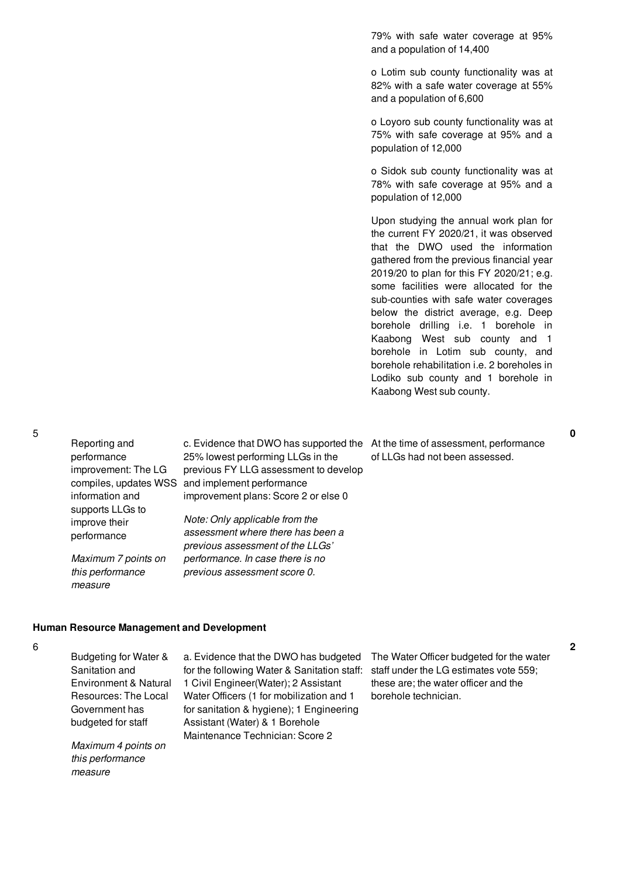| | | | | |
|---|---|---|---|---|
| | | | 79% with safe water coverage at 95% and a population of 14,400<br><br>o Lotim sub county functionality was at 82% with a safe water coverage at 55% and a population of 6,600<br><br>o Loyoro sub county functionality was at 75% with safe coverage at 95% and a population of 12,000<br><br>o Sidok sub county functionality was at 78% with safe coverage at 95% and a population of 12,000<br><br>Upon studying the annual work plan for the current FY 2020/21, it was observed that the DWO used the information gathered from the previous financial year 2019/20 to plan for this FY 2020/21; e.g. some facilities were allocated for the sub-counties with safe water coverages below the district average, e.g. Deep borehole drilling i.e. 1 borehole in Kaabong West sub county and 1 borehole in Lotim sub county, and borehole rehabilitation i.e. 2 boreholes in Lodiko sub county and 1 borehole in Kaabong West sub county. | |
| 5 | Reporting and performance improvement: The LG compiles, updates WSS information and supports LLGs to improve their performance<br><br>*Maximum 7 points on this performance measure* | c. Evidence that DWO has supported the 25% lowest performing LLGs in the previous FY LLG assessment to develop and implement performance improvement plans: Score 2 or else 0<br><br>*Note: Only applicable from the assessment where there has been a previous assessment of the LLGs' performance. In case there is no previous assessment score 0.* | At the time of assessment, performance of LLGs had not been assessed. | **0** |

**Human Resource Management and Development**

| | | | | |
|---|---|---|---|---|
| 6 | Budgeting for Water & Sanitation and Environment & Natural Resources: The Local Government has budgeted for staff<br><br>*Maximum 4 points on this performance measure* | a. Evidence that the DWO has budgeted for the following Water & Sanitation staff: 1 Civil Engineer(Water); 2 Assistant Water Officers (1 for mobilization and 1 for sanitation & hygiene); 1 Engineering Assistant (Water) & 1 Borehole Maintenance Technician: Score 2 | The Water Officer budgeted for the water staff under the LG estimates vote 559; these are; the water officer and the borehole technician. | **2** |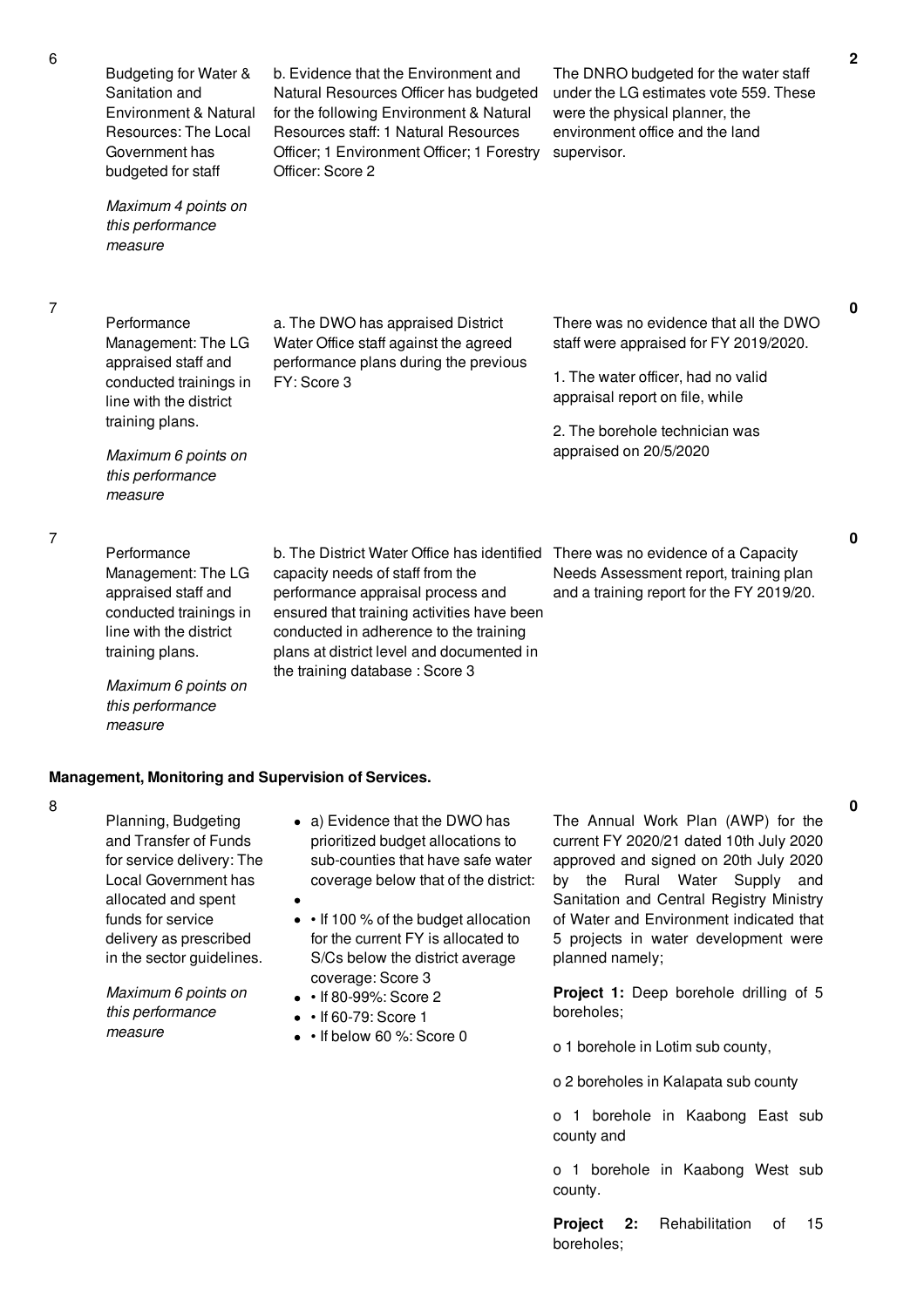| No. | Summary of requirements | Definition of compliance | Compliance justification | Score |
|---|---|---|---|---|
| 6 | Budgeting for Water & Sanitation and Environment & Natural Resources: The Local Government has budgeted for staff<br><br>*Maximum 4 points on this performance measure* | b. Evidence that the Environment and Natural Resources Officer has budgeted for the following Environment & Natural Resources staff: 1 Natural Resources Officer; 1 Environment Officer; 1 Forestry Officer: Score 2 | The DNRO budgeted for the water staff under the LG estimates vote 559. These were the physical planner, the environment office and the land supervisor. | 2 |
| 7 | Performance Management: The LG appraised staff and conducted trainings in line with the district training plans.<br><br>*Maximum 6 points on this performance measure* | a. The DWO has appraised District Water Office staff against the agreed performance plans during the previous FY: Score 3 | There was no evidence that all the DWO staff were appraised for FY 2019/2020.<br><br>1. The water officer, had no valid appraisal report on file, while<br><br>2. The borehole technician was appraised on 20/5/2020 | 0 |
| 7 | Performance Management: The LG appraised staff and conducted trainings in line with the district training plans.<br><br>*Maximum 6 points on this performance measure* | b. The District Water Office has identified capacity needs of staff from the performance appraisal process and ensured that training activities have been conducted in adherence to the training plans at district level and documented in the training database : Score 3 | There was no evidence of a Capacity Needs Assessment report, training plan and a training report for the FY 2019/20. | 0 |

**Management, Monitoring and Supervision of Services.**

| No. | Summary of requirements | Definition of compliance | Compliance justification | Score |
|---|---|---|---|---|
| 8 | Planning, Budgeting and Transfer of Funds for service delivery: The Local Government has allocated and spent funds for service delivery as prescribed in the sector guidelines.<br><br>*Maximum 6 points on this performance measure* | a) Evidence that the DWO has prioritized budget allocations to sub-counties that have safe water coverage below that of the district:<br><br>• If 100 % of the budget allocation for the current FY is allocated to S/Cs below the district average coverage: Score 3<br>• If 80-99%: Score 2<br>• If 60-79: Score 1<br>• If below 60 %: Score 0 | The Annual Work Plan (AWP) for the current FY 2020/21 dated 10th July 2020 approved and signed on 20th July 2020 by the Rural Water Supply and Sanitation and Central Registry Ministry of Water and Environment indicated that 5 projects in water development were planned namely;<br><br>**Project 1:** Deep borehole drilling of 5 boreholes;<br><br>o 1 borehole in Lotim sub county,<br><br>o 2 boreholes in Kalapata sub county<br><br>o 1 borehole in Kaabong East sub county and<br><br>o 1 borehole in Kaabong West sub county.<br><br>**Project 2:** Rehabilitation of 15 boreholes; | 0 |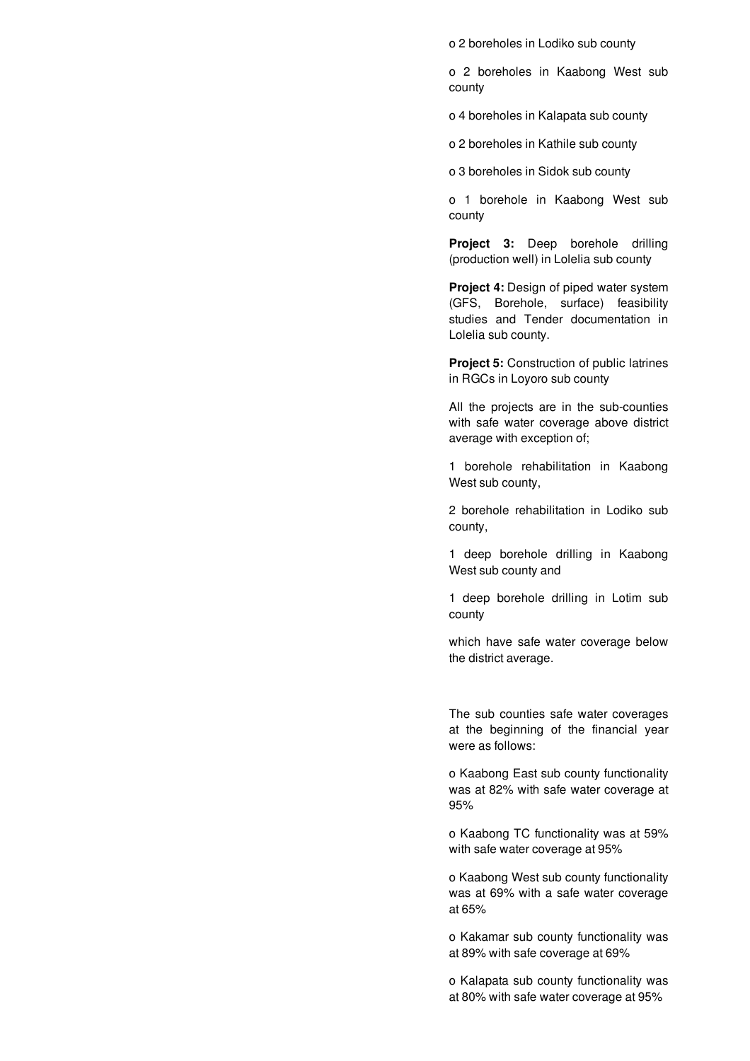- 2 boreholes in Lodiko sub county
- 2 boreholes in Kaabong West sub county
- 4 boreholes in Kalapata sub county
- 2 boreholes in Kathile sub county
- 3 boreholes in Sidok sub county
- 1 borehole in Kaabong West sub county

**Project 3:** Deep borehole drilling (production well) in Lolelia sub county

**Project 4:** Design of piped water system (GFS, Borehole, surface) feasibility studies and Tender documentation in Lolelia sub county.

**Project 5:** Construction of public latrines in RGCs in Loyoro sub county

All the projects are in the sub-counties with safe water coverage above district average with exception of;

1 borehole rehabilitation in Kaabong West sub county,

2 borehole rehabilitation in Lodiko sub county,

1 deep borehole drilling in Kaabong West sub county and

1 deep borehole drilling in Lotim sub county

which have safe water coverage below the district average.

The sub counties safe water coverages at the beginning of the financial year were as follows:

- Kaabong East sub county functionality was at 82% with safe water coverage at 95%
- Kaabong TC functionality was at 59% with safe water coverage at 95%
- Kaabong West sub county functionality was at 69% with a safe water coverage at 65%
- Kakamar sub county functionality was at 89% with safe coverage at 69%
- Kalapata sub county functionality was at 80% with safe water coverage at 95%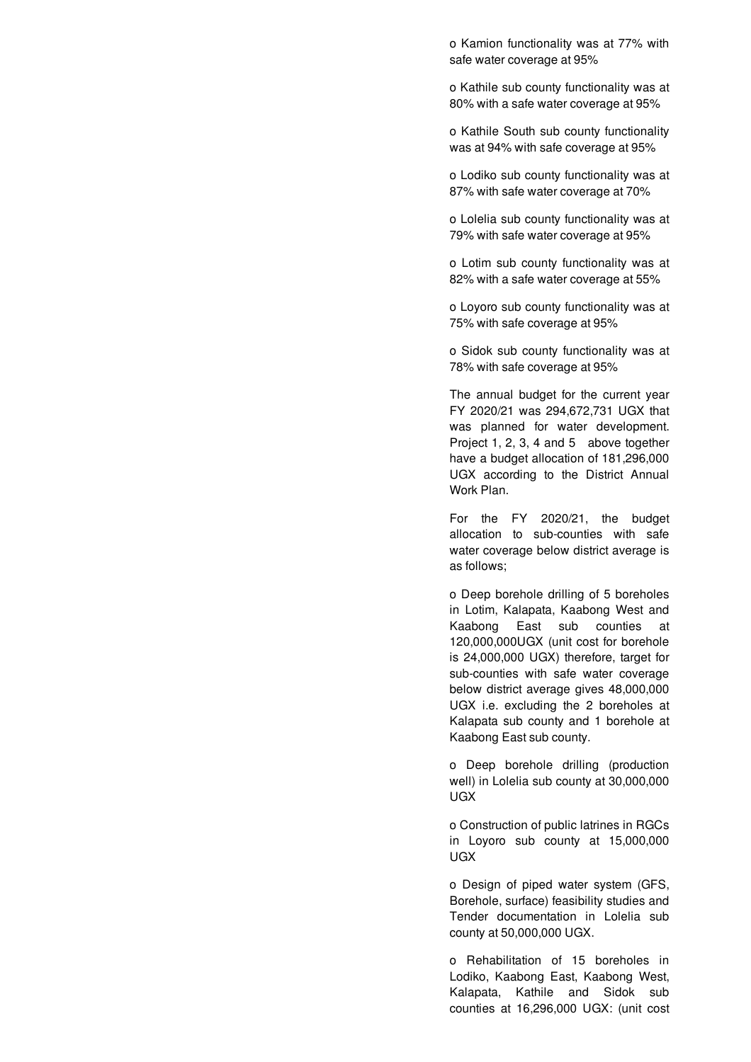- Kamion functionality was at 77% with safe water coverage at 95%
- Kathile sub county functionality was at 80% with a safe water coverage at 95%
- Kathile South sub county functionality was at 94% with safe coverage at 95%
- Lodiko sub county functionality was at 87% with safe water coverage at 70%
- Lolelia sub county functionality was at 79% with safe water coverage at 95%
- Lotim sub county functionality was at 82% with a safe water coverage at 55%
- Loyoro sub county functionality was at 75% with safe coverage at 95%
- Sidok sub county functionality was at 78% with safe coverage at 95%

The annual budget for the current year FY 2020/21 was 294,672,731 UGX that was planned for water development. Project 1, 2, 3, 4 and 5 above together have a budget allocation of 181,296,000 UGX according to the District Annual Work Plan.

For the FY 2020/21, the budget allocation to sub-counties with safe water coverage below district average is as follows;

- Deep borehole drilling of 5 boreholes in Lotim, Kalapata, Kaabong West and Kaabong East sub counties at 120,000,000UGX (unit cost for borehole is 24,000,000 UGX) therefore, target for sub-counties with safe water coverage below district average gives 48,000,000 UGX i.e. excluding the 2 boreholes at Kalapata sub county and 1 borehole at Kaabong East sub county.
- Deep borehole drilling (production well) in Lolelia sub county at 30,000,000 UGX
- Construction of public latrines in RGCs in Loyoro sub county at 15,000,000 UGX
- Design of piped water system (GFS, Borehole, surface) feasibility studies and Tender documentation in Lolelia sub county at 50,000,000 UGX.
- Rehabilitation of 15 boreholes in Lodiko, Kaabong East, Kaabong West, Kalapata, Kathile and Sidok sub counties at 16,296,000 UGX: (unit cost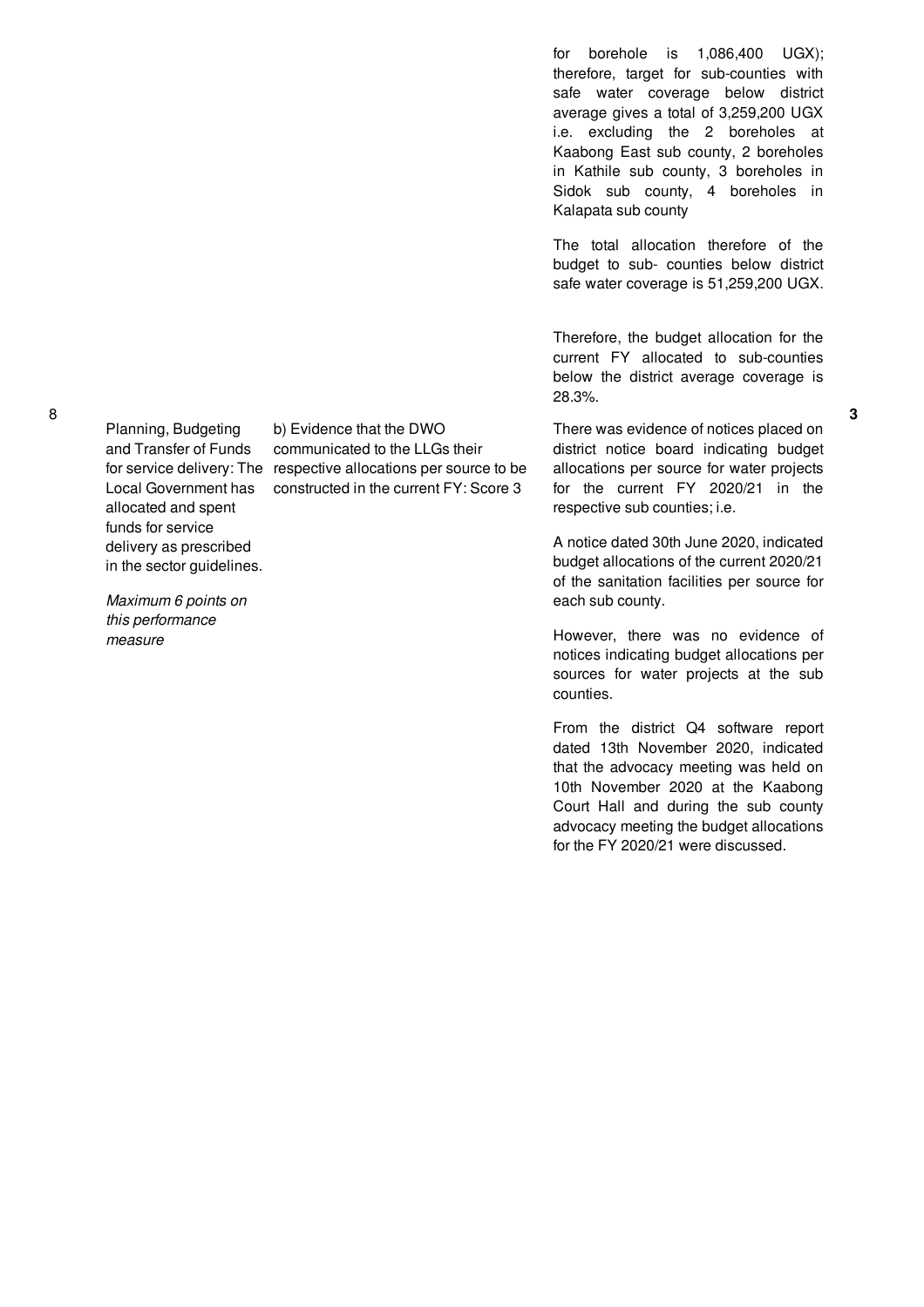| No. | Performance Area | Performance Measure | Assessment Result | Score |
|---|---|---|---|---|
| | | | for borehole is 1,086,400 UGX); therefore, target for sub-counties with safe water coverage below district average gives a total of 3,259,200 UGX i.e. excluding the 2 boreholes at Kaabong East sub county, 2 boreholes in Kathile sub county, 3 boreholes in Sidok sub county, 4 boreholes in Kalapata sub county<br><br>The total allocation therefore of the budget to sub- counties below district safe water coverage is 51,259,200 UGX.<br><br>Therefore, the budget allocation for the current FY allocated to sub-counties below the district average coverage is 28.3%. | |
| 8 | Planning, Budgeting and Transfer of Funds for service delivery: The Local Government has allocated and spent funds for service delivery as prescribed in the sector guidelines.<br><br>*Maximum 6 points on this performance measure* | b) Evidence that the DWO communicated to the LLGs their respective allocations per source to be constructed in the current FY: Score 3 | There was evidence of notices placed on district notice board indicating budget allocations per source for water projects for the current FY 2020/21 in the respective sub counties; i.e.<br><br>A notice dated 30th June 2020, indicated budget allocations of the current 2020/21 of the sanitation facilities per source for each sub county.<br><br>However, there was no evidence of notices indicating budget allocations per sources for water projects at the sub counties.<br><br>From the district Q4 software report dated 13th November 2020, indicated that the advocacy meeting was held on 10th November 2020 at the Kaabong Court Hall and during the sub county advocacy meeting the budget allocations for the FY 2020/21 were discussed. | 3 |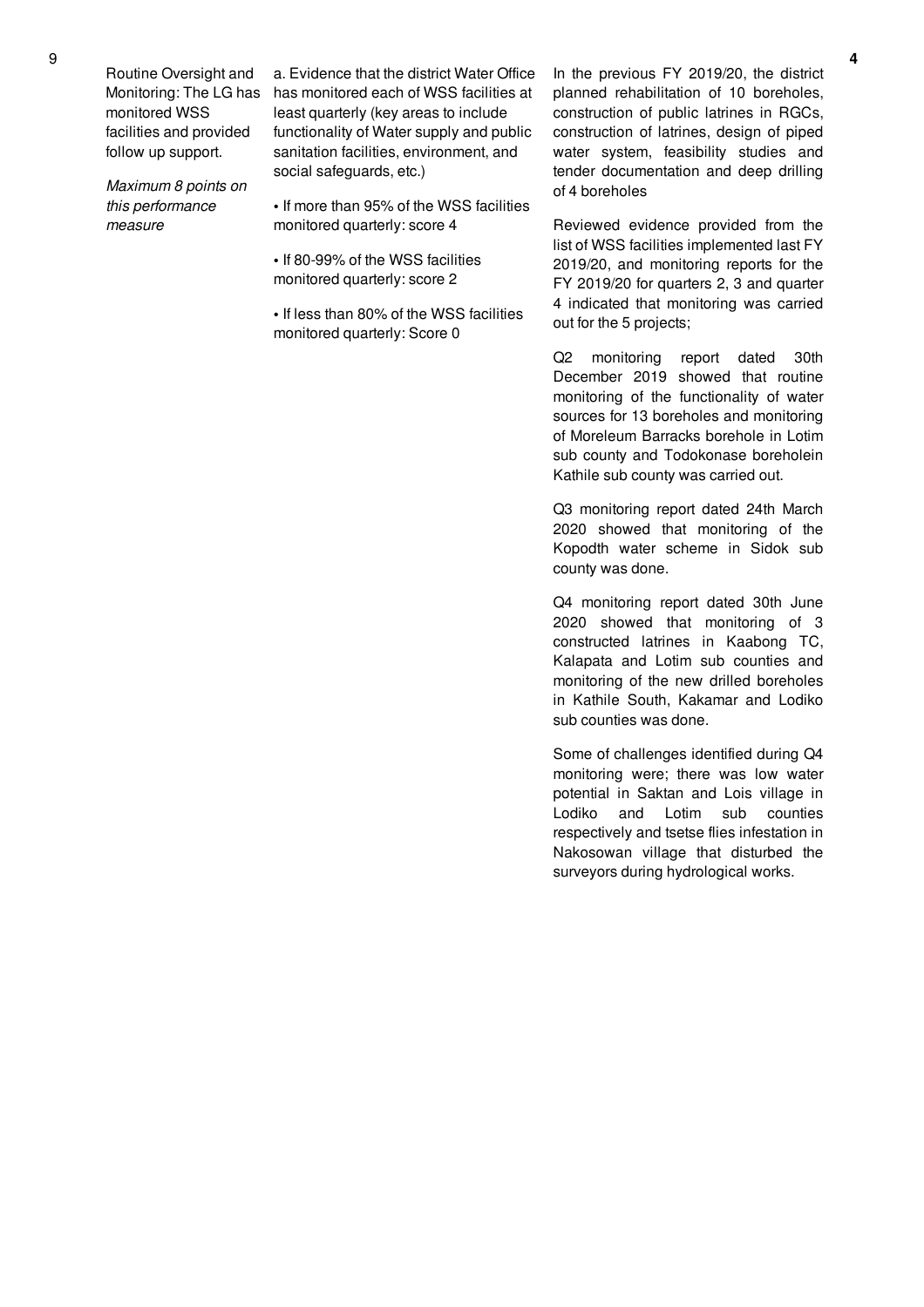| 9 | Routine Oversight and Monitoring: The LG has monitored WSS facilities and provided follow up support.<br><br>*Maximum 8 points on this performance measure* | a. Evidence that the district Water Office has monitored each of WSS facilities at least quarterly (key areas to include functionality of Water supply and public sanitation facilities, environment, and social safeguards, etc.)<br><br>• If more than 95% of the WSS facilities monitored quarterly: score 4<br><br>• If 80-99% of the WSS facilities monitored quarterly: score 2<br><br>• If less than 80% of the WSS facilities monitored quarterly: Score 0 | In the previous FY 2019/20, the district planned rehabilitation of 10 boreholes, construction of public latrines in RGCs, construction of latrines, design of piped water system, feasibility studies and tender documentation and deep drilling of 4 boreholes<br><br>Reviewed evidence provided from the list of WSS facilities implemented last FY 2019/20, and monitoring reports for the FY 2019/20 for quarters 2, 3 and quarter 4 indicated that monitoring was carried out for the 5 projects;<br><br>Q2 monitoring report dated 30th December 2019 showed that routine monitoring of the functionality of water sources for 13 boreholes and monitoring of Moreleum Barracks borehole in Lotim sub county and Todokonase boreholein Kathile sub county was carried out.<br><br>Q3 monitoring report dated 24th March 2020 showed that monitoring of the Kopodth water scheme in Sidok sub county was done.<br><br>Q4 monitoring report dated 30th June 2020 showed that monitoring of 3 constructed latrines in Kaabong TC, Kalapata and Lotim sub counties and monitoring of the new drilled boreholes in Kathile South, Kakamar and Lodiko sub counties was done.<br><br>Some of challenges identified during Q4 monitoring were; there was low water potential in Saktan and Lois village in Lodiko and Lotim sub counties respectively and tsetse flies infestation in Nakosowan village that disturbed the surveyors during hydrological works. | 4 |
|---|---|---|---|---|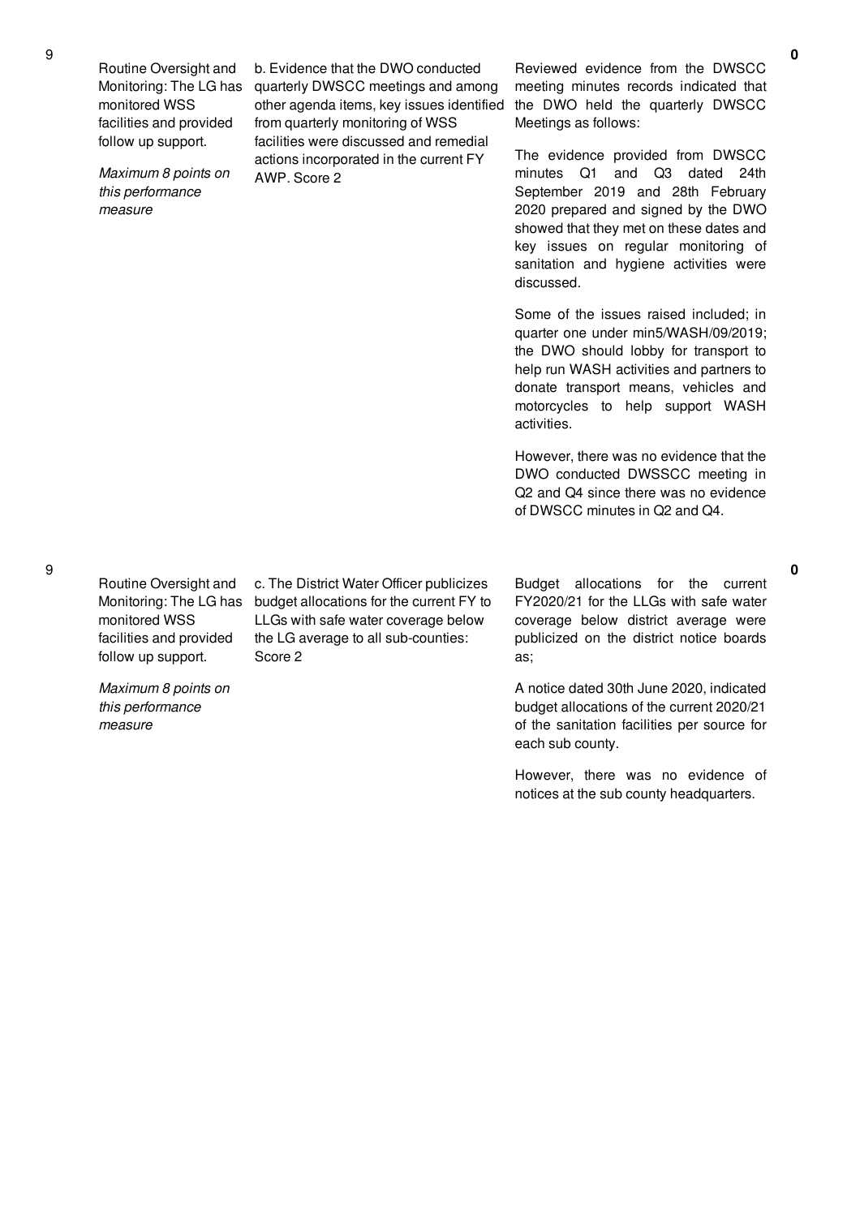| | | | | |
|---|---|---|---|---|
| 9 | Routine Oversight and Monitoring: The LG has monitored WSS facilities and provided follow up support.<br><br>*Maximum 8 points on this performance measure* | b. Evidence that the DWO conducted quarterly DWSCC meetings and among other agenda items, key issues identified from quarterly monitoring of WSS facilities were discussed and remedial actions incorporated in the current FY AWP. Score 2 | Reviewed evidence from the DWSCC meeting minutes records indicated that the DWO held the quarterly DWSCC Meetings as follows:<br><br>The evidence provided from DWSCC minutes Q1 and Q3 dated 24th September 2019 and 28th February 2020 prepared and signed by the DWO showed that they met on these dates and key issues on regular monitoring of sanitation and hygiene activities were discussed.<br><br>Some of the issues raised included; in quarter one under min5/WASH/09/2019; the DWO should lobby for transport to help run WASH activities and partners to donate transport means, vehicles and motorcycles to help support WASH activities.<br><br>However, there was no evidence that the DWO conducted DWSSCC meeting in Q2 and Q4 since there was no evidence of DWSCC minutes in Q2 and Q4. | **0** |
| 9 | Routine Oversight and Monitoring: The LG has monitored WSS facilities and provided follow up support.<br><br>*Maximum 8 points on this performance measure* | c. The District Water Officer publicizes budget allocations for the current FY to LLGs with safe water coverage below the LG average to all sub-counties: Score 2 | Budget allocations for the current FY2020/21 for the LLGs with safe water coverage below district average were publicized on the district notice boards as;<br><br>A notice dated 30th June 2020, indicated budget allocations of the current 2020/21 of the sanitation facilities per source for each sub county.<br><br>However, there was no evidence of notices at the sub county headquarters. | **0** |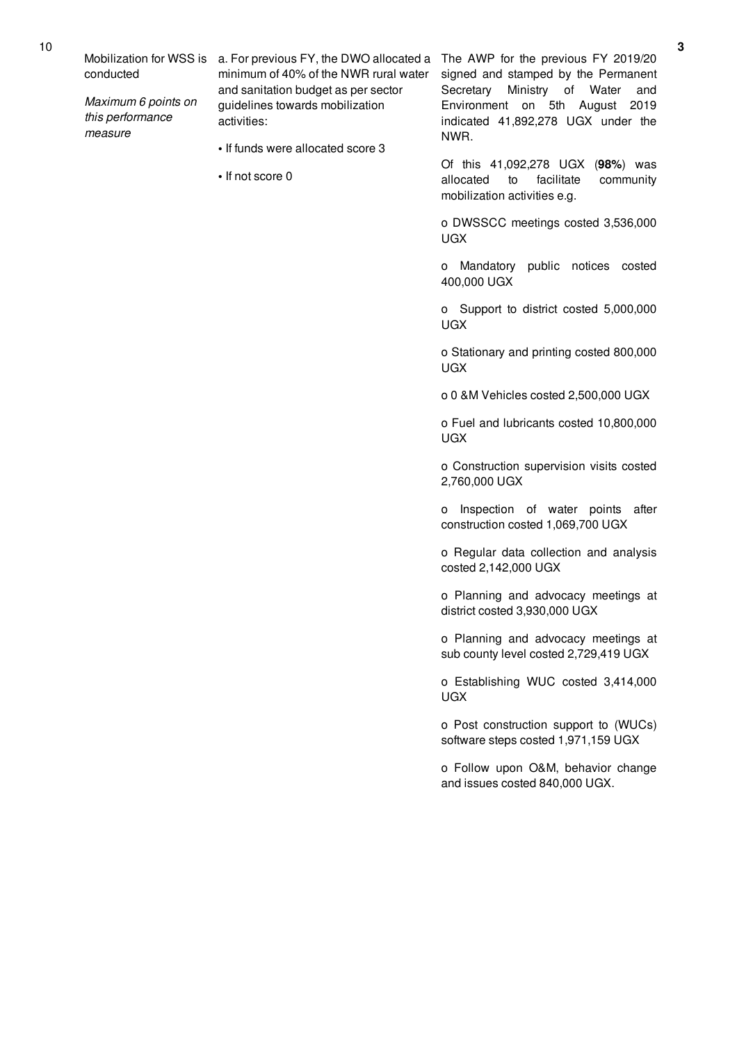| 10 | Mobilization for WSS is conducted<br><br>*Maximum 6 points on this performance measure* | a. For previous FY, the DWO allocated a minimum of 40% of the NWR rural water and sanitation budget as per sector guidelines towards mobilization activities:<br><br>• If funds were allocated score 3<br><br>• If not score 0 | The AWP for the previous FY 2019/20 signed and stamped by the Permanent Secretary Ministry of Water and Environment on 5th August 2019 indicated 41,892,278 UGX under the NWR.<br><br>Of this 41,092,278 UGX (**98%**) was allocated to facilitate community mobilization activities e.g.<br><br>o DWSSCC meetings costed 3,536,000 UGX<br><br>o Mandatory public notices costed 400,000 UGX<br><br>o Support to district costed 5,000,000 UGX<br><br>o Stationary and printing costed 800,000 UGX<br><br>o 0 &M Vehicles costed 2,500,000 UGX<br><br>o Fuel and lubricants costed 10,800,000 UGX<br><br>o Construction supervision visits costed 2,760,000 UGX<br><br>o Inspection of water points after construction costed 1,069,700 UGX<br><br>o Regular data collection and analysis costed 2,142,000 UGX<br><br>o Planning and advocacy meetings at district costed 3,930,000 UGX<br><br>o Planning and advocacy meetings at sub county level costed 2,729,419 UGX<br><br>o Establishing WUC costed 3,414,000 UGX<br><br>o Post construction support to (WUCs) software steps costed 1,971,159 UGX<br><br>o Follow upon O&M, behavior change and issues costed 840,000 UGX. | 3 |
|---|---|---|---|---|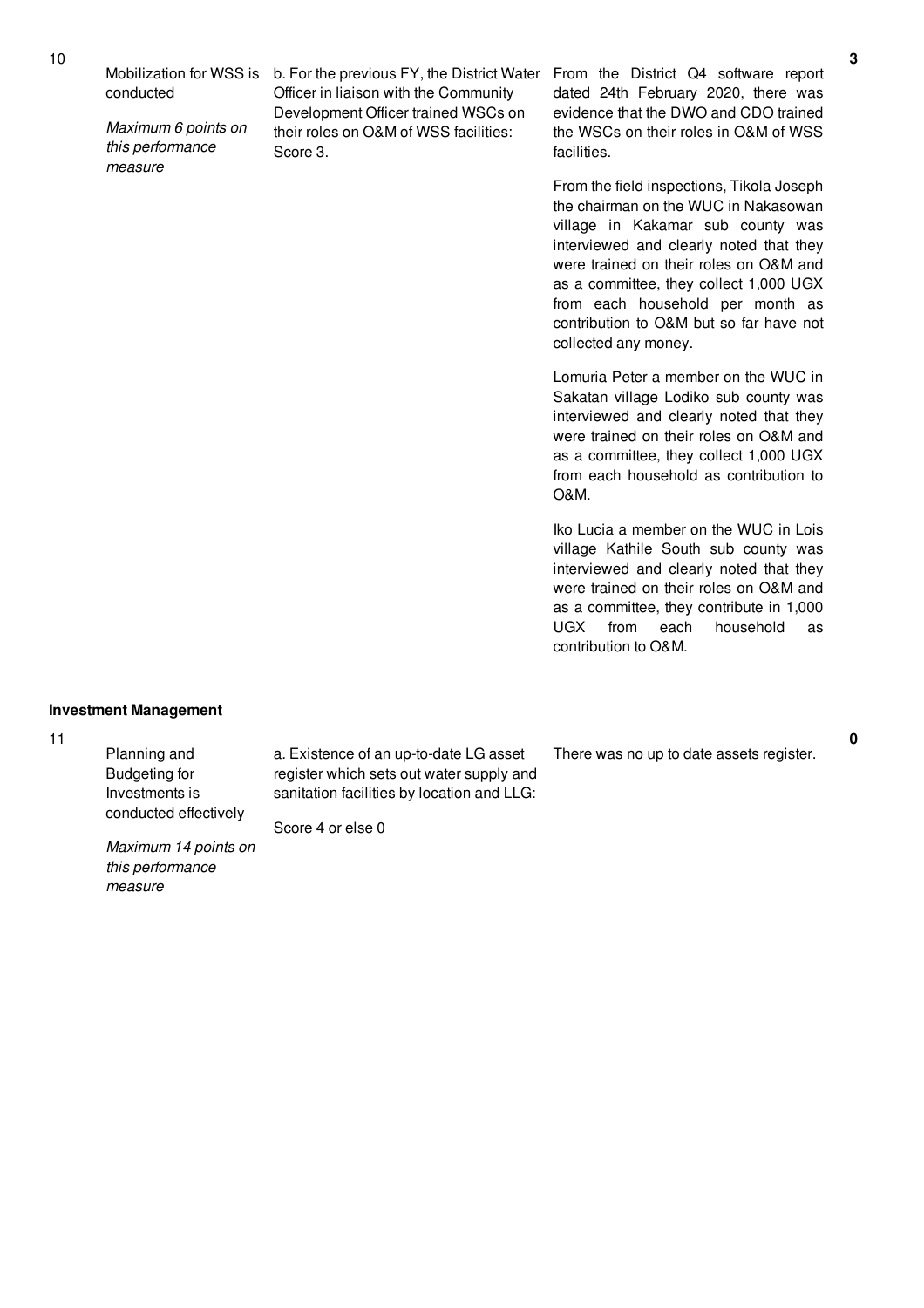| No. | Performance Measure | Scoring Guide | Justification | Score |
|---|---|---|---|---|
| 10 | Mobilization for WSS is conducted<br><br>*Maximum 6 points on this performance measure* | b. For the previous FY, the District Water Officer in liaison with the Community Development Officer trained WSCs on their roles on O&M of WSS facilities: Score 3. | From the District Q4 software report dated 24th February 2020, there was evidence that the DWO and CDO trained the WSCs on their roles in O&M of WSS facilities.<br><br>From the field inspections, Tikola Joseph the chairman on the WUC in Nakasowan village in Kakamar sub county was interviewed and clearly noted that they were trained on their roles on O&M and as a committee, they collect 1,000 UGX from each household per month as contribution to O&M but so far have not collected any money.<br><br>Lomuria Peter a member on the WUC in Sakatan village Lodiko sub county was interviewed and clearly noted that they were trained on their roles on O&M and as a committee, they collect 1,000 UGX from each household as contribution to O&M.<br><br>Iko Lucia a member on the WUC in Lois village Kathile South sub county was interviewed and clearly noted that they were trained on their roles on O&M and as a committee, they contribute in 1,000 UGX from each household as contribution to O&M. | 3 |

**Investment Management**

| No. | Performance Measure | Scoring Guide | Justification | Score |
|---|---|---|---|---|
| 11 | Planning and Budgeting for Investments is conducted effectively<br><br>*Maximum 14 points on this performance measure* | a. Existence of an up-to-date LG asset register which sets out water supply and sanitation facilities by location and LLG:<br><br>Score 4 or else 0 | There was no up to date assets register. | 0 |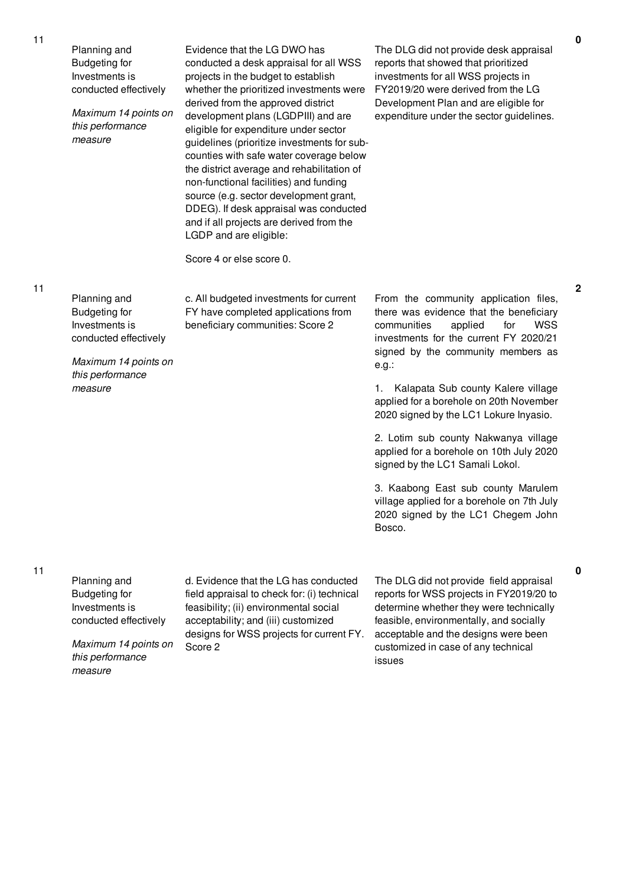| No. | Performance Measure | Criteria | Assessment Findings | Score |
|---|---|---|---|---|
| 11 | Planning and Budgeting for Investments is conducted effectively<br><br>*Maximum 14 points on this performance measure* | Evidence that the LG DWO has conducted a desk appraisal for all WSS projects in the budget to establish whether the prioritized investments were derived from the approved district development plans (LGDPIII) and are eligible for expenditure under sector guidelines (prioritize investments for sub-counties with safe water coverage below the district average and rehabilitation of non-functional facilities) and funding source (e.g. sector development grant, DDEG). If desk appraisal was conducted and if all projects are derived from the LGDP and are eligible:<br><br>Score 4 or else score 0. | The DLG did not provide desk appraisal reports that showed that prioritized investments for all WSS projects in FY2019/20 were derived from the LG Development Plan and are eligible for expenditure under the sector guidelines. | 0 |
| 11 | Planning and Budgeting for Investments is conducted effectively<br><br>*Maximum 14 points on this performance measure* | c. All budgeted investments for current FY have completed applications from beneficiary communities: Score 2 | From the community application files, there was evidence that the beneficiary communities applied for WSS investments for the current FY 2020/21 signed by the community members as e.g.:<br><br>1. Kalapata Sub county Kalere village applied for a borehole on 20th November 2020 signed by the LC1 Lokure Inyasio.<br><br>2. Lotim sub county Nakwanya village applied for a borehole on 10th July 2020 signed by the LC1 Samali Lokol.<br><br>3. Kaabong East sub county Marulem village applied for a borehole on 7th July 2020 signed by the LC1 Chegem John Bosco. | 2 |
| 11 | Planning and Budgeting for Investments is conducted effectively<br><br>*Maximum 14 points on this performance measure* | d. Evidence that the LG has conducted field appraisal to check for: (i) technical feasibility; (ii) environmental social acceptability; and (iii) customized designs for WSS projects for current FY. Score 2 | The DLG did not provide field appraisal reports for WSS projects in FY2019/20 to determine whether they were technically feasible, environmentally, and socially acceptable and the designs were been customized in case of any technical issues | 0 |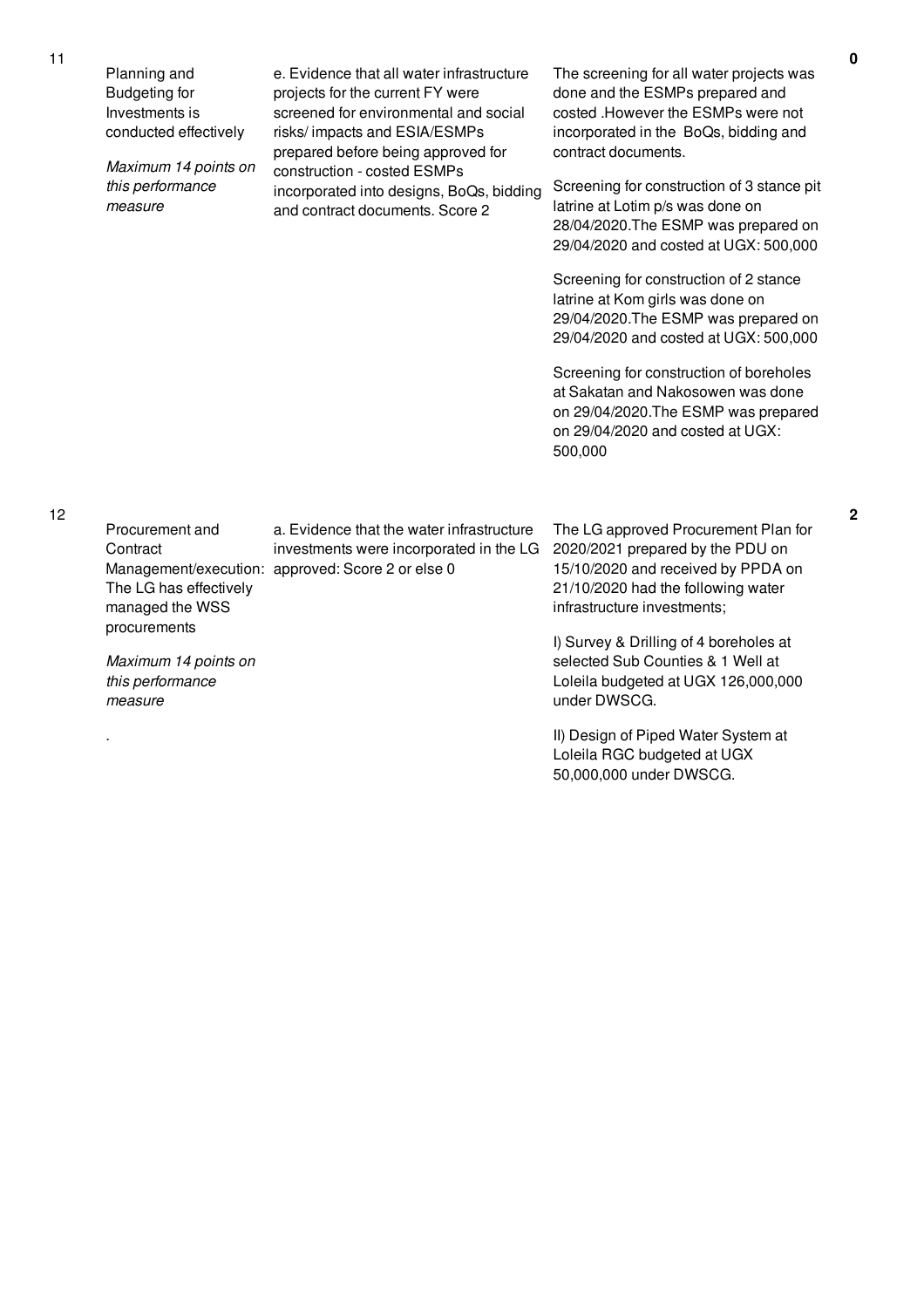| No. | Performance Area | Performance Measure | Assessment | Score |
|---|---|---|---|---|
| 11 | Planning and Budgeting for Investments is conducted effectively<br><br>*Maximum 14 points on this performance measure* | e. Evidence that all water infrastructure projects for the current FY were screened for environmental and social risks/ impacts and ESIA/ESMPs prepared before being approved for construction - costed ESMPs incorporated into designs, BoQs, bidding and contract documents. Score 2 | The screening for all water projects was done and the ESMPs prepared and costed .However the ESMPs were not incorporated in the BoQs, bidding and contract documents.<br><br>Screening for construction of 3 stance pit latrine at Lotim p/s was done on 28/04/2020.The ESMP was prepared on 29/04/2020 and costed at UGX: 500,000<br><br>Screening for construction of 2 stance latrine at Kom girls was done on 29/04/2020.The ESMP was prepared on 29/04/2020 and costed at UGX: 500,000<br><br>Screening for construction of boreholes at Sakatan and Nakosowen was done on 29/04/2020.The ESMP was prepared on 29/04/2020 and costed at UGX: 500,000 | 0 |
| 12 | Procurement and Contract Management/execution: The LG has effectively managed the WSS procurements<br><br>*Maximum 14 points on this performance measure*<br><br>. | a. Evidence that the water infrastructure investments were incorporated in the LG approved: Score 2 or else 0 | The LG approved Procurement Plan for 2020/2021 prepared by the PDU on 15/10/2020 and received by PPDA on 21/10/2020 had the following water infrastructure investments;<br><br>I) Survey & Drilling of 4 boreholes at selected Sub Counties & 1 Well at Loleila budgeted at UGX 126,000,000 under DWSCG.<br><br>II) Design of Piped Water System at Loleila RGC budgeted at UGX 50,000,000 under DWSCG. | 2 |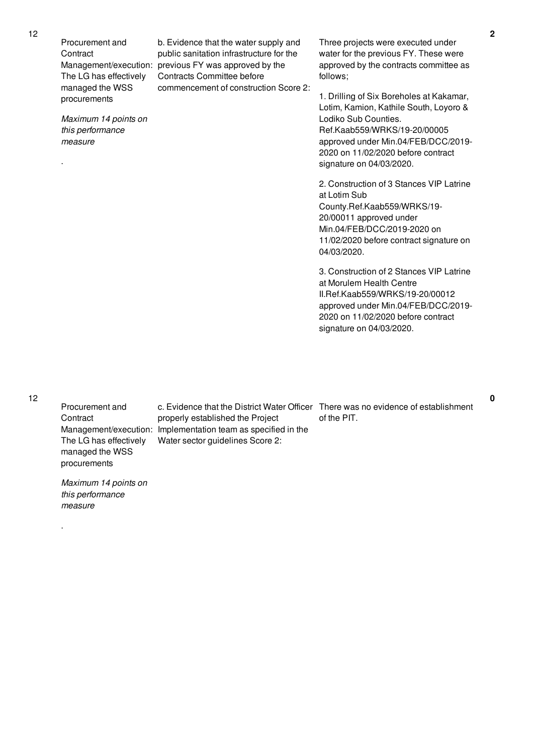| No. | Performance Area | Performance Measure | Assessment Findings | Score |
|---|---|---|---|---|
| 12 | Procurement and Contract Management/execution: The LG has effectively managed the WSS procurements<br><br>*Maximum 14 points on this performance measure*<br><br>. | b. Evidence that the water supply and public sanitation infrastructure for the previous FY was approved by the Contracts Committee before commencement of construction Score 2: | Three projects were executed under water for the previous FY. These were approved by the contracts committee as follows;<br><br>1. Drilling of Six Boreholes at Kakamar, Lotim, Kamion, Kathile South, Loyoro & Lodiko Sub Counties. Ref.Kaab559/WRKS/19-20/00005 approved under Min.04/FEB/DCC/2019-2020 on 11/02/2020 before contract signature on 04/03/2020.<br><br>2. Construction of 3 Stances VIP Latrine at Lotim Sub County.Ref.Kaab559/WRKS/19-20/00011 approved under Min.04/FEB/DCC/2019-2020 on 11/02/2020 before contract signature on 04/03/2020.<br><br>3. Construction of 2 Stances VIP Latrine at Morulem Health Centre II.Ref.Kaab559/WRKS/19-20/00012 approved under Min.04/FEB/DCC/2019-2020 on 11/02/2020 before contract signature on 04/03/2020. | 2 |
| 12 | Procurement and Contract Management/execution: The LG has effectively managed the WSS procurements<br><br>*Maximum 14 points on this performance measure*<br><br>. | c. Evidence that the District Water Officer properly established the Project Implementation team as specified in the Water sector guidelines Score 2: | There was no evidence of establishment of the PIT. | 0 |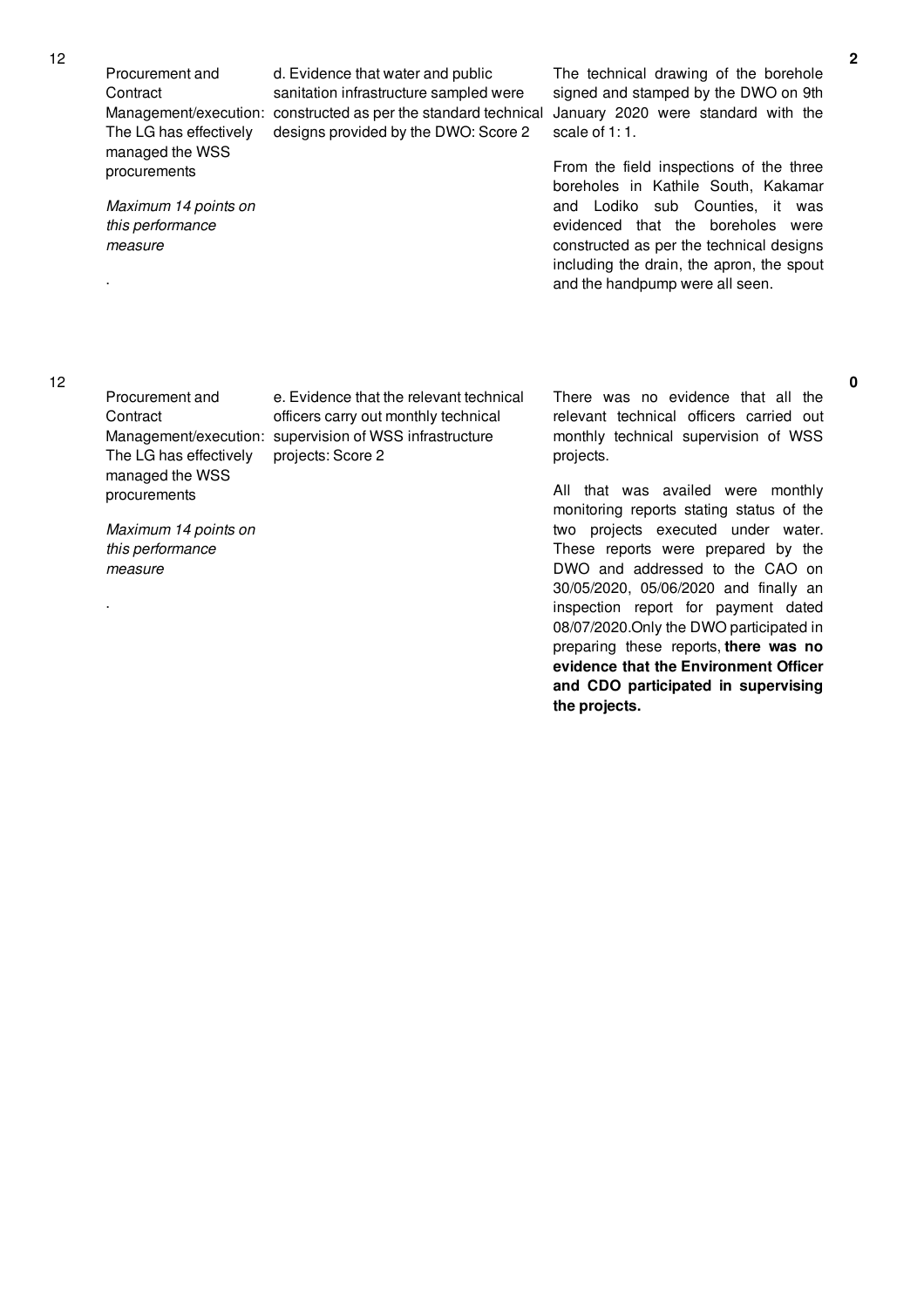| No. | Performance Area | Performance Measure | Assessment Findings | Score |
|---|---|---|---|---|
| 12 | Procurement and Contract Management/execution: The LG has effectively managed the WSS procurements<br><br>*Maximum 14 points on this performance measure*<br><br>. | d. Evidence that water and public sanitation infrastructure sampled were constructed as per the standard technical designs provided by the DWO: Score 2 | The technical drawing of the borehole signed and stamped by the DWO on 9th January 2020 were standard with the scale of 1: 1.<br><br>From the field inspections of the three boreholes in Kathile South, Kakamar and Lodiko sub Counties, it was evidenced that the boreholes were constructed as per the technical designs including the drain, the apron, the spout and the handpump were all seen. | 2 |
| 12 | Procurement and Contract Management/execution: The LG has effectively managed the WSS procurements<br><br>*Maximum 14 points on this performance measure*<br><br>. | e. Evidence that the relevant technical officers carry out monthly technical supervision of WSS infrastructure projects: Score 2 | There was no evidence that all the relevant technical officers carried out monthly technical supervision of WSS projects.<br><br>All that was availed were monthly monitoring reports stating status of the two projects executed under water. These reports were prepared by the DWO and addressed to the CAO on 30/05/2020, 05/06/2020 and finally an inspection report for payment dated 08/07/2020.Only the DWO participated in preparing these reports, **there was no evidence that the Environment Officer and CDO participated in supervising the projects.** | 0 |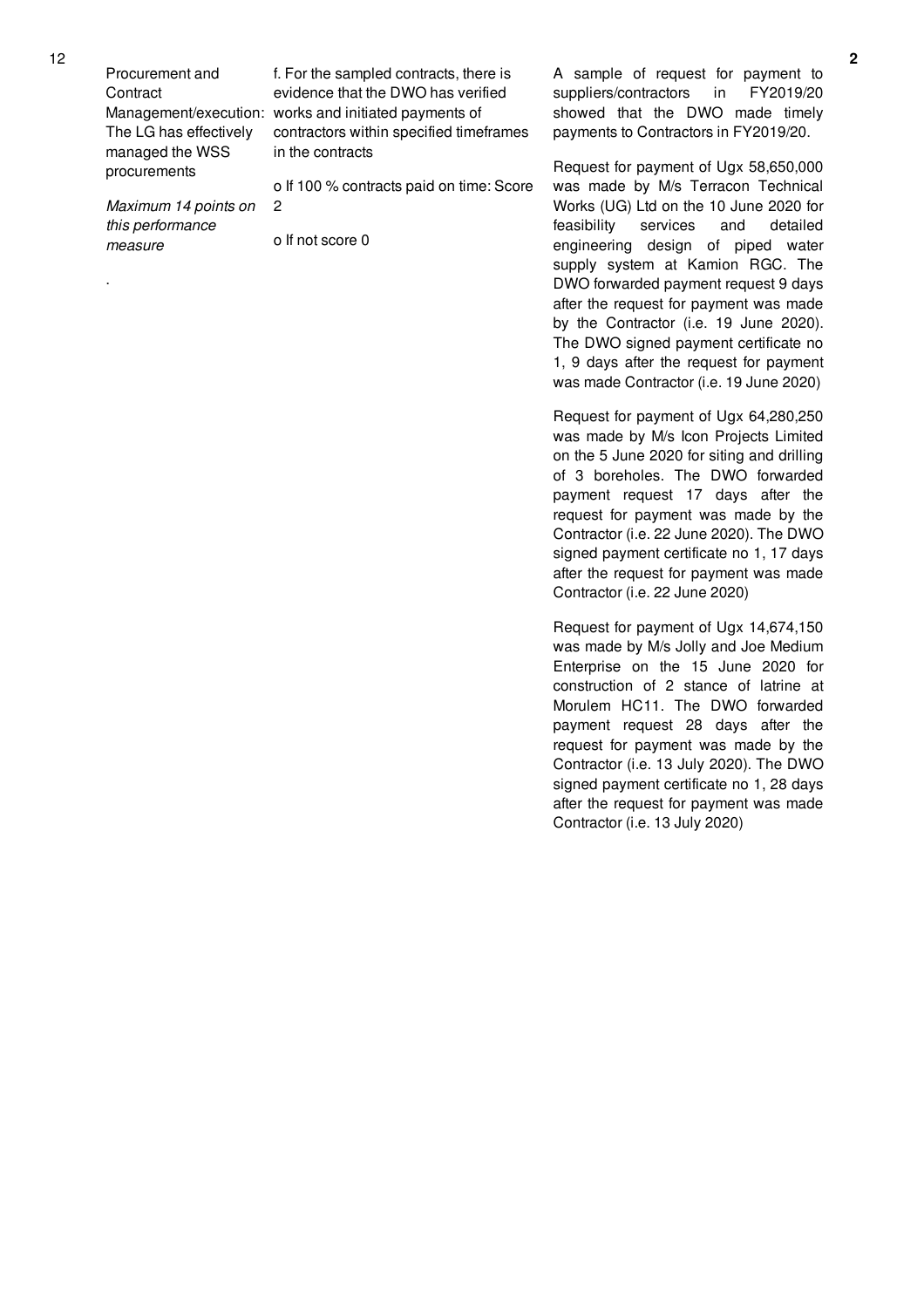| 12 | Procurement and Contract Management/execution: The LG has effectively managed the WSS procurements<br><br>*Maximum 14 points on this performance measure*<br><br>. | f. For the sampled contracts, there is evidence that the DWO has verified works and initiated payments of contractors within specified timeframes in the contracts<br><br>o If 100 % contracts paid on time: Score 2<br><br>o If not score 0 | A sample of request for payment to suppliers/contractors in FY2019/20 showed that the DWO made timely payments to Contractors in FY2019/20.<br><br>Request for payment of Ugx 58,650,000 was made by M/s Terracon Technical Works (UG) Ltd on the 10 June 2020 for feasibility services and detailed engineering design of piped water supply system at Kamion RGC. The DWO forwarded payment request 9 days after the request for payment was made by the Contractor (i.e. 19 June 2020). The DWO signed payment certificate no 1, 9 days after the request for payment was made Contractor (i.e. 19 June 2020)<br><br>Request for payment of Ugx 64,280,250 was made by M/s Icon Projects Limited on the 5 June 2020 for siting and drilling of 3 boreholes. The DWO forwarded payment request 17 days after the request for payment was made by the Contractor (i.e. 22 June 2020). The DWO signed payment certificate no 1, 17 days after the request for payment was made Contractor (i.e. 22 June 2020)<br><br>Request for payment of Ugx 14,674,150 was made by M/s Jolly and Joe Medium Enterprise on the 15 June 2020 for construction of 2 stance of latrine at Morulem HC11. The DWO forwarded payment request 28 days after the request for payment was made by the Contractor (i.e. 13 July 2020). The DWO signed payment certificate no 1, 28 days after the request for payment was made Contractor (i.e. 13 July 2020) | **2** |
|---|---|---|---|---|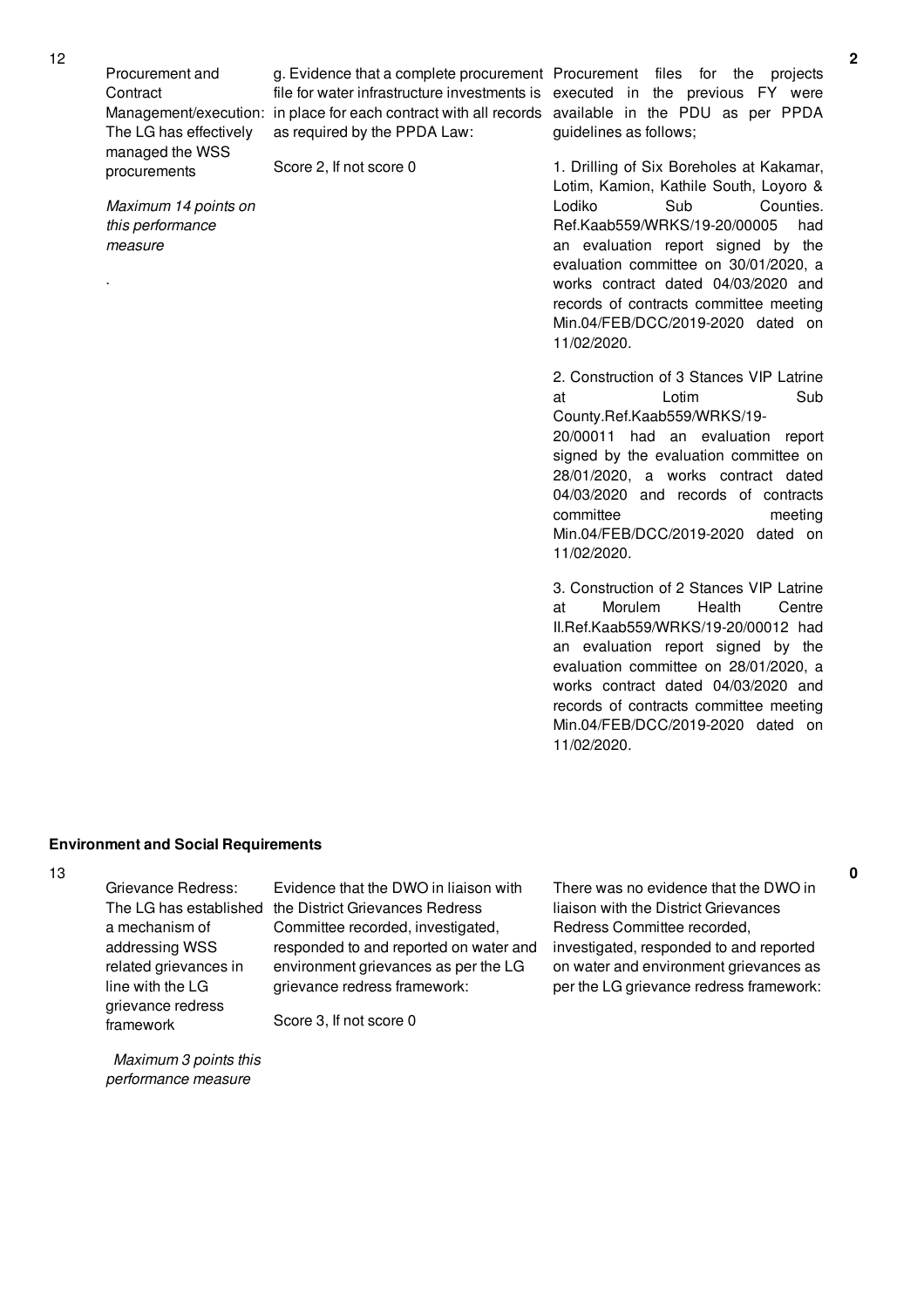| | | | | |
|---|---|---|---|---|
| 12 | Procurement and Contract Management/execution: The LG has effectively managed the WSS procurements<br><br>*Maximum 14 points on this performance measure*<br><br>. | g. Evidence that a complete procurement file for water infrastructure investments is in place for each contract with all records as required by the PPDA Law:<br><br>Score 2, If not score 0 | Procurement files for the projects executed in the previous FY were available in the PDU as per PPDA guidelines as follows;<br><br>1. Drilling of Six Boreholes at Kakamar, Lotim, Kamion, Kathile South, Loyoro & Lodiko Sub Counties. Ref.Kaab559/WRKS/19-20/00005 had an evaluation report signed by the evaluation committee on 30/01/2020, a works contract dated 04/03/2020 and records of contracts committee meeting Min.04/FEB/DCC/2019-2020 dated on 11/02/2020.<br><br>2. Construction of 3 Stances VIP Latrine at Lotim Sub County.Ref.Kaab559/WRKS/19-20/00011 had an evaluation report signed by the evaluation committee on 28/01/2020, a works contract dated 04/03/2020 and records of contracts committee meeting Min.04/FEB/DCC/2019-2020 dated on 11/02/2020.<br><br>3. Construction of 2 Stances VIP Latrine at Morulem Health Centre II.Ref.Kaab559/WRKS/19-20/00012 had an evaluation report signed by the evaluation committee on 28/01/2020, a works contract dated 04/03/2020 and records of contracts committee meeting Min.04/FEB/DCC/2019-2020 dated on 11/02/2020. | 2 |

**Environment and Social Requirements**

| | | | | |
|---|---|---|---|---|
| 13 | Grievance Redress: The LG has established a mechanism of addressing WSS related grievances in line with the LG grievance redress framework<br><br>*Maximum 3 points this performance measure* | Evidence that the DWO in liaison with the District Grievances Redress Committee recorded, investigated, responded to and reported on water and environment grievances as per the LG grievance redress framework:<br><br>Score 3, If not score 0 | There was no evidence that the DWO in liaison with the District Grievances Redress Committee recorded, investigated, responded to and reported on water and environment grievances as per the LG grievance redress framework: | 0 |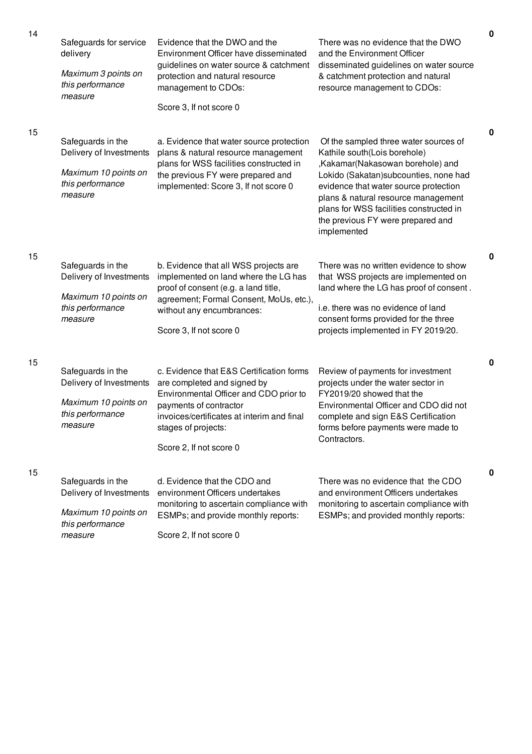| | | | | |
|---|---|---|---|---|
| 14 | Safeguards for service delivery<br><br>*Maximum 3 points on this performance measure* | Evidence that the DWO and the Environment Officer have disseminated guidelines on water source & catchment protection and natural resource management to CDOs:<br><br>Score 3, If not score 0 | There was no evidence that the DWO and the Environment Officer disseminated guidelines on water source & catchment protection and natural resource management to CDOs: | 0 |
| 15 | Safeguards in the Delivery of Investments<br><br>*Maximum 10 points on this performance measure* | a. Evidence that water source protection plans & natural resource management plans for WSS facilities constructed in the previous FY were prepared and implemented: Score 3, If not score 0 | Of the sampled three water sources of Kathile south(Lois borehole) ,Kakamar(Nakasowan borehole) and Lokido (Sakatan)subcounties, none had evidence that water source protection plans & natural resource management plans for WSS facilities constructed in the previous FY were prepared and implemented | 0 |
| 15 | Safeguards in the Delivery of Investments<br><br>*Maximum 10 points on this performance measure* | b. Evidence that all WSS projects are implemented on land where the LG has proof of consent (e.g. a land title, agreement; Formal Consent, MoUs, etc.), without any encumbrances:<br><br>Score 3, If not score 0 | There was no written evidence to show that WSS projects are implemented on land where the LG has proof of consent .<br><br>i.e. there was no evidence of land consent forms provided for the three projects implemented in FY 2019/20. | 0 |
| 15 | Safeguards in the Delivery of Investments<br><br>*Maximum 10 points on this performance measure* | c. Evidence that E&S Certification forms are completed and signed by Environmental Officer and CDO prior to payments of contractor invoices/certificates at interim and final stages of projects:<br><br>Score 2, If not score 0 | Review of payments for investment projects under the water sector in FY2019/20 showed that the Environmental Officer and CDO did not complete and sign E&S Certification forms before payments were made to Contractors. | 0 |
| 15 | Safeguards in the Delivery of Investments<br><br>*Maximum 10 points on this performance measure* | d. Evidence that the CDO and environment Officers undertakes monitoring to ascertain compliance with ESMPs; and provide monthly reports:<br><br>Score 2, If not score 0 | There was no evidence that the CDO and environment Officers undertakes monitoring to ascertain compliance with ESMPs; and provided monthly reports: | 0 |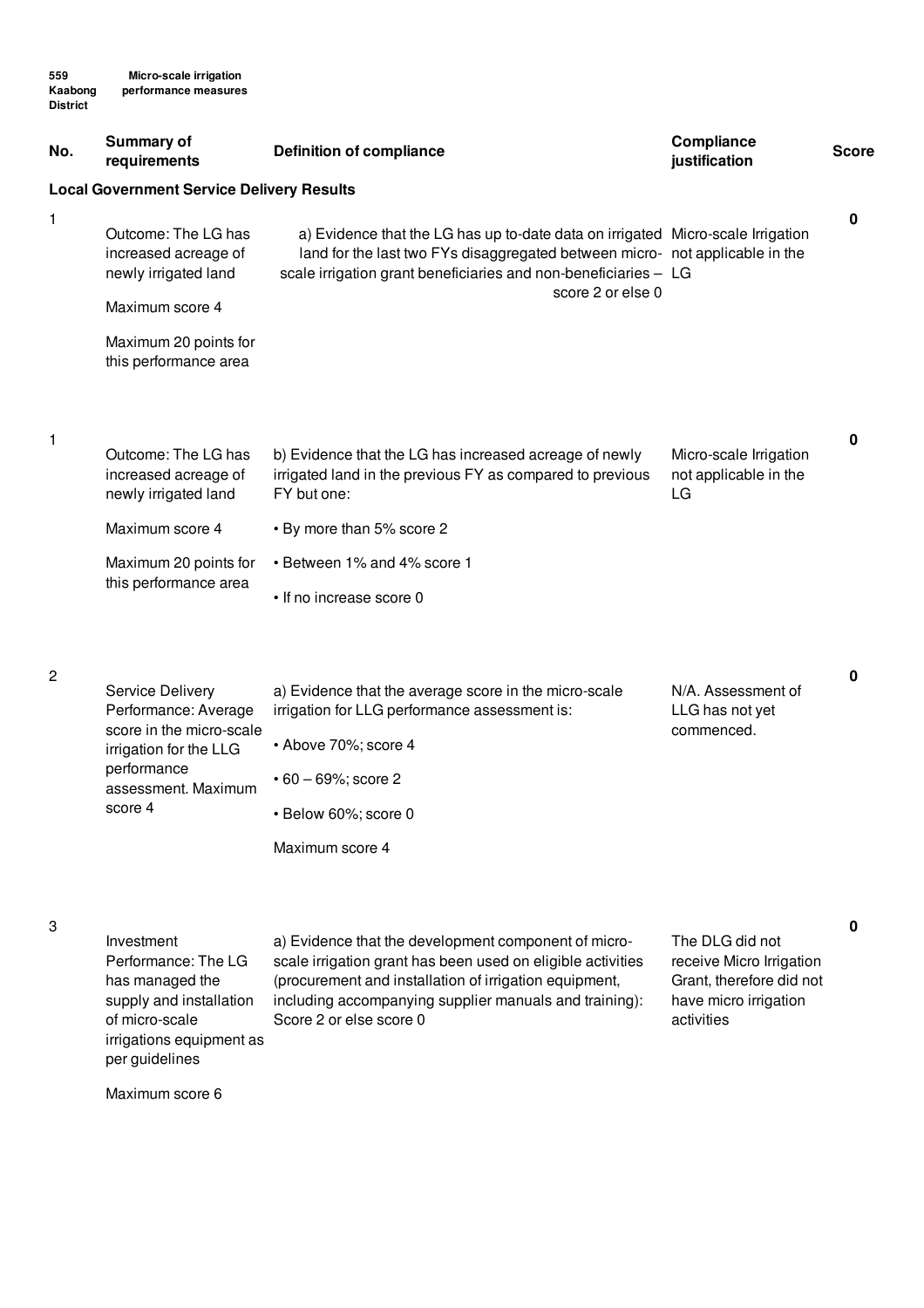559 Kaabong District

Micro-scale irrigation performance measures

| No. | Summary of requirements | Definition of compliance | Compliance justification | Score |
|---|---|---|---|---|
| **Local Government Service Delivery Results** | | | | |
| 1 | Outcome: The LG has increased acreage of newly irrigated land<br><br>Maximum score 4<br><br>Maximum 20 points for this performance area | a) Evidence that the LG has up to-date data on irrigated land for the last two FYs disaggregated between micro-scale irrigation grant beneficiaries and non-beneficiaries – score 2 or else 0 | Micro-scale Irrigation not applicable in the LG | 0 |
| 1 | Outcome: The LG has increased acreage of newly irrigated land<br><br>Maximum score 4<br><br>Maximum 20 points for this performance area | b) Evidence that the LG has increased acreage of newly irrigated land in the previous FY as compared to previous FY but one:<br><br>• By more than 5% score 2<br><br>• Between 1% and 4% score 1<br><br>• If no increase score 0 | Micro-scale Irrigation not applicable in the LG | 0 |
| 2 | Service Delivery Performance: Average score in the micro-scale irrigation for the LLG performance assessment. Maximum score 4 | a) Evidence that the average score in the micro-scale irrigation for LLG performance assessment is:<br><br>• Above 70%; score 4<br><br>• 60 – 69%; score 2<br><br>• Below 60%; score 0<br><br>Maximum score 4 | N/A. Assessment of LLG has not yet commenced. | 0 |
| 3 | Investment Performance: The LG has managed the supply and installation of micro-scale irrigations equipment as per guidelines<br><br>Maximum score 6 | a) Evidence that the development component of micro-scale irrigation grant has been used on eligible activities (procurement and installation of irrigation equipment, including accompanying supplier manuals and training): Score 2 or else score 0 | The DLG did not receive Micro Irrigation Grant, therefore did not have micro irrigation activities | 0 |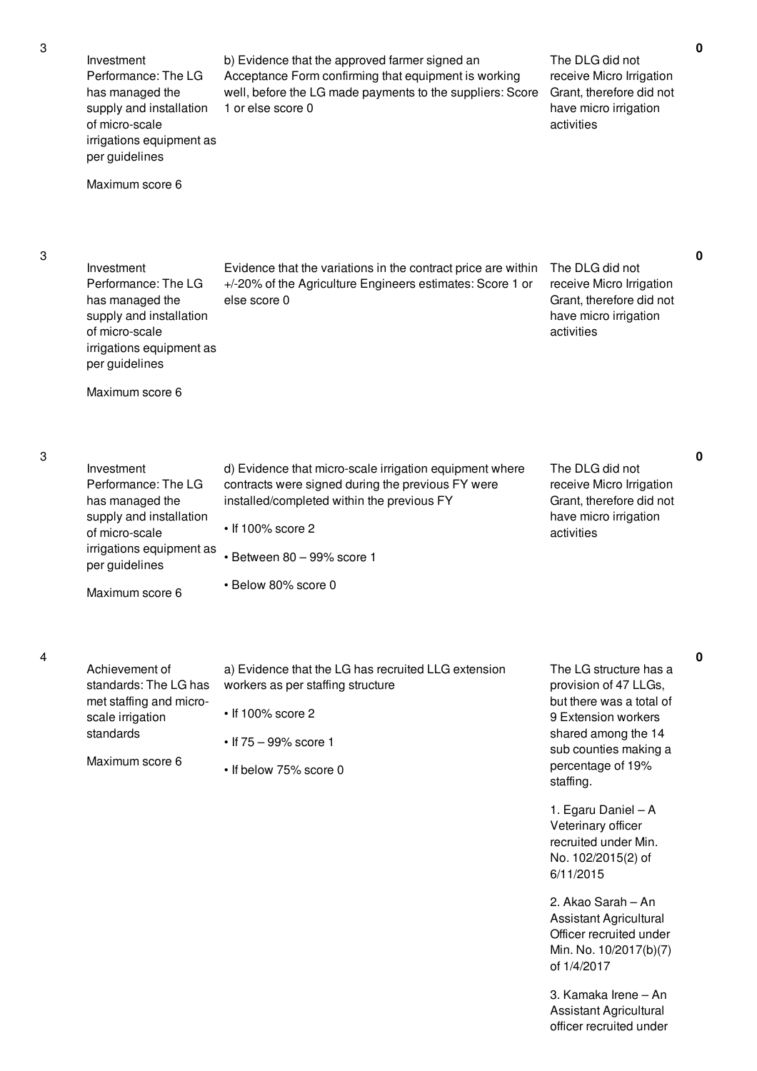| | | | | |
|---|---|---|---|---|
| 3 | Investment Performance: The LG has managed the supply and installation of micro-scale irrigations equipment as per guidelines<br><br>Maximum score 6 | b) Evidence that the approved farmer signed an Acceptance Form confirming that equipment is working well, before the LG made payments to the suppliers: Score 1 or else score 0 | The DLG did not receive Micro Irrigation Grant, therefore did not have micro irrigation activities | 0 |
| 3 | Investment Performance: The LG has managed the supply and installation of micro-scale irrigations equipment as per guidelines<br><br>Maximum score 6 | Evidence that the variations in the contract price are within +/-20% of the Agriculture Engineers estimates: Score 1 or else score 0 | The DLG did not receive Micro Irrigation Grant, therefore did not have micro irrigation activities | 0 |
| 3 | Investment Performance: The LG has managed the supply and installation of micro-scale irrigations equipment as per guidelines<br><br>Maximum score 6 | d) Evidence that micro-scale irrigation equipment where contracts were signed during the previous FY were installed/completed within the previous FY<br><br>• If 100% score 2<br><br>• Between 80 – 99% score 1<br><br>• Below 80% score 0 | The DLG did not receive Micro Irrigation Grant, therefore did not have micro irrigation activities | 0 |
| 4 | Achievement of standards: The LG has met staffing and micro-scale irrigation standards<br><br>Maximum score 6 | a) Evidence that the LG has recruited LLG extension workers as per staffing structure<br><br>• If 100% score 2<br><br>• If 75 – 99% score 1<br><br>• If below 75% score 0 | The LG structure has a provision of 47 LLGs, but there was a total of 9 Extension workers shared among the 14 sub counties making a percentage of 19% staffing.<br><br>1. Egaru Daniel – A Veterinary officer recruited under Min. No. 102/2015(2) of 6/11/2015<br><br>2. Akao Sarah – An Assistant Agricultural Officer recruited under Min. No. 10/2017(b)(7) of 1/4/2017<br><br>3. Kamaka Irene – An Assistant Agricultural officer recruited under | 0 |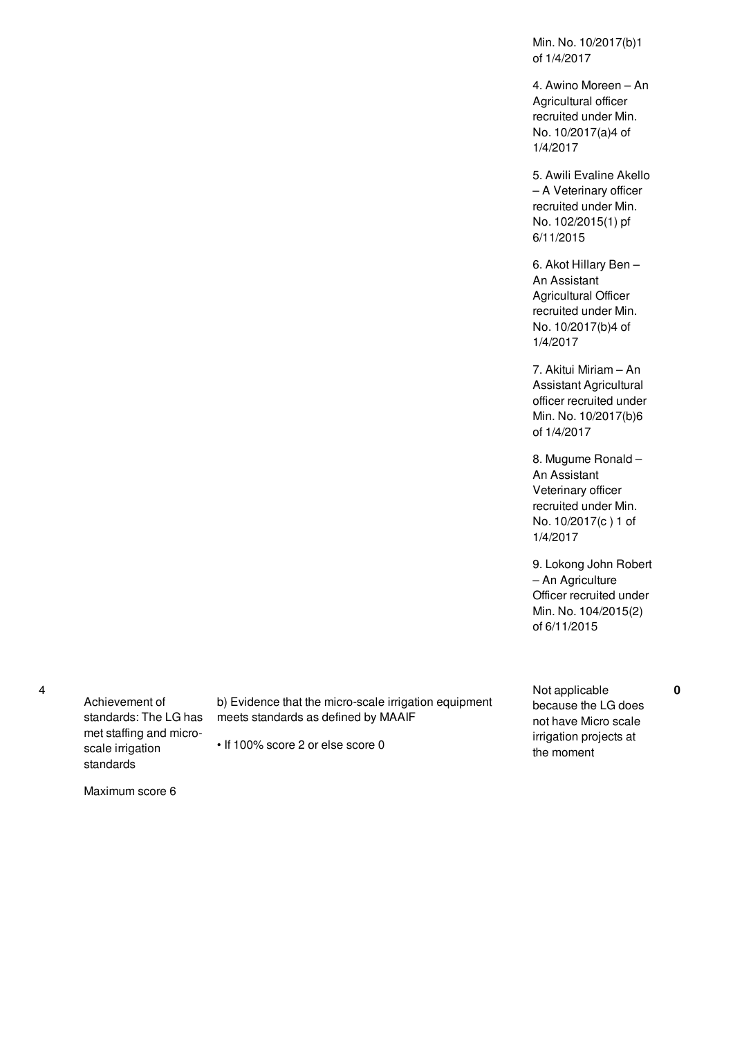| No. | Performance Area | Performance Measure | Assessment | Score |
|---|---|---|---|---|
| | | | Min. No. 10/2017(b)1 of 1/4/2017<br><br>4. Awino Moreen – An Agricultural officer recruited under Min. No. 10/2017(a)4 of 1/4/2017<br><br>5. Awili Evaline Akello – A Veterinary officer recruited under Min. No. 102/2015(1) pf 6/11/2015<br><br>6. Akot Hillary Ben – An Assistant Agricultural Officer recruited under Min. No. 10/2017(b)4 of 1/4/2017<br><br>7. Akitui Miriam – An Assistant Agricultural officer recruited under Min. No. 10/2017(b)6 of 1/4/2017<br><br>8. Mugume Ronald – An Assistant Veterinary officer recruited under Min. No. 10/2017(c ) 1 of 1/4/2017<br><br>9. Lokong John Robert – An Agriculture Officer recruited under Min. No. 104/2015(2) of 6/11/2015 | |
| 4 | Achievement of standards: The LG has met staffing and micro-scale irrigation standards<br><br>Maximum score 6 | b) Evidence that the micro-scale irrigation equipment meets standards as defined by MAAIF<br><br>• If 100% score 2 or else score 0 | Not applicable because the LG does not have Micro scale irrigation projects at the moment | **0** |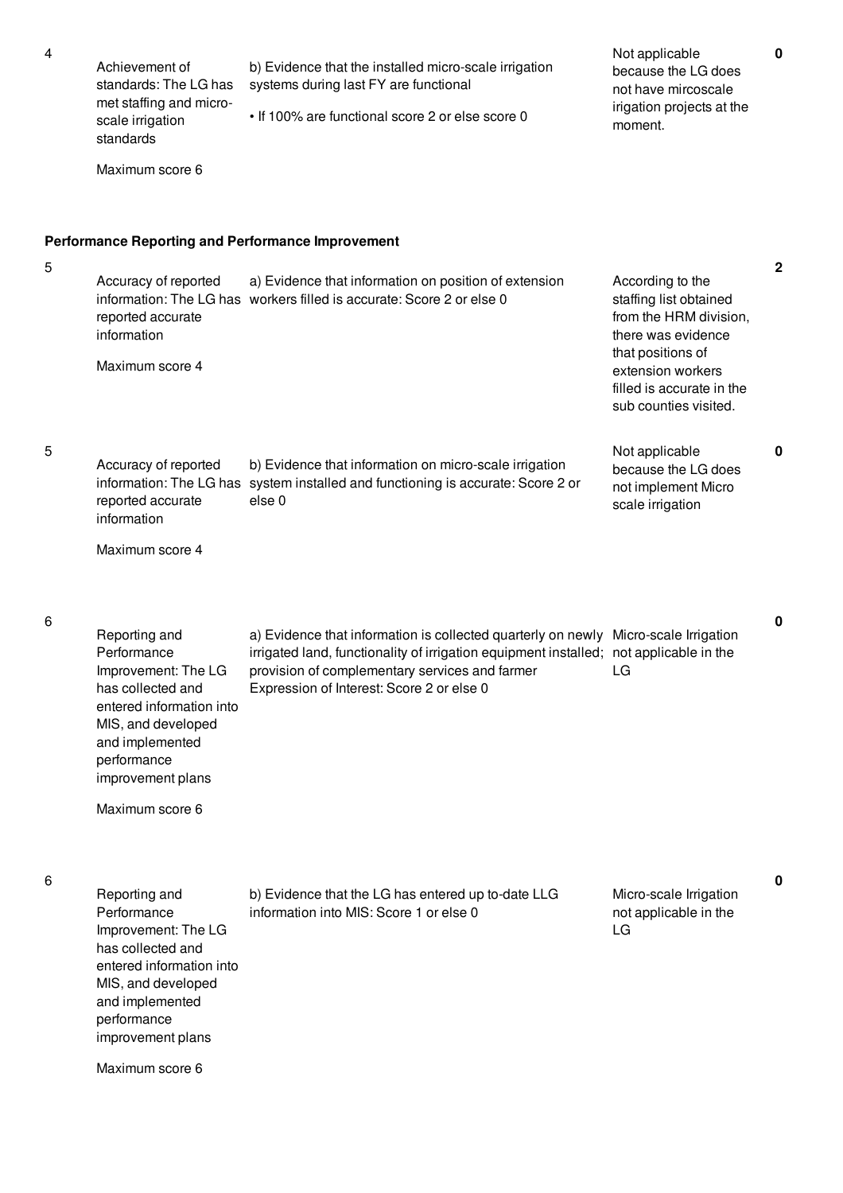| | | | | |
|---|---|---|---|---|
| 4 | Achievement of standards: The LG has met staffing and micro-scale irrigation standards<br><br>Maximum score 6 | b) Evidence that the installed micro-scale irrigation systems during last FY are functional<br><br>• If 100% are functional score 2 or else score 0 | Not applicable because the LG does not have mircoscale irigation projects at the moment. | **0** |

**Performance Reporting and Performance Improvement**

| | | | | |
|---|---|---|---|---|
| 5 | Accuracy of reported information: The LG has reported accurate information<br><br>Maximum score 4 | a) Evidence that information on position of extension workers filled is accurate: Score 2 or else 0 | According to the staffing list obtained from the HRM division, there was evidence that positions of extension workers filled is accurate in the sub counties visited. | **2** |
| 5 | Accuracy of reported information: The LG has reported accurate information<br><br>Maximum score 4 | b) Evidence that information on micro-scale irrigation system installed and functioning is accurate: Score 2 or else 0 | Not applicable because the LG does not implement Micro scale irrigation | **0** |
| 6 | Reporting and Performance Improvement: The LG has collected and entered information into MIS, and developed and implemented performance improvement plans<br><br>Maximum score 6 | a) Evidence that information is collected quarterly on newly irrigated land, functionality of irrigation equipment installed; provision of complementary services and farmer Expression of Interest: Score 2 or else 0 | Micro-scale Irrigation not applicable in the LG | **0** |
| 6 | Reporting and Performance Improvement: The LG has collected and entered information into MIS, and developed and implemented performance improvement plans<br><br>Maximum score 6 | b) Evidence that the LG has entered up to-date LLG information into MIS: Score 1 or else 0 | Micro-scale Irrigation not applicable in the LG | **0** |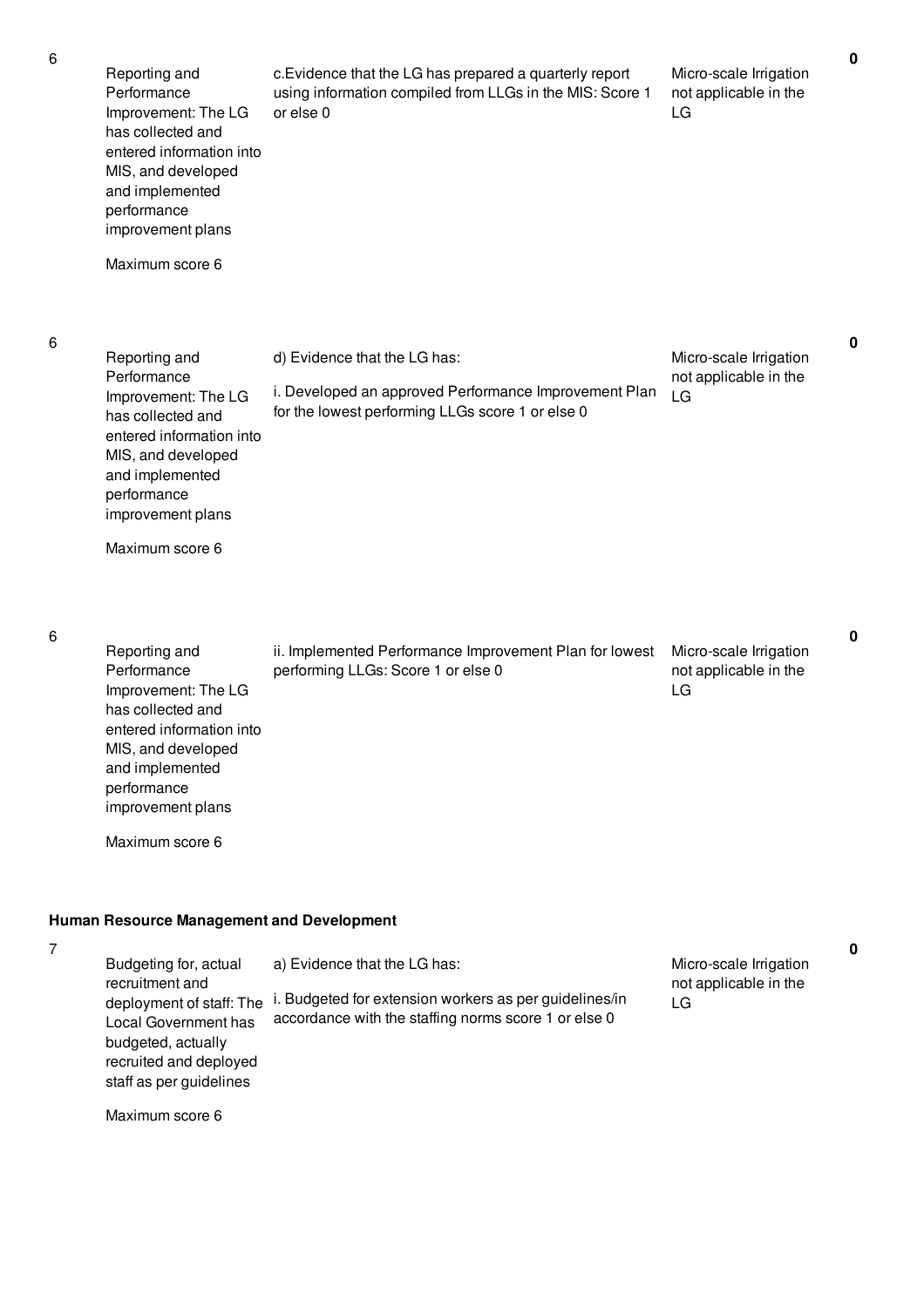| No. | Performance Area | Performance Measure | Justification | Score |
|---|---|---|---|---|
| 6 | Reporting and Performance Improvement: The LG has collected and entered information into MIS, and developed and implemented performance improvement plans<br><br>Maximum score 6 | c.Evidence that the LG has prepared a quarterly report using information compiled from LLGs in the MIS: Score 1 or else 0 | Micro-scale Irrigation not applicable in the LG | 0 |
| 6 | Reporting and Performance Improvement: The LG has collected and entered information into MIS, and developed and implemented performance improvement plans<br><br>Maximum score 6 | d) Evidence that the LG has:<br><br>i. Developed an approved Performance Improvement Plan for the lowest performing LLGs score 1 or else 0 | Micro-scale Irrigation not applicable in the LG | 0 |
| 6 | Reporting and Performance Improvement: The LG has collected and entered information into MIS, and developed and implemented performance improvement plans<br><br>Maximum score 6 | ii. Implemented Performance Improvement Plan for lowest performing LLGs: Score 1 or else 0 | Micro-scale Irrigation not applicable in the LG | 0 |

**Human Resource Management and Development**

| No. | Performance Area | Performance Measure | Justification | Score |
|---|---|---|---|---|
| 7 | Budgeting for, actual recruitment and deployment of staff: The Local Government has budgeted, actually recruited and deployed staff as per guidelines<br><br>Maximum score 6 | a) Evidence that the LG has:<br><br>i. Budgeted for extension workers as per guidelines/in accordance with the staffing norms score 1 or else 0 | Micro-scale Irrigation not applicable in the LG | 0 |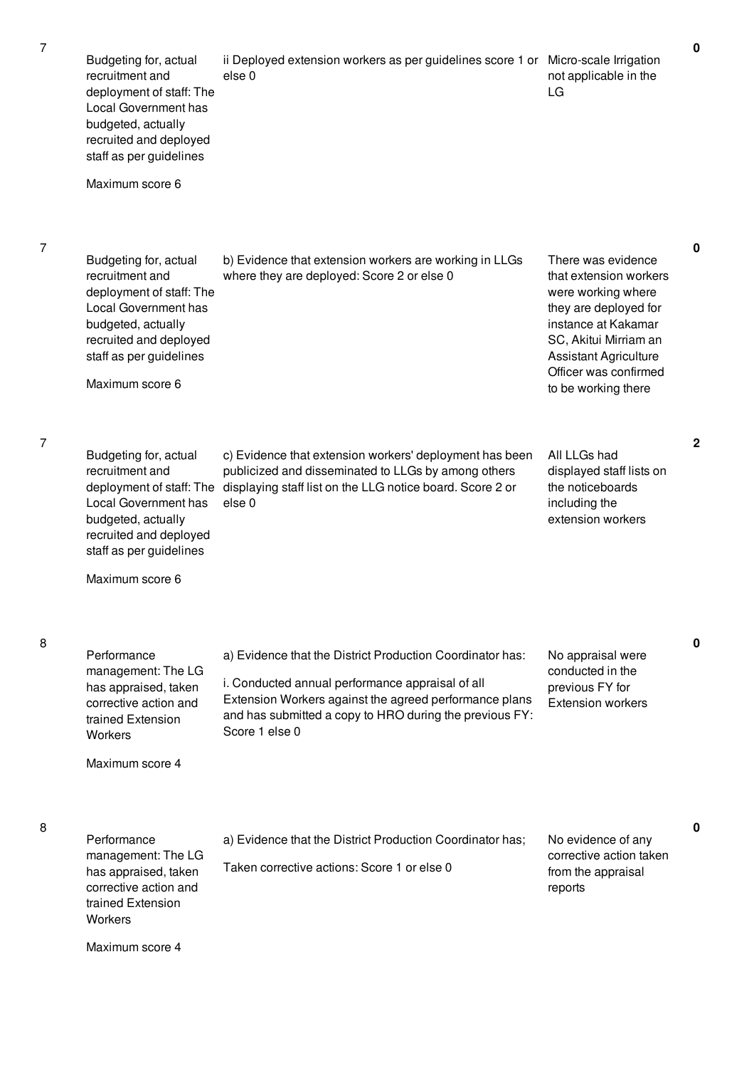| | | | | |
|---|---|---|---|---|
| 7 | Budgeting for, actual recruitment and deployment of staff: The Local Government has budgeted, actually recruited and deployed staff as per guidelines<br><br>Maximum score 6 | ii Deployed extension workers as per guidelines score 1 or else 0 | Micro-scale Irrigation not applicable in the LG | 0 |
| 7 | Budgeting for, actual recruitment and deployment of staff: The Local Government has budgeted, actually recruited and deployed staff as per guidelines<br><br>Maximum score 6 | b) Evidence that extension workers are working in LLGs where they are deployed: Score 2 or else 0 | There was evidence that extension workers were working where they are deployed for instance at Kakamar SC, Akitui Mirriam an Assistant Agriculture Officer was confirmed to be working there | 0 |
| 7 | Budgeting for, actual recruitment and deployment of staff: The Local Government has budgeted, actually recruited and deployed staff as per guidelines<br><br>Maximum score 6 | c) Evidence that extension workers' deployment has been publicized and disseminated to LLGs by among others displaying staff list on the LLG notice board. Score 2 or else 0 | All LLGs had displayed staff lists on the noticeboards including the extension workers | 2 |
| 8 | Performance management: The LG has appraised, taken corrective action and trained Extension Workers<br><br>Maximum score 4 | a) Evidence that the District Production Coordinator has:<br><br>i. Conducted annual performance appraisal of all Extension Workers against the agreed performance plans and has submitted a copy to HRO during the previous FY: Score 1 else 0 | No appraisal were conducted in the previous FY for Extension workers | 0 |
| 8 | Performance management: The LG has appraised, taken corrective action and trained Extension Workers<br><br>Maximum score 4 | a) Evidence that the District Production Coordinator has;<br><br>Taken corrective actions: Score 1 or else 0 | No evidence of any corrective action taken from the appraisal reports | 0 |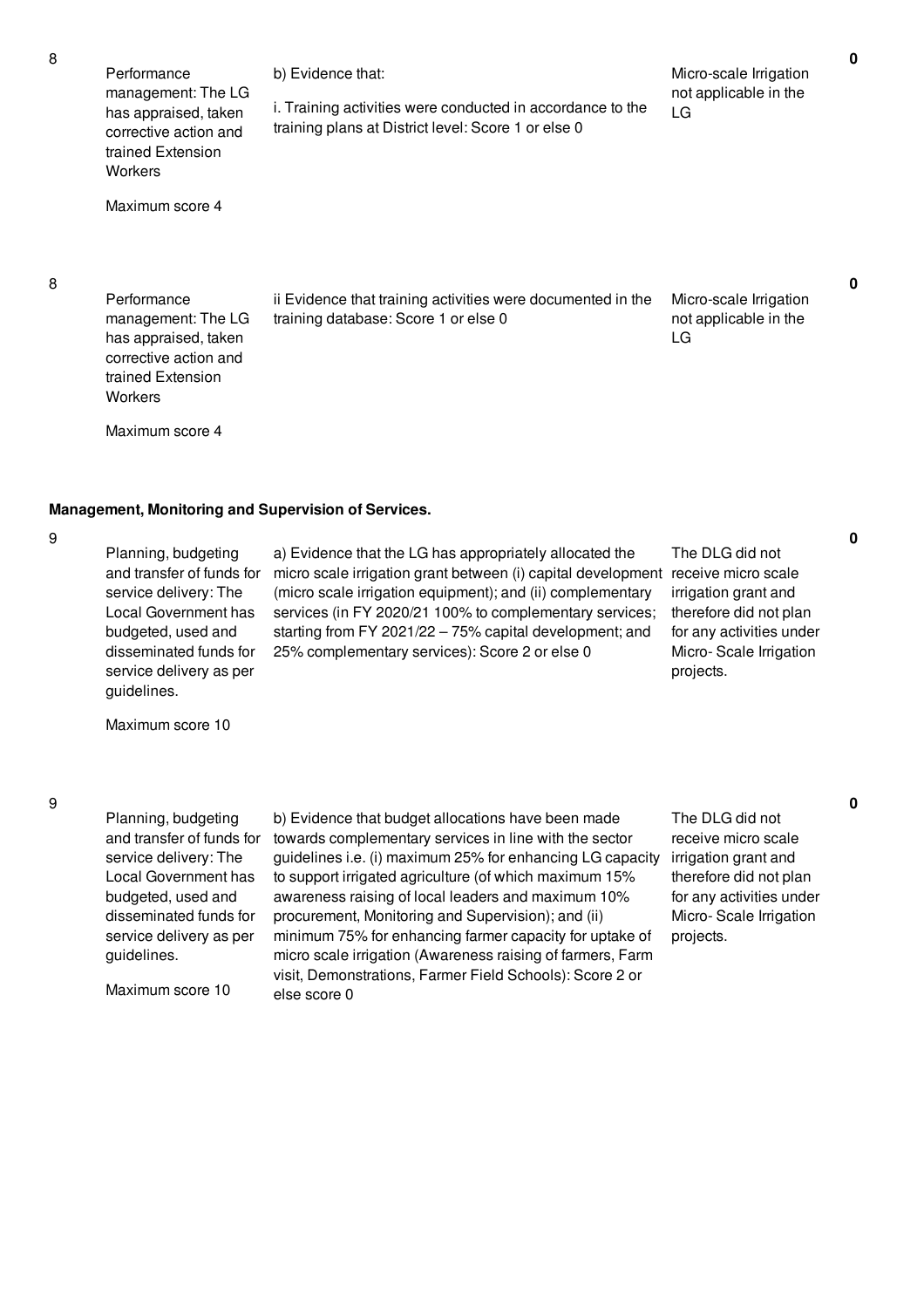| No. | Performance Measure | Scoring Guide | Justification | Score |
|---|---|---|---|---|
| 8 | Performance management: The LG has appraised, taken corrective action and trained Extension Workers<br><br>Maximum score 4 | b) Evidence that:<br><br>i. Training activities were conducted in accordance to the training plans at District level: Score 1 or else 0 | Micro-scale Irrigation not applicable in the LG | **0** |
| 8 | Performance management: The LG has appraised, taken corrective action and trained Extension Workers<br><br>Maximum score 4 | ii Evidence that training activities were documented in the training database: Score 1 or else 0 | Micro-scale Irrigation not applicable in the LG | **0** |

**Management, Monitoring and Supervision of Services.**

| No. | Performance Measure | Scoring Guide | Justification | Score |
|---|---|---|---|---|
| 9 | Planning, budgeting and transfer of funds for service delivery: The Local Government has budgeted, used and disseminated funds for service delivery as per guidelines.<br><br>Maximum score 10 | a) Evidence that the LG has appropriately allocated the micro scale irrigation grant between (i) capital development (micro scale irrigation equipment); and (ii) complementary services (in FY 2020/21 100% to complementary services; starting from FY 2021/22 – 75% capital development; and 25% complementary services): Score 2 or else 0 | The DLG did not receive micro scale irrigation grant and therefore did not plan for any activities under Micro- Scale Irrigation projects. | **0** |
| 9 | Planning, budgeting and transfer of funds for service delivery: The Local Government has budgeted, used and disseminated funds for service delivery as per guidelines.<br><br>Maximum score 10 | b) Evidence that budget allocations have been made towards complementary services in line with the sector guidelines i.e. (i) maximum 25% for enhancing LG capacity to support irrigated agriculture (of which maximum 15% awareness raising of local leaders and maximum 10% procurement, Monitoring and Supervision); and (ii) minimum 75% for enhancing farmer capacity for uptake of micro scale irrigation (Awareness raising of farmers, Farm visit, Demonstrations, Farmer Field Schools): Score 2 or else score 0 | The DLG did not receive micro scale irrigation grant and therefore did not plan for any activities under Micro- Scale Irrigation projects. | **0** |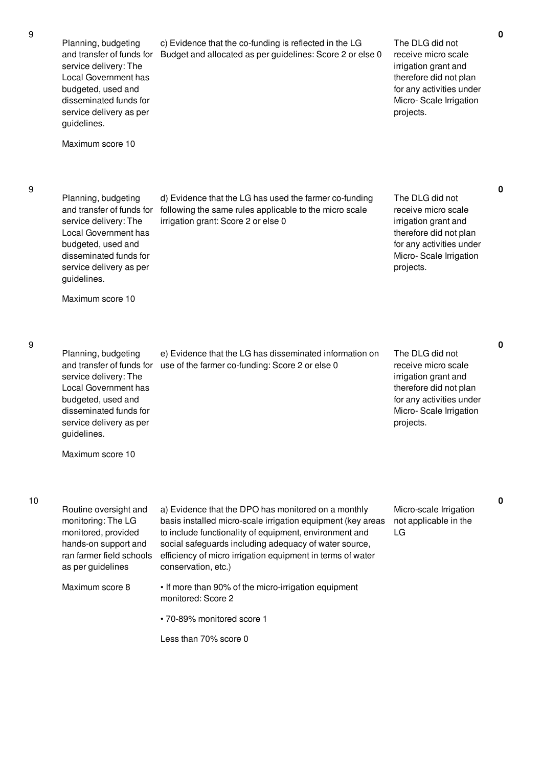| No. | Performance Area | Measure | Assessment | Score |
|---|---|---|---|---|
| 9 | Planning, budgeting and transfer of funds for service delivery: The Local Government has budgeted, used and disseminated funds for service delivery as per guidelines.<br><br>Maximum score 10 | c) Evidence that the co-funding is reflected in the LG Budget and allocated as per guidelines: Score 2 or else 0 | The DLG did not receive micro scale irrigation grant and therefore did not plan for any activities under Micro- Scale Irrigation projects. | 0 |
| 9 | Planning, budgeting and transfer of funds for service delivery: The Local Government has budgeted, used and disseminated funds for service delivery as per guidelines.<br><br>Maximum score 10 | d) Evidence that the LG has used the farmer co-funding following the same rules applicable to the micro scale irrigation grant: Score 2 or else 0 | The DLG did not receive micro scale irrigation grant and therefore did not plan for any activities under Micro- Scale Irrigation projects. | 0 |
| 9 | Planning, budgeting and transfer of funds for service delivery: The Local Government has budgeted, used and disseminated funds for service delivery as per guidelines.<br><br>Maximum score 10 | e) Evidence that the LG has disseminated information on use of the farmer co-funding: Score 2 or else 0 | The DLG did not receive micro scale irrigation grant and therefore did not plan for any activities under Micro- Scale Irrigation projects. | 0 |
| 10 | Routine oversight and monitoring: The LG monitored, provided hands-on support and ran farmer field schools as per guidelines<br><br>Maximum score 8 | a) Evidence that the DPO has monitored on a monthly basis installed micro-scale irrigation equipment (key areas to include functionality of equipment, environment and social safeguards including adequacy of water source, efficiency of micro irrigation equipment in terms of water conservation, etc.)<br><br>• If more than 90% of the micro-irrigation equipment monitored: Score 2<br><br>• 70-89% monitored score 1<br><br>Less than 70% score 0 | Micro-scale Irrigation not applicable in the LG | 0 |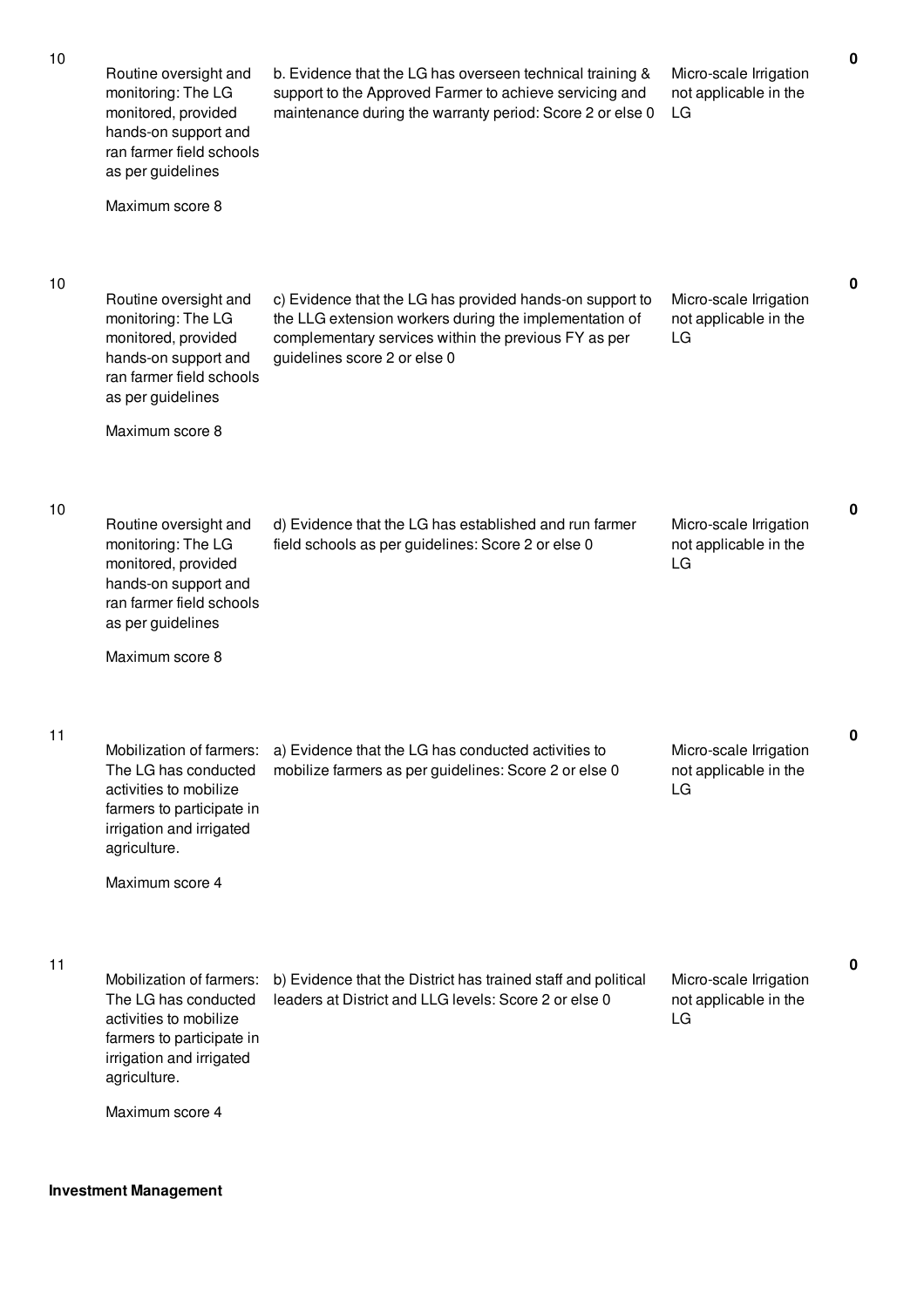| No. | Performance Measure | Scoring Guide | Justification | Score |
|---|---|---|---|---|
| 10 | Routine oversight and monitoring: The LG monitored, provided hands-on support and ran farmer field schools as per guidelines<br><br>Maximum score 8 | b. Evidence that the LG has overseen technical training & support to the Approved Farmer to achieve servicing and maintenance during the warranty period: Score 2 or else 0 | Micro-scale Irrigation not applicable in the LG | 0 |
| 10 | Routine oversight and monitoring: The LG monitored, provided hands-on support and ran farmer field schools as per guidelines<br><br>Maximum score 8 | c) Evidence that the LG has provided hands-on support to the LLG extension workers during the implementation of complementary services within the previous FY as per guidelines score 2 or else 0 | Micro-scale Irrigation not applicable in the LG | 0 |
| 10 | Routine oversight and monitoring: The LG monitored, provided hands-on support and ran farmer field schools as per guidelines<br><br>Maximum score 8 | d) Evidence that the LG has established and run farmer field schools as per guidelines: Score 2 or else 0 | Micro-scale Irrigation not applicable in the LG | 0 |
| 11 | Mobilization of farmers: The LG has conducted activities to mobilize farmers to participate in irrigation and irrigated agriculture.<br><br>Maximum score 4 | a) Evidence that the LG has conducted activities to mobilize farmers as per guidelines: Score 2 or else 0 | Micro-scale Irrigation not applicable in the LG | 0 |
| 11 | Mobilization of farmers: The LG has conducted activities to mobilize farmers to participate in irrigation and irrigated agriculture.<br><br>Maximum score 4 | b) Evidence that the District has trained staff and political leaders at District and LLG levels: Score 2 or else 0 | Micro-scale Irrigation not applicable in the LG | 0 |

**Investment Management**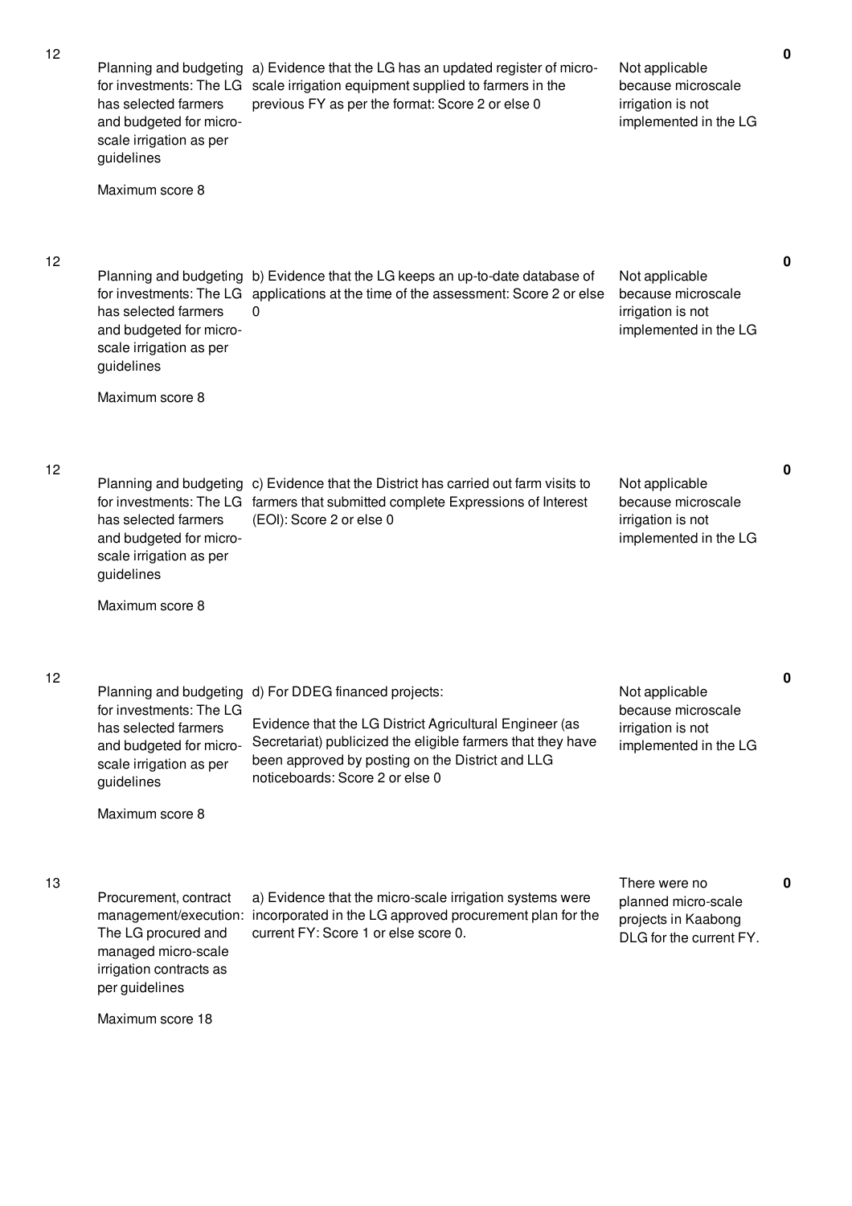| | | | | |
|---|---|---|---|---|
| 12 | Planning and budgeting for investments: The LG has selected farmers and budgeted for micro-scale irrigation as per guidelines<br><br>Maximum score 8 | a) Evidence that the LG has an updated register of micro-scale irrigation equipment supplied to farmers in the previous FY as per the format: Score 2 or else 0 | Not applicable because microscale irrigation is not implemented in the LG | **0** |
| 12 | Planning and budgeting for investments: The LG has selected farmers and budgeted for micro-scale irrigation as per guidelines<br><br>Maximum score 8 | b) Evidence that the LG keeps an up-to-date database of applications at the time of the assessment: Score 2 or else 0 | Not applicable because microscale irrigation is not implemented in the LG | **0** |
| 12 | Planning and budgeting for investments: The LG has selected farmers and budgeted for micro-scale irrigation as per guidelines<br><br>Maximum score 8 | c) Evidence that the District has carried out farm visits to farmers that submitted complete Expressions of Interest (EOI): Score 2 or else 0 | Not applicable because microscale irrigation is not implemented in the LG | **0** |
| 12 | Planning and budgeting for investments: The LG has selected farmers and budgeted for micro-scale irrigation as per guidelines<br><br>Maximum score 8 | d) For DDEG financed projects:<br><br>Evidence that the LG District Agricultural Engineer (as Secretariat) publicized the eligible farmers that they have been approved by posting on the District and LLG noticeboards: Score 2 or else 0 | Not applicable because microscale irrigation is not implemented in the LG | **0** |
| 13 | Procurement, contract management/execution: The LG procured and managed micro-scale irrigation contracts as per guidelines<br><br>Maximum score 18 | a) Evidence that the micro-scale irrigation systems were incorporated in the LG approved procurement plan for the current FY: Score 1 or else score 0. | There were no planned micro-scale projects in Kaabong DLG for the current FY. | **0** |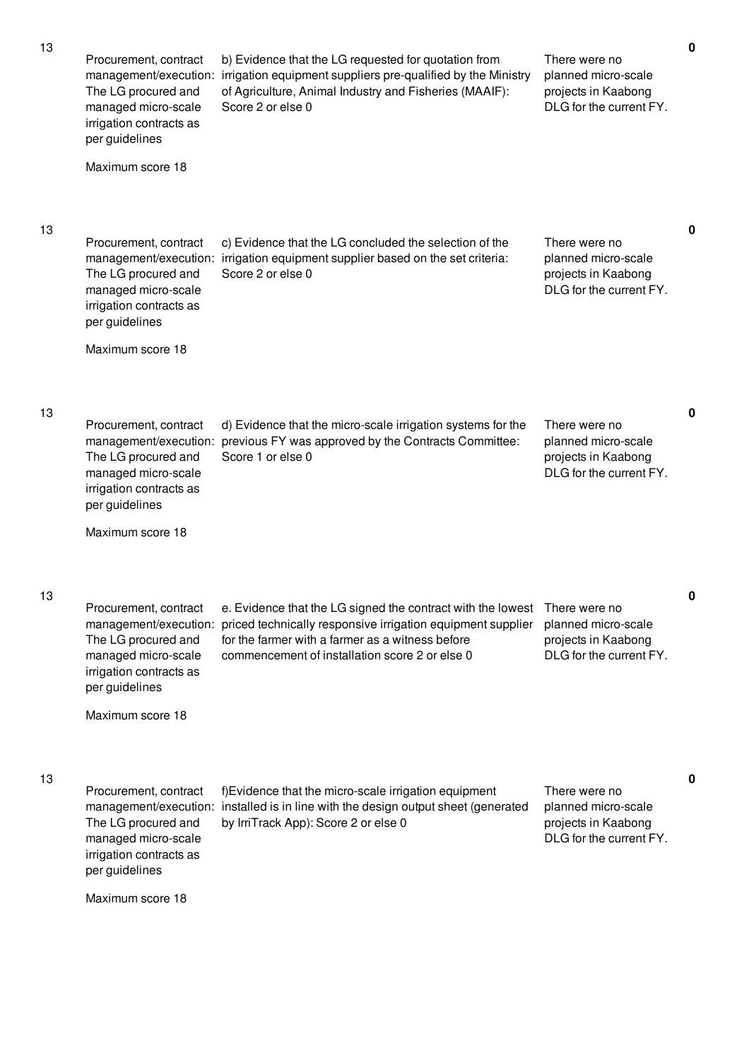| | | | | |
|---|---|---|---|---|
| 13 | Procurement, contract management/execution: The LG procured and managed micro-scale irrigation contracts as per guidelines<br><br>Maximum score 18 | b) Evidence that the LG requested for quotation from irrigation equipment suppliers pre-qualified by the Ministry of Agriculture, Animal Industry and Fisheries (MAAIF): Score 2 or else 0 | There were no planned micro-scale projects in Kaabong DLG for the current FY. | 0 |
| 13 | Procurement, contract management/execution: The LG procured and managed micro-scale irrigation contracts as per guidelines<br><br>Maximum score 18 | c) Evidence that the LG concluded the selection of the irrigation equipment supplier based on the set criteria: Score 2 or else 0 | There were no planned micro-scale projects in Kaabong DLG for the current FY. | 0 |
| 13 | Procurement, contract management/execution: The LG procured and managed micro-scale irrigation contracts as per guidelines<br><br>Maximum score 18 | d) Evidence that the micro-scale irrigation systems for the previous FY was approved by the Contracts Committee: Score 1 or else 0 | There were no planned micro-scale projects in Kaabong DLG for the current FY. | 0 |
| 13 | Procurement, contract management/execution: The LG procured and managed micro-scale irrigation contracts as per guidelines<br><br>Maximum score 18 | e. Evidence that the LG signed the contract with the lowest priced technically responsive irrigation equipment supplier for the farmer with a farmer as a witness before commencement of installation score 2 or else 0 | There were no planned micro-scale projects in Kaabong DLG for the current FY. | 0 |
| 13 | Procurement, contract management/execution: The LG procured and managed micro-scale irrigation contracts as per guidelines<br><br>Maximum score 18 | f)Evidence that the micro-scale irrigation equipment installed is in line with the design output sheet (generated by IrriTrack App): Score 2 or else 0 | There were no planned micro-scale projects in Kaabong DLG for the current FY. | 0 |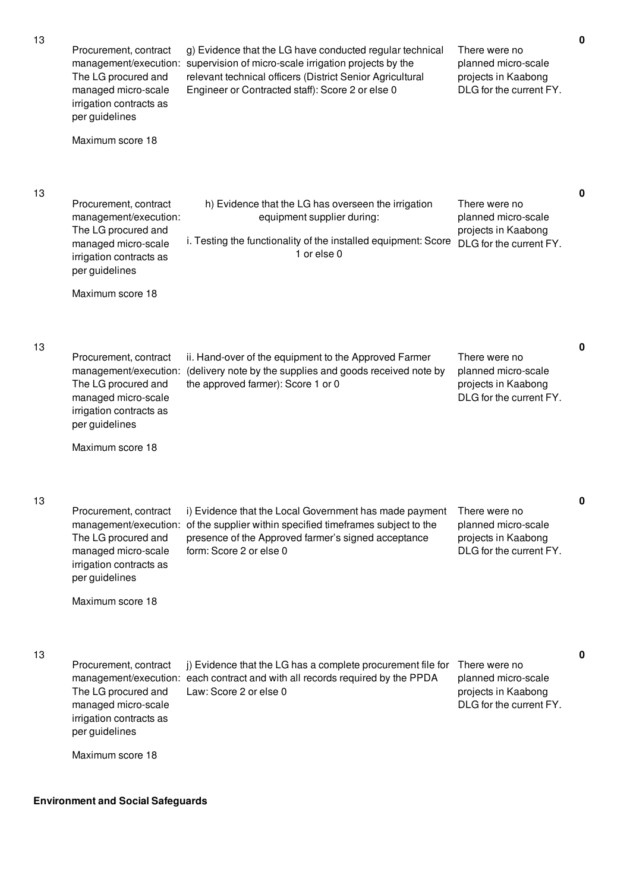| | | | | |
|---|---|---|---|---|
| 13 | Procurement, contract management/execution: The LG procured and managed micro-scale irrigation contracts as per guidelines<br><br>Maximum score 18 | g) Evidence that the LG have conducted regular technical supervision of micro-scale irrigation projects by the relevant technical officers (District Senior Agricultural Engineer or Contracted staff): Score 2 or else 0 | There were no planned micro-scale projects in Kaabong DLG for the current FY. | 0 |
| 13 | Procurement, contract management/execution: The LG procured and managed micro-scale irrigation contracts as per guidelines<br><br>Maximum score 18 | h) Evidence that the LG has overseen the irrigation equipment supplier during:<br><br>i. Testing the functionality of the installed equipment: Score 1 or else 0 | There were no planned micro-scale projects in Kaabong DLG for the current FY. | 0 |
| 13 | Procurement, contract management/execution: The LG procured and managed micro-scale irrigation contracts as per guidelines<br><br>Maximum score 18 | ii. Hand-over of the equipment to the Approved Farmer (delivery note by the supplies and goods received note by the approved farmer): Score 1 or 0 | There were no planned micro-scale projects in Kaabong DLG for the current FY. | 0 |
| 13 | Procurement, contract management/execution: The LG procured and managed micro-scale irrigation contracts as per guidelines<br><br>Maximum score 18 | i) Evidence that the Local Government has made payment of the supplier within specified timeframes subject to the presence of the Approved farmer's signed acceptance form: Score 2 or else 0 | There were no planned micro-scale projects in Kaabong DLG for the current FY. | 0 |
| 13 | Procurement, contract management/execution: The LG procured and managed micro-scale irrigation contracts as per guidelines<br><br>Maximum score 18 | j) Evidence that the LG has a complete procurement file for each contract and with all records required by the PPDA Law: Score 2 or else 0 | There were no planned micro-scale projects in Kaabong DLG for the current FY. | 0 |

**Environment and Social Safeguards**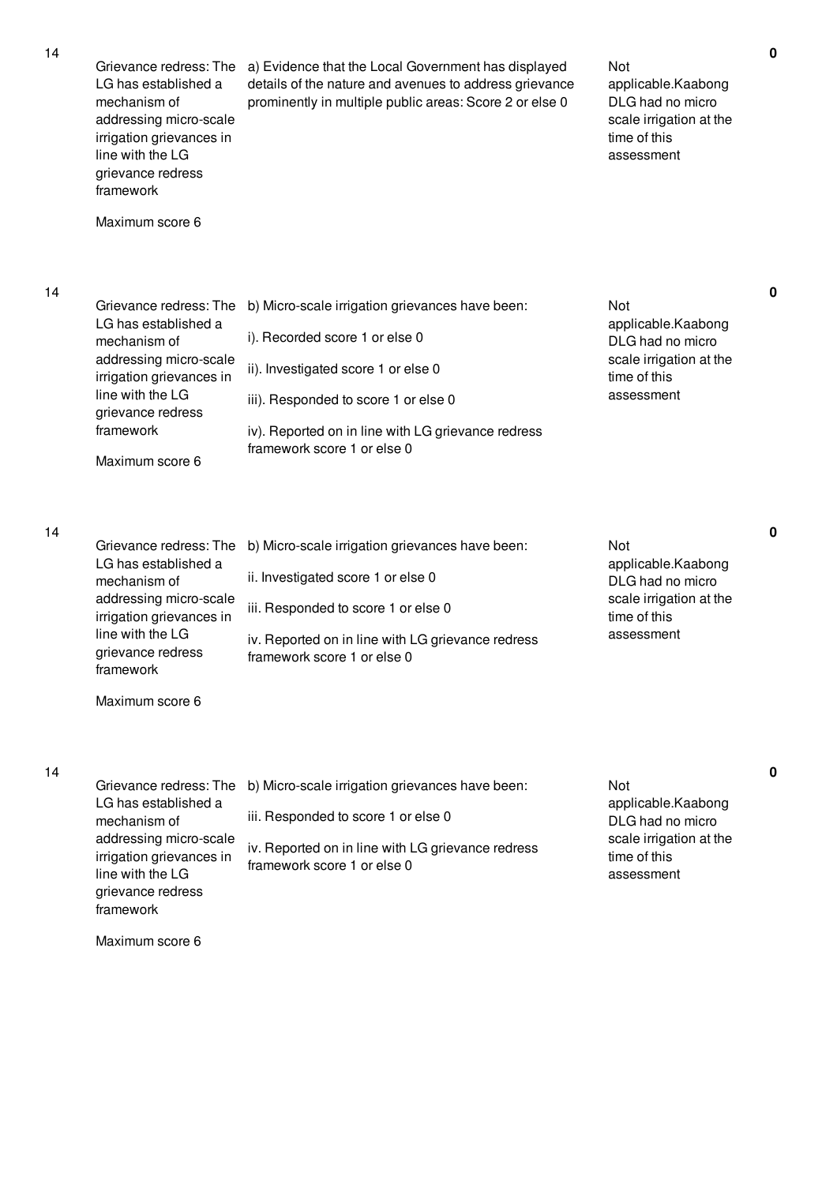| | | | | |
|---|---|---|---|---|
| 14 | Grievance redress: The LG has established a mechanism of addressing micro-scale irrigation grievances in line with the LG grievance redress framework<br><br>Maximum score 6 | a) Evidence that the Local Government has displayed details of the nature and avenues to address grievance prominently in multiple public areas: Score 2 or else 0 | Not applicable.Kaabong DLG had no micro scale irrigation at the time of this assessment | **0** |
| 14 | Grievance redress: The LG has established a mechanism of addressing micro-scale irrigation grievances in line with the LG grievance redress framework<br><br>Maximum score 6 | b) Micro-scale irrigation grievances have been:<br><br>i). Recorded score 1 or else 0<br><br>ii). Investigated score 1 or else 0<br><br>iii). Responded to score 1 or else 0<br><br>iv). Reported on in line with LG grievance redress framework score 1 or else 0 | Not applicable.Kaabong DLG had no micro scale irrigation at the time of this assessment | **0** |
| 14 | Grievance redress: The LG has established a mechanism of addressing micro-scale irrigation grievances in line with the LG grievance redress framework<br><br>Maximum score 6 | b) Micro-scale irrigation grievances have been:<br><br>ii. Investigated score 1 or else 0<br><br>iii. Responded to score 1 or else 0<br><br>iv. Reported on in line with LG grievance redress framework score 1 or else 0 | Not applicable.Kaabong DLG had no micro scale irrigation at the time of this assessment | **0** |
| 14 | Grievance redress: The LG has established a mechanism of addressing micro-scale irrigation grievances in line with the LG grievance redress framework<br><br>Maximum score 6 | b) Micro-scale irrigation grievances have been:<br><br>iii. Responded to score 1 or else 0<br><br>iv. Reported on in line with LG grievance redress framework score 1 or else 0 | Not applicable.Kaabong DLG had no micro scale irrigation at the time of this assessment | **0** |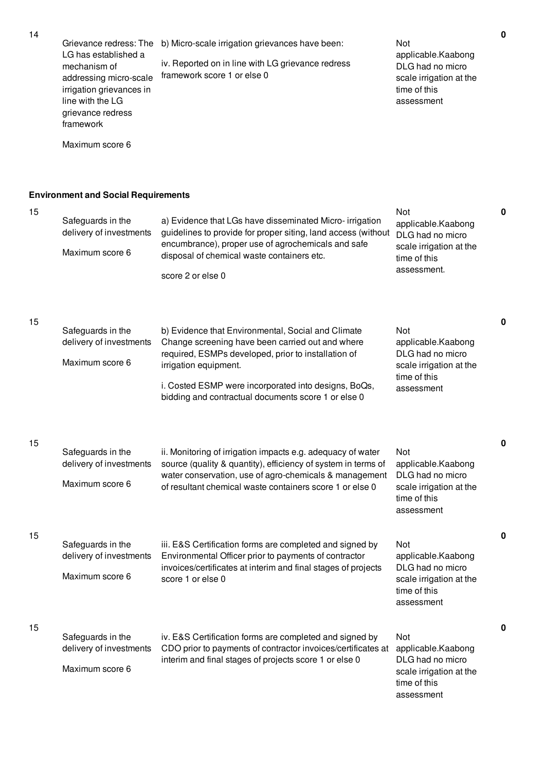| | | | | |
|---|---|---|---|---|
| 14 | Grievance redress: The LG has established a mechanism of addressing micro-scale irrigation grievances in line with the LG grievance redress framework<br><br>Maximum score 6 | b) Micro-scale irrigation grievances have been:<br><br>iv. Reported on in line with LG grievance redress framework score 1 or else 0 | Not applicable.Kaabong DLG had no micro scale irrigation at the time of this assessment | 0 |

**Environment and Social Requirements**

| | | | | |
|---|---|---|---|---|
| 15 | Safeguards in the delivery of investments<br><br>Maximum score 6 | a) Evidence that LGs have disseminated Micro- irrigation guidelines to provide for proper siting, land access (without encumbrance), proper use of agrochemicals and safe disposal of chemical waste containers etc.<br><br>score 2 or else 0 | Not applicable.Kaabong DLG had no micro scale irrigation at the time of this assessment. | 0 |
| 15 | Safeguards in the delivery of investments<br><br>Maximum score 6 | b) Evidence that Environmental, Social and Climate Change screening have been carried out and where required, ESMPs developed, prior to installation of irrigation equipment.<br><br>i. Costed ESMP were incorporated into designs, BoQs, bidding and contractual documents score 1 or else 0 | Not applicable.Kaabong DLG had no micro scale irrigation at the time of this assessment | 0 |
| 15 | Safeguards in the delivery of investments<br><br>Maximum score 6 | ii. Monitoring of irrigation impacts e.g. adequacy of water source (quality & quantity), efficiency of system in terms of water conservation, use of agro-chemicals & management of resultant chemical waste containers score 1 or else 0 | Not applicable.Kaabong DLG had no micro scale irrigation at the time of this assessment | 0 |
| 15 | Safeguards in the delivery of investments<br><br>Maximum score 6 | iii. E&S Certification forms are completed and signed by Environmental Officer prior to payments of contractor invoices/certificates at interim and final stages of projects score 1 or else 0 | Not applicable.Kaabong DLG had no micro scale irrigation at the time of this assessment | 0 |
| 15 | Safeguards in the delivery of investments<br><br>Maximum score 6 | iv. E&S Certification forms are completed and signed by CDO prior to payments of contractor invoices/certificates at interim and final stages of projects score 1 or else 0 | Not applicable.Kaabong DLG had no micro scale irrigation at the time of this assessment | 0 |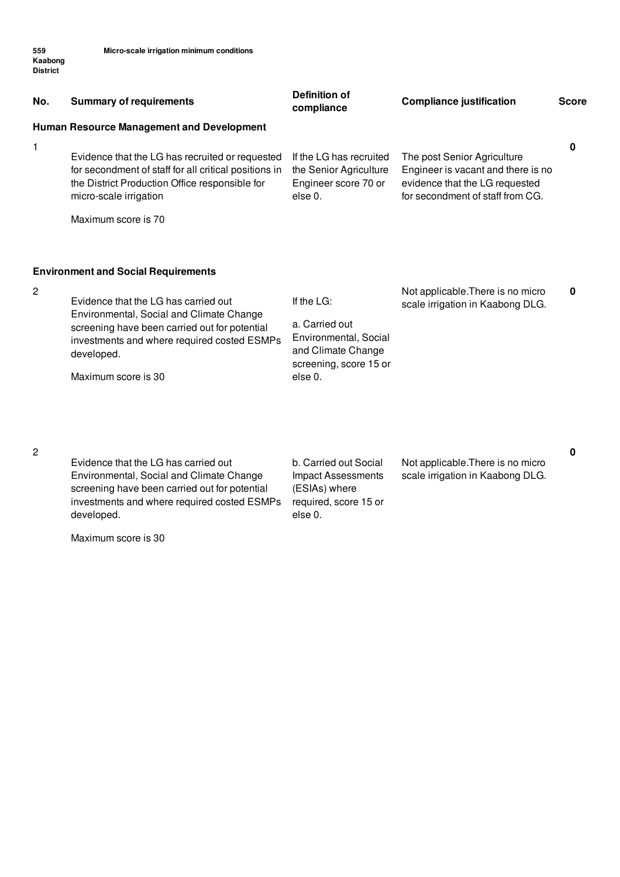559 Kaabong District — **Micro-scale irrigation minimum conditions**

| No. | Summary of requirements | Definition of compliance | Compliance justification | Score |
|---|---|---|---|---|
| | **Human Resource Management and Development** | | | |
| 1 | Evidence that the LG has recruited or requested for secondment of staff for all critical positions in the District Production Office responsible for micro-scale irrigation<br><br>Maximum score is 70 | If the LG has recruited the Senior Agriculture Engineer score 70 or else 0. | The post Senior Agriculture Engineer is vacant and there is no evidence that the LG requested for secondment of staff from CG. | **0** |
| | **Environment and Social Requirements** | | | |
| 2 | Evidence that the LG has carried out Environmental, Social and Climate Change screening have been carried out for potential investments and where required costed ESMPs developed.<br><br>Maximum score is 30 | If the LG:<br><br>a. Carried out Environmental, Social and Climate Change screening, score 15 or else 0. | Not applicable.There is no micro scale irrigation in Kaabong DLG. | **0** |
| 2 | Evidence that the LG has carried out Environmental, Social and Climate Change screening have been carried out for potential investments and where required costed ESMPs developed.<br><br>Maximum score is 30 | b. Carried out Social Impact Assessments (ESIAs) where required, score 15 or else 0. | Not applicable.There is no micro scale irrigation in Kaabong DLG. | **0** |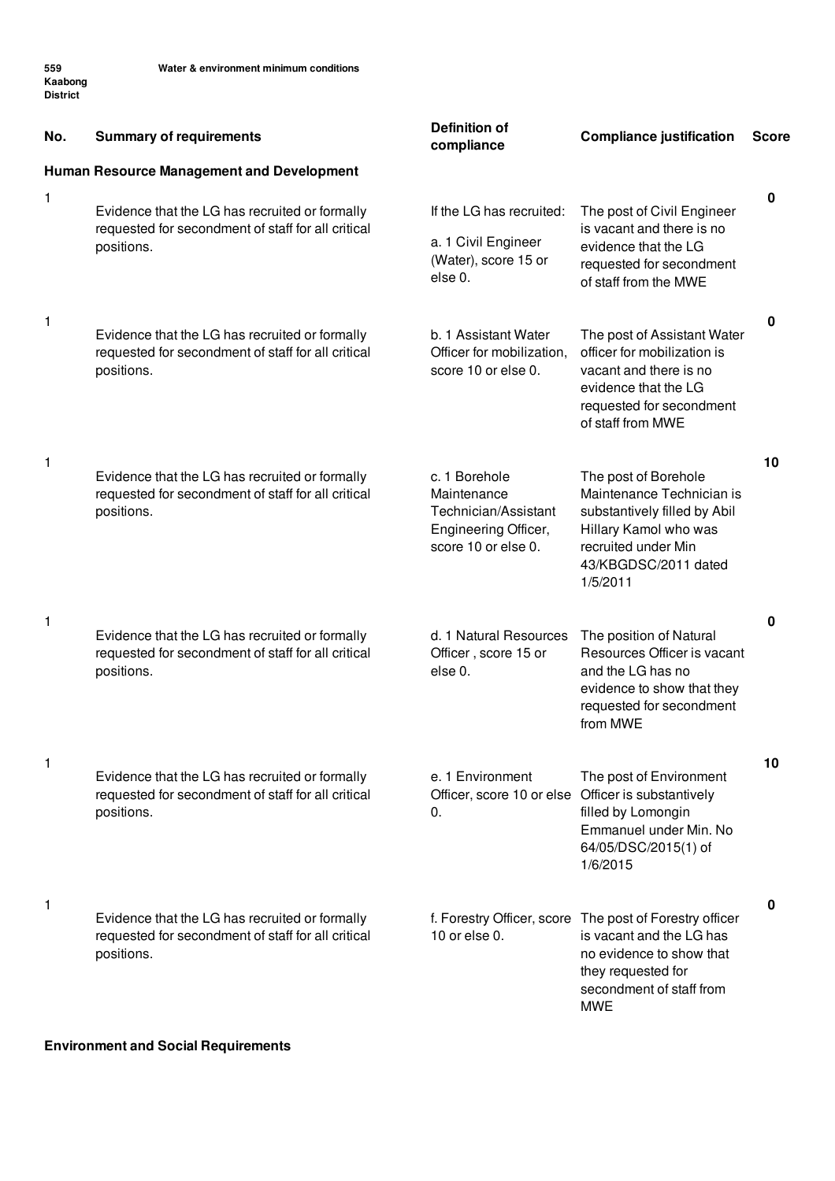559 Kaabong District — Water & environment minimum conditions

| No. | Summary of requirements | Definition of compliance | Compliance justification | Score |
|---|---|---|---|---|
| **Human Resource Management and Development** | | | | |
| 1 | Evidence that the LG has recruited or formally requested for secondment of staff for all critical positions. | If the LG has recruited: a. 1 Civil Engineer (Water), score 15 or else 0. | The post of Civil Engineer is vacant and there is no evidence that the LG requested for secondment of staff from the MWE | 0 |
| 1 | Evidence that the LG has recruited or formally requested for secondment of staff for all critical positions. | b. 1 Assistant Water Officer for mobilization, score 10 or else 0. | The post of Assistant Water officer for mobilization is vacant and there is no evidence that the LG requested for secondment of staff from MWE | 0 |
| 1 | Evidence that the LG has recruited or formally requested for secondment of staff for all critical positions. | c. 1 Borehole Maintenance Technician/Assistant Engineering Officer, score 10 or else 0. | The post of Borehole Maintenance Technician is substantively filled by Abil Hillary Kamol who was recruited under Min 43/KBGDSC/2011 dated 1/5/2011 | 10 |
| 1 | Evidence that the LG has recruited or formally requested for secondment of staff for all critical positions. | d. 1 Natural Resources Officer , score 15 or else 0. | The position of Natural Resources Officer is vacant and the LG has no evidence to show that they requested for secondment from MWE | 0 |
| 1 | Evidence that the LG has recruited or formally requested for secondment of staff for all critical positions. | e. 1 Environment Officer, score 10 or else 0. | The post of Environment Officer is substantively filled by Lomongin Emmanuel under Min. No 64/05/DSC/2015(1) of 1/6/2015 | 10 |
| 1 | Evidence that the LG has recruited or formally requested for secondment of staff for all critical positions. | f. Forestry Officer, score 10 or else 0. | The post of Forestry officer is vacant and the LG has no evidence to show that they requested for secondment of staff from MWE | 0 |

**Environment and Social Requirements**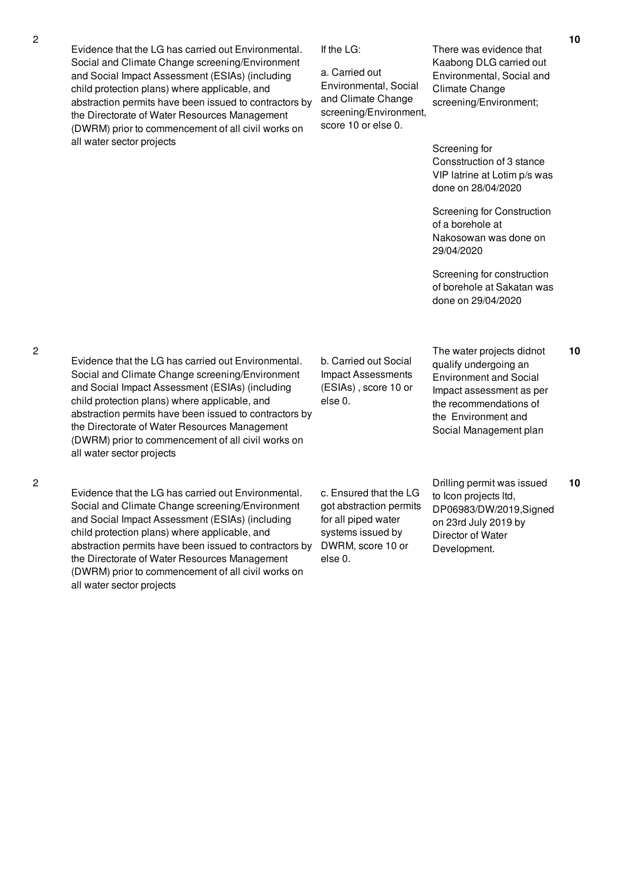| | | | | |
|---|---|---|---|---|
| 2 | Evidence that the LG has carried out Environmental. Social and Climate Change screening/Environment and Social Impact Assessment (ESIAs) (including child protection plans) where applicable, and abstraction permits have been issued to contractors by the Directorate of Water Resources Management (DWRM) prior to commencement of all civil works on all water sector projects | If the LG:<br><br>a. Carried out Environmental, Social and Climate Change screening/Environment, score 10 or else 0. | There was evidence that Kaabong DLG carried out Environmental, Social and Climate Change screening/Environment;<br><br>Screening for Consstruction of 3 stance VIP latrine at Lotim p/s was done on 28/04/2020<br><br>Screening for Construction of a borehole at Nakosowan was done on 29/04/2020<br><br>Screening for construction of borehole at Sakatan was done on 29/04/2020 | 10 |
| 2 | Evidence that the LG has carried out Environmental. Social and Climate Change screening/Environment and Social Impact Assessment (ESIAs) (including child protection plans) where applicable, and abstraction permits have been issued to contractors by the Directorate of Water Resources Management (DWRM) prior to commencement of all civil works on all water sector projects | b. Carried out Social Impact Assessments (ESIAs) , score 10 or else 0. | The water projects didnot qualify undergoing an Environment and Social Impact assessment as per the recommendations of the Environment and Social Management plan | 10 |
| 2 | Evidence that the LG has carried out Environmental. Social and Climate Change screening/Environment and Social Impact Assessment (ESIAs) (including child protection plans) where applicable, and abstraction permits have been issued to contractors by the Directorate of Water Resources Management (DWRM) prior to commencement of all civil works on all water sector projects | c. Ensured that the LG got abstraction permits for all piped water systems issued by DWRM, score 10 or else 0. | Drilling permit was issued to Icon projects ltd, DP06983/DW/2019,Signed on 23rd July 2019 by Director of Water Development. | 10 |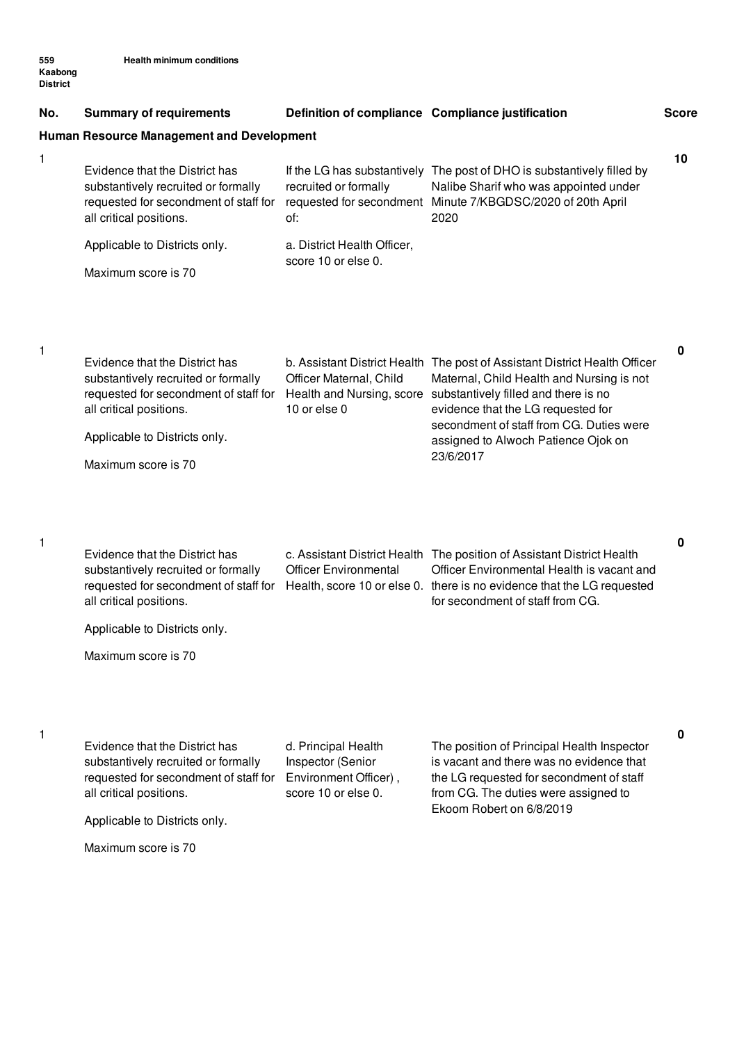559 Kaabong District

Health minimum conditions

| No. | Summary of requirements | Definition of compliance | Compliance justification | Score |
|---|---|---|---|---|
| **Human Resource Management and Development** | | | | |
| 1 | Evidence that the District has substantively recruited or formally requested for secondment of staff for all critical positions.<br><br>Applicable to Districts only.<br><br>Maximum score is 70 | If the LG has substantively recruited or formally requested for secondment of:<br><br>a. District Health Officer, score 10 or else 0. | The post of DHO is substantively filled by Nalibe Sharif who was appointed under Minute 7/KBGDSC/2020 of 20th April 2020 | 10 |
| 1 | Evidence that the District has substantively recruited or formally requested for secondment of staff for all critical positions.<br><br>Applicable to Districts only.<br><br>Maximum score is 70 | b. Assistant District Health Officer Maternal, Child Health and Nursing, score 10 or else 0 | The post of Assistant District Health Officer Maternal, Child Health and Nursing is not substantively filled and there is no evidence that the LG requested for secondment of staff from CG. Duties were assigned to Alwoch Patience Ojok on 23/6/2017 | 0 |
| 1 | Evidence that the District has substantively recruited or formally requested for secondment of staff for all critical positions.<br><br>Applicable to Districts only.<br><br>Maximum score is 70 | c. Assistant District Health Officer Environmental Health, score 10 or else 0. | The position of Assistant District Health Officer Environmental Health is vacant and there is no evidence that the LG requested for secondment of staff from CG. | 0 |
| 1 | Evidence that the District has substantively recruited or formally requested for secondment of staff for all critical positions.<br><br>Applicable to Districts only.<br><br>Maximum score is 70 | d. Principal Health Inspector (Senior Environment Officer), score 10 or else 0. | The position of Principal Health Inspector is vacant and there was no evidence that the LG requested for secondment of staff from CG. The duties were assigned to Ekoom Robert on 6/8/2019 | 0 |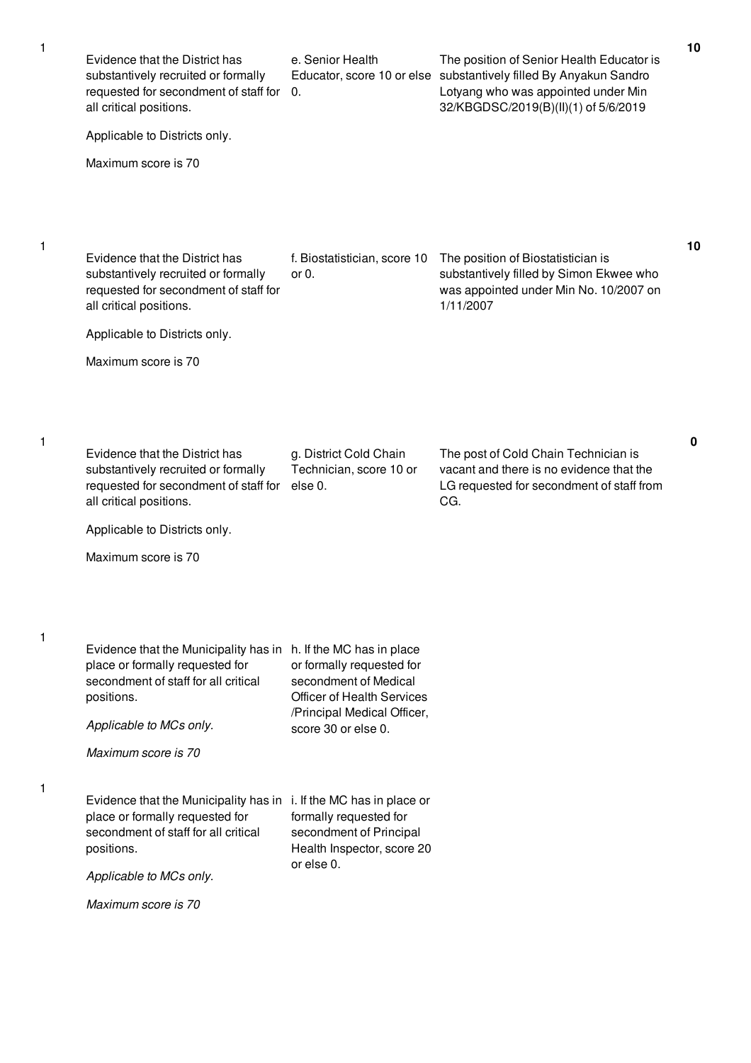| | | | | |
|---|---|---|---|---|
| 1 | Evidence that the District has substantively recruited or formally requested for secondment of staff for all critical positions.<br><br>Applicable to Districts only.<br><br>Maximum score is 70 | e. Senior Health Educator, score 10 or else 0. | The position of Senior Health Educator is substantively filled By Anyakun Sandro Lotyang who was appointed under Min 32/KBGDSC/2019(B)(II)(1) of 5/6/2019 | **10** |
| 1 | Evidence that the District has substantively recruited or formally requested for secondment of staff for all critical positions.<br><br>Applicable to Districts only.<br><br>Maximum score is 70 | f. Biostatistician, score 10 or 0. | The position of Biostatistician is substantively filled by Simon Ekwee who was appointed under Min No. 10/2007 on 1/11/2007 | **10** |
| 1 | Evidence that the District has substantively recruited or formally requested for secondment of staff for all critical positions.<br><br>Applicable to Districts only.<br><br>Maximum score is 70 | g. District Cold Chain Technician, score 10 or else 0. | The post of Cold Chain Technician is vacant and there is no evidence that the LG requested for secondment of staff from CG. | **0** |
| 1 | Evidence that the Municipality has in place or formally requested for secondment of staff for all critical positions.<br><br>*Applicable to MCs only.*<br><br>*Maximum score is 70* | h. If the MC has in place or formally requested for secondment of Medical Officer of Health Services /Principal Medical Officer, score 30 or else 0. | | |
| 1 | Evidence that the Municipality has in place or formally requested for secondment of staff for all critical positions.<br><br>*Applicable to MCs only.*<br><br>*Maximum score is 70* | i. If the MC has in place or formally requested for secondment of Principal Health Inspector, score 20 or else 0. | | |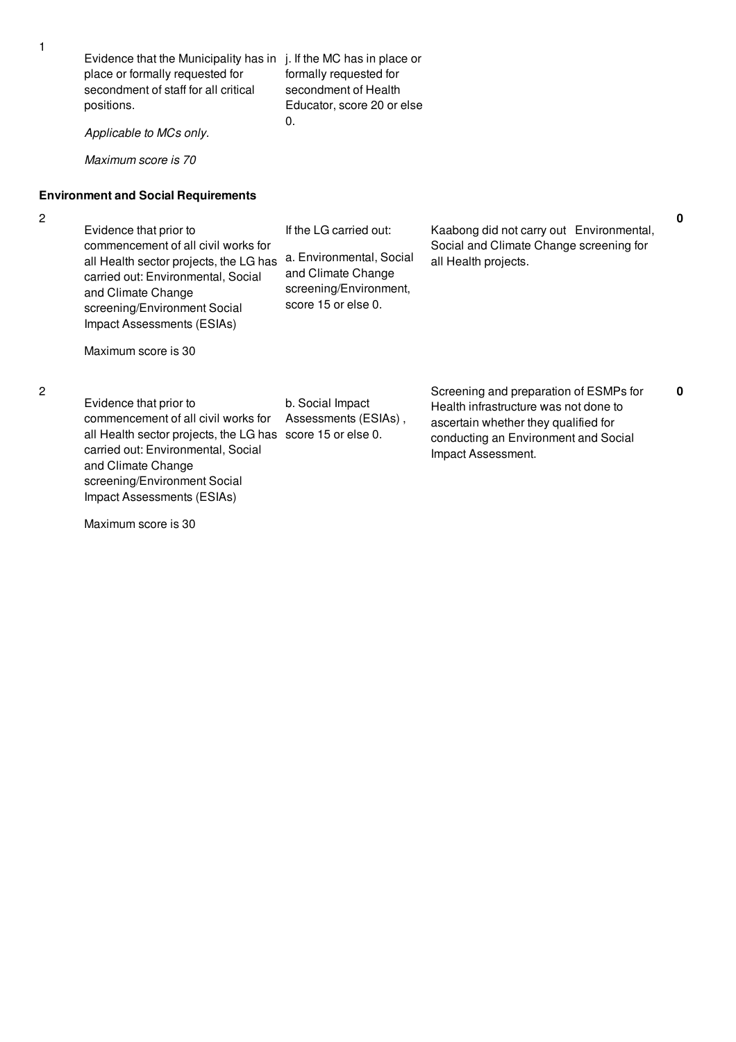| No. | Summary of requirements | Definition of compliance | Compliance justification | Score |
|---|---|---|---|---|
| 1 | Evidence that the Municipality has in place or formally requested for secondment of staff for all critical positions.<br><br>*Applicable to MCs only.*<br><br>*Maximum score is 70* | j. If the MC has in place or formally requested for secondment of Health Educator, score 20 or else 0. | | |

**Environment and Social Requirements**

| No. | Summary of requirements | Definition of compliance | Compliance justification | Score |
|---|---|---|---|---|
| 2 | Evidence that prior to commencement of all civil works for all Health sector projects, the LG has carried out: Environmental, Social and Climate Change screening/Environment Social Impact Assessments (ESIAs)<br><br>Maximum score is 30 | If the LG carried out:<br><br>a. Environmental, Social and Climate Change screening/Environment, score 15 or else 0. | Kaabong did not carry out Environmental, Social and Climate Change screening for all Health projects. | **0** |
| 2 | Evidence that prior to commencement of all civil works for all Health sector projects, the LG has carried out: Environmental, Social and Climate Change screening/Environment Social Impact Assessments (ESIAs)<br><br>Maximum score is 30 | b. Social Impact Assessments (ESIAs) , score 15 or else 0. | Screening and preparation of ESMPs for Health infrastructure was not done to ascertain whether they qualified for conducting an Environment and Social Impact Assessment. | **0** |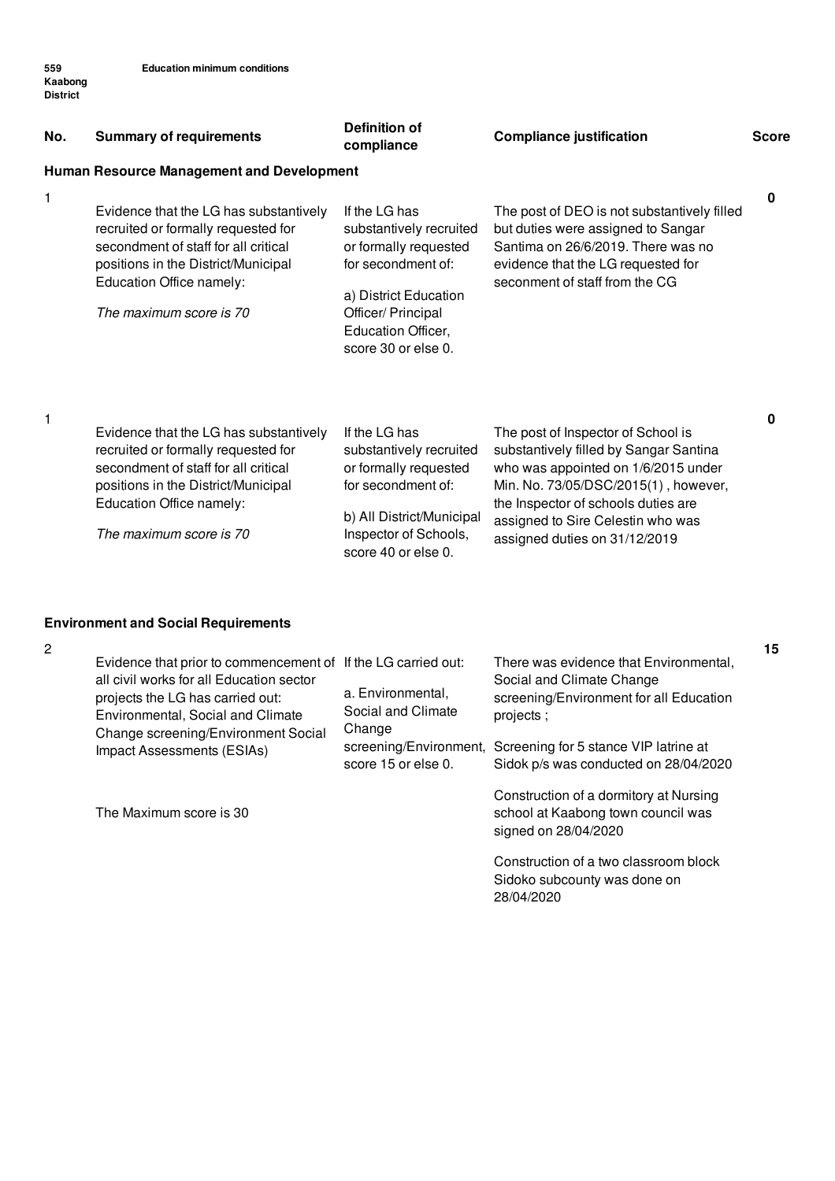559 Kaabong District — **Education minimum conditions**

| No. | Summary of requirements | Definition of compliance | Compliance justification | Score |
|---|---|---|---|---|
| **Human Resource Management and Development** | | | | |
| 1 | Evidence that the LG has substantively recruited or formally requested for secondment of staff for all critical positions in the District/Municipal Education Office namely: *The maximum score is 70* | If the LG has substantively recruited or formally requested for secondment of: a) District Education Officer/ Principal Education Officer, score 30 or else 0. | The post of DEO is not substantively filled but duties were assigned to Sangar Santima on 26/6/2019. There was no evidence that the LG requested for seconment of staff from the CG | 0 |
| 1 | Evidence that the LG has substantively recruited or formally requested for secondment of staff for all critical positions in the District/Municipal Education Office namely: *The maximum score is 70* | If the LG has substantively recruited or formally requested for secondment of: b) All District/Municipal Inspector of Schools, score 40 or else 0. | The post of Inspector of School is substantively filled by Sangar Santina who was appointed on 1/6/2015 under Min. No. 73/05/DSC/2015(1) , however, the Inspector of schools duties are assigned to Sire Celestin who was assigned duties on 31/12/2019 | 0 |
| **Environment and Social Requirements** | | | | |
| 2 | Evidence that prior to commencement of all civil works for all Education sector projects the LG has carried out: Environmental, Social and Climate Change screening/Environment Social Impact Assessments (ESIAs) The Maximum score is 30 | If the LG carried out: a. Environmental, Social and Climate Change screening/Environment, score 15 or else 0. | There was evidence that Environmental, Social and Climate Change screening/Environment for all Education projects ; Screening for 5 stance VIP latrine at Sidok p/s was conducted on 28/04/2020 Construction of a dormitory at Nursing school at Kaabong town council was signed on 28/04/2020 Construction of a two classroom block Sidoko subcounty was done on 28/04/2020 | 15 |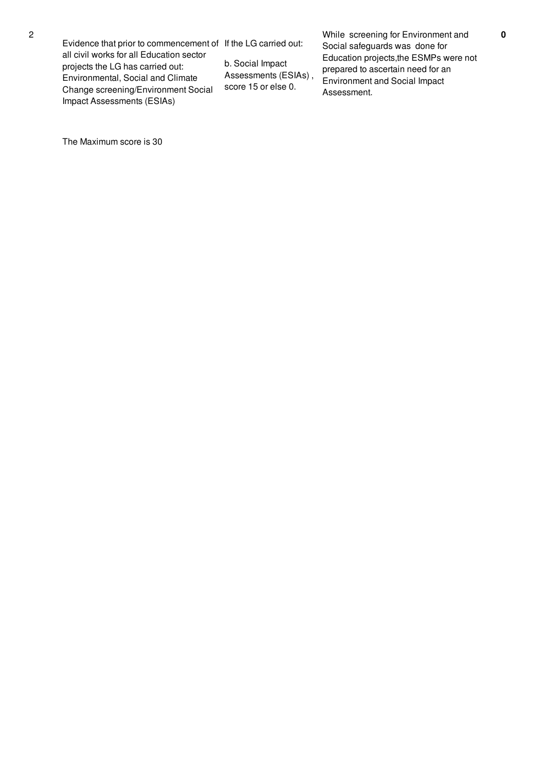| 2 | Evidence that prior to commencement of all civil works for all Education sector projects the LG has carried out: Environmental, Social and Climate Change screening/Environment Social Impact Assessments (ESIAs) | If the LG carried out:<br><br>b. Social Impact Assessments (ESIAs) , score 15 or else 0. | While screening for Environment and Social safeguards was done for Education projects,the ESMPs were not prepared to ascertain need for an Environment and Social Impact Assessment. | **0** |
|---|---|---|---|---|
| | The Maximum score is 30 | | | |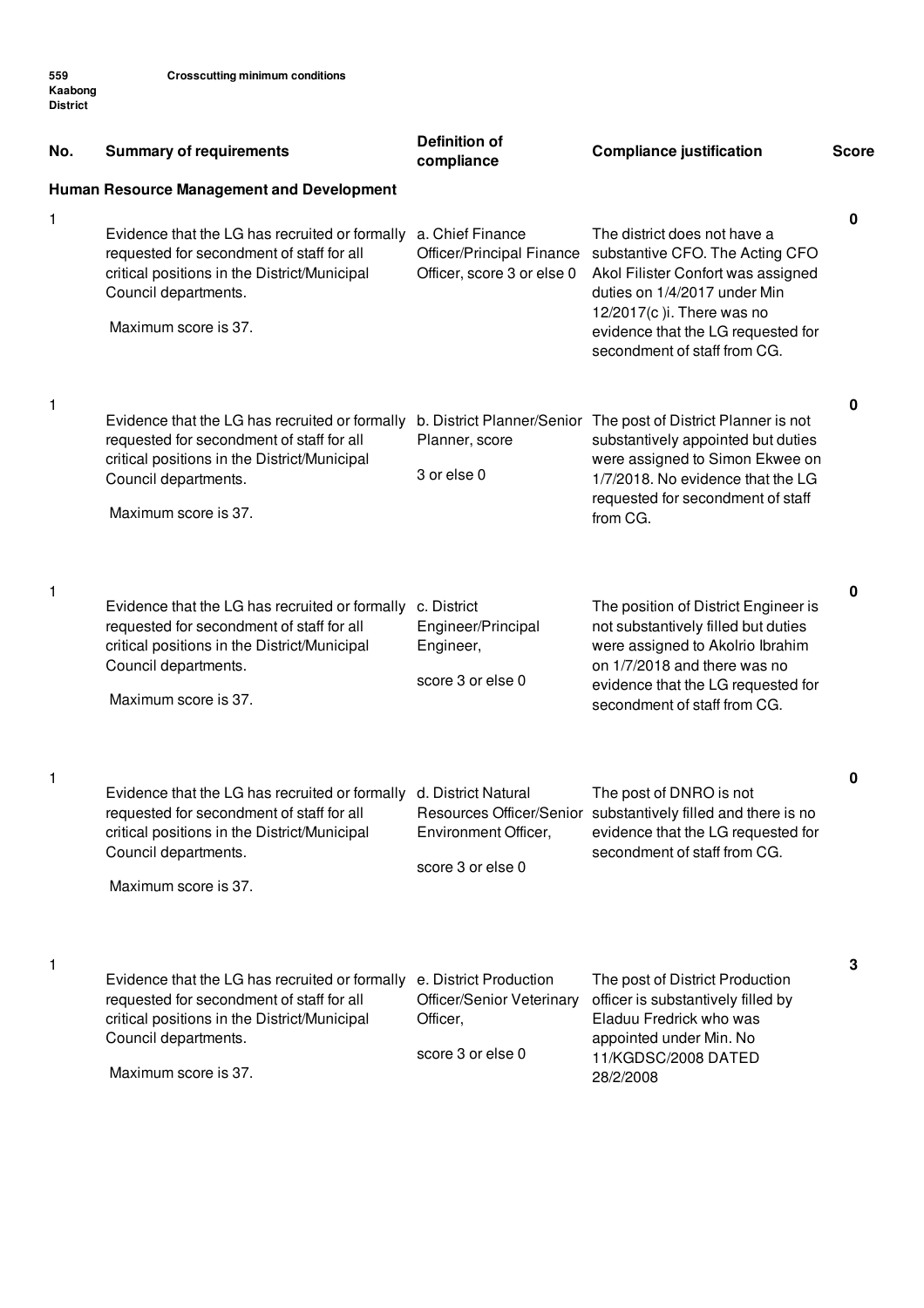559 Kaabong District — Crosscutting minimum conditions

| No. | Summary of requirements | Definition of compliance | Compliance justification | Score |
|---|---|---|---|---|
| **Human Resource Management and Development** | | | | |
| 1 | Evidence that the LG has recruited or formally requested for secondment of staff for all critical positions in the District/Municipal Council departments. Maximum score is 37. | a. Chief Finance Officer/Principal Finance Officer, score 3 or else 0 | The district does not have a substantive CFO. The Acting CFO Akol Filister Confort was assigned duties on 1/4/2017 under Min 12/2017(c )i. There was no evidence that the LG requested for secondment of staff from CG. | 0 |
| 1 | Evidence that the LG has recruited or formally requested for secondment of staff for all critical positions in the District/Municipal Council departments. Maximum score is 37. | b. District Planner/Senior Planner, score 3 or else 0 | The post of District Planner is not substantively appointed but duties were assigned to Simon Ekwee on 1/7/2018. No evidence that the LG requested for secondment of staff from CG. | 0 |
| 1 | Evidence that the LG has recruited or formally requested for secondment of staff for all critical positions in the District/Municipal Council departments. Maximum score is 37. | c. District Engineer/Principal Engineer, score 3 or else 0 | The position of District Engineer is not substantively filled but duties were assigned to Akolrio Ibrahim on 1/7/2018 and there was no evidence that the LG requested for secondment of staff from CG. | 0 |
| 1 | Evidence that the LG has recruited or formally requested for secondment of staff for all critical positions in the District/Municipal Council departments. Maximum score is 37. | d. District Natural Resources Officer/Senior Environment Officer, score 3 or else 0 | The post of DNRO is not substantively filled and there is no evidence that the LG requested for secondment of staff from CG. | 0 |
| 1 | Evidence that the LG has recruited or formally requested for secondment of staff for all critical positions in the District/Municipal Council departments. Maximum score is 37. | e. District Production Officer/Senior Veterinary Officer, score 3 or else 0 | The post of District Production officer is substantively filled by Eladuu Fredrick who was appointed under Min. No 11/KGDSC/2008 DATED 28/2/2008 | 3 |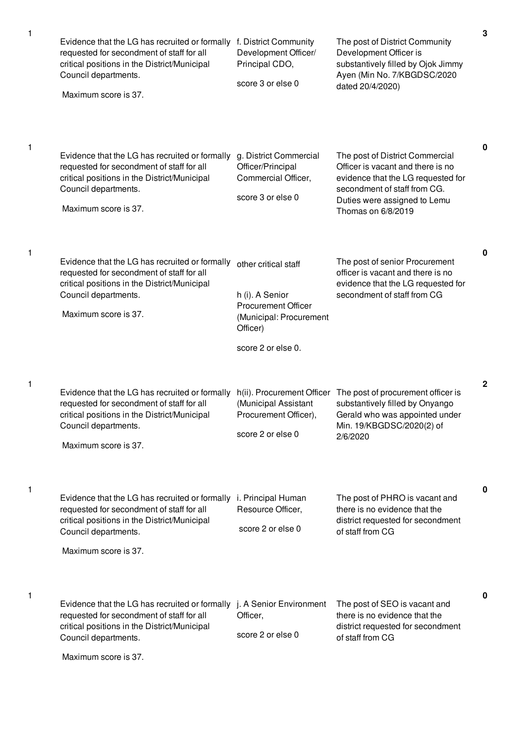| | | | | |
|---|---|---|---|---|
| 1 | Evidence that the LG has recruited or formally requested for secondment of staff for all critical positions in the District/Municipal Council departments.<br><br>Maximum score is 37. | f. District Community Development Officer/ Principal CDO,<br><br>score 3 or else 0 | The post of District Community Development Officer is substantively filled by Ojok Jimmy Ayen (Min No. 7/KBGDSC/2020 dated 20/4/2020) | 3 |
| 1 | Evidence that the LG has recruited or formally requested for secondment of staff for all critical positions in the District/Municipal Council departments.<br><br>Maximum score is 37. | g. District Commercial Officer/Principal Commercial Officer,<br><br>score 3 or else 0 | The post of District Commercial Officer is vacant and there is no evidence that the LG requested for secondment of staff from CG. Duties were assigned to Lemu Thomas on 6/8/2019 | 0 |
| 1 | Evidence that the LG has recruited or formally requested for secondment of staff for all critical positions in the District/Municipal Council departments.<br><br>Maximum score is 37. | other critical staff<br><br>h (i). A Senior Procurement Officer (Municipal: Procurement Officer)<br><br>score 2 or else 0. | The post of senior Procurement officer is vacant and there is no evidence that the LG requested for secondment of staff from CG | 0 |
| 1 | Evidence that the LG has recruited or formally requested for secondment of staff for all critical positions in the District/Municipal Council departments.<br><br>Maximum score is 37. | h(ii). Procurement Officer (Municipal Assistant Procurement Officer),<br><br>score 2 or else 0 | The post of procurement officer is substantively filled by Onyango Gerald who was appointed under Min. 19/KBGDSC/2020(2) of 2/6/2020 | 2 |
| 1 | Evidence that the LG has recruited or formally requested for secondment of staff for all critical positions in the District/Municipal Council departments.<br><br>Maximum score is 37. | i. Principal Human Resource Officer,<br><br>score 2 or else 0 | The post of PHRO is vacant and there is no evidence that the district requested for secondment of staff from CG | 0 |
| 1 | Evidence that the LG has recruited or formally requested for secondment of staff for all critical positions in the District/Municipal Council departments.<br><br>Maximum score is 37. | j. A Senior Environment Officer,<br><br>score 2 or else 0 | The post of SEO is vacant and there is no evidence that the district requested for secondment of staff from CG | 0 |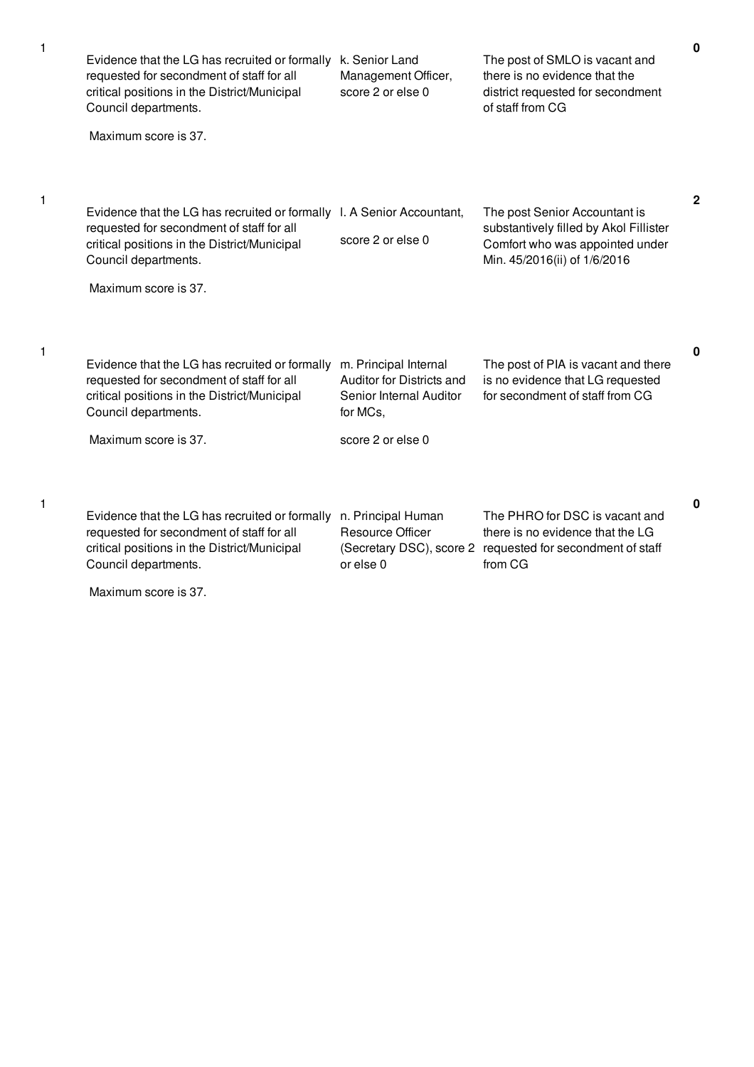| | | | | |
|---|---|---|---|---|
| 1 | Evidence that the LG has recruited or formally requested for secondment of staff for all critical positions in the District/Municipal Council departments.<br><br>Maximum score is 37. | k. Senior Land Management Officer, score 2 or else 0 | The post of SMLO is vacant and there is no evidence that the district requested for secondment of staff from CG | 0 |
| 1 | Evidence that the LG has recruited or formally requested for secondment of staff for all critical positions in the District/Municipal Council departments.<br><br>Maximum score is 37. | l. A Senior Accountant,<br><br>score 2 or else 0 | The post Senior Accountant is substantively filled by Akol Fillister Comfort who was appointed under Min. 45/2016(ii) of 1/6/2016 | 2 |
| 1 | Evidence that the LG has recruited or formally requested for secondment of staff for all critical positions in the District/Municipal Council departments.<br><br>Maximum score is 37. | m. Principal Internal Auditor for Districts and Senior Internal Auditor for MCs,<br><br>score 2 or else 0 | The post of PIA is vacant and there is no evidence that LG requested for secondment of staff from CG | 0 |
| 1 | Evidence that the LG has recruited or formally requested for secondment of staff for all critical positions in the District/Municipal Council departments.<br><br>Maximum score is 37. | n. Principal Human Resource Officer (Secretary DSC), score 2 or else 0 | The PHRO for DSC is vacant and there is no evidence that the LG requested for secondment of staff from CG | 0 |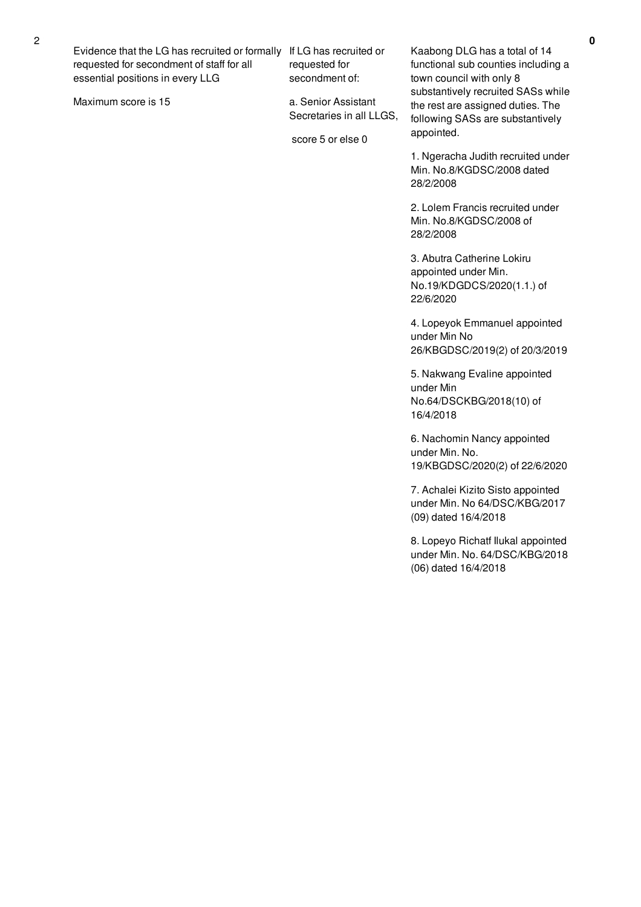| 2 | Evidence that the LG has recruited or formally requested for secondment of staff for all essential positions in every LLG<br><br>Maximum score is 15 | If LG has recruited or requested for secondment of:<br><br>a. Senior Assistant Secretaries in all LLGS,<br><br>score 5 or else 0 | Kaabong DLG has a total of 14 functional sub counties including a town council with only 8 substantively recruited SASs while the rest are assigned duties. The following SASs are substantively appointed.<br><br>1. Ngeracha Judith recruited under Min. No.8/KGDSC/2008 dated 28/2/2008<br><br>2. Lolem Francis recruited under Min. No.8/KGDSC/2008 of 28/2/2008<br><br>3. Abutra Catherine Lokiru appointed under Min. No.19/KDGDCS/2020(1.1.) of 22/6/2020<br><br>4. Lopeyok Emmanuel appointed under Min No 26/KBGDSC/2019(2) of 20/3/2019<br><br>5. Nakwang Evaline appointed under Min No.64/DSCKBG/2018(10) of 16/4/2018<br><br>6. Nachomin Nancy appointed under Min. No. 19/KBGDSC/2020(2) of 22/6/2020<br><br>7. Achalei Kizito Sisto appointed under Min. No 64/DSC/KBG/2017 (09) dated 16/4/2018<br><br>8. Lopeyo Richatf llukal appointed under Min. No. 64/DSC/KBG/2018 (06) dated 16/4/2018 | 0 |
|---|---|---|---|---|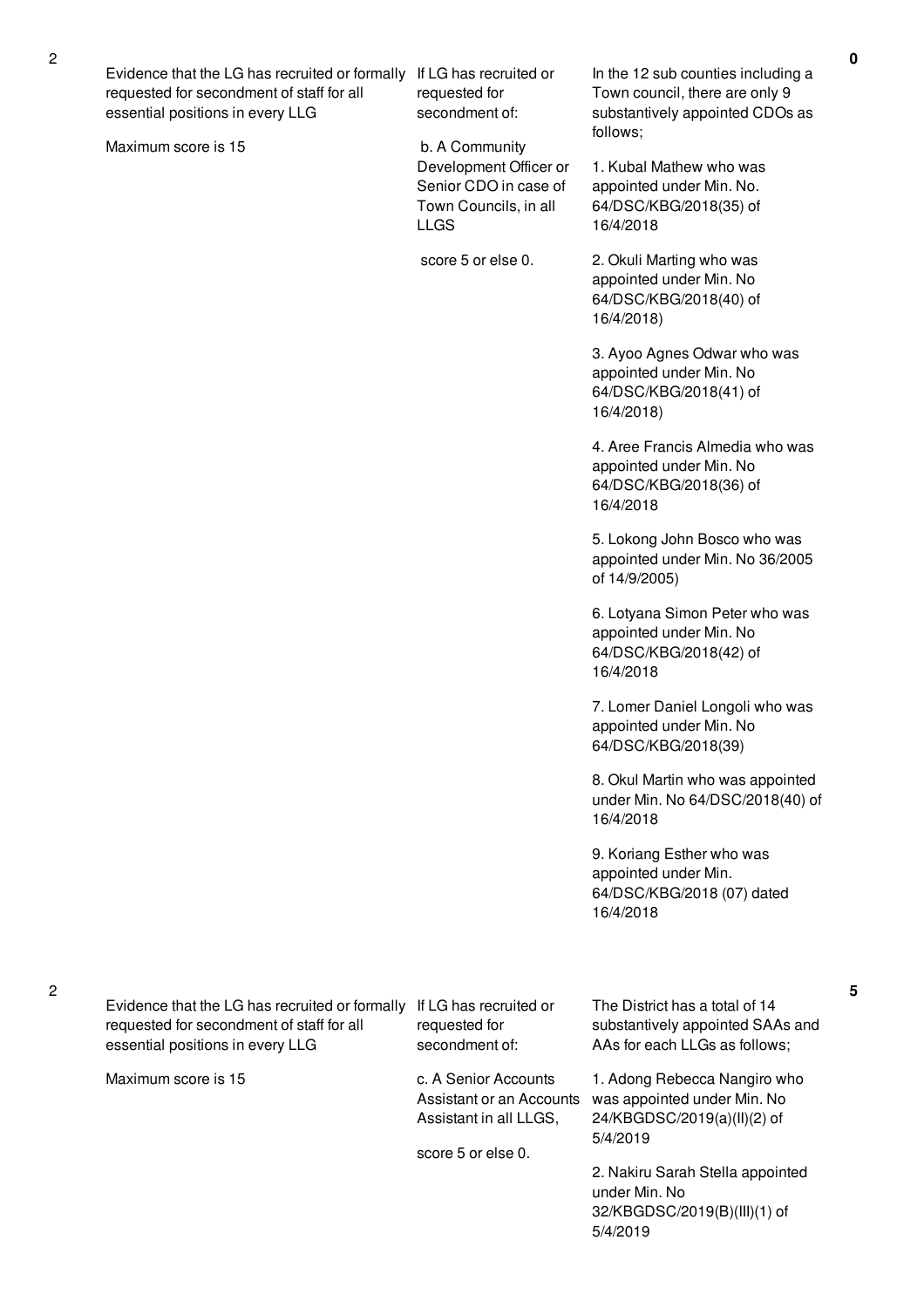| No. | Performance Measure | Scoring Guide | Assessment / Justification | Score |
|---|---|---|---|---|
| 2 | Evidence that the LG has recruited or formally requested for secondment of staff for all essential positions in every LLG<br><br>Maximum score is 15 | If LG has recruited or requested for secondment of:<br><br>b. A Community Development Officer or Senior CDO in case of Town Councils, in all LLGS<br><br>score 5 or else 0. | In the 12 sub counties including a Town council, there are only 9 substantively appointed CDOs as follows;<br><br>1. Kubal Mathew who was appointed under Min. No. 64/DSC/KBG/2018(35) of 16/4/2018<br><br>2. Okuli Marting who was appointed under Min. No 64/DSC/KBG/2018(40) of 16/4/2018)<br><br>3. Ayoo Agnes Odwar who was appointed under Min. No 64/DSC/KBG/2018(41) of 16/4/2018)<br><br>4. Aree Francis Almedia who was appointed under Min. No 64/DSC/KBG/2018(36) of 16/4/2018<br><br>5. Lokong John Bosco who was appointed under Min. No 36/2005 of 14/9/2005)<br><br>6. Lotyana Simon Peter who was appointed under Min. No 64/DSC/KBG/2018(42) of 16/4/2018<br><br>7. Lomer Daniel Longoli who was appointed under Min. No 64/DSC/KBG/2018(39)<br><br>8. Okul Martin who was appointed under Min. No 64/DSC/2018(40) of 16/4/2018<br><br>9. Koriang Esther who was appointed under Min. 64/DSC/KBG/2018 (07) dated 16/4/2018 | **0** |
| 2 | Evidence that the LG has recruited or formally requested for secondment of staff for all essential positions in every LLG<br><br>Maximum score is 15 | If LG has recruited or requested for secondment of:<br><br>c. A Senior Accounts Assistant or an Accounts Assistant in all LLGS,<br><br>score 5 or else 0. | The District has a total of 14 substantively appointed SAAs and AAs for each LLGs as follows;<br><br>1. Adong Rebecca Nangiro who was appointed under Min. No 24/KBGDSC/2019(a)(II)(2) of 5/4/2019<br><br>2. Nakiru Sarah Stella appointed under Min. No 32/KBGDSC/2019(B)(III)(1) of 5/4/2019 | **5** |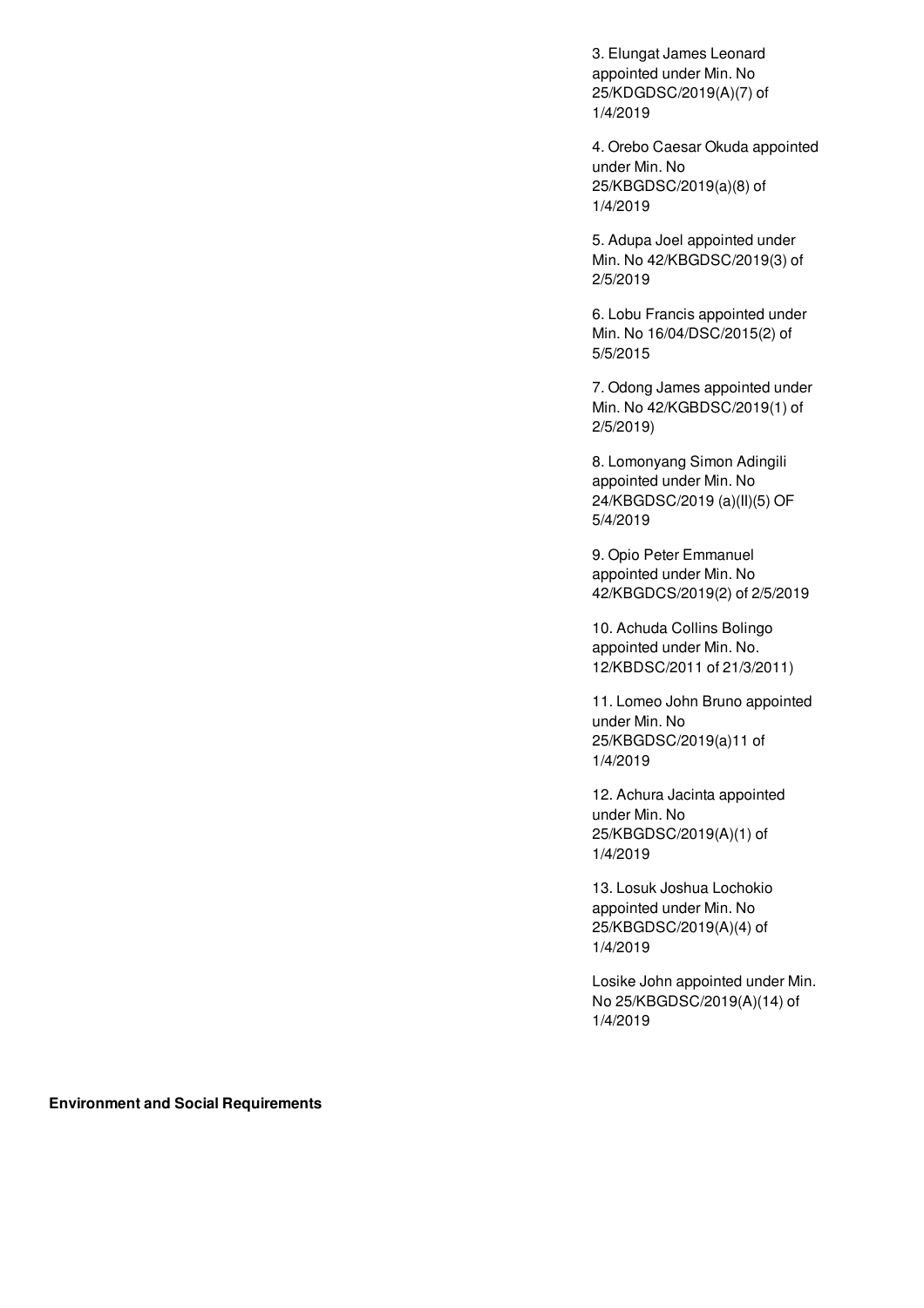3. Elungat James Leonard appointed under Min. No 25/KDGDSC/2019(A)(7) of 1/4/2019

4. Orebo Caesar Okuda appointed under Min. No 25/KBGDSC/2019(a)(8) of 1/4/2019

5. Adupa Joel appointed under Min. No 42/KBGDSC/2019(3) of 2/5/2019

6. Lobu Francis appointed under Min. No 16/04/DSC/2015(2) of 5/5/2015

7. Odong James appointed under Min. No 42/KGBDSC/2019(1) of 2/5/2019)

8. Lomonyang Simon Adingili appointed under Min. No 24/KBGDSC/2019 (a)(II)(5) OF 5/4/2019

9. Opio Peter Emmanuel appointed under Min. No 42/KBGDCS/2019(2) of 2/5/2019

10. Achuda Collins Bolingo appointed under Min. No. 12/KBDSC/2011 of 21/3/2011)

11. Lomeo John Bruno appointed under Min. No 25/KBGDSC/2019(a)11 of 1/4/2019

12. Achura Jacinta appointed under Min. No 25/KBGDSC/2019(A)(1) of 1/4/2019

13. Losuk Joshua Lochokio appointed under Min. No 25/KBGDSC/2019(A)(4) of 1/4/2019

Losike John appointed under Min. No 25/KBGDSC/2019(A)(14) of 1/4/2019

**Environment and Social Requirements**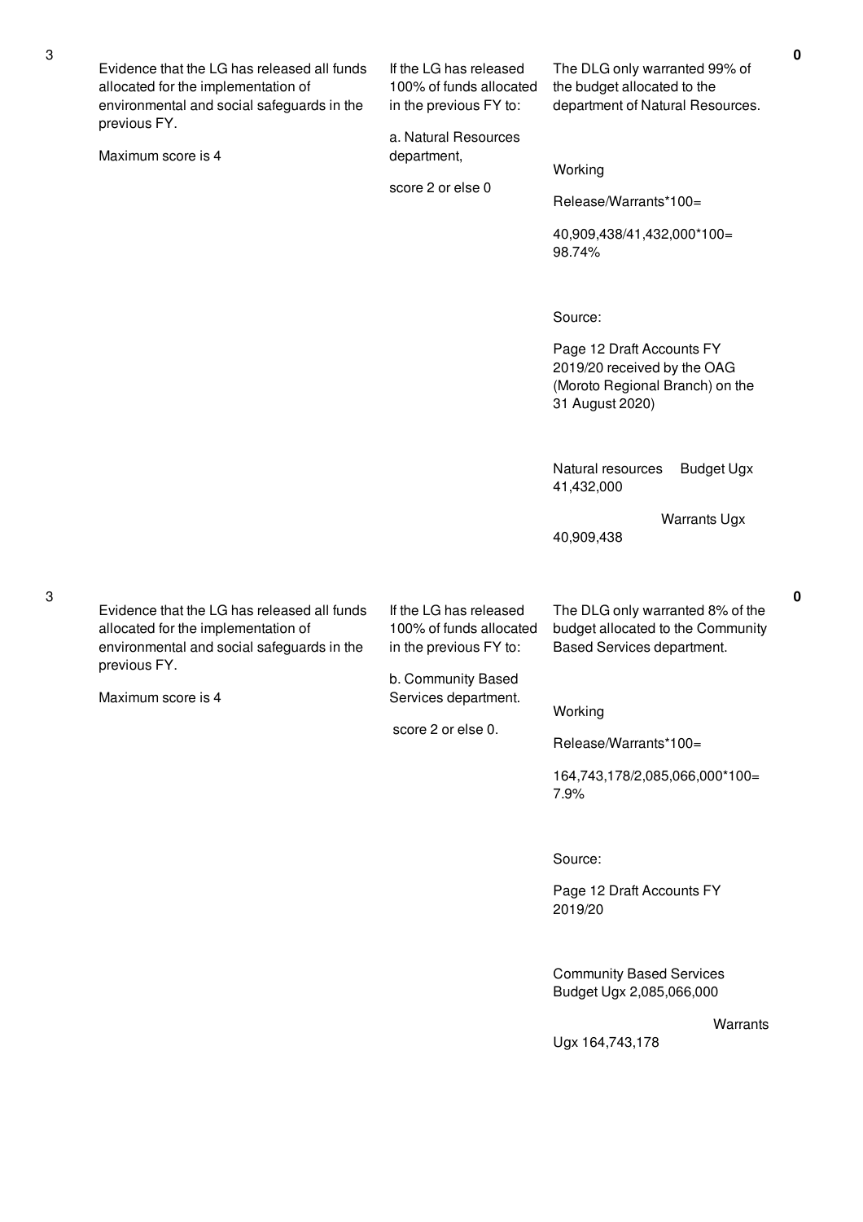| | | | | |
|---|---|---|---|---|
| 3 | Evidence that the LG has released all funds allocated for the implementation of environmental and social safeguards in the previous FY.<br><br>Maximum score is 4 | If the LG has released 100% of funds allocated in the previous FY to:<br><br>a. Natural Resources department,<br><br>score 2 or else 0 | The DLG only warranted 99% of the budget allocated to the department of Natural Resources.<br><br>Working<br><br>Release/Warrants*100=<br><br>40,909,438/41,432,000*100= 98.74%<br><br>Source:<br><br>Page 12 Draft Accounts FY 2019/20 received by the OAG (Moroto Regional Branch) on the 31 August 2020)<br><br>Natural resources Budget Ugx 41,432,000<br><br>Warrants Ugx 40,909,438 | **0** |
| 3 | Evidence that the LG has released all funds allocated for the implementation of environmental and social safeguards in the previous FY.<br><br>Maximum score is 4 | If the LG has released 100% of funds allocated in the previous FY to:<br><br>b. Community Based Services department.<br><br>score 2 or else 0. | The DLG only warranted 8% of the budget allocated to the Community Based Services department.<br><br>Working<br><br>Release/Warrants*100=<br><br>164,743,178/2,085,066,000*100= 7.9%<br><br>Source:<br><br>Page 12 Draft Accounts FY 2019/20<br><br>Community Based Services Budget Ugx 2,085,066,000<br><br>Warrants Ugx 164,743,178 | **0** |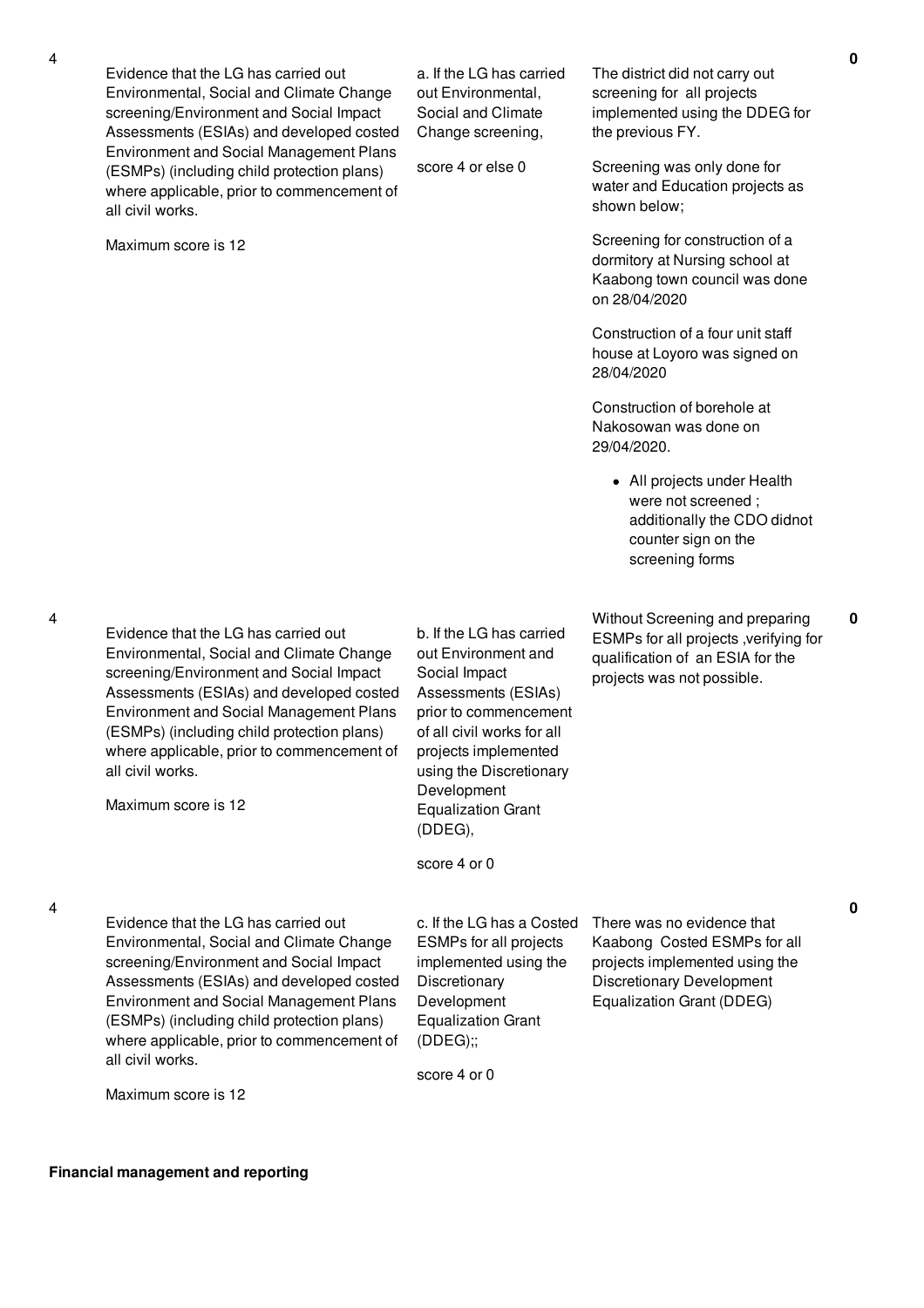| | | | | |
|---|---|---|---|---|
| 4 | Evidence that the LG has carried out Environmental, Social and Climate Change screening/Environment and Social Impact Assessments (ESIAs) and developed costed Environment and Social Management Plans (ESMPs) (including child protection plans) where applicable, prior to commencement of all civil works.<br><br>Maximum score is 12 | a. If the LG has carried out Environmental, Social and Climate Change screening,<br><br>score 4 or else 0 | The district did not carry out screening for all projects implemented using the DDEG for the previous FY.<br><br>Screening was only done for water and Education projects as shown below;<br><br>Screening for construction of a dormitory at Nursing school at Kaabong town council was done on 28/04/2020<br><br>Construction of a four unit staff house at Loyoro was signed on 28/04/2020<br><br>Construction of borehole at Nakosowan was done on 29/04/2020.<br><br>• All projects under Health were not screened ; additionally the CDO didnot counter sign on the screening forms | 0 |
| 4 | Evidence that the LG has carried out Environmental, Social and Climate Change screening/Environment and Social Impact Assessments (ESIAs) and developed costed Environment and Social Management Plans (ESMPs) (including child protection plans) where applicable, prior to commencement of all civil works.<br><br>Maximum score is 12 | b. If the LG has carried out Environment and Social Impact Assessments (ESIAs) prior to commencement of all civil works for all projects implemented using the Discretionary Development Equalization Grant (DDEG),<br><br>score 4 or 0 | Without Screening and preparing ESMPs for all projects ,verifying for qualification of an ESIA for the projects was not possible. | 0 |
| 4 | Evidence that the LG has carried out Environmental, Social and Climate Change screening/Environment and Social Impact Assessments (ESIAs) and developed costed Environment and Social Management Plans (ESMPs) (including child protection plans) where applicable, prior to commencement of all civil works.<br><br>Maximum score is 12 | c. If the LG has a Costed ESMPs for all projects implemented using the Discretionary Development Equalization Grant (DDEG);;<br><br>score 4 or 0 | There was no evidence that Kaabong Costed ESMPs for all projects implemented using the Discretionary Development Equalization Grant (DDEG) | 0 |

**Financial management and reporting**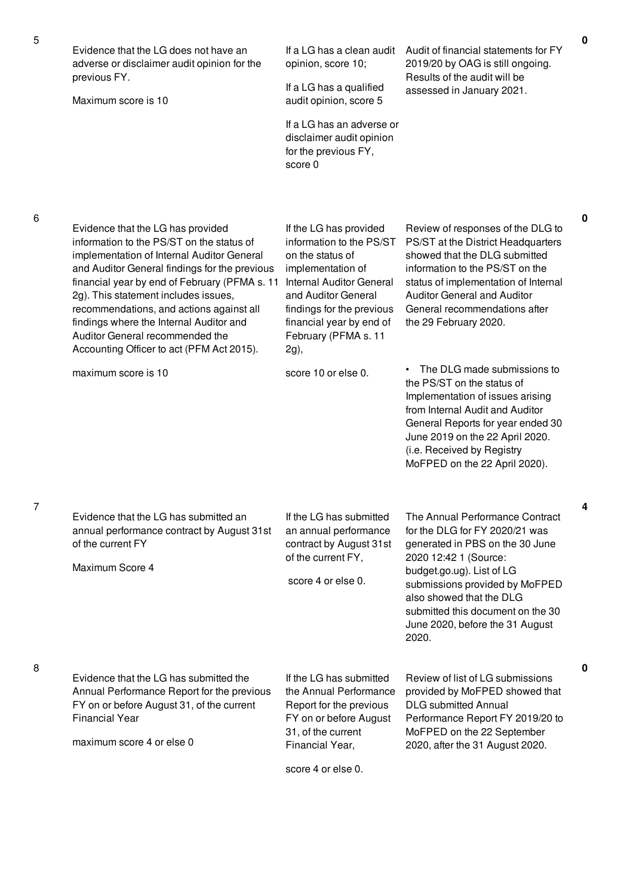| No. | Performance Measure | Scoring Guide | Assessment Findings | Score |
|---|---|---|---|---|
| 5 | Evidence that the LG does not have an adverse or disclaimer audit opinion for the previous FY.<br><br>Maximum score is 10 | If a LG has a clean audit opinion, score 10;<br><br>If a LG has a qualified audit opinion, score 5<br><br>If a LG has an adverse or disclaimer audit opinion for the previous FY, score 0 | Audit of financial statements for FY 2019/20 by OAG is still ongoing. Results of the audit will be assessed in January 2021. | 0 |
| 6 | Evidence that the LG has provided information to the PS/ST on the status of implementation of Internal Auditor General and Auditor General findings for the previous financial year by end of February (PFMA s. 11 2g). This statement includes issues, recommendations, and actions against all findings where the Internal Auditor and Auditor General recommended the Accounting Officer to act (PFM Act 2015).<br><br>maximum score is 10 | If the LG has provided information to the PS/ST on the status of implementation of Internal Auditor General and Auditor General findings for the previous financial year by end of February (PFMA s. 11 2g),<br><br>score 10 or else 0. | Review of responses of the DLG to PS/ST at the District Headquarters showed that the DLG submitted information to the PS/ST on the status of implementation of Internal Auditor General and Auditor General recommendations after the 29 February 2020.<br><br>• The DLG made submissions to the PS/ST on the status of Implementation of issues arising from Internal Audit and Auditor General Reports for year ended 30 June 2019 on the 22 April 2020. (i.e. Received by Registry MoFPED on the 22 April 2020). | 0 |
| 7 | Evidence that the LG has submitted an annual performance contract by August 31st of the current FY<br><br>Maximum Score 4 | If the LG has submitted an annual performance contract by August 31st of the current FY,<br><br>score 4 or else 0. | The Annual Performance Contract for the DLG for FY 2020/21 was generated in PBS on the 30 June 2020 12:42 1 (Source: budget.go.ug). List of LG submissions provided by MoFPED also showed that the DLG submitted this document on the 30 June 2020, before the 31 August 2020. | 4 |
| 8 | Evidence that the LG has submitted the Annual Performance Report for the previous FY on or before August 31, of the current Financial Year<br><br>maximum score 4 or else 0 | If the LG has submitted the Annual Performance Report for the previous FY on or before August 31, of the current Financial Year,<br><br>score 4 or else 0. | Review of list of LG submissions provided by MoFPED showed that DLG submitted Annual Performance Report FY 2019/20 to MoFPED on the 22 September 2020, after the 31 August 2020. | 0 |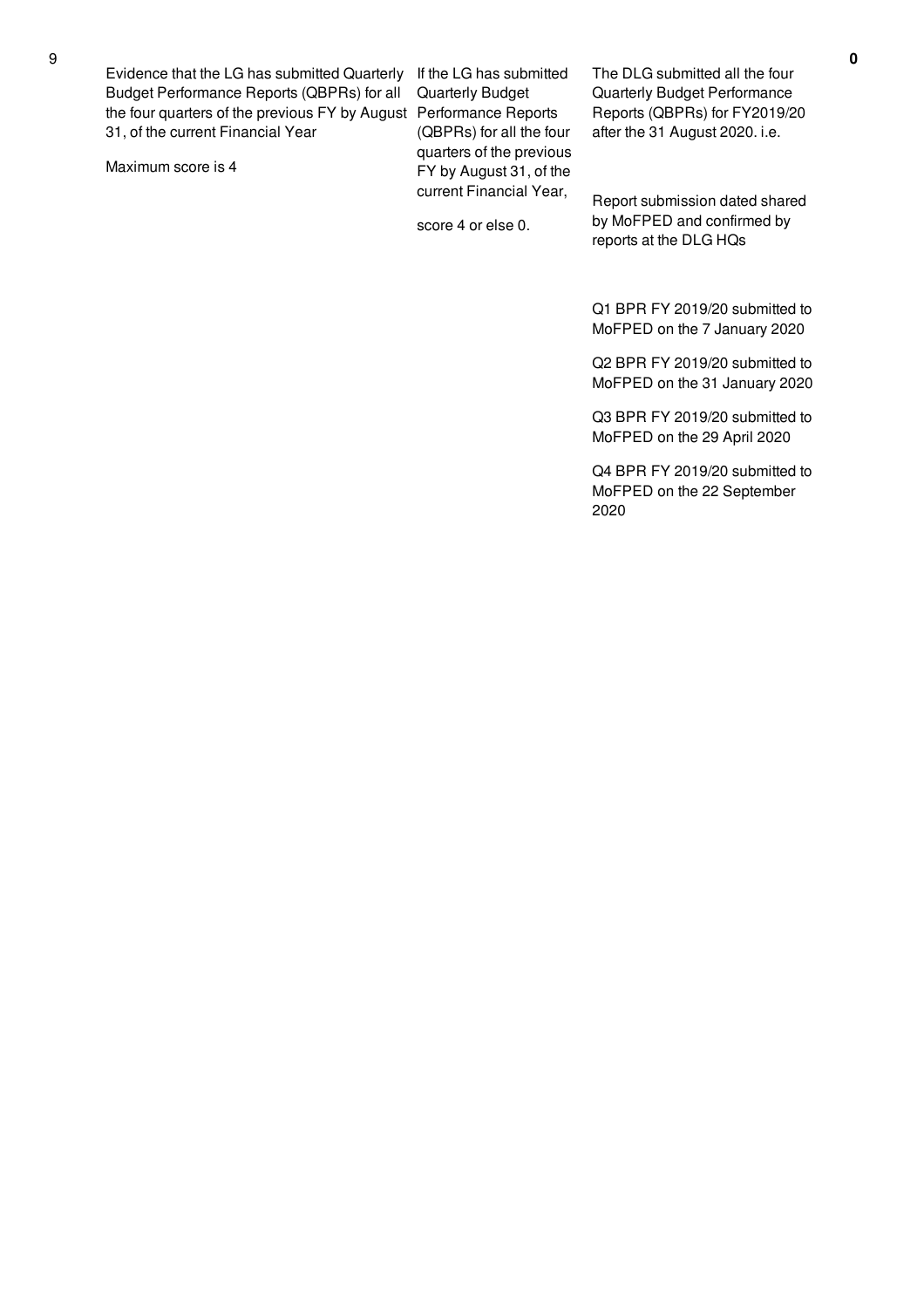| | | | | |
|---|---|---|---|---|
| 9 | Evidence that the LG has submitted Quarterly Budget Performance Reports (QBPRs) for all the four quarters of the previous FY by August 31, of the current Financial Year<br><br>Maximum score is 4 | If the LG has submitted Quarterly Budget Performance Reports (QBPRs) for all the four quarters of the previous FY by August 31, of the current Financial Year,<br><br>score 4 or else 0. | The DLG submitted all the four Quarterly Budget Performance Reports (QBPRs) for FY2019/20 after the 31 August 2020. i.e.<br><br>Report submission dated shared by MoFPED and confirmed by reports at the DLG HQs<br><br>Q1 BPR FY 2019/20 submitted to MoFPED on the 7 January 2020<br><br>Q2 BPR FY 2019/20 submitted to MoFPED on the 31 January 2020<br><br>Q3 BPR FY 2019/20 submitted to MoFPED on the 29 April 2020<br><br>Q4 BPR FY 2019/20 submitted to MoFPED on the 22 September 2020 | **0** |